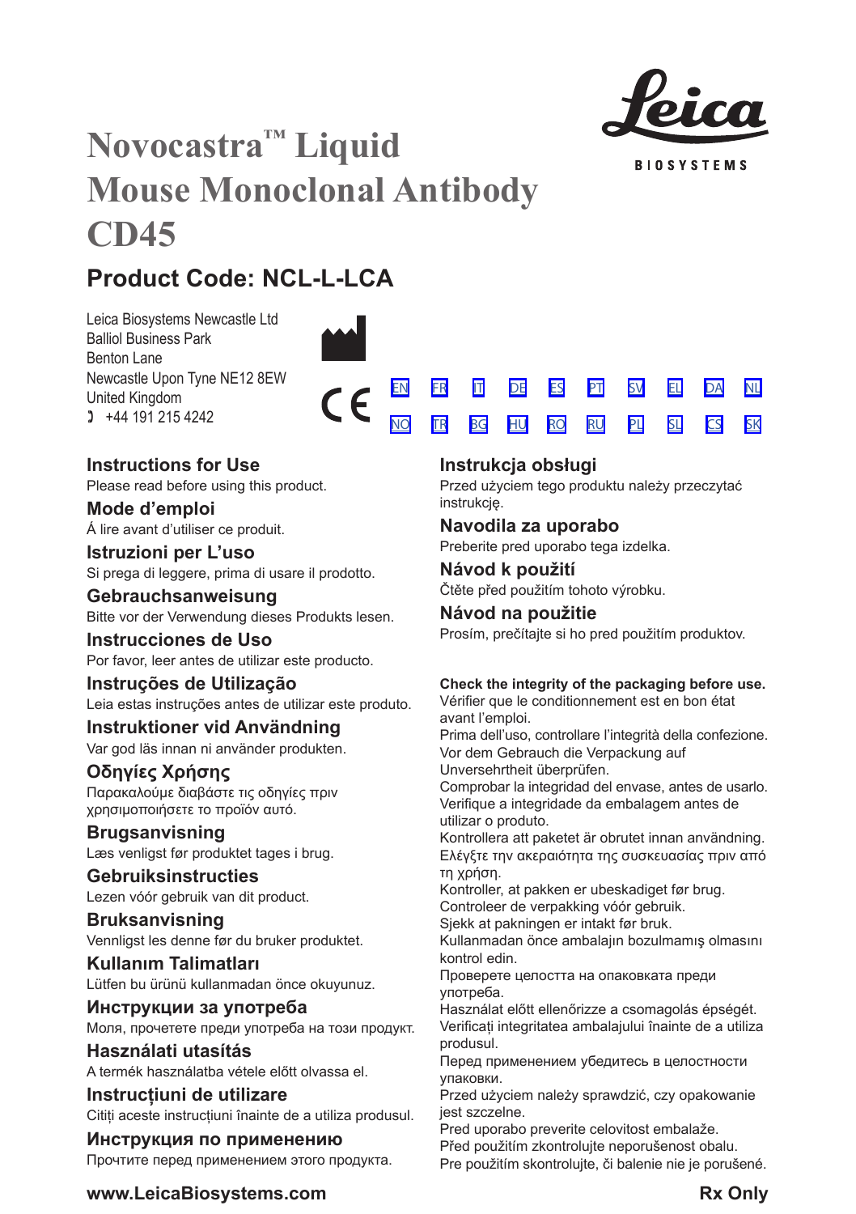# Novocastra™ Liquid Mouse Monoclonal Antibody CD45

Leica BIOSYSTEMS

## Product Code: NCL-L-LCA

Leica Biosystems Newcastle Ltd
Balliol Business Park
Benton Lane
Newcastle Upon Tyne NE12 8EW
United Kingdom
+44 191 215 4242

CE

EN FR IT DE ES PT SV EL DA NL
NO TR BG HU RO RU PL SL CS SK

### Instructions for Use
Please read before using this product.

### Mode d'emploi
Á lire avant d'utiliser ce produit.

### Istruzioni per L'uso
Si prega di leggere, prima di usare il prodotto.

### Gebrauchsanweisung
Bitte vor der Verwendung dieses Produkts lesen.

### Instrucciones de Uso
Por favor, leer antes de utilizar este producto.

### Instruções de Utilização
Leia estas instruções antes de utilizar este produto.

### Instruktioner vid Användning
Var god läs innan ni använder produkten.

### Οδηγίες Χρήσης
Παρακαλούμε διαβάστε τις οδηγίες πριν χρησιμοποιήσετε το προϊόν αυτό.

### Brugsanvisning
Læs venligst før produktet tages i brug.

### Gebruiksinstructies
Lezen vóór gebruik van dit product.

### Bruksanvisning
Vennligst les denne før du bruker produktet.

### Kullanım Talimatları
Lütfen bu ürünü kullanmadan önce okuyunuz.

### Инструкции за употреба
Моля, прочетете преди употреба на този продукт.

### Használati utasítás
A termék használatba vétele előtt olvassa el.

### Instrucțiuni de utilizare
Citiți aceste instrucțiuni înainte de a utiliza produsul.

### Инструкция по применению
Прочтите перед применением этого продукта.

### Instrukcja obsługi
Przed użyciem tego produktu należy przeczytać instrukcję.

### Navodila za uporabo
Preberite pred uporabo tega izdelka.

### Návod k použití
Čtěte před použitím tohoto výrobku.

### Návod na použitie
Prosím, prečítajte si ho pred použitím produktov.

**Check the integrity of the packaging before use.**
Vérifier que le conditionnement est en bon état avant l'emploi.
Prima dell'uso, controllare l'integrità della confezione.
Vor dem Gebrauch die Verpackung auf Unversehrtheit überprüfen.
Comprobar la integridad del envase, antes de usarlo.
Verifique a integridade da embalagem antes de utilizar o produto.
Kontrollera att paketet är obrutet innan användning.
Ελέγξτε την ακεραιότητα της συσκευασίας πριν από τη χρήση.
Kontroller, at pakken er ubeskadiget før brug.
Controleer de verpakking vóór gebruik.
Sjekk at pakningen er intakt før bruk.
Kullanmadan önce ambalajın bozulmamış olmasını kontrol edin.
Проверете целостта на опаковката преди употреба.
Használat előtt ellenőrizze a csomagolás épségét.
Verificați integritatea ambalajului înainte de a utiliza produsul.
Перед применением убедитесь в целостности упаковки.
Przed użyciem należy sprawdzić, czy opakowanie jest szczelne.
Pred uporabo preverite celovitost embalaže.
Před použitím zkontrolujte neporušenost obalu.
Pre použitím skontrolujte, či balenie nie je porušené.

**www.LeicaBiosystems.com** **Rx Only**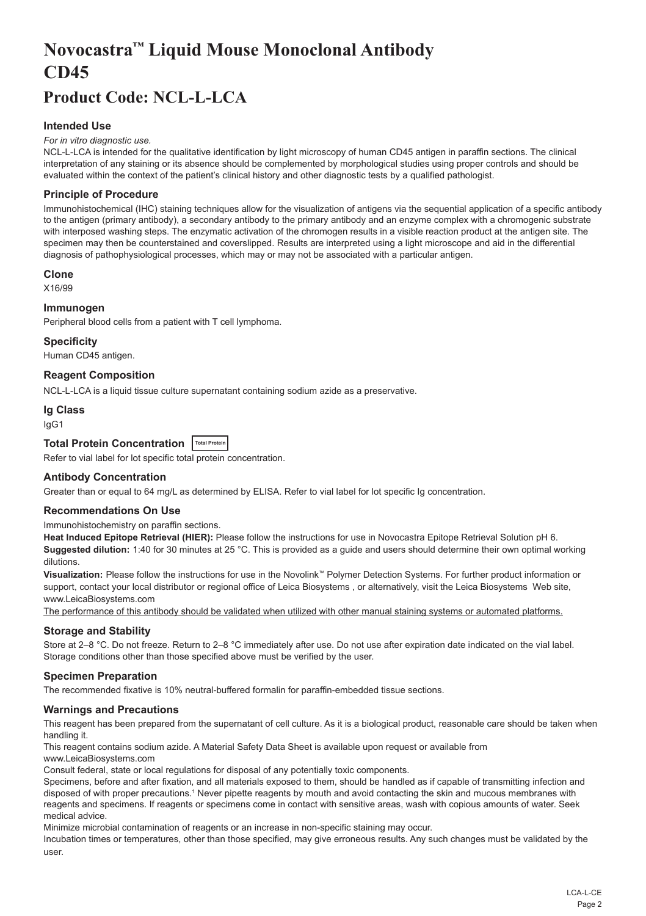# Novocastra™ Liquid Mouse Monoclonal Antibody CD45

# Product Code: NCL-L-LCA

### Intended Use

*For in vitro diagnostic use.*

NCL-L-LCA is intended for the qualitative identification by light microscopy of human CD45 antigen in paraffin sections. The clinical interpretation of any staining or its absence should be complemented by morphological studies using proper controls and should be evaluated within the context of the patient's clinical history and other diagnostic tests by a qualified pathologist.

### Principle of Procedure

Immunohistochemical (IHC) staining techniques allow for the visualization of antigens via the sequential application of a specific antibody to the antigen (primary antibody), a secondary antibody to the primary antibody and an enzyme complex with a chromogenic substrate with interposed washing steps. The enzymatic activation of the chromogen results in a visible reaction product at the antigen site. The specimen may then be counterstained and coverslipped. Results are interpreted using a light microscope and aid in the differential diagnosis of pathophysiological processes, which may or may not be associated with a particular antigen.

### Clone

X16/99

### Immunogen

Peripheral blood cells from a patient with T cell lymphoma.

### Specificity

Human CD45 antigen.

### Reagent Composition

NCL-L-LCA is a liquid tissue culture supernatant containing sodium azide as a preservative.

### Ig Class

IgG1

### Total Protein Concentration Total Protein

Refer to vial label for lot specific total protein concentration.

### Antibody Concentration

Greater than or equal to 64 mg/L as determined by ELISA. Refer to vial label for lot specific Ig concentration.

### Recommendations On Use

Immunohistochemistry on paraffin sections.

**Heat Induced Epitope Retrieval (HIER):** Please follow the instructions for use in Novocastra Epitope Retrieval Solution pH 6.

**Suggested dilution:** 1:40 for 30 minutes at 25 °C. This is provided as a guide and users should determine their own optimal working dilutions.

**Visualization:** Please follow the instructions for use in the Novolink™ Polymer Detection Systems. For further product information or support, contact your local distributor or regional office of Leica Biosystems , or alternatively, visit the Leica Biosystems Web site, www.LeicaBiosystems.com

The performance of this antibody should be validated when utilized with other manual staining systems or automated platforms.

### Storage and Stability

Store at 2–8 °C. Do not freeze. Return to 2–8 °C immediately after use. Do not use after expiration date indicated on the vial label. Storage conditions other than those specified above must be verified by the user.

### Specimen Preparation

The recommended fixative is 10% neutral-buffered formalin for paraffin-embedded tissue sections.

### Warnings and Precautions

This reagent has been prepared from the supernatant of cell culture. As it is a biological product, reasonable care should be taken when handling it.

This reagent contains sodium azide. A Material Safety Data Sheet is available upon request or available from www.LeicaBiosystems.com

Consult federal, state or local regulations for disposal of any potentially toxic components.

Specimens, before and after fixation, and all materials exposed to them, should be handled as if capable of transmitting infection and disposed of with proper precautions.[1] Never pipette reagents by mouth and avoid contacting the skin and mucous membranes with reagents and specimens. If reagents or specimens come in contact with sensitive areas, wash with copious amounts of water. Seek medical advice.

Minimize microbial contamination of reagents or an increase in non-specific staining may occur.

Incubation times or temperatures, other than those specified, may give erroneous results. Any such changes must be validated by the user.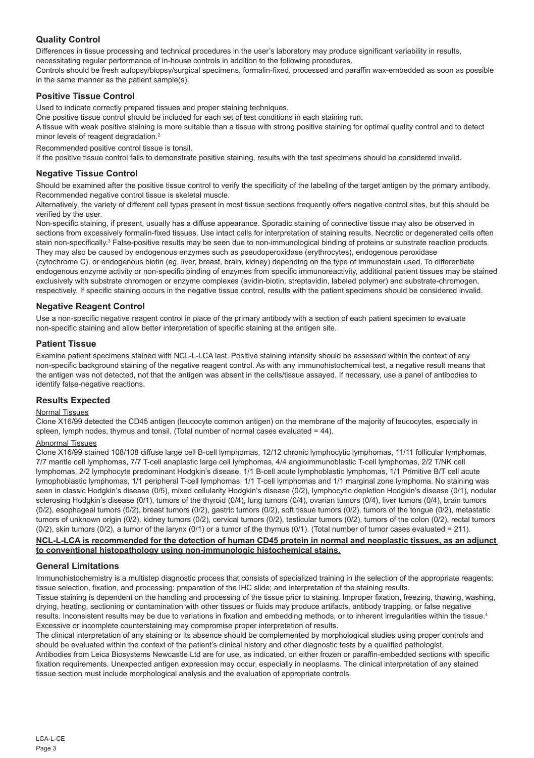## Quality Control

Differences in tissue processing and technical procedures in the user's laboratory may produce significant variability in results, necessitating regular performance of in-house controls in addition to the following procedures.

Controls should be fresh autopsy/biopsy/surgical specimens, formalin-fixed, processed and paraffin wax-embedded as soon as possible in the same manner as the patient sample(s).

## Positive Tissue Control

Used to indicate correctly prepared tissues and proper staining techniques.

One positive tissue control should be included for each set of test conditions in each staining run.

A tissue with weak positive staining is more suitable than a tissue with strong positive staining for optimal quality control and to detect minor levels of reagent degradation.[2]

Recommended positive control tissue is tonsil.

If the positive tissue control fails to demonstrate positive staining, results with the test specimens should be considered invalid.

## Negative Tissue Control

Should be examined after the positive tissue control to verify the specificity of the labeling of the target antigen by the primary antibody.

Recommended negative control tissue is skeletal muscle.

Alternatively, the variety of different cell types present in most tissue sections frequently offers negative control sites, but this should be verified by the user.

Non-specific staining, if present, usually has a diffuse appearance. Sporadic staining of connective tissue may also be observed in sections from excessively formalin-fixed tissues. Use intact cells for interpretation of staining results. Necrotic or degenerated cells often stain non-specifically.[3] False-positive results may be seen due to non-immunological binding of proteins or substrate reaction products. They may also be caused by endogenous enzymes such as pseudoperoxidase (erythrocytes), endogenous peroxidase (cytochrome C), or endogenous biotin (eg. liver, breast, brain, kidney) depending on the type of immunostain used. To differentiate endogenous enzyme activity or non-specific binding of enzymes from specific immunoreactivity, additional patient tissues may be stained exclusively with substrate chromogen or enzyme complexes (avidin-biotin, streptavidin, labeled polymer) and substrate-chromogen, respectively. If specific staining occurs in the negative tissue control, results with the patient specimens should be considered invalid.

## Negative Reagent Control

Use a non-specific negative reagent control in place of the primary antibody with a section of each patient specimen to evaluate non-specific staining and allow better interpretation of specific staining at the antigen site.

## Patient Tissue

Examine patient specimens stained with NCL-L-LCA last. Positive staining intensity should be assessed within the context of any non-specific background staining of the negative reagent control. As with any immunohistochemical test, a negative result means that the antigen was not detected, not that the antigen was absent in the cells/tissue assayed. If necessary, use a panel of antibodies to identify false-negative reactions.

## Results Expected

### Normal Tissues

Clone X16/99 detected the CD45 antigen (leucocyte common antigen) on the membrane of the majority of leucocytes, especially in spleen, lymph nodes, thymus and tonsil. (Total number of normal cases evaluated = 44).

### Abnormal Tissues

Clone X16/99 stained 108/108 diffuse large cell B-cell lymphomas, 12/12 chronic lymphocytic lymphomas, 11/11 follicular lymphomas, 7/7 mantle cell lymphomas, 7/7 T-cell anaplastic large cell lymphomas, 4/4 angioimmunoblastic T-cell lymphomas, 2/2 T/NK cell lymphomas, 2/2 lymphocyte predominant Hodgkin's disease, 1/1 B-cell acute lymphoblastic lymphomas, 1/1 Primitive B/T cell acute lymophoblastic lymphomas, 1/1 peripheral T-cell lymphomas, 1/1 T-cell lymphomas and 1/1 marginal zone lymphoma. No staining was seen in classic Hodgkin's disease (0/5), mixed cellularity Hodgkin's disease (0/2), lymphocytic depletion Hodgkin's disease (0/1), nodular sclerosing Hodgkin's disease (0/1), tumors of the thyroid (0/4), lung tumors (0/4), ovarian tumors (0/4), liver tumors (0/4), brain tumors (0/2), esophageal tumors (0/2), breast tumors (0/2), gastric tumors (0/2), soft tissue tumors (0/2), tumors of the tongue (0/2), metastatic tumors of unknown origin (0/2), kidney tumors (0/2), cervical tumors (0/2), testicular tumors (0/2), tumors of the colon (0/2), rectal tumors (0/2), skin tumors (0/2), a tumor of the larynx (0/1) or a tumor of the thymus (0/1). (Total number of tumor cases evaluated = 211).

**NCL-L-LCA is recommended for the detection of human CD45 protein in normal and neoplastic tissues, as an adjunct to conventional histopathology using non-immunologic histochemical stains.**

## General Limitations

Immunohistochemistry is a multistep diagnostic process that consists of specialized training in the selection of the appropriate reagents; tissue selection, fixation, and processing; preparation of the IHC slide; and interpretation of the staining results.

Tissue staining is dependent on the handling and processing of the tissue prior to staining. Improper fixation, freezing, thawing, washing, drying, heating, sectioning or contamination with other tissues or fluids may produce artifacts, antibody trapping, or false negative results. Inconsistent results may be due to variations in fixation and embedding methods, or to inherent irregularities within the tissue.[4]

Excessive or incomplete counterstaining may compromise proper interpretation of results.

The clinical interpretation of any staining or its absence should be complemented by morphological studies using proper controls and should be evaluated within the context of the patient's clinical history and other diagnostic tests by a qualified pathologist.

Antibodies from Leica Biosystems Newcastle Ltd are for use, as indicated, on either frozen or paraffin-embedded sections with specific fixation requirements. Unexpected antigen expression may occur, especially in neoplasms. The clinical interpretation of any stained tissue section must include morphological analysis and the evaluation of appropriate controls.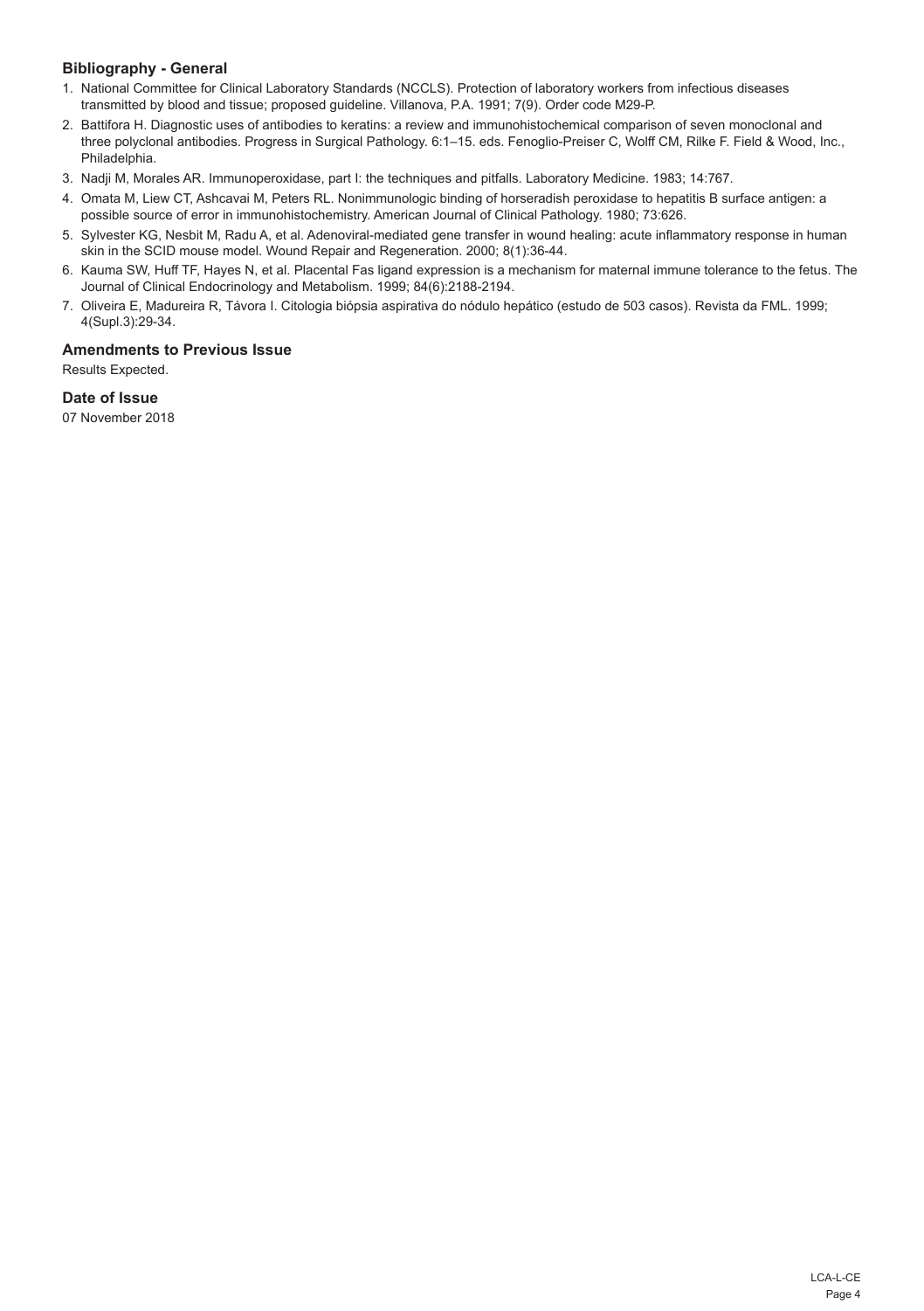### Bibliography - General

1. National Committee for Clinical Laboratory Standards (NCCLS). Protection of laboratory workers from infectious diseases transmitted by blood and tissue; proposed guideline. Villanova, P.A. 1991; 7(9). Order code M29-P.
2. Battifora H. Diagnostic uses of antibodies to keratins: a review and immunohistochemical comparison of seven monoclonal and three polyclonal antibodies. Progress in Surgical Pathology. 6:1–15. eds. Fenoglio-Preiser C, Wolff CM, Rilke F. Field & Wood, Inc., Philadelphia.
3. Nadji M, Morales AR. Immunoperoxidase, part I: the techniques and pitfalls. Laboratory Medicine. 1983; 14:767.
4. Omata M, Liew CT, Ashcavai M, Peters RL. Nonimmunologic binding of horseradish peroxidase to hepatitis B surface antigen: a possible source of error in immunohistochemistry. American Journal of Clinical Pathology. 1980; 73:626.
5. Sylvester KG, Nesbit M, Radu A, et al. Adenoviral-mediated gene transfer in wound healing: acute inflammatory response in human skin in the SCID mouse model. Wound Repair and Regeneration. 2000; 8(1):36-44.
6. Kauma SW, Huff TF, Hayes N, et al. Placental Fas ligand expression is a mechanism for maternal immune tolerance to the fetus. The Journal of Clinical Endocrinology and Metabolism. 1999; 84(6):2188-2194.
7. Oliveira E, Madureira R, Távora I. Citologia biópsia aspirativa do nódulo hepático (estudo de 503 casos). Revista da FML. 1999; 4(Supl.3):29-34.

### Amendments to Previous Issue

Results Expected.

### Date of Issue

07 November 2018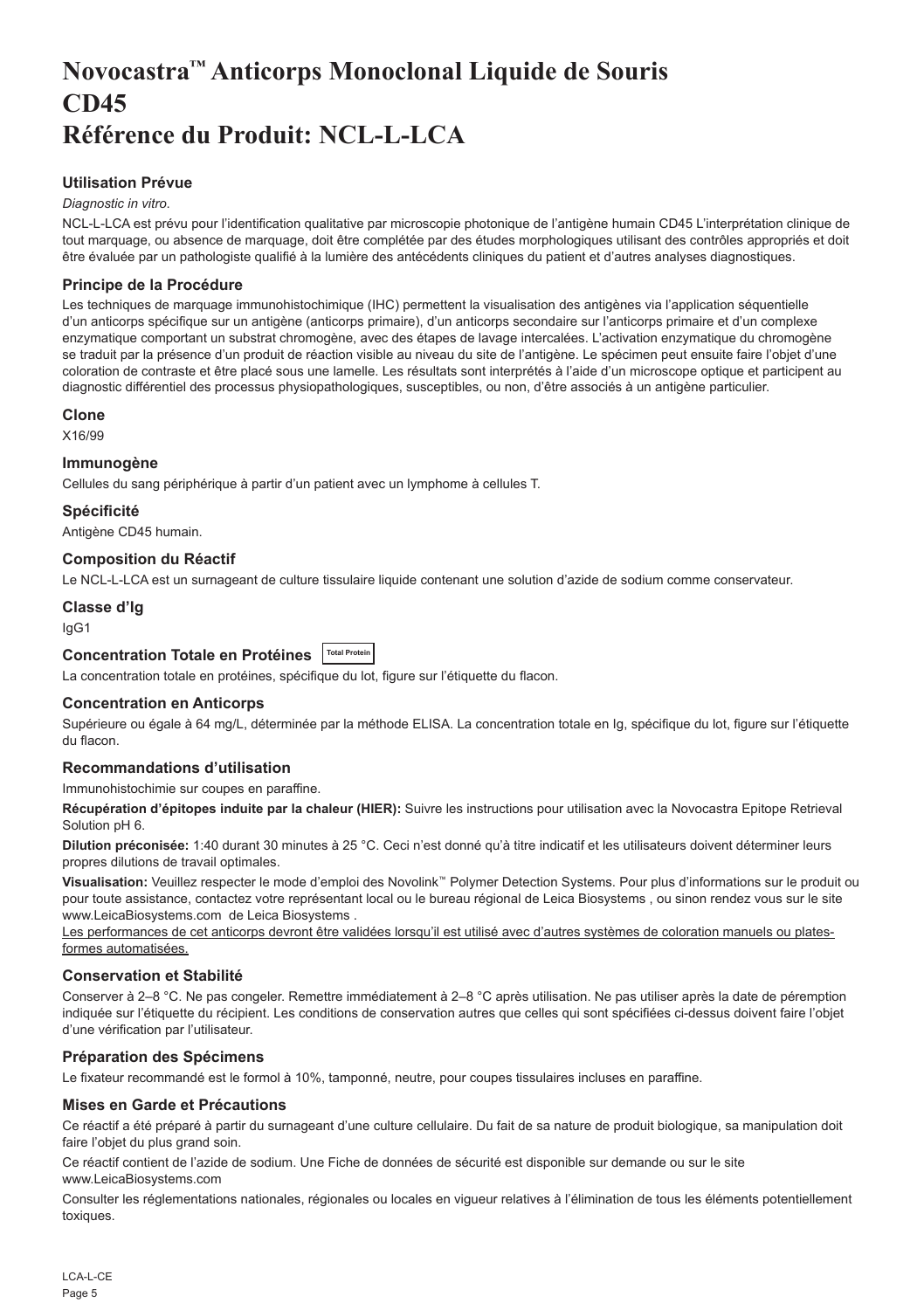# Novocastra™ Anticorps Monoclonal Liquide de Souris CD45
# Référence du Produit: NCL-L-LCA

## Utilisation Prévue

*Diagnostic in vitro*.

NCL-L-LCA est prévu pour l'identification qualitative par microscopie photonique de l'antigène humain CD45 L'interprétation clinique de tout marquage, ou absence de marquage, doit être complétée par des études morphologiques utilisant des contrôles appropriés et doit être évaluée par un pathologiste qualifié à la lumière des antécédents cliniques du patient et d'autres analyses diagnostiques.

## Principe de la Procédure

Les techniques de marquage immunohistochimique (IHC) permettent la visualisation des antigènes via l'application séquentielle d'un anticorps spécifique sur un antigène (anticorps primaire), d'un anticorps secondaire sur l'anticorps primaire et d'un complexe enzymatique comportant un substrat chromogène, avec des étapes de lavage intercalées. L'activation enzymatique du chromogène se traduit par la présence d'un produit de réaction visible au niveau du site de l'antigène. Le spécimen peut ensuite faire l'objet d'une coloration de contraste et être placé sous une lamelle. Les résultats sont interprétés à l'aide d'un microscope optique et participent au diagnostic différentiel des processus physiopathologiques, susceptibles, ou non, d'être associés à un antigène particulier.

## Clone

X16/99

## Immunogène

Cellules du sang périphérique à partir d'un patient avec un lymphome à cellules T.

## Spécificité

Antigène CD45 humain.

## Composition du Réactif

Le NCL-L-LCA est un surnageant de culture tissulaire liquide contenant une solution d'azide de sodium comme conservateur.

## Classe d'Ig

IgG1

## Concentration Totale en Protéines

Total Protein

La concentration totale en protéines, spécifique du lot, figure sur l'étiquette du flacon.

## Concentration en Anticorps

Supérieure ou égale à 64 mg/L, déterminée par la méthode ELISA. La concentration totale en Ig, spécifique du lot, figure sur l'étiquette du flacon.

## Recommandations d'utilisation

Immunohistochimie sur coupes en paraffine.

**Récupération d'épitopes induite par la chaleur (HIER):** Suivre les instructions pour utilisation avec la Novocastra Epitope Retrieval Solution pH 6.

**Dilution préconisée:** 1:40 durant 30 minutes à 25 °C. Ceci n'est donné qu'à titre indicatif et les utilisateurs doivent déterminer leurs propres dilutions de travail optimales.

**Visualisation:** Veuillez respecter le mode d'emploi des Novolink™ Polymer Detection Systems. Pour plus d'informations sur le produit ou pour toute assistance, contactez votre représentant local ou le bureau régional de Leica Biosystems , ou sinon rendez vous sur le site www.LeicaBiosystems.com de Leica Biosystems .

Les performances de cet anticorps devront être validées lorsqu'il est utilisé avec d'autres systèmes de coloration manuels ou plates-formes automatisées.

## Conservation et Stabilité

Conserver à 2–8 °C. Ne pas congeler. Remettre immédiatement à 2–8 °C après utilisation. Ne pas utiliser après la date de péremption indiquée sur l'étiquette du récipient. Les conditions de conservation autres que celles qui sont spécifiées ci-dessus doivent faire l'objet d'une vérification par l'utilisateur.

## Préparation des Spécimens

Le fixateur recommandé est le formol à 10%, tamponné, neutre, pour coupes tissulaires incluses en paraffine.

## Mises en Garde et Précautions

Ce réactif a été préparé à partir du surnageant d'une culture cellulaire. Du fait de sa nature de produit biologique, sa manipulation doit faire l'objet du plus grand soin.

Ce réactif contient de l'azide de sodium. Une Fiche de données de sécurité est disponible sur demande ou sur le site www.LeicaBiosystems.com

Consulter les réglementations nationales, régionales ou locales en vigueur relatives à l'élimination de tous les éléments potentiellement toxiques.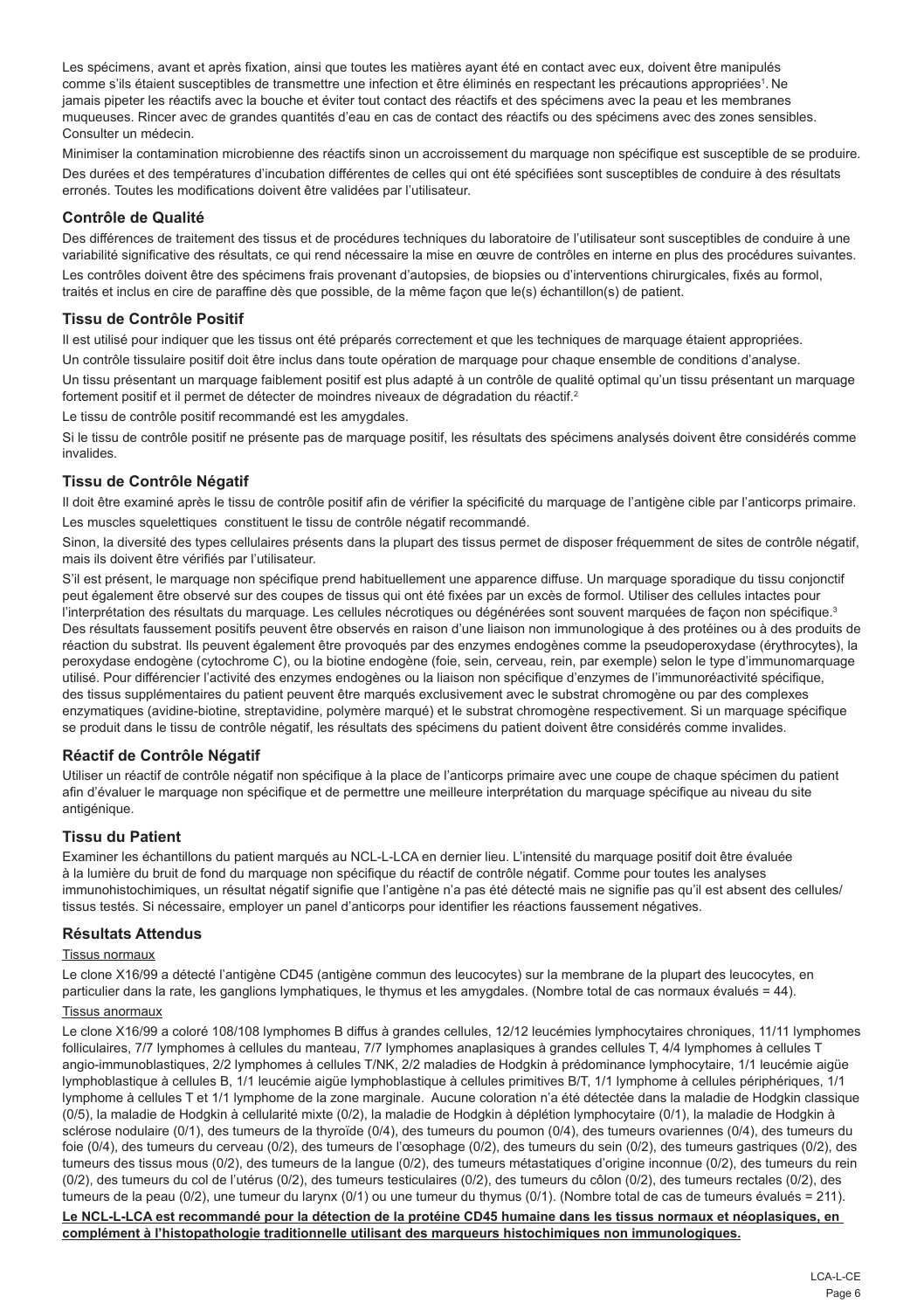Les spécimens, avant et après fixation, ainsi que toutes les matières ayant été en contact avec eux, doivent être manipulés comme s'ils étaient susceptibles de transmettre une infection et être éliminés en respectant les précautions appropriées[1]. Ne jamais pipeter les réactifs avec la bouche et éviter tout contact des réactifs et des spécimens avec la peau et les membranes muqueuses. Rincer avec de grandes quantités d'eau en cas de contact des réactifs ou des spécimens avec des zones sensibles. Consulter un médecin.

Minimiser la contamination microbienne des réactifs sinon un accroissement du marquage non spécifique est susceptible de se produire.

Des durées et des températures d'incubation différentes de celles qui ont été spécifiées sont susceptibles de conduire à des résultats erronés. Toutes les modifications doivent être validées par l'utilisateur.

## Contrôle de Qualité

Des différences de traitement des tissus et de procédures techniques du laboratoire de l'utilisateur sont susceptibles de conduire à une variabilité significative des résultats, ce qui rend nécessaire la mise en œuvre de contrôles en interne en plus des procédures suivantes.

Les contrôles doivent être des spécimens frais provenant d'autopsies, de biopsies ou d'interventions chirurgicales, fixés au formol, traités et inclus en cire de paraffine dès que possible, de la même façon que le(s) échantillon(s) de patient.

## Tissu de Contrôle Positif

Il est utilisé pour indiquer que les tissus ont été préparés correctement et que les techniques de marquage étaient appropriées.

Un contrôle tissulaire positif doit être inclus dans toute opération de marquage pour chaque ensemble de conditions d'analyse.

Un tissu présentant un marquage faiblement positif est plus adapté à un contrôle de qualité optimal qu'un tissu présentant un marquage fortement positif et il permet de détecter de moindres niveaux de dégradation du réactif.[2]

Le tissu de contrôle positif recommandé est les amygdales.

Si le tissu de contrôle positif ne présente pas de marquage positif, les résultats des spécimens analysés doivent être considérés comme invalides.

## Tissu de Contrôle Négatif

Il doit être examiné après le tissu de contrôle positif afin de vérifier la spécificité du marquage de l'antigène cible par l'anticorps primaire.

Les muscles squelettiques constituent le tissu de contrôle négatif recommandé.

Sinon, la diversité des types cellulaires présents dans la plupart des tissus permet de disposer fréquemment de sites de contrôle négatif, mais ils doivent être vérifiés par l'utilisateur.

S'il est présent, le marquage non spécifique prend habituellement une apparence diffuse. Un marquage sporadique du tissu conjonctif peut également être observé sur des coupes de tissus qui ont été fixées par un excès de formol. Utiliser des cellules intactes pour l'interprétation des résultats du marquage. Les cellules nécrotiques ou dégénérées sont souvent marquées de façon non spécifique.[3] Des résultats faussement positifs peuvent être observés en raison d'une liaison non immunologique à des protéines ou à des produits de réaction du substrat. Ils peuvent également être provoqués par des enzymes endogènes comme la pseudoperoxydase (érythrocytes), la peroxydase endogène (cytochrome C), ou la biotine endogène (foie, sein, cerveau, rein, par exemple) selon le type d'immunomarquage utilisé. Pour différencier l'activité des enzymes endogènes ou la liaison non spécifique d'enzymes de l'immunoréactivité spécifique, des tissus supplémentaires du patient peuvent être marqués exclusivement avec le substrat chromogène ou par des complexes enzymatiques (avidine-biotine, streptavidine, polymère marqué) et le substrat chromogène respectivement. Si un marquage spécifique se produit dans le tissu de contrôle négatif, les résultats des spécimens du patient doivent être considérés comme invalides.

## Réactif de Contrôle Négatif

Utiliser un réactif de contrôle négatif non spécifique à la place de l'anticorps primaire avec une coupe de chaque spécimen du patient afin d'évaluer le marquage non spécifique et de permettre une meilleure interprétation du marquage spécifique au niveau du site antigénique.

## Tissu du Patient

Examiner les échantillons du patient marqués au NCL-L-LCA en dernier lieu. L'intensité du marquage positif doit être évaluée à la lumière du bruit de fond du marquage non spécifique du réactif de contrôle négatif. Comme pour toutes les analyses immunohistochimiques, un résultat négatif signifie que l'antigène n'a pas été détecté mais ne signifie pas qu'il est absent des cellules/tissus testés. Si nécessaire, employer un panel d'anticorps pour identifier les réactions faussement négatives.

## Résultats Attendus

Tissus normaux

Le clone X16/99 a détecté l'antigène CD45 (antigène commun des leucocytes) sur la membrane de la plupart des leucocytes, en particulier dans la rate, les ganglions lymphatiques, le thymus et les amygdales. (Nombre total de cas normaux évalués = 44).

Tissus anormaux

Le clone X16/99 a coloré 108/108 lymphomes B diffus à grandes cellules, 12/12 leucémies lymphocytaires chroniques, 11/11 lymphomes folliculaires, 7/7 lymphomes à cellules du manteau, 7/7 lymphomes anaplasiques à grandes cellules T, 4/4 lymphomes à cellules T angio-immunoblastiques, 2/2 lymphomes à cellules T/NK, 2/2 maladies de Hodgkin à prédominance lymphocytaire, 1/1 leucémie aigüe lymphoblastique à cellules B, 1/1 leucémie aigüe lymphoblastique à cellules primitives B/T, 1/1 lymphome à cellules périphériques, 1/1 lymphome à cellules T et 1/1 lymphome de la zone marginale. Aucune coloration n'a été détectée dans la maladie de Hodgkin classique (0/5), la maladie de Hodgkin à cellularité mixte (0/2), la maladie de Hodgkin à déplétion lymphocytaire (0/1), la maladie de Hodgkin à sclérose nodulaire (0/1), des tumeurs de la thyroïde (0/4), des tumeurs du poumon (0/4), des tumeurs ovariennes (0/4), des tumeurs du foie (0/4), des tumeurs du cerveau (0/2), des tumeurs de l'œsophage (0/2), des tumeurs du sein (0/2), des tumeurs gastriques (0/2), des tumeurs des tissus mous (0/2), des tumeurs de la langue (0/2), des tumeurs métastatiques d'origine inconnue (0/2), des tumeurs du rein (0/2), des tumeurs du col de l'utérus (0/2), des tumeurs testiculaires (0/2), des tumeurs du côlon (0/2), des tumeurs rectales (0/2), des tumeurs de la peau (0/2), une tumeur du larynx (0/1) ou une tumeur du thymus (0/1). (Nombre total de cas de tumeurs évalués = 211).

**Le NCL-L-LCA est recommandé pour la détection de la protéine CD45 humaine dans les tissus normaux et néoplasiques, en complément à l'histopathologie traditionnelle utilisant des marqueurs histochimiques non immunologiques.**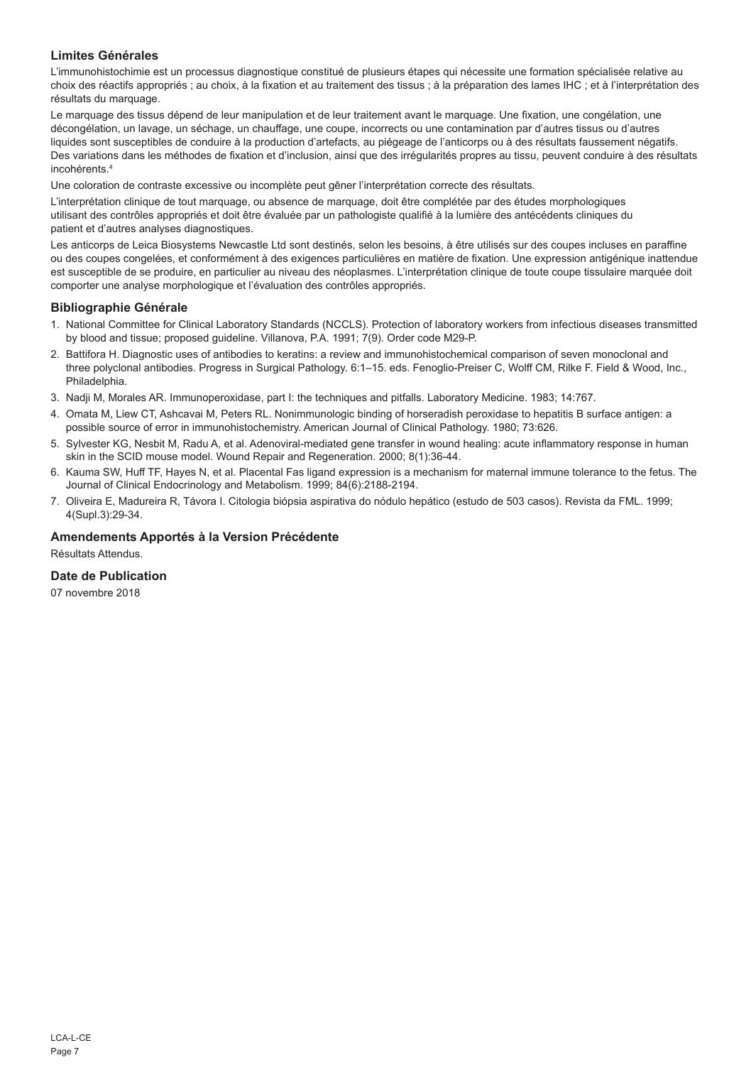## Limites Générales

L'immunohistochimie est un processus diagnostique constitué de plusieurs étapes qui nécessite une formation spécialisée relative au choix des réactifs appropriés ; au choix, à la fixation et au traitement des tissus ; à la préparation des lames IHC ; et à l'interprétation des résultats du marquage.

Le marquage des tissus dépend de leur manipulation et de leur traitement avant le marquage. Une fixation, une congélation, une décongélation, un lavage, un séchage, un chauffage, une coupe, incorrects ou une contamination par d'autres tissus ou d'autres liquides sont susceptibles de conduire à la production d'artefacts, au piégeage de l'anticorps ou à des résultats faussement négatifs. Des variations dans les méthodes de fixation et d'inclusion, ainsi que des irrégularités propres au tissu, peuvent conduire à des résultats incohérents.[4]

Une coloration de contraste excessive ou incomplète peut gêner l'interprétation correcte des résultats.

L'interprétation clinique de tout marquage, ou absence de marquage, doit être complétée par des études morphologiques utilisant des contrôles appropriés et doit être évaluée par un pathologiste qualifié à la lumière des antécédents cliniques du patient et d'autres analyses diagnostiques.

Les anticorps de Leica Biosystems Newcastle Ltd sont destinés, selon les besoins, à être utilisés sur des coupes incluses en paraffine ou des coupes congelées, et conformément à des exigences particulières en matière de fixation. Une expression antigénique inattendue est susceptible de se produire, en particulier au niveau des néoplasmes. L'interprétation clinique de toute coupe tissulaire marquée doit comporter une analyse morphologique et l'évaluation des contrôles appropriés.

## Bibliographie Générale

1. National Committee for Clinical Laboratory Standards (NCCLS). Protection of laboratory workers from infectious diseases transmitted by blood and tissue; proposed guideline. Villanova, P.A. 1991; 7(9). Order code M29-P.
2. Battifora H. Diagnostic uses of antibodies to keratins: a review and immunohistochemical comparison of seven monoclonal and three polyclonal antibodies. Progress in Surgical Pathology. 6:1–15. eds. Fenoglio-Preiser C, Wolff CM, Rilke F. Field & Wood, Inc., Philadelphia.
3. Nadji M, Morales AR. Immunoperoxidase, part I: the techniques and pitfalls. Laboratory Medicine. 1983; 14:767.
4. Omata M, Liew CT, Ashcavai M, Peters RL. Nonimmunologic binding of horseradish peroxidase to hepatitis B surface antigen: a possible source of error in immunohistochemistry. American Journal of Clinical Pathology. 1980; 73:626.
5. Sylvester KG, Nesbit M, Radu A, et al. Adenoviral-mediated gene transfer in wound healing: acute inflammatory response in human skin in the SCID mouse model. Wound Repair and Regeneration. 2000; 8(1):36-44.
6. Kauma SW, Huff TF, Hayes N, et al. Placental Fas ligand expression is a mechanism for maternal immune tolerance to the fetus. The Journal of Clinical Endocrinology and Metabolism. 1999; 84(6):2188-2194.
7. Oliveira E, Madureira R, Távora I. Citologia biópsia aspirativa do nódulo hepático (estudo de 503 casos). Revista da FML. 1999; 4(Supl.3):29-34.

## Amendements Apportés à la Version Précédente

Résultats Attendus.

## Date de Publication

07 novembre 2018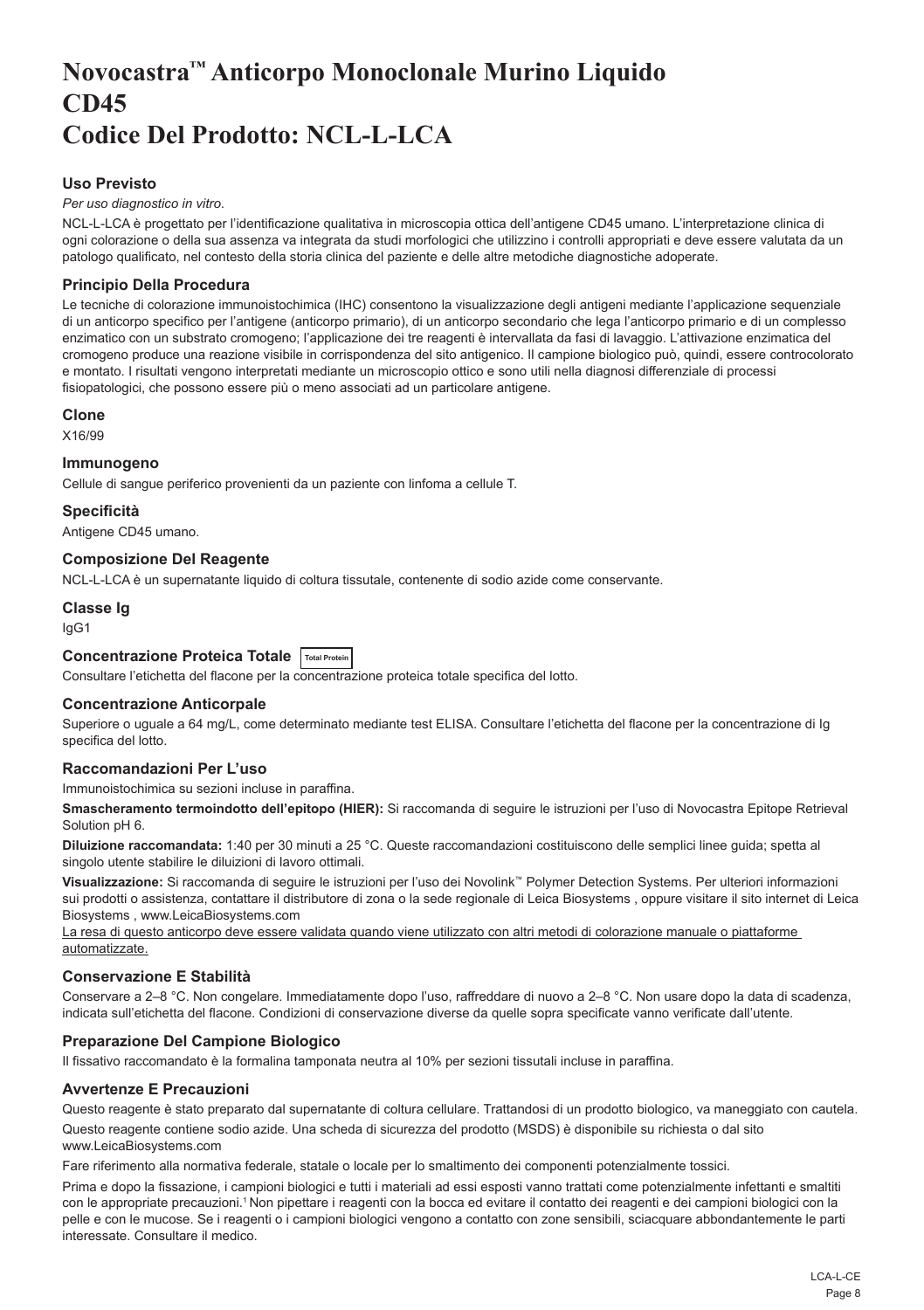# Novocastra™ Anticorpo Monoclonale Murino Liquido CD45 Codice Del Prodotto: NCL-L-LCA

### Uso Previsto

*Per uso diagnostico in vitro.*

NCL-L-LCA è progettato per l'identificazione qualitativa in microscopia ottica dell'antigene CD45 umano. L'interpretazione clinica di ogni colorazione o della sua assenza va integrata da studi morfologici che utilizzino i controlli appropriati e deve essere valutata da un patologo qualificato, nel contesto della storia clinica del paziente e delle altre metodiche diagnostiche adoperate.

### Principio Della Procedura

Le tecniche di colorazione immunoistochimica (IHC) consentono la visualizzazione degli antigeni mediante l'applicazione sequenziale di un anticorpo specifico per l'antigene (anticorpo primario), di un anticorpo secondario che lega l'anticorpo primario e di un complesso enzimatico con un substrato cromogeno; l'applicazione dei tre reagenti è intervallata da fasi di lavaggio. L'attivazione enzimatica del cromogeno produce una reazione visibile in corrispondenza del sito antigenico. Il campione biologico può, quindi, essere controcolorato e montato. I risultati vengono interpretati mediante un microscopio ottico e sono utili nella diagnosi differenziale di processi fisiopatologici, che possono essere più o meno associati ad un particolare antigene.

### Clone

X16/99

### Immunogeno

Cellule di sangue periferico provenienti da un paziente con linfoma a cellule T.

### Specificità

Antigene CD45 umano.

### Composizione Del Reagente

NCL-L-LCA è un supernatante liquido di coltura tissutale, contenente di sodio azide come conservante.

### Classe Ig

IgG1

### Concentrazione Proteica Totale Total Protein

Consultare l'etichetta del flacone per la concentrazione proteica totale specifica del lotto.

### Concentrazione Anticorpale

Superiore o uguale a 64 mg/L, come determinato mediante test ELISA. Consultare l'etichetta del flacone per la concentrazione di Ig specifica del lotto.

### Raccomandazioni Per L'uso

Immunoistochimica su sezioni incluse in paraffina.

**Smascheramento termoindotto dell'epitopo (HIER):** Si raccomanda di seguire le istruzioni per l'uso di Novocastra Epitope Retrieval Solution pH 6.

**Diluizione raccomandata:** 1:40 per 30 minuti a 25 °C. Queste raccomandazioni costituiscono delle semplici linee guida; spetta al singolo utente stabilire le diluizioni di lavoro ottimali.

**Visualizzazione:** Si raccomanda di seguire le istruzioni per l'uso dei Novolink™ Polymer Detection Systems. Per ulteriori informazioni sui prodotti o assistenza, contattare il distributore di zona o la sede regionale di Leica Biosystems , oppure visitare il sito internet di Leica Biosystems , www.LeicaBiosystems.com

La resa di questo anticorpo deve essere validata quando viene utilizzato con altri metodi di colorazione manuale o piattaforme automatizzate.

### Conservazione E Stabilità

Conservare a 2–8 °C. Non congelare. Immediatamente dopo l'uso, raffreddare di nuovo a 2–8 °C. Non usare dopo la data di scadenza, indicata sull'etichetta del flacone. Condizioni di conservazione diverse da quelle sopra specificate vanno verificate dall'utente.

### Preparazione Del Campione Biologico

Il fissativo raccomandato è la formalina tamponata neutra al 10% per sezioni tissutali incluse in paraffina.

### Avvertenze E Precauzioni

Questo reagente è stato preparato dal supernatante di coltura cellulare. Trattandosi di un prodotto biologico, va maneggiato con cautela.

Questo reagente contiene sodio azide. Una scheda di sicurezza del prodotto (MSDS) è disponibile su richiesta o dal sito www.LeicaBiosystems.com

Fare riferimento alla normativa federale, statale o locale per lo smaltimento dei componenti potenzialmente tossici.

Prima e dopo la fissazione, i campioni biologici e tutti i materiali ad essi esposti vanno trattati come potenzialmente infettanti e smaltiti con le appropriate precauzioni.[1] Non pipettare i reagenti con la bocca ed evitare il contatto dei reagenti e dei campioni biologici con la pelle e con le mucose. Se i reagenti o i campioni biologici vengono a contatto con zone sensibili, sciacquare abbondantemente le parti interessate. Consultare il medico.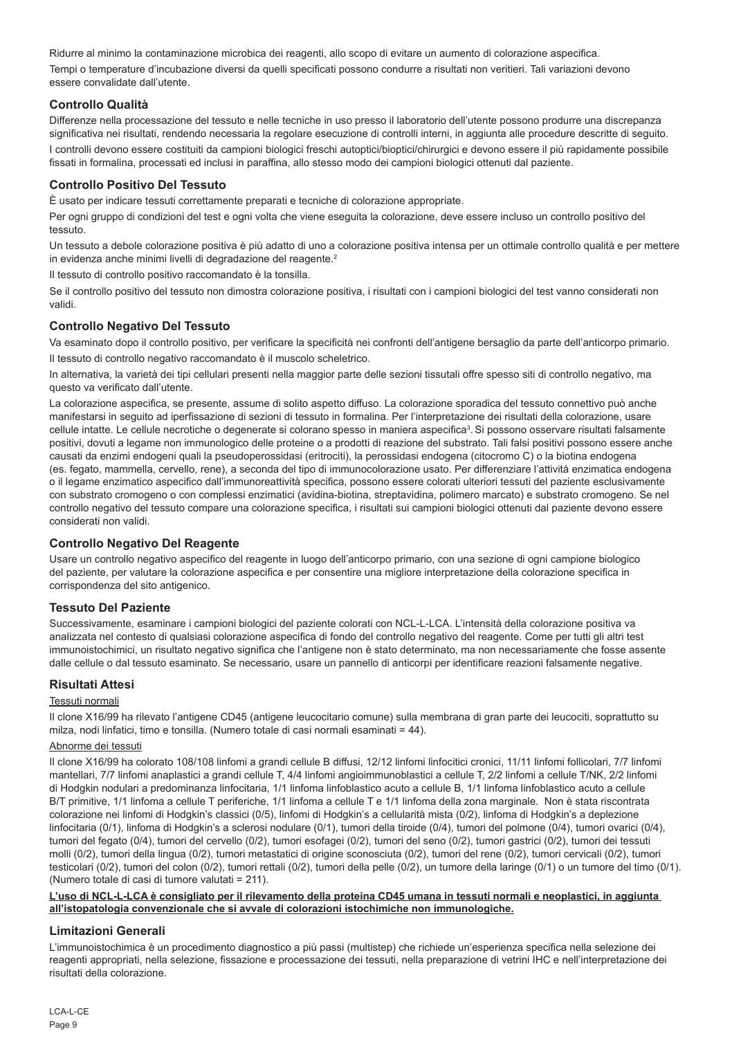Ridurre al minimo la contaminazione microbica dei reagenti, allo scopo di evitare un aumento di colorazione aspecifica.

Tempi o temperature d'incubazione diversi da quelli specificati possono condurre a risultati non veritieri. Tali variazioni devono essere convalidate dall'utente.

## Controllo Qualità

Differenze nella processazione del tessuto e nelle tecniche in uso presso il laboratorio dell'utente possono produrre una discrepanza significativa nei risultati, rendendo necessaria la regolare esecuzione di controlli interni, in aggiunta alle procedure descritte di seguito.

I controlli devono essere costituiti da campioni biologici freschi autoptici/bioptici/chirurgici e devono essere il più rapidamente possibile fissati in formalina, processati ed inclusi in paraffina, allo stesso modo dei campioni biologici ottenuti dal paziente.

## Controllo Positivo Del Tessuto

È usato per indicare tessuti correttamente preparati e tecniche di colorazione appropriate.

Per ogni gruppo di condizioni del test e ogni volta che viene eseguita la colorazione, deve essere incluso un controllo positivo del tessuto.

Un tessuto a debole colorazione positiva è più adatto di uno a colorazione positiva intensa per un ottimale controllo qualità e per mettere in evidenza anche minimi livelli di degradazione del reagente.[2]

Il tessuto di controllo positivo raccomandato è la tonsilla.

Se il controllo positivo del tessuto non dimostra colorazione positiva, i risultati con i campioni biologici del test vanno considerati non validi.

## Controllo Negativo Del Tessuto

Va esaminato dopo il controllo positivo, per verificare la specificità nei confronti dell'antigene bersaglio da parte dell'anticorpo primario.

Il tessuto di controllo negativo raccomandato è il muscolo scheletrico.

In alternativa, la varietà dei tipi cellulari presenti nella maggior parte delle sezioni tissutali offre spesso siti di controllo negativo, ma questo va verificato dall'utente.

La colorazione aspecifica, se presente, assume di solito aspetto diffuso. La colorazione sporadica del tessuto connettivo può anche manifestarsi in seguito ad iperfissazione di sezioni di tessuto in formalina. Per l'interpretazione dei risultati della colorazione, usare cellule intatte. Le cellule necrotiche o degenerate si colorano spesso in maniera aspecifica[3]. Si possono osservare risultati falsamente positivi, dovuti a legame non immunologico delle proteine o a prodotti di reazione del substrato. Tali falsi positivi possono essere anche causati da enzimi endogeni quali la pseudoperossidasi (eritrociti), la perossidasi endogena (citocromo C) o la biotina endogena (es. fegato, mammella, cervello, rene), a seconda del tipo di immunocolorazione usato. Per differenziare l'attività enzimatica endogena o il legame enzimatico aspecifico dall'immunoreattività specifica, possono essere colorati ulteriori tessuti del paziente esclusivamente con substrato cromogeno o con complessi enzimatici (avidina-biotina, streptavidina, polimero marcato) e substrato cromogeno. Se nel controllo negativo del tessuto compare una colorazione specifica, i risultati sui campioni biologici ottenuti dal paziente devono essere considerati non validi.

## Controllo Negativo Del Reagente

Usare un controllo negativo aspecifico del reagente in luogo dell'anticorpo primario, con una sezione di ogni campione biologico del paziente, per valutare la colorazione aspecifica e per consentire una migliore interpretazione della colorazione specifica in corrispondenza del sito antigenico.

## Tessuto Del Paziente

Successivamente, esaminare i campioni biologici del paziente colorati con NCL-L-LCA. L'intensità della colorazione positiva va analizzata nel contesto di qualsiasi colorazione aspecifica di fondo del controllo negativo del reagente. Come per tutti gli altri test immunoistochimici, un risultato negativo significa che l'antigene non è stato determinato, ma non necessariamente che fosse assente dalle cellule o dal tessuto esaminato. Se necessario, usare un pannello di anticorpi per identificare reazioni falsamente negative.

## Risultati Attesi

Tessuti normali

Il clone X16/99 ha rilevato l'antigene CD45 (antigene leucocitario comune) sulla membrana di gran parte dei leucociti, soprattutto su milza, nodi linfatici, timo e tonsilla. (Numero totale di casi normali esaminati = 44).

Abnorme dei tessuti

Il clone X16/99 ha colorato 108/108 linfomi a grandi cellule B diffusi, 12/12 linfomi linfocitici cronici, 11/11 linfomi follicolari, 7/7 linfomi mantellari, 7/7 linfomi anaplastici a grandi cellule T, 4/4 linfomi angioimmunoblastici a cellule T, 2/2 linfomi a cellule T/NK, 2/2 linfomi di Hodgkin nodulari a predominanza linfocitaria, 1/1 linfoma linfoblastico acuto a cellule B, 1/1 linfoma linfoblastico acuto a cellule B/T primitive, 1/1 linfoma a cellule T periferiche, 1/1 linfoma a cellule T e 1/1 linfoma della zona marginale. Non è stata riscontrata colorazione nei linfomi di Hodgkin's classici (0/5), linfomi di Hodgkin's a cellularità mista (0/2), linfoma di Hodgkin's a deplezione linfocitaria (0/1), linfoma di Hodgkin's a sclerosi nodulare (0/1), tumori della tiroide (0/4), tumori del polmone (0/4), tumori ovarici (0/4), tumori del fegato (0/4), tumori del cervello (0/2), tumori esofagei (0/2), tumori del seno (0/2), tumori gastrici (0/2), tumori dei tessuti molli (0/2), tumori della lingua (0/2), tumori metastatici di origine sconosciuta (0/2), tumori del rene (0/2), tumori cervicali (0/2), tumori testicolari (0/2), tumori del colon (0/2), tumori rettali (0/2), tumori della pelle (0/2), un tumore della laringe (0/1) o un tumore del timo (0/1). (Numero totale di casi di tumore valutati = 211).

**L'uso di NCL-L-LCA è consigliato per il rilevamento della proteina CD45 umana in tessuti normali e neoplastici, in aggiunta all'istopatologia convenzionale che si avvale di colorazioni istochimiche non immunologiche.**

## Limitazioni Generali

L'immunoistochimica è un procedimento diagnostico a più passi (multistep) che richiede un'esperienza specifica nella selezione dei reagenti appropriati, nella selezione, fissazione e processazione dei tessuti, nella preparazione di vetrini IHC e nell'interpretazione dei risultati della colorazione.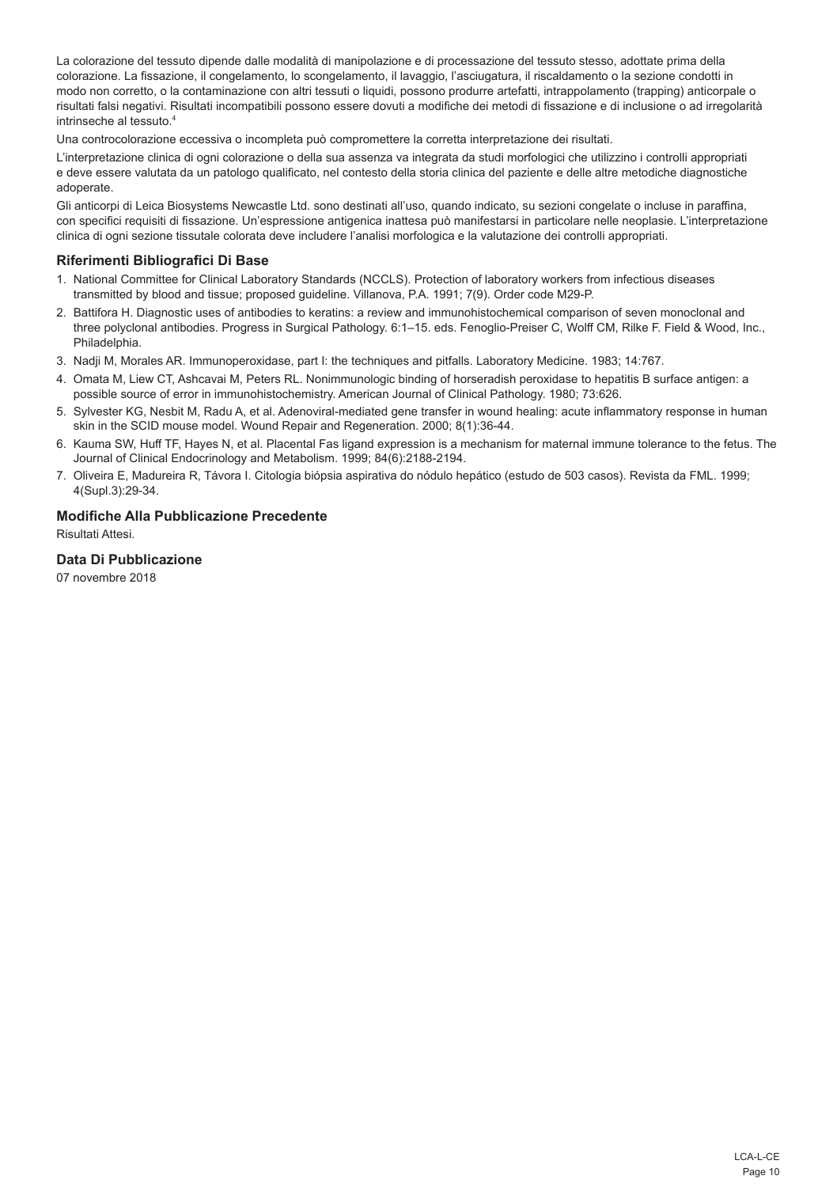La colorazione del tessuto dipende dalle modalità di manipolazione e di processazione del tessuto stesso, adottate prima della colorazione. La fissazione, il congelamento, lo scongelamento, il lavaggio, l'asciugatura, il riscaldamento o la sezione condotti in modo non corretto, o la contaminazione con altri tessuti o liquidi, possono produrre artefatti, intrappolamento (trapping) anticorpale o risultati falsi negativi. Risultati incompatibili possono essere dovuti a modifiche dei metodi di fissazione e di inclusione o ad irregolarità intrinseche al tessuto.[4]

Una controcolorazione eccessiva o incompleta può compromettere la corretta interpretazione dei risultati.

L'interpretazione clinica di ogni colorazione o della sua assenza va integrata da studi morfologici che utilizzino i controlli appropriati e deve essere valutata da un patologo qualificato, nel contesto della storia clinica del paziente e delle altre metodiche diagnostiche adoperate.

Gli anticorpi di Leica Biosystems Newcastle Ltd. sono destinati all'uso, quando indicato, su sezioni congelate o incluse in paraffina, con specifici requisiti di fissazione. Un'espressione antigenica inattesa può manifestarsi in particolare nelle neoplasie. L'interpretazione clinica di ogni sezione tissutale colorata deve includere l'analisi morfologica e la valutazione dei controlli appropriati.

## Riferimenti Bibliografici Di Base

1. National Committee for Clinical Laboratory Standards (NCCLS). Protection of laboratory workers from infectious diseases transmitted by blood and tissue; proposed guideline. Villanova, P.A. 1991; 7(9). Order code M29-P.
2. Battifora H. Diagnostic uses of antibodies to keratins: a review and immunohistochemical comparison of seven monoclonal and three polyclonal antibodies. Progress in Surgical Pathology. 6:1–15. eds. Fenoglio-Preiser C, Wolff CM, Rilke F. Field & Wood, Inc., Philadelphia.
3. Nadji M, Morales AR. Immunoperoxidase, part I: the techniques and pitfalls. Laboratory Medicine. 1983; 14:767.
4. Omata M, Liew CT, Ashcavai M, Peters RL. Nonimmunologic binding of horseradish peroxidase to hepatitis B surface antigen: a possible source of error in immunohistochemistry. American Journal of Clinical Pathology. 1980; 73:626.
5. Sylvester KG, Nesbit M, Radu A, et al. Adenoviral-mediated gene transfer in wound healing: acute inflammatory response in human skin in the SCID mouse model. Wound Repair and Regeneration. 2000; 8(1):36-44.
6. Kauma SW, Huff TF, Hayes N, et al. Placental Fas ligand expression is a mechanism for maternal immune tolerance to the fetus. The Journal of Clinical Endocrinology and Metabolism. 1999; 84(6):2188-2194.
7. Oliveira E, Madureira R, Távora I. Citologia biópsia aspirativa do nódulo hepático (estudo de 503 casos). Revista da FML. 1999; 4(Supl.3):29-34.

## Modifiche Alla Pubblicazione Precedente

Risultati Attesi.

## Data Di Pubblicazione

07 novembre 2018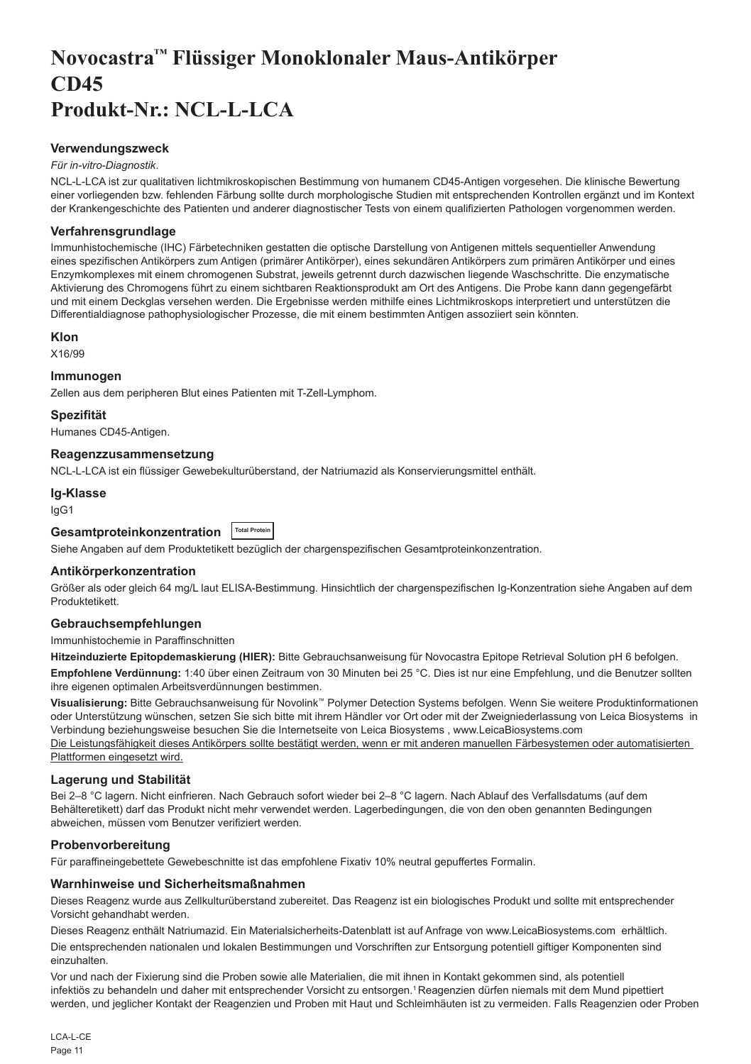# Novocastra™ Flüssiger Monoklonaler Maus-Antikörper CD45
# Produkt-Nr.: NCL-L-LCA

## Verwendungszweck

*Für in-vitro-Diagnostik*.

NCL-L-LCA ist zur qualitativen lichtmikroskopischen Bestimmung von humanem CD45-Antigen vorgesehen. Die klinische Bewertung einer vorliegenden bzw. fehlenden Färbung sollte durch morphologische Studien mit entsprechenden Kontrollen ergänzt und im Kontext der Krankengeschichte des Patienten und anderer diagnostischer Tests von einem qualifizierten Pathologen vorgenommen werden.

## Verfahrensgrundlage

Immunhistochemische (IHC) Färbetechniken gestatten die optische Darstellung von Antigenen mittels sequentieller Anwendung eines spezifischen Antikörpers zum Antigen (primärer Antikörper), eines sekundären Antikörpers zum primären Antikörper und eines Enzymkomplexes mit einem chromogenen Substrat, jeweils getrennt durch dazwischen liegende Waschschritte. Die enzymatische Aktivierung des Chromogens führt zu einem sichtbaren Reaktionsprodukt am Ort des Antigens. Die Probe kann dann gegengefärbt und mit einem Deckglas versehen werden. Die Ergebnisse werden mithilfe eines Lichtmikroskops interpretiert und unterstützen die Differentialdiagnose pathophysiologischer Prozesse, die mit einem bestimmten Antigen assoziiert sein könnten.

## Klon

X16/99

## Immunogen

Zellen aus dem peripheren Blut eines Patienten mit T-Zell-Lymphom.

## Spezifität

Humanes CD45-Antigen.

## Reagenzzusammensetzung

NCL-L-LCA ist ein flüssiger Gewebekulturüberstand, der Natriumazid als Konservierungsmittel enthält.

## Ig-Klasse

IgG1

## Gesamtproteinkonzentration Total Protein

Siehe Angaben auf dem Produktetikett bezüglich der chargenspezifischen Gesamtproteinkonzentration.

## Antikörperkonzentration

Größer als oder gleich 64 mg/L laut ELISA-Bestimmung. Hinsichtlich der chargenspezifischen Ig-Konzentration siehe Angaben auf dem Produktetikett.

## Gebrauchsempfehlungen

Immunhistochemie in Paraffinschnitten

**Hitzeinduzierte Epitopdemaskierung (HIER):** Bitte Gebrauchsanweisung für Novocastra Epitope Retrieval Solution pH 6 befolgen.

**Empfohlene Verdünnung:** 1:40 über einen Zeitraum von 30 Minuten bei 25 °C. Dies ist nur eine Empfehlung, und die Benutzer sollten ihre eigenen optimalen Arbeitsverdünnungen bestimmen.

**Visualisierung:** Bitte Gebrauchsanweisung für Novolink™ Polymer Detection Systems befolgen. Wenn Sie weitere Produktinformationen oder Unterstützung wünschen, setzen Sie sich bitte mit ihrem Händler vor Ort oder mit der Zweigniederlassung von Leica Biosystems in Verbindung beziehungsweise besuchen Sie die Internetseite von Leica Biosystems , www.LeicaBiosystems.com

Die Leistungsfähigkeit dieses Antikörpers sollte bestätigt werden, wenn er mit anderen manuellen Färbesystemen oder automatisierten Plattformen eingesetzt wird.

## Lagerung und Stabilität

Bei 2–8 °C lagern. Nicht einfrieren. Nach Gebrauch sofort wieder bei 2–8 °C lagern. Nach Ablauf des Verfallsdatums (auf dem Behälteretikett) darf das Produkt nicht mehr verwendet werden. Lagerbedingungen, die von den oben genannten Bedingungen abweichen, müssen vom Benutzer verifiziert werden.

## Probenvorbereitung

Für paraffineingebettete Gewebeschnitte ist das empfohlene Fixativ 10% neutral gepuffertes Formalin.

## Warnhinweise und Sicherheitsmaßnahmen

Dieses Reagenz wurde aus Zellkulturüberstand zubereitet. Das Reagenz ist ein biologisches Produkt und sollte mit entsprechender Vorsicht gehandhabt werden.

Dieses Reagenz enthält Natriumazid. Ein Materialsicherheits-Datenblatt ist auf Anfrage von www.LeicaBiosystems.com erhältlich.

Die entsprechenden nationalen und lokalen Bestimmungen und Vorschriften zur Entsorgung potentiell giftiger Komponenten sind einzuhalten.

Vor und nach der Fixierung sind die Proben sowie alle Materialien, die mit ihnen in Kontakt gekommen sind, als potentiell infektiös zu behandeln und daher mit entsprechender Vorsicht zu entsorgen.[1] Reagenzien dürfen niemals mit dem Mund pipettiert werden, und jeglicher Kontakt der Reagenzien und Proben mit Haut und Schleimhäuten ist zu vermeiden. Falls Reagenzien oder Proben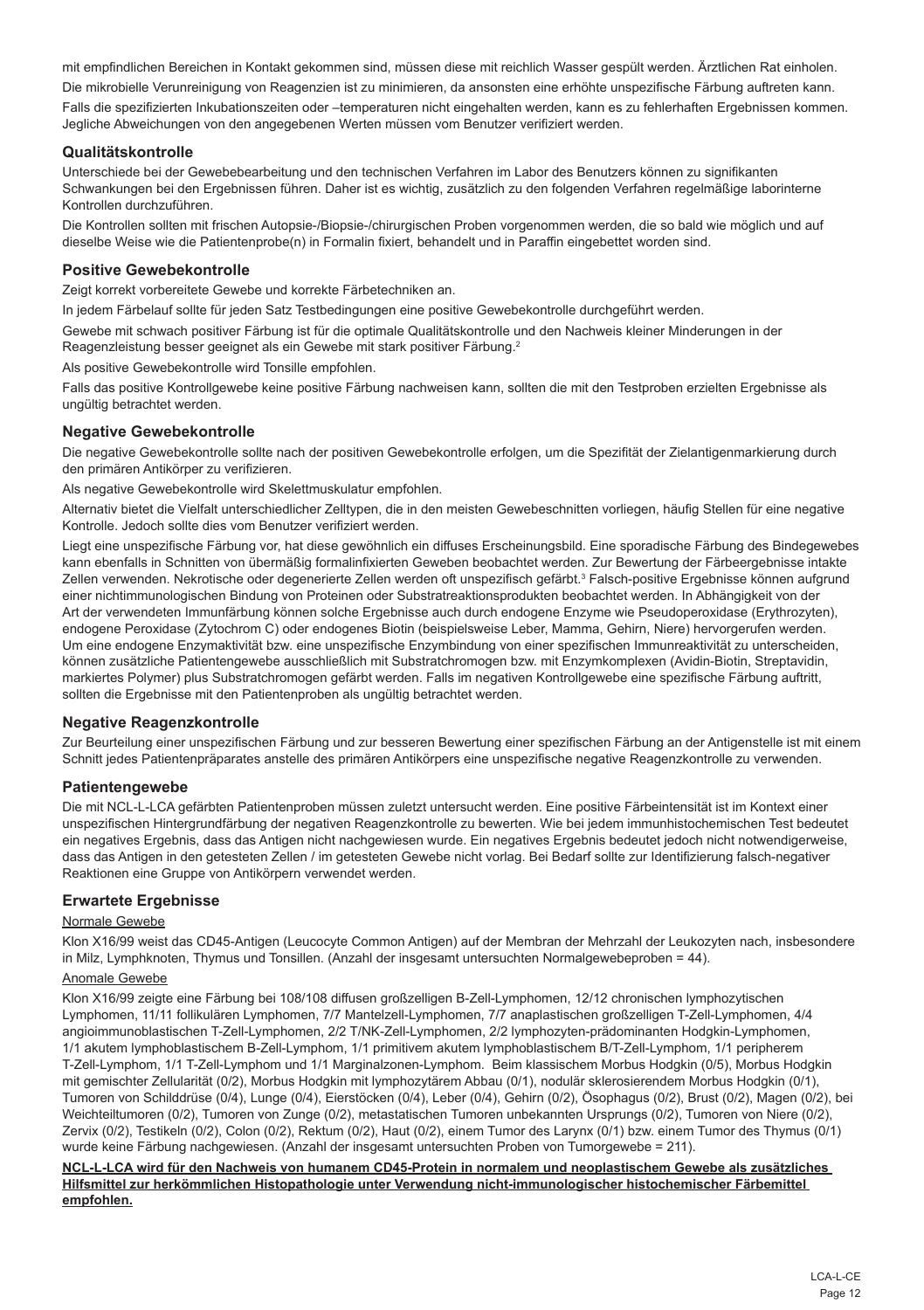mit empfindlichen Bereichen in Kontakt gekommen sind, müssen diese mit reichlich Wasser gespült werden. Ärztlichen Rat einholen.

Die mikrobielle Verunreinigung von Reagenzien ist zu minimieren, da ansonsten eine erhöhte unspezifische Färbung auftreten kann.

Falls die spezifizierten Inkubationszeiten oder –temperaturen nicht eingehalten werden, kann es zu fehlerhaften Ergebnissen kommen. Jegliche Abweichungen von den angegebenen Werten müssen vom Benutzer verifiziert werden.

## Qualitätskontrolle

Unterschiede bei der Gewebebearbeitung und den technischen Verfahren im Labor des Benutzers können zu signifikanten Schwankungen bei den Ergebnissen führen. Daher ist es wichtig, zusätzlich zu den folgenden Verfahren regelmäßige laborinterne Kontrollen durchzuführen.

Die Kontrollen sollten mit frischen Autopsie-/Biopsie-/chirurgischen Proben vorgenommen werden, die so bald wie möglich und auf dieselbe Weise wie die Patientenprobe(n) in Formalin fixiert, behandelt und in Paraffin eingebettet worden sind.

## Positive Gewebekontrolle

Zeigt korrekt vorbereitete Gewebe und korrekte Färbetechniken an.

In jedem Färbelauf sollte für jeden Satz Testbedingungen eine positive Gewebekontrolle durchgeführt werden.

Gewebe mit schwach positiver Färbung ist für die optimale Qualitätskontrolle und den Nachweis kleiner Minderungen in der Reagenzleistung besser geeignet als ein Gewebe mit stark positiver Färbung.[2]

Als positive Gewebekontrolle wird Tonsille empfohlen.

Falls das positive Kontrollgewebe keine positive Färbung nachweisen kann, sollten die mit den Testproben erzielten Ergebnisse als ungültig betrachtet werden.

## Negative Gewebekontrolle

Die negative Gewebekontrolle sollte nach der positiven Gewebekontrolle erfolgen, um die Spezifität der Zielantigenmarkierung durch den primären Antikörper zu verifizieren.

Als negative Gewebekontrolle wird Skelettmuskulatur empfohlen.

Alternativ bietet die Vielfalt unterschiedlicher Zelltypen, die in den meisten Gewebeschnitten vorliegen, häufig Stellen für eine negative Kontrolle. Jedoch sollte dies vom Benutzer verifiziert werden.

Liegt eine unspezifische Färbung vor, hat diese gewöhnlich ein diffuses Erscheinungsbild. Eine sporadische Färbung des Bindegewebes kann ebenfalls in Schnitten von übermäßig formalinfixierten Geweben beobachtet werden. Zur Bewertung der Färbeergebnisse intakte Zellen verwenden. Nekrotische oder degenerierte Zellen werden oft unspezifisch gefärbt.[3] Falsch-positive Ergebnisse können aufgrund einer nichtimmunologischen Bindung von Proteinen oder Substratreaktionsprodukten beobachtet werden. In Abhängigkeit von der Art der verwendeten Immunfärbung können solche Ergebnisse auch durch endogene Enzyme wie Pseudoperoxidase (Erythrozyten), endogene Peroxidase (Zytochrom C) oder endogenes Biotin (beispielsweise Leber, Mamma, Gehirn, Niere) hervorgerufen werden. Um eine endogene Enzymaktivität bzw. eine unspezifische Enzymbindung von einer spezifischen Immunreaktivität zu unterscheiden, können zusätzliche Patientengewebe ausschließlich mit Substratchromogen bzw. mit Enzymkomplexen (Avidin-Biotin, Streptavidin, markiertes Polymer) plus Substratchromogen gefärbt werden. Falls im negativen Kontrollgewebe eine spezifische Färbung auftritt, sollten die Ergebnisse mit den Patientenproben als ungültig betrachtet werden.

## Negative Reagenzkontrolle

Zur Beurteilung einer unspezifischen Färbung und zur besseren Bewertung einer spezifischen Färbung an der Antigenstelle ist mit einem Schnitt jedes Patientenpräparates anstelle des primären Antikörpers eine unspezifische negative Reagenzkontrolle zu verwenden.

## Patientengewebe

Die mit NCL-L-LCA gefärbten Patientenproben müssen zuletzt untersucht werden. Eine positive Färbeintensität ist im Kontext einer unspezifischen Hintergrundfärbung der negativen Reagenzkontrolle zu bewerten. Wie bei jedem immunhistochemischen Test bedeutet ein negatives Ergebnis, dass das Antigen nicht nachgewiesen wurde. Ein negatives Ergebnis bedeutet jedoch nicht notwendigerweise, dass das Antigen in den getesteten Zellen / im getesteten Gewebe nicht vorlag. Bei Bedarf sollte zur Identifizierung falsch-negativer Reaktionen eine Gruppe von Antikörpern verwendet werden.

## Erwartete Ergebnisse

Normale Gewebe

Klon X16/99 weist das CD45-Antigen (Leucocyte Common Antigen) auf der Membran der Mehrzahl der Leukozyten nach, insbesondere in Milz, Lymphknoten, Thymus und Tonsillen. (Anzahl der insgesamt untersuchten Normalgewebeproben = 44).

Anomale Gewebe

Klon X16/99 zeigte eine Färbung bei 108/108 diffusen großzelligen B-Zell-Lymphomen, 12/12 chronischen lymphozytischen Lymphomen, 11/11 follikulären Lymphomen, 7/7 Mantelzell-Lymphomen, 7/7 anaplastischen großzelligen T-Zell-Lymphomen, 4/4 angioimmunoblastischen T-Zell-Lymphomen, 2/2 T/NK-Zell-Lymphomen, 2/2 lymphozyten-prädominanten Hodgkin-Lymphomen, 1/1 akutem lymphoblastischem B-Zell-Lymphom, 1/1 primitivem akutem lymphoblastischem B/T-Zell-Lymphom, 1/1 peripherem T-Zell-Lymphom, 1/1 T-Zell-Lymphom und 1/1 Marginalzonen-Lymphom. Beim klassischem Morbus Hodgkin (0/5), Morbus Hodgkin mit gemischter Zellularität (0/2), Morbus Hodgkin mit lymphozytärem Abbau (0/1), nodulär sklerosierendem Morbus Hodgkin (0/1), Tumoren von Schilddrüse (0/4), Lunge (0/4), Eierstöcken (0/4), Leber (0/4), Gehirn (0/2), Ösophagus (0/2), Brust (0/2), Magen (0/2), bei Weichteiltumoren (0/2), Tumoren von Zunge (0/2), metastatischen Tumoren unbekannten Ursprungs (0/2), Tumoren von Niere (0/2), Zervix (0/2), Testikeln (0/2), Colon (0/2), Rektum (0/2), Haut (0/2), einem Tumor des Larynx (0/1) bzw. einem Tumor des Thymus (0/1) wurde keine Färbung nachgewiesen. (Anzahl der insgesamt untersuchten Proben von Tumorgewebe = 211).

**NCL-L-LCA wird für den Nachweis von humanem CD45-Protein in normalem und neoplastischem Gewebe als zusätzliches Hilfsmittel zur herkömmlichen Histopathologie unter Verwendung nicht-immunologischer histochemischer Färbemittel empfohlen.**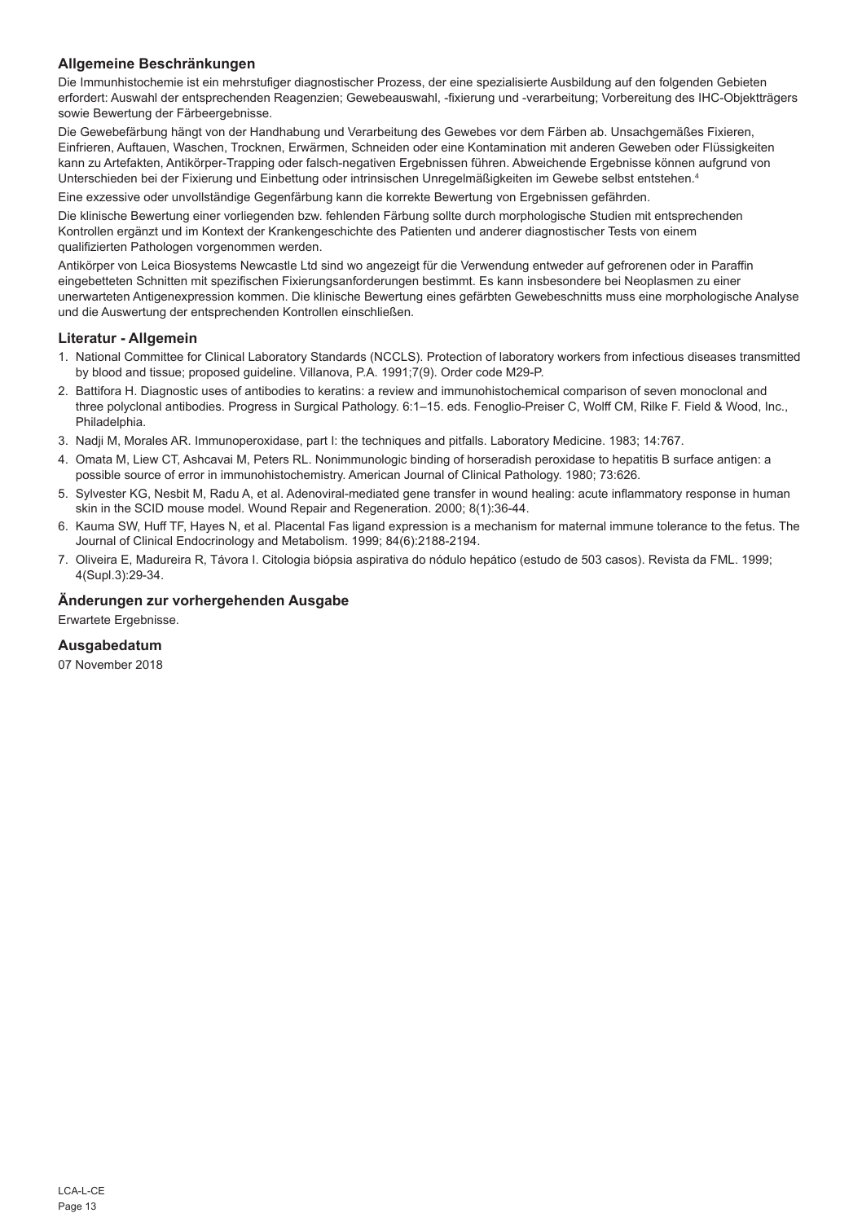### Allgemeine Beschränkungen

Die Immunhistochemie ist ein mehrstufiger diagnostischer Prozess, der eine spezialisierte Ausbildung auf den folgenden Gebieten erfordert: Auswahl der entsprechenden Reagenzien; Gewebeauswahl, -fixierung und -verarbeitung; Vorbereitung des IHC-Objektträgers sowie Bewertung der Färbeergebnisse.

Die Gewebefärbung hängt von der Handhabung und Verarbeitung des Gewebes vor dem Färben ab. Unsachgemäßes Fixieren, Einfrieren, Auftauen, Waschen, Trocknen, Erwärmen, Schneiden oder eine Kontamination mit anderen Geweben oder Flüssigkeiten kann zu Artefakten, Antikörper-Trapping oder falsch-negativen Ergebnissen führen. Abweichende Ergebnisse können aufgrund von Unterschieden bei der Fixierung und Einbettung oder intrinsischen Unregelmäßigkeiten im Gewebe selbst entstehen.[4]

Eine exzessive oder unvollständige Gegenfärbung kann die korrekte Bewertung von Ergebnissen gefährden.

Die klinische Bewertung einer vorliegenden bzw. fehlenden Färbung sollte durch morphologische Studien mit entsprechenden Kontrollen ergänzt und im Kontext der Krankengeschichte des Patienten und anderer diagnostischer Tests von einem qualifizierten Pathologen vorgenommen werden.

Antikörper von Leica Biosystems Newcastle Ltd sind wo angezeigt für die Verwendung entweder auf gefrorenen oder in Paraffin eingebetteten Schnitten mit spezifischen Fixierungsanforderungen bestimmt. Es kann insbesondere bei Neoplasmen zu einer unerwarteten Antigenexpression kommen. Die klinische Bewertung eines gefärbten Gewebeschnitts muss eine morphologische Analyse und die Auswertung der entsprechenden Kontrollen einschließen.

### Literatur - Allgemein

1. National Committee for Clinical Laboratory Standards (NCCLS). Protection of laboratory workers from infectious diseases transmitted by blood and tissue; proposed guideline. Villanova, P.A. 1991;7(9). Order code M29-P.
2. Battifora H. Diagnostic uses of antibodies to keratins: a review and immunohistochemical comparison of seven monoclonal and three polyclonal antibodies. Progress in Surgical Pathology. 6:1–15. eds. Fenoglio-Preiser C, Wolff CM, Rilke F. Field & Wood, Inc., Philadelphia.
3. Nadji M, Morales AR. Immunoperoxidase, part I: the techniques and pitfalls. Laboratory Medicine. 1983; 14:767.
4. Omata M, Liew CT, Ashcavai M, Peters RL. Nonimmunologic binding of horseradish peroxidase to hepatitis B surface antigen: a possible source of error in immunohistochemistry. American Journal of Clinical Pathology. 1980; 73:626.
5. Sylvester KG, Nesbit M, Radu A, et al. Adenoviral-mediated gene transfer in wound healing: acute inflammatory response in human skin in the SCID mouse model. Wound Repair and Regeneration. 2000; 8(1):36-44.
6. Kauma SW, Huff TF, Hayes N, et al. Placental Fas ligand expression is a mechanism for maternal immune tolerance to the fetus. The Journal of Clinical Endocrinology and Metabolism. 1999; 84(6):2188-2194.
7. Oliveira E, Madureira R, Távora I. Citologia biópsia aspirativa do nódulo hepático (estudo de 503 casos). Revista da FML. 1999; 4(Supl.3):29-34.

### Änderungen zur vorhergehenden Ausgabe

Erwartete Ergebnisse.

### Ausgabedatum

07 November 2018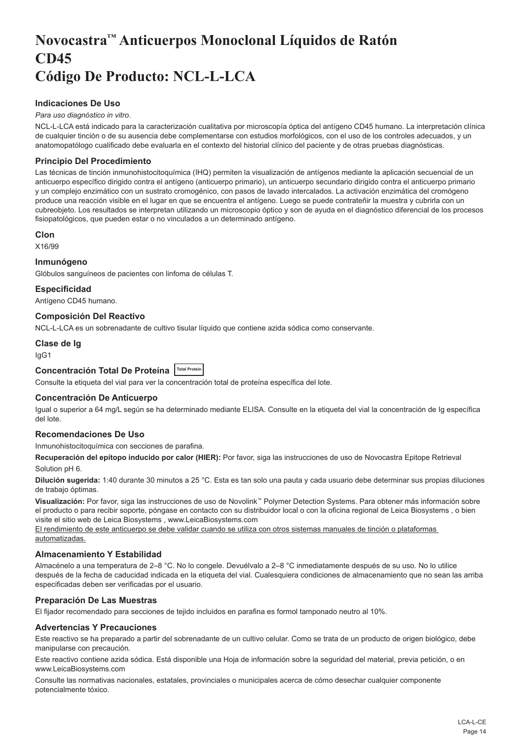# Novocastra™ Anticuerpos Monoclonal Líquidos de Ratón CD45
# Código De Producto: NCL-L-LCA

### Indicaciones De Uso

*Para uso diagnóstico in vitro*.

NCL-L-LCA está indicado para la caracterización cualitativa por microscopía óptica del antígeno CD45 humano. La interpretación clínica de cualquier tinción o de su ausencia debe complementarse con estudios morfológicos, con el uso de los controles adecuados, y un anatomopatólogo cualificado debe evaluarla en el contexto del historial clínico del paciente y de otras pruebas diagnósticas.

### Principio Del Procedimiento

Las técnicas de tinción inmunohistocitoquímica (IHQ) permiten la visualización de antígenos mediante la aplicación secuencial de un anticuerpo específico dirigido contra el antígeno (anticuerpo primario), un anticuerpo secundario dirigido contra el anticuerpo primario y un complejo enzimático con un sustrato cromogénico, con pasos de lavado intercalados. La activación enzimática del cromógeno produce una reacción visible en el lugar en que se encuentra el antígeno. Luego se puede contrateñir la muestra y cubrirla con un cubreobjeto. Los resultados se interpretan utilizando un microscopio óptico y son de ayuda en el diagnóstico diferencial de los procesos fisiopatológicos, que pueden estar o no vinculados a un determinado antígeno.

### Clon

X16/99

### Inmunógeno

Glóbulos sanguíneos de pacientes con linfoma de células T.

### Especificidad

Antígeno CD45 humano.

### Composición Del Reactivo

NCL-L-LCA es un sobrenadante de cultivo tisular líquido que contiene azida sódica como conservante.

### Clase de Ig

IgG1

### Concentración Total De Proteína Total Protein

Consulte la etiqueta del vial para ver la concentración total de proteína específica del lote.

### Concentración De Anticuerpo

Igual o superior a 64 mg/L según se ha determinado mediante ELISA. Consulte en la etiqueta del vial la concentración de Ig específica del lote.

### Recomendaciones De Uso

Inmunohistocitoquímica con secciones de parafina.

**Recuperación del epítopo inducido por calor (HIER):** Por favor, siga las instrucciones de uso de Novocastra Epitope Retrieval Solution pH 6.

**Dilución sugerida:** 1:40 durante 30 minutos a 25 °C. Esta es tan solo una pauta y cada usuario debe determinar sus propias diluciones de trabajo óptimas.

**Visualización:** Por favor, siga las instrucciones de uso de Novolink™ Polymer Detection Systems. Para obtener más información sobre el producto o para recibir soporte, póngase en contacto con su distribuidor local o con la oficina regional de Leica Biosystems , o bien visite el sitio web de Leica Biosystems , www.LeicaBiosystems.com

El rendimiento de este anticuerpo se debe validar cuando se utiliza con otros sistemas manuales de tinción o plataformas automatizadas.

### Almacenamiento Y Estabilidad

Almacénelo a una temperatura de 2–8 °C. No lo congele. Devuélvalo a 2–8 °C inmediatamente después de su uso. No lo utilice después de la fecha de caducidad indicada en la etiqueta del vial. Cualesquiera condiciones de almacenamiento que no sean las arriba especificadas deben ser verificadas por el usuario.

### Preparación De Las Muestras

El fijador recomendado para secciones de tejido incluidos en parafina es formol tamponado neutro al 10%.

### Advertencias Y Precauciones

Este reactivo se ha preparado a partir del sobrenadante de un cultivo celular. Como se trata de un producto de origen biológico, debe manipularse con precaución.

Este reactivo contiene azida sódica. Está disponible una Hoja de información sobre la seguridad del material, previa petición, o en www.LeicaBiosystems.com

Consulte las normativas nacionales, estatales, provinciales o municipales acerca de cómo desechar cualquier componente potencialmente tóxico.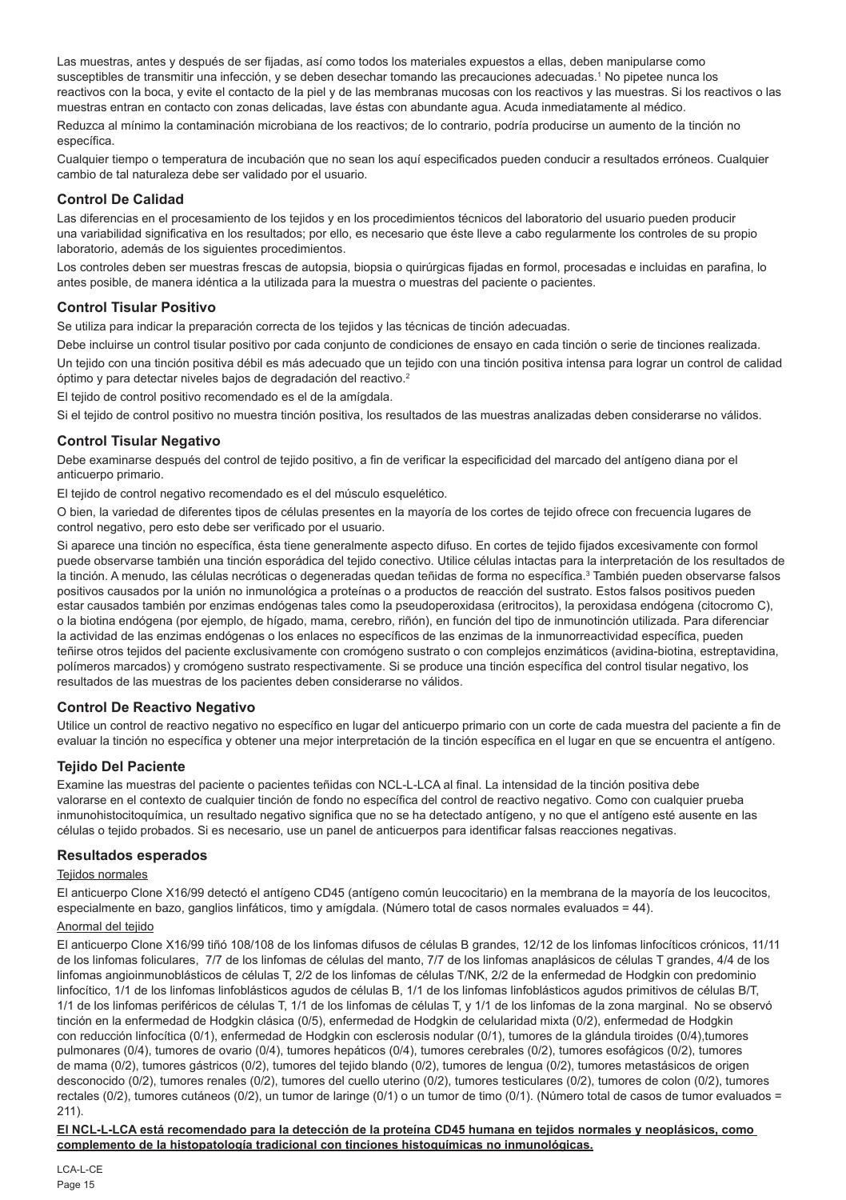Las muestras, antes y después de ser fijadas, así como todos los materiales expuestos a ellas, deben manipularse como susceptibles de transmitir una infección, y se deben desechar tomando las precauciones adecuadas.[1] No pipetee nunca los reactivos con la boca, y evite el contacto de la piel y de las membranas mucosas con los reactivos y las muestras. Si los reactivos o las muestras entran en contacto con zonas delicadas, lave éstas con abundante agua. Acuda inmediatamente al médico.

Reduzca al mínimo la contaminación microbiana de los reactivos; de lo contrario, podría producirse un aumento de la tinción no específica.

Cualquier tiempo o temperatura de incubación que no sean los aquí especificados pueden conducir a resultados erróneos. Cualquier cambio de tal naturaleza debe ser validado por el usuario.

## Control De Calidad

Las diferencias en el procesamiento de los tejidos y en los procedimientos técnicos del laboratorio del usuario pueden producir una variabilidad significativa en los resultados; por ello, es necesario que éste lleve a cabo regularmente los controles de su propio laboratorio, además de los siguientes procedimientos.

Los controles deben ser muestras frescas de autopsia, biopsia o quirúrgicas fijadas en formol, procesadas e incluidas en parafina, lo antes posible, de manera idéntica a la utilizada para la muestra o muestras del paciente o pacientes.

## Control Tisular Positivo

Se utiliza para indicar la preparación correcta de los tejidos y las técnicas de tinción adecuadas.

Debe incluirse un control tisular positivo por cada conjunto de condiciones de ensayo en cada tinción o serie de tinciones realizada.

Un tejido con una tinción positiva débil es más adecuado que un tejido con una tinción positiva intensa para lograr un control de calidad óptimo y para detectar niveles bajos de degradación del reactivo.[2]

El tejido de control positivo recomendado es el de la amígdala.

Si el tejido de control positivo no muestra tinción positiva, los resultados de las muestras analizadas deben considerarse no válidos.

## Control Tisular Negativo

Debe examinarse después del control de tejido positivo, a fin de verificar la especificidad del marcado del antígeno diana por el anticuerpo primario.

El tejido de control negativo recomendado es el del músculo esquelético.

O bien, la variedad de diferentes tipos de células presentes en la mayoría de los cortes de tejido ofrece con frecuencia lugares de control negativo, pero esto debe ser verificado por el usuario.

Si aparece una tinción no específica, ésta tiene generalmente aspecto difuso. En cortes de tejido fijados excesivamente con formol puede observarse también una tinción esporádica del tejido conectivo. Utilice células intactas para la interpretación de los resultados de la tinción. A menudo, las células necróticas o degeneradas quedan teñidas de forma no específica.[3] También pueden observarse falsos positivos causados por la unión no inmunológica a proteínas o a productos de reacción del sustrato. Estos falsos positivos pueden estar causados también por enzimas endógenas tales como la pseudoperoxidasa (eritrocitos), la peroxidasa endógena (citocromo C), o la biotina endógena (por ejemplo, de hígado, mama, cerebro, riñón), en función del tipo de inmunotinción utilizada. Para diferenciar la actividad de las enzimas endógenas o los enlaces no específicos de las enzimas de la inmunorreactividad específica, pueden teñirse otros tejidos del paciente exclusivamente con cromógeno sustrato o con complejos enzimáticos (avidina-biotina, estreptavidina, polímeros marcados) y cromógeno sustrato respectivamente. Si se produce una tinción específica del control tisular negativo, los resultados de las muestras de los pacientes deben considerarse no válidos.

## Control De Reactivo Negativo

Utilice un control de reactivo negativo no específico en lugar del anticuerpo primario con un corte de cada muestra del paciente a fin de evaluar la tinción no específica y obtener una mejor interpretación de la tinción específica en el lugar en que se encuentra el antígeno.

## Tejido Del Paciente

Examine las muestras del paciente o pacientes teñidas con NCL-L-LCA al final. La intensidad de la tinción positiva debe valorarse en el contexto de cualquier tinción de fondo no específica del control de reactivo negativo. Como con cualquier prueba inmunohistocitoquímica, un resultado negativo significa que no se ha detectado antígeno, y no que el antígeno esté ausente en las células o tejido probados. Si es necesario, use un panel de anticuerpos para identificar falsas reacciones negativas.

## Resultados esperados

Tejidos normales

El anticuerpo Clone X16/99 detectó el antígeno CD45 (antígeno común leucocitario) en la membrana de la mayoría de los leucocitos, especialmente en bazo, ganglios linfáticos, timo y amígdala. (Número total de casos normales evaluados = 44).

Anormal del tejido

El anticuerpo Clone X16/99 tiñó 108/108 de los linfomas difusos de células B grandes, 12/12 de los linfomas linfocíticos crónicos, 11/11 de los linfomas foliculares, 7/7 de los linfomas de células del manto, 7/7 de los linfomas anaplásicos de células T grandes, 4/4 de los linfomas angioinmunoblásticos de células T, 2/2 de los linfomas de células T/NK, 2/2 de la enfermedad de Hodgkin con predominio linfocítico, 1/1 de los linfomas linfoblásticos agudos de células B, 1/1 de los linfomas linfoblásticos agudos primitivos de células B/T, 1/1 de los linfomas periféricos de células T, 1/1 de los linfomas de células T, y 1/1 de los linfomas de la zona marginal. No se observó tinción en la enfermedad de Hodgkin clásica (0/5), enfermedad de Hodgkin de celularidad mixta (0/2), enfermedad de Hodgkin con reducción linfocítica (0/1), enfermedad de Hodgkin con esclerosis nodular (0/1), tumores de la glándula tiroides (0/4),tumores pulmonares (0/4), tumores de ovario (0/4), tumores hepáticos (0/4), tumores cerebrales (0/2), tumores esofágicos (0/2), tumores de mama (0/2), tumores gástricos (0/2), tumores del tejido blando (0/2), tumores de lengua (0/2), tumores metastásicos de origen desconocido (0/2), tumores renales (0/2), tumores del cuello uterino (0/2), tumores testiculares (0/2), tumores de colon (0/2), tumores rectales (0/2), tumores cutáneos (0/2), un tumor de laringe (0/1) o un tumor de timo (0/1). (Número total de casos de tumor evaluados = 211).

**El NCL-L-LCA está recomendado para la detección de la proteína CD45 humana en tejidos normales y neoplásicos, como complemento de la histopatología tradicional con tinciones histoquímicas no inmunológicas.**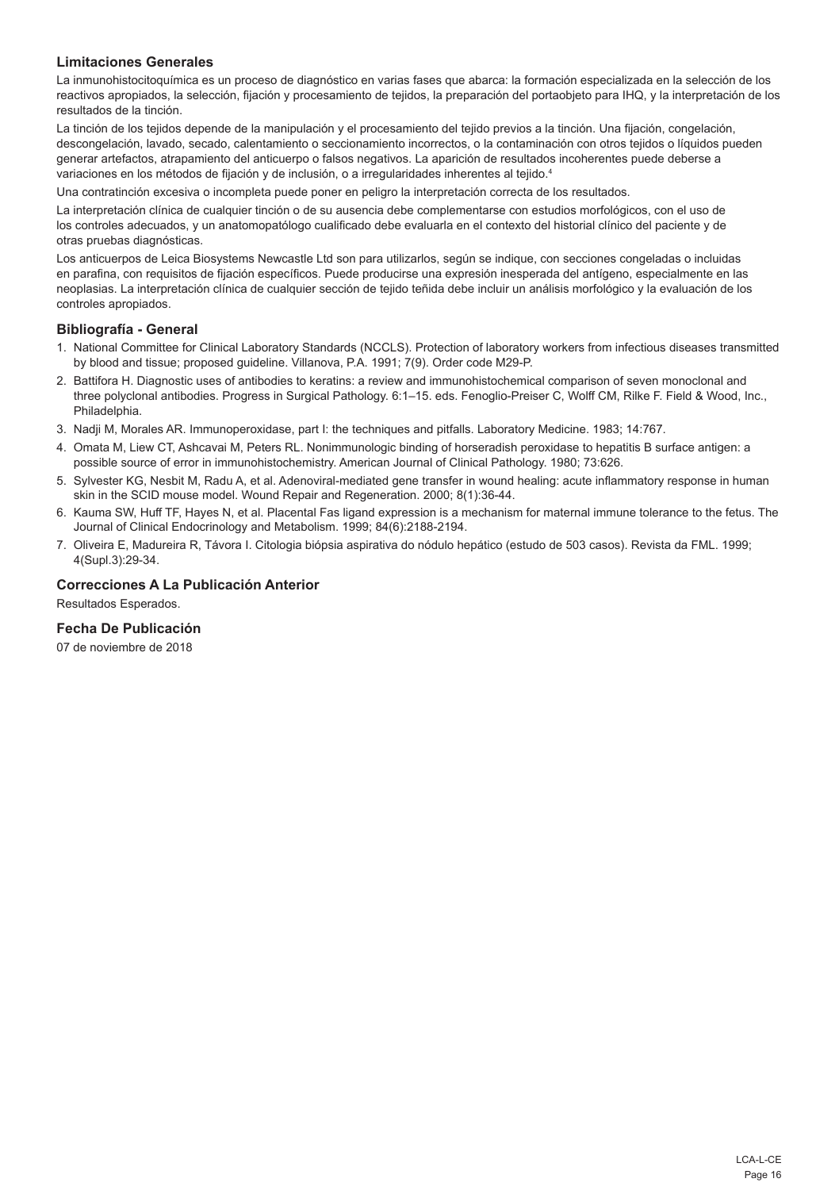### Limitaciones Generales

La inmunohistocitoquímica es un proceso de diagnóstico en varias fases que abarca: la formación especializada en la selección de los reactivos apropiados, la selección, fijación y procesamiento de tejidos, la preparación del portaobjeto para IHQ, y la interpretación de los resultados de la tinción.

La tinción de los tejidos depende de la manipulación y el procesamiento del tejido previos a la tinción. Una fijación, congelación, descongelación, lavado, secado, calentamiento o seccionamiento incorrectos, o la contaminación con otros tejidos o líquidos pueden generar artefactos, atrapamiento del anticuerpo o falsos negativos. La aparición de resultados incoherentes puede deberse a variaciones en los métodos de fijación y de inclusión, o a irregularidades inherentes al tejido.[4]

Una contratinción excesiva o incompleta puede poner en peligro la interpretación correcta de los resultados.

La interpretación clínica de cualquier tinción o de su ausencia debe complementarse con estudios morfológicos, con el uso de los controles adecuados, y un anatomopatólogo cualificado debe evaluarla en el contexto del historial clínico del paciente y de otras pruebas diagnósticas.

Los anticuerpos de Leica Biosystems Newcastle Ltd son para utilizarlos, según se indique, con secciones congeladas o incluidas en parafina, con requisitos de fijación específicos. Puede producirse una expresión inesperada del antígeno, especialmente en las neoplasias. La interpretación clínica de cualquier sección de tejido teñida debe incluir un análisis morfológico y la evaluación de los controles apropiados.

### Bibliografía - General

1. National Committee for Clinical Laboratory Standards (NCCLS). Protection of laboratory workers from infectious diseases transmitted by blood and tissue; proposed guideline. Villanova, P.A. 1991; 7(9). Order code M29-P.
2. Battifora H. Diagnostic uses of antibodies to keratins: a review and immunohistochemical comparison of seven monoclonal and three polyclonal antibodies. Progress in Surgical Pathology. 6:1–15. eds. Fenoglio-Preiser C, Wolff CM, Rilke F. Field & Wood, Inc., Philadelphia.
3. Nadji M, Morales AR. Immunoperoxidase, part I: the techniques and pitfalls. Laboratory Medicine. 1983; 14:767.
4. Omata M, Liew CT, Ashcavai M, Peters RL. Nonimmunologic binding of horseradish peroxidase to hepatitis B surface antigen: a possible source of error in immunohistochemistry. American Journal of Clinical Pathology. 1980; 73:626.
5. Sylvester KG, Nesbit M, Radu A, et al. Adenoviral-mediated gene transfer in wound healing: acute inflammatory response in human skin in the SCID mouse model. Wound Repair and Regeneration. 2000; 8(1):36-44.
6. Kauma SW, Huff TF, Hayes N, et al. Placental Fas ligand expression is a mechanism for maternal immune tolerance to the fetus. The Journal of Clinical Endocrinology and Metabolism. 1999; 84(6):2188-2194.
7. Oliveira E, Madureira R, Távora I. Citologia biópsia aspirativa do nódulo hepático (estudo de 503 casos). Revista da FML. 1999; 4(Supl.3):29-34.

### Correcciones A La Publicación Anterior

Resultados Esperados.

### Fecha De Publicación

07 de noviembre de 2018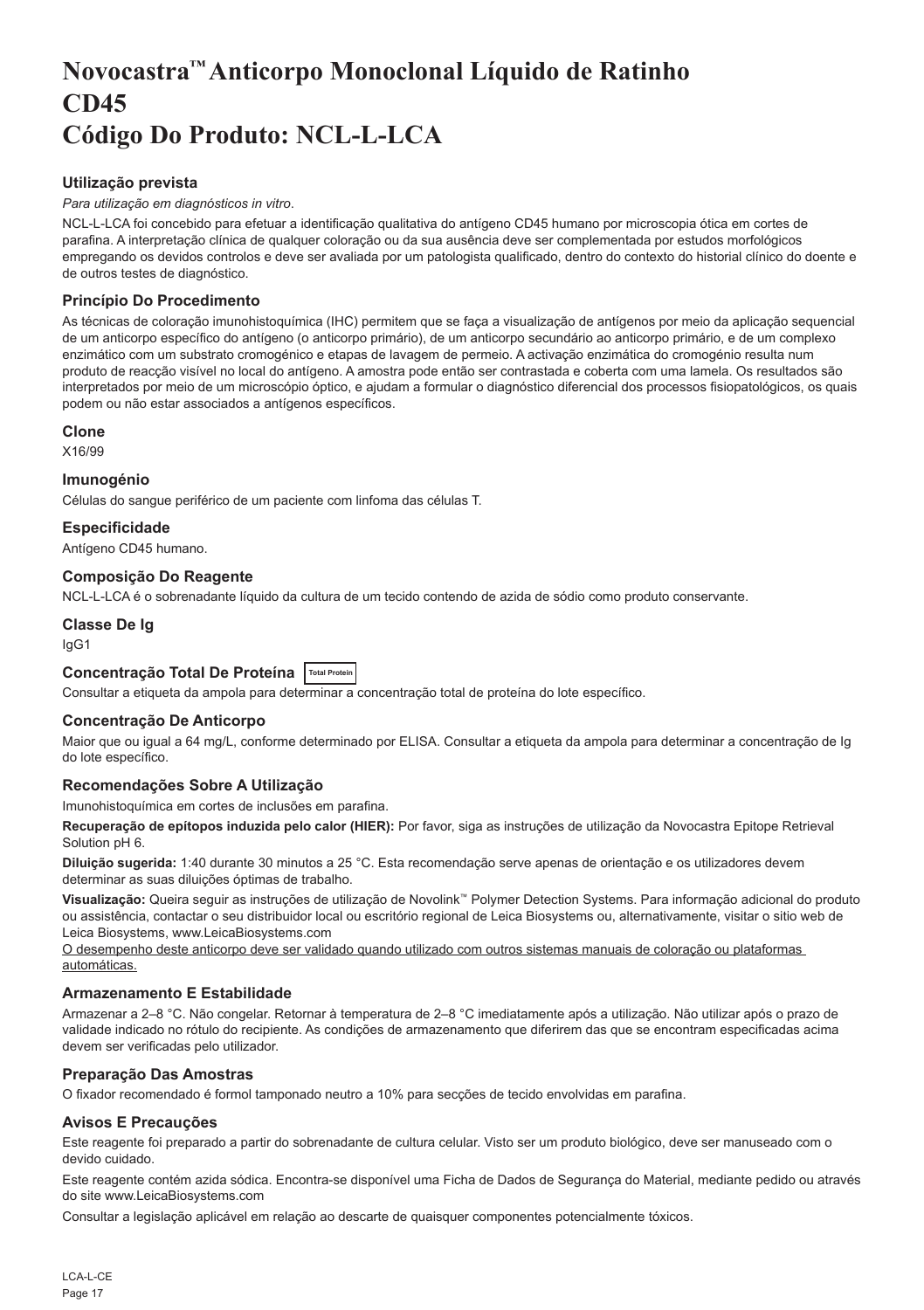# Novocastra™ Anticorpo Monoclonal Líquido de Ratinho CD45
# Código Do Produto: NCL-L-LCA

### Utilização prevista

*Para utilização em diagnósticos in vitro.*

NCL-L-LCA foi concebido para efetuar a identificação qualitativa do antígeno CD45 humano por microscopia ótica em cortes de parafina. A interpretação clínica de qualquer coloração ou da sua ausência deve ser complementada por estudos morfológicos empregando os devidos controlos e deve ser avaliada por um patologista qualificado, dentro do contexto do historial clínico do doente e de outros testes de diagnóstico.

### Princípio Do Procedimento

As técnicas de coloração imunohistoquímica (IHC) permitem que se faça a visualização de antígenos por meio da aplicação sequencial de um anticorpo específico do antígeno (o anticorpo primário), de um anticorpo secundário ao anticorpo primário, e de um complexo enzimático com um substrato cromogénico e etapas de lavagem de permeio. A activação enzimática do cromogénio resulta num produto de reacção visível no local do antígeno. A amostra pode então ser contrastada e coberta com uma lamela. Os resultados são interpretados por meio de um microscópio óptico, e ajudam a formular o diagnóstico diferencial dos processos fisiopatológicos, os quais podem ou não estar associados a antígenos específicos.

### Clone

X16/99

### Imunogénio

Células do sangue periférico de um paciente com linfoma das células T.

### Especificidade

Antígeno CD45 humano.

### Composição Do Reagente

NCL-L-LCA é o sobrenadante líquido da cultura de um tecido contendo de azida de sódio como produto conservante.

### Classe De Ig

IgG1

### Concentração Total De Proteína Total Protein

Consultar a etiqueta da ampola para determinar a concentração total de proteína do lote específico.

### Concentração De Anticorpo

Maior que ou igual a 64 mg/L, conforme determinado por ELISA. Consultar a etiqueta da ampola para determinar a concentração de Ig do lote específico.

### Recomendações Sobre A Utilização

Imunohistoquímica em cortes de inclusões em parafina.

**Recuperação de epítopos induzida pelo calor (HIER):** Por favor, siga as instruções de utilização da Novocastra Epitope Retrieval Solution pH 6.

**Diluição sugerida:** 1:40 durante 30 minutos a 25 °C. Esta recomendação serve apenas de orientação e os utilizadores devem determinar as suas diluições óptimas de trabalho.

**Visualização:** Queira seguir as instruções de utilização de Novolink™ Polymer Detection Systems. Para informação adicional do produto ou assistência, contactar o seu distribuidor local ou escritório regional de Leica Biosystems ou, alternativamente, visitar o sitio web de Leica Biosystems, www.LeicaBiosystems.com

<u>O desempenho deste anticorpo deve ser validado quando utilizado com outros sistemas manuais de coloração ou plataformas automáticas.</u>

### Armazenamento E Estabilidade

Armazenar a 2–8 °C. Não congelar. Retornar à temperatura de 2–8 °C imediatamente após a utilização. Não utilizar após o prazo de validade indicado no rótulo do recipiente. As condições de armazenamento que diferirem das que se encontram especificadas acima devem ser verificadas pelo utilizador.

### Preparação Das Amostras

O fixador recomendado é formol tamponado neutro a 10% para secções de tecido envolvidas em parafina.

### Avisos E Precauções

Este reagente foi preparado a partir do sobrenadante de cultura celular. Visto ser um produto biológico, deve ser manuseado com o devido cuidado.

Este reagente contém azida sódica. Encontra-se disponível uma Ficha de Dados de Segurança do Material, mediante pedido ou através do site www.LeicaBiosystems.com

Consultar a legislação aplicável em relação ao descarte de quaisquer componentes potencialmente tóxicos.

LCA-L-CE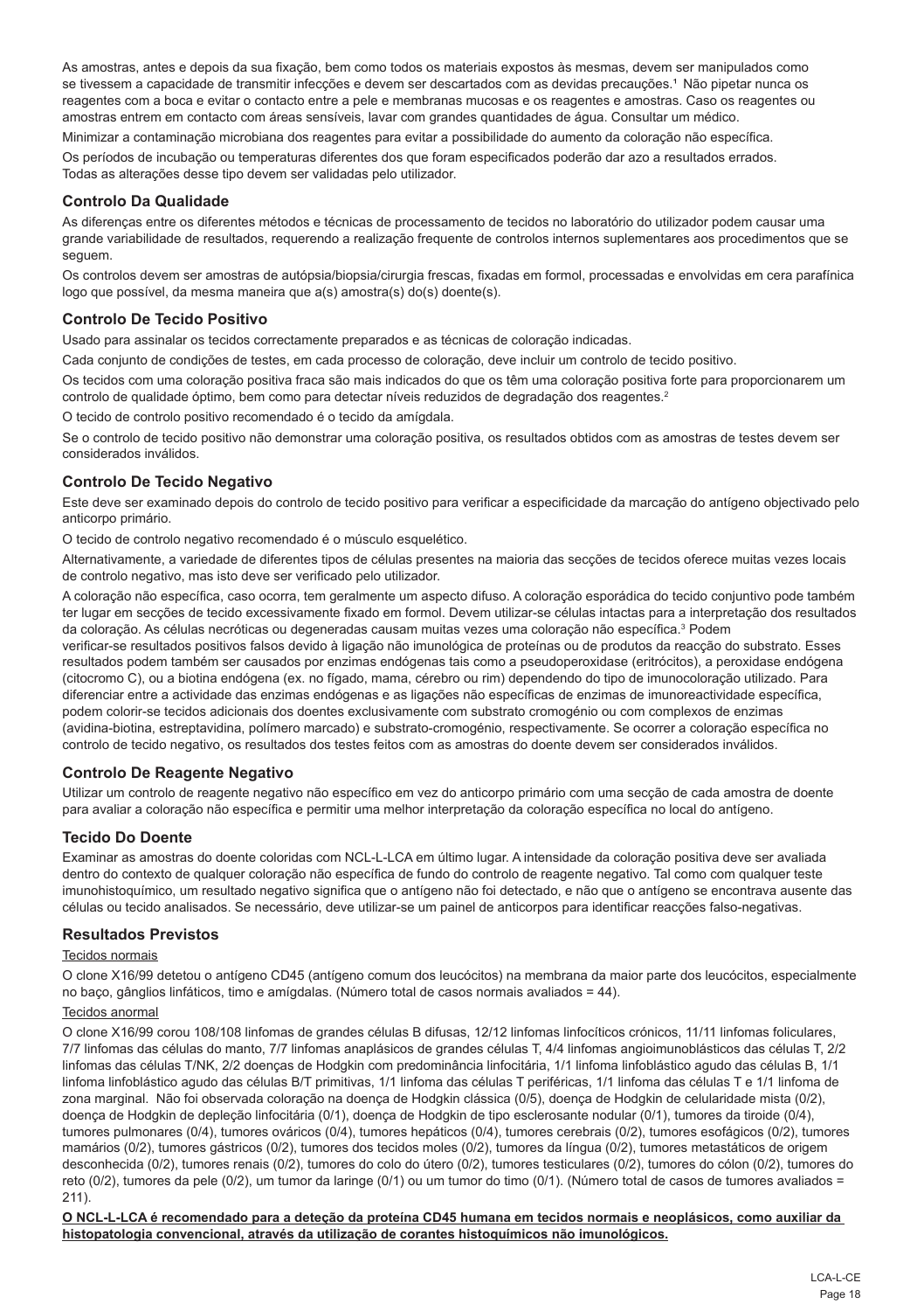As amostras, antes e depois da sua fixação, bem como todos os materiais expostos às mesmas, devem ser manipulados como se tivessem a capacidade de transmitir infecções e devem ser descartados com as devidas precauções.[1] Não pipetar nunca os reagentes com a boca e evitar o contacto entre a pele e membranas mucosas e os reagentes e amostras. Caso os reagentes ou amostras entrem em contacto com áreas sensíveis, lavar com grandes quantidades de água. Consultar um médico.

Minimizar a contaminação microbiana dos reagentes para evitar a possibilidade do aumento da coloração não específica.

Os períodos de incubação ou temperaturas diferentes dos que foram especificados poderão dar azo a resultados errados. Todas as alterações desse tipo devem ser validadas pelo utilizador.

## Controlo Da Qualidade

As diferenças entre os diferentes métodos e técnicas de processamento de tecidos no laboratório do utilizador podem causar uma grande variabilidade de resultados, requerendo a realização frequente de controlos internos suplementares aos procedimentos que se seguem.

Os controlos devem ser amostras de autópsia/biopsia/cirurgia frescas, fixadas em formol, processadas e envolvidas em cera parafínica logo que possível, da mesma maneira que a(s) amostra(s) do(s) doente(s).

## Controlo De Tecido Positivo

Usado para assinalar os tecidos correctamente preparados e as técnicas de coloração indicadas.

Cada conjunto de condições de testes, em cada processo de coloração, deve incluir um controlo de tecido positivo.

Os tecidos com uma coloração positiva fraca são mais indicados do que os têm uma coloração positiva forte para proporcionarem um controlo de qualidade óptimo, bem como para detectar níveis reduzidos de degradação dos reagentes.[2]

O tecido de controlo positivo recomendado é o tecido da amígdala.

Se o controlo de tecido positivo não demonstrar uma coloração positiva, os resultados obtidos com as amostras de testes devem ser considerados inválidos.

## Controlo De Tecido Negativo

Este deve ser examinado depois do controlo de tecido positivo para verificar a especificidade da marcação do antígeno objectivado pelo anticorpo primário.

O tecido de controlo negativo recomendado é o músculo esquelético.

Alternativamente, a variedade de diferentes tipos de células presentes na maioria das secções de tecidos oferece muitas vezes locais de controlo negativo, mas isto deve ser verificado pelo utilizador.

A coloração não específica, caso ocorra, tem geralmente um aspecto difuso. A coloração esporádica do tecido conjuntivo pode também ter lugar em secções de tecido excessivamente fixado em formol. Devem utilizar-se células intactas para a interpretação dos resultados da coloração. As células necróticas ou degeneradas causam muitas vezes uma coloração não específica.[3] Podem verificar-se resultados positivos falsos devido à ligação não imunológica de proteínas ou de produtos da reacção do substrato. Esses resultados podem também ser causados por enzimas endógenas tais como a pseudoperoxidase (eritrócitos), a peroxidase endógena (citocromo C), ou a biotina endógena (ex. no fígado, mama, cérebro ou rim) dependendo do tipo de imunocoloração utilizado. Para diferenciar entre a actividade das enzimas endógenas e as ligações não específicas de enzimas de imunoreactividade específica, podem colorir-se tecidos adicionais dos doentes exclusivamente com substrato cromogénio ou com complexos de enzimas (avidina-biotina, estreptavidina, polímero marcado) e substrato-cromogénio, respectivamente. Se ocorrer a coloração específica no controlo de tecido negativo, os resultados dos testes feitos com as amostras do doente devem ser considerados inválidos.

## Controlo De Reagente Negativo

Utilizar um controlo de reagente negativo não específico em vez do anticorpo primário com uma secção de cada amostra de doente para avaliar a coloração não específica e permitir uma melhor interpretação da coloração específica no local do antígeno.

## Tecido Do Doente

Examinar as amostras do doente coloridas com NCL-L-LCA em último lugar. A intensidade da coloração positiva deve ser avaliada dentro do contexto de qualquer coloração não específica de fundo do controlo de reagente negativo. Tal como com qualquer teste imunohistoquímico, um resultado negativo significa que o antígeno não foi detectado, e não que o antígeno se encontrava ausente das células ou tecido analisados. Se necessário, deve utilizar-se um painel de anticorpos para identificar reacções falso-negativas.

## Resultados Previstos

Tecidos normais

O clone X16/99 detetou o antígeno CD45 (antígeno comum dos leucócitos) na membrana da maior parte dos leucócitos, especialmente no baço, gânglios linfáticos, timo e amígdalas. (Número total de casos normais avaliados = 44).

Tecidos anormal

O clone X16/99 corou 108/108 linfomas de grandes células B difusas, 12/12 linfomas linfocíticos crónicos, 11/11 linfomas foliculares, 7/7 linfomas das células do manto, 7/7 linfomas anaplásicos de grandes células T, 4/4 linfomas angioimunoblásticos das células T, 2/2 linfomas das células T/NK, 2/2 doenças de Hodgkin com predominância linfocitária, 1/1 linfoma linfoblástico agudo das células B, 1/1 linfoma linfoblástico agudo das células B/T primitivas, 1/1 linfoma das células T periféricas, 1/1 linfoma das células T e 1/1 linfoma de zona marginal. Não foi observada coloração na doença de Hodgkin clássica (0/5), doença de Hodgkin de celularidade mista (0/2), doença de Hodgkin de depleção linfocitária (0/1), doença de Hodgkin de tipo esclerosante nodular (0/1), tumores da tiroide (0/4), tumores pulmonares (0/4), tumores ováricos (0/4), tumores hepáticos (0/4), tumores cerebrais (0/2), tumores esofágicos (0/2), tumores mamários (0/2), tumores gástricos (0/2), tumores dos tecidos moles (0/2), tumores da língua (0/2), tumores metastáticos de origem desconhecida (0/2), tumores renais (0/2), tumores do colo do útero (0/2), tumores testiculares (0/2), tumores do cólon (0/2), tumores do reto (0/2), tumores da pele (0/2), um tumor da laringe (0/1) ou um tumor do timo (0/1). (Número total de casos de tumores avaliados = 211).

**O NCL-L-LCA é recomendado para a deteção da proteína CD45 humana em tecidos normais e neoplásicos, como auxiliar da histopatologia convencional, através da utilização de corantes histoquímicos não imunológicos.**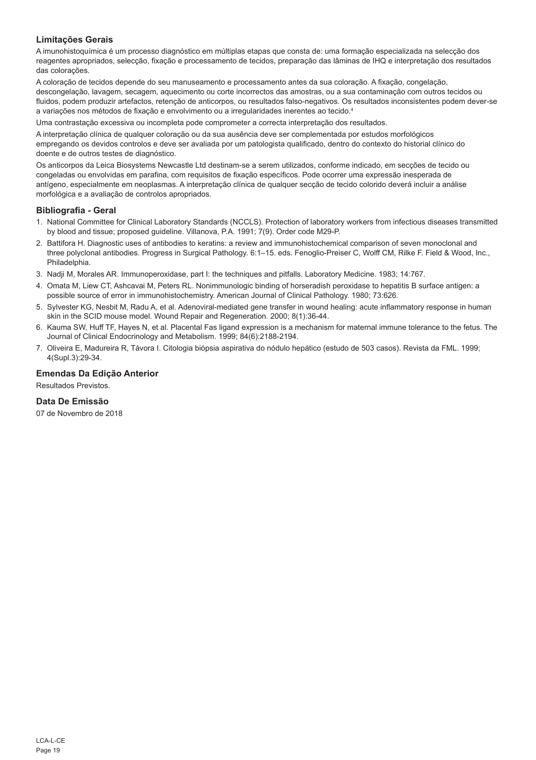## Limitações Gerais

A imunohistoquímica é um processo diagnóstico em múltiplas etapas que consta de: uma formação especializada na selecção dos reagentes apropriados, selecção, fixação e processamento de tecidos, preparação das lâminas de IHQ e interpretação dos resultados das colorações.

A coloração de tecidos depende do seu manuseamento e processamento antes da sua coloração. A fixação, congelação, descongelação, lavagem, secagem, aquecimento ou corte incorrectos das amostras, ou a sua contaminação com outros tecidos ou fluidos, podem produzir artefactos, retenção de anticorpos, ou resultados falso-negativos. Os resultados inconsistentes podem dever-se a variações nos métodos de fixação e envolvimento ou a irregularidades inerentes ao tecido.[4]

Uma contrastação excessiva ou incompleta pode comprometer a correcta interpretação dos resultados.

A interpretação clínica de qualquer coloração ou da sua ausência deve ser complementada por estudos morfológicos empregando os devidos controlos e deve ser avaliada por um patologista qualificado, dentro do contexto do historial clínico do doente e de outros testes de diagnóstico.

Os anticorpos da Leica Biosystems Newcastle Ltd destinam-se a serem utilizados, conforme indicado, em secções de tecido ou congeladas ou envolvidas em parafina, com requisitos de fixação específicos. Pode ocorrer uma expressão inesperada de antígeno, especialmente em neoplasmas. A interpretação clínica de qualquer secção de tecido colorido deverá incluir a análise morfológica e a avaliação de controlos apropriados.

## Bibliografia - Geral

1. National Committee for Clinical Laboratory Standards (NCCLS). Protection of laboratory workers from infectious diseases transmitted by blood and tissue; proposed guideline. Villanova, P.A. 1991; 7(9). Order code M29-P.
2. Battifora H. Diagnostic uses of antibodies to keratins: a review and immunohistochemical comparison of seven monoclonal and three polyclonal antibodies. Progress in Surgical Pathology. 6:1–15. eds. Fenoglio-Preiser C, Wolff CM, Rilke F. Field & Wood, Inc., Philadelphia.
3. Nadji M, Morales AR. Immunoperoxidase, part I: the techniques and pitfalls. Laboratory Medicine. 1983; 14:767.
4. Omata M, Liew CT, Ashcavai M, Peters RL. Nonimmunologic binding of horseradish peroxidase to hepatitis B surface antigen: a possible source of error in immunohistochemistry. American Journal of Clinical Pathology. 1980; 73:626.
5. Sylvester KG, Nesbit M, Radu A, et al. Adenoviral-mediated gene transfer in wound healing: acute inflammatory response in human skin in the SCID mouse model. Wound Repair and Regeneration. 2000; 8(1):36-44.
6. Kauma SW, Huff TF, Hayes N, et al. Placental Fas ligand expression is a mechanism for maternal immune tolerance to the fetus. The Journal of Clinical Endocrinology and Metabolism. 1999; 84(6):2188-2194.
7. Oliveira E, Madureira R, Távora I. Citologia biópsia aspirativa do nódulo hepático (estudo de 503 casos). Revista da FML. 1999; 4(Supl.3):29-34.

## Emendas Da Edição Anterior

Resultados Previstos.

## Data De Emissão

07 de Novembro de 2018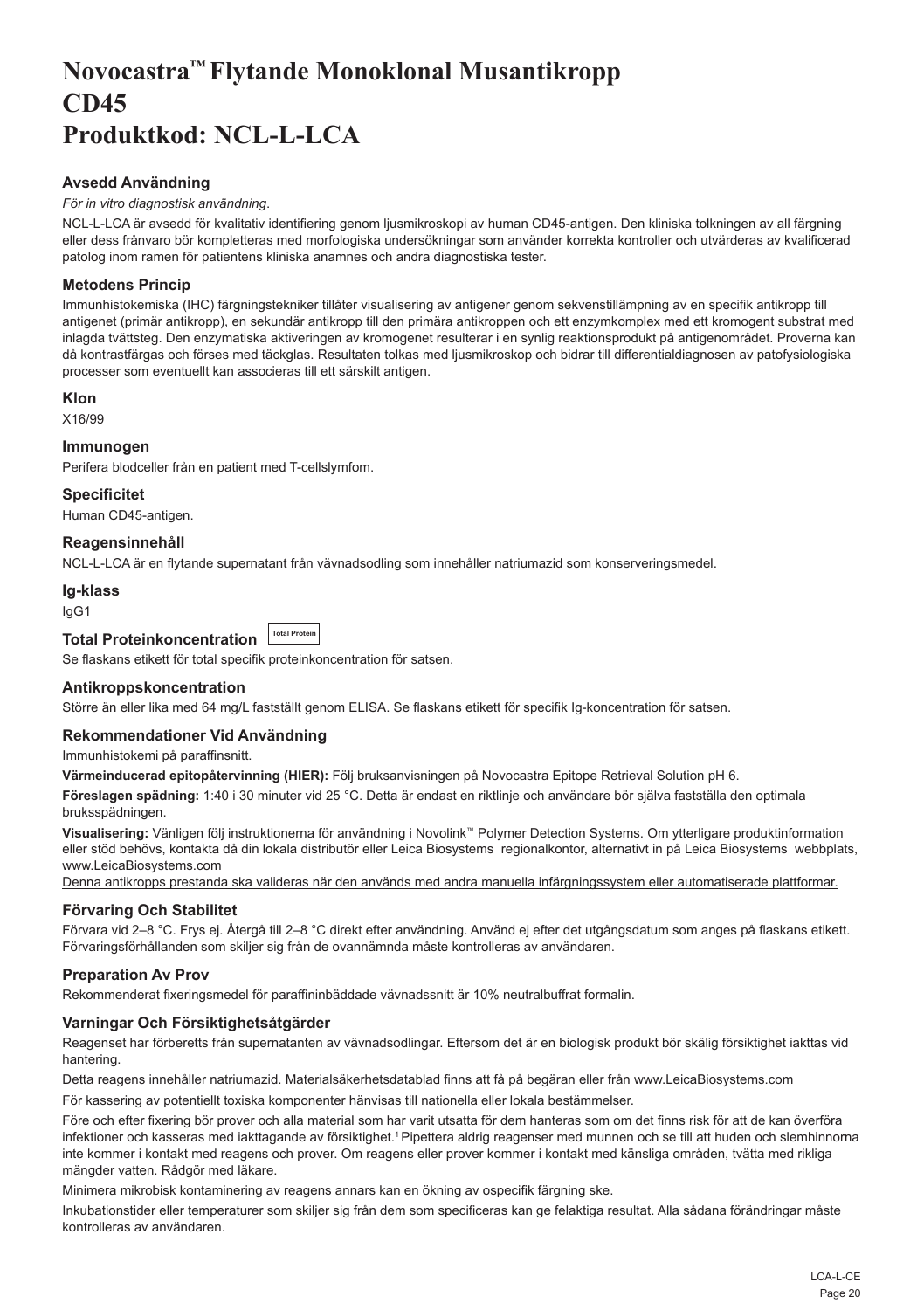# Novocastra™ Flytande Monoklonal Musantikropp CD45 Produktkod: NCL-L-LCA

### Avsedd Användning

*För in vitro diagnostisk användning*.

NCL-L-LCA är avsedd för kvalitativ identifiering genom ljusmikroskopi av human CD45-antigen. Den kliniska tolkningen av all färgning eller dess frånvaro bör kompletteras med morfologiska undersökningar som använder korrekta kontroller och utvärderas av kvalificerad patolog inom ramen för patientens kliniska anamnes och andra diagnostiska tester.

### Metodens Princip

Immunhistokemiska (IHC) färgningstekniker tillåter visualisering av antigener genom sekvenstillämpning av en specifik antikropp till antigenet (primär antikropp), en sekundär antikropp till den primära antikroppen och ett enzymkomplex med ett kromogent substrat med inlagda tvättsteg. Den enzymatiska aktiveringen av kromogenet resulterar i en synlig reaktionsprodukt på antigenområdet. Proverna kan då kontrastfärgas och förses med täckglas. Resultaten tolkas med ljusmikroskop och bidrar till differentialdiagnosen av patofysiologiska processer som eventuellt kan associeras till ett särskilt antigen.

### Klon

X16/99

### Immunogen

Perifera blodceller från en patient med T-cellslymfom.

### Specificitet

Human CD45-antigen.

### Reagensinnehåll

NCL-L-LCA är en flytande supernatant från vävnadsodling som innehåller natriumazid som konserveringsmedel.

### Ig-klass

IgG1

### Total Proteinkoncentration Total Protein

Se flaskans etikett för total specifik proteinkoncentration för satsen.

### Antikroppskoncentration

Större än eller lika med 64 mg/L fastställt genom ELISA. Se flaskans etikett för specifik Ig-koncentration för satsen.

### Rekommendationer Vid Användning

Immunhistokemi på paraffinsnitt.

**Värmeinducerad epitopåtervinning (HIER):** Följ bruksanvisningen på Novocastra Epitope Retrieval Solution pH 6.

**Föreslagen spädning:** 1:40 i 30 minuter vid 25 °C. Detta är endast en riktlinje och användare bör själva fastställa den optimala bruksspädningen.

**Visualisering:** Vänligen följ instruktionerna för användning i Novolink™ Polymer Detection Systems. Om ytterligare produktinformation eller stöd behövs, kontakta då din lokala distributör eller Leica Biosystems regionalkontor, alternativt in på Leica Biosystems webbplats, www.LeicaBiosystems.com

Denna antikropps prestanda ska valideras när den används med andra manuella infärgningssystem eller automatiserade plattformar.

### Förvaring Och Stabilitet

Förvara vid 2–8 °C. Frys ej. Återgå till 2–8 °C direkt efter användning. Använd ej efter det utgångsdatum som anges på flaskans etikett. Förvaringsförhållanden som skiljer sig från de ovannämnda måste kontrolleras av användaren.

### Preparation Av Prov

Rekommenderat fixeringsmedel för paraffininbäddade vävnadssnitt är 10% neutralbuffrat formalin.

### Varningar Och Försiktighetsåtgärder

Reagenset har förberetts från supernatanten av vävnadsodlingar. Eftersom det är en biologisk produkt bör skälig försiktighet iakttas vid hantering.

Detta reagens innehåller natriumazid. Materialsäkerhetsdatablad finns att få på begäran eller från www.LeicaBiosystems.com

För kassering av potentiellt toxiska komponenter hänvisas till nationella eller lokala bestämmelser.

Före och efter fixering bör prover och alla material som har varit utsatta för dem hanteras som om det finns risk för att de kan överföra infektioner och kasseras med iakttagande av försiktighet.[1] Pipettera aldrig reagenser med munnen och se till att huden och slemhinnorna inte kommer i kontakt med reagens och prover. Om reagens eller prover kommer i kontakt med känsliga områden, tvätta med rikliga mängder vatten. Rådgör med läkare.

Minimera mikrobisk kontaminering av reagens annars kan en ökning av ospecifik färgning ske.

Inkubationstider eller temperaturer som skiljer sig från dem som specificeras kan ge felaktiga resultat. Alla sådana förändringar måste kontrolleras av användaren.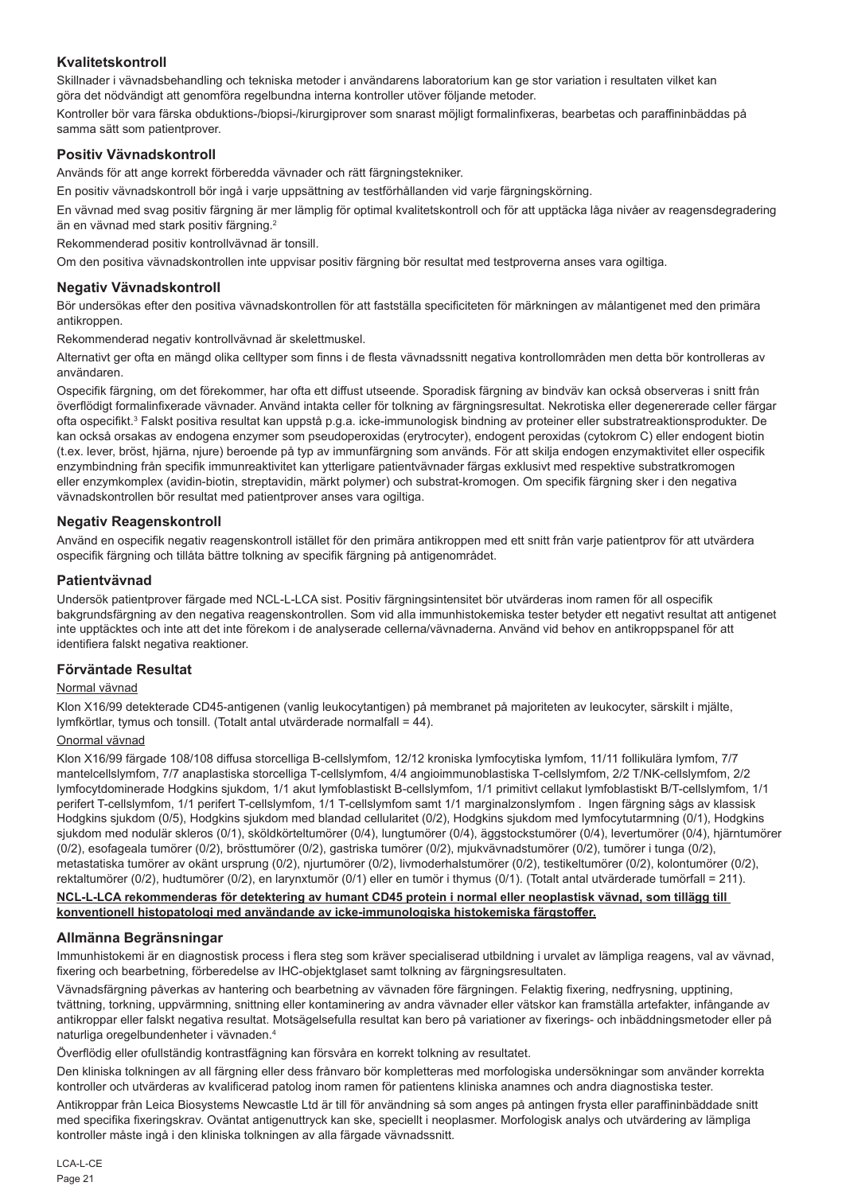## Kvalitetskontroll

Skillnader i vävnadsbehandling och tekniska metoder i användarens laboratorium kan ge stor variation i resultaten vilket kan göra det nödvändigt att genomföra regelbundna interna kontroller utöver följande metoder.

Kontroller bör vara färska obduktions-/biopsi-/kirurgiprover som snarast möjligt formalinfixeras, bearbetas och paraffininbäddas på samma sätt som patientprover.

## Positiv Vävnadskontroll

Används för att ange korrekt förberedda vävnader och rätt färgningstekniker.

En positiv vävnadskontroll bör ingå i varje uppsättning av testförhållanden vid varje färgningskörning.

En vävnad med svag positiv färgning är mer lämplig för optimal kvalitetskontroll och för att upptäcka låga nivåer av reagensdegradering än en vävnad med stark positiv färgning.[2]

Rekommenderad positiv kontrollvävnad är tonsill.

Om den positiva vävnadskontrollen inte uppvisar positiv färgning bör resultat med testproverna anses vara ogiltiga.

## Negativ Vävnadskontroll

Bör undersökas efter den positiva vävnadskontrollen för att fastställa specificiteten för märkningen av målantigenet med den primära antikroppen.

Rekommenderad negativ kontrollvävnad är skelettmuskel.

Alternativt ger ofta en mängd olika celltyper som finns i de flesta vävnadssnitt negativa kontrollområden men detta bör kontrolleras av användaren.

Ospecifik färgning, om det förekommer, har ofta ett diffust utseende. Sporadisk färgning av bindväv kan också observeras i snitt från överflödigt formalinfixerade vävnader. Använd intakta celler för tolkning av färgningsresultat. Nekrotiska eller degenererade celler färgar ofta ospecifikt.[3] Falskt positiva resultat kan uppstå p.g.a. icke-immunologisk bindning av proteiner eller substratreaktionsprodukter. De kan också orsakas av endogena enzymer som pseudoperoxidas (erytrocyter), endogent peroxidas (cytokrom C) eller endogent biotin (t.ex. lever, bröst, hjärna, njure) beroende på typ av immunfärgning som används. För att skilja endogen enzymaktivitet eller ospecifik enzymbindning från specifik immunreaktivitet kan ytterligare patientvävnader färgas exklusivt med respektive substratkromogen eller enzymkomplex (avidin-biotin, streptavidin, märkt polymer) och substrat-kromogen. Om specifik färgning sker i den negativa vävnadskontrollen bör resultat med patientprover anses vara ogiltiga.

## Negativ Reagenskontroll

Använd en ospecifik negativ reagenskontroll istället för den primära antikroppen med ett snitt från varje patientprov för att utvärdera ospecifik färgning och tillåta bättre tolkning av specifik färgning på antigenområdet.

## Patientvävnad

Undersök patientprover färgade med NCL-L-LCA sist. Positiv färgningsintensitet bör utvärderas inom ramen för all ospecifik bakgrundsfärgning av den negativa reagenskontrollen. Som vid alla immunhistokemiska tester betyder ett negativt resultat att antigenet inte upptäcktes och inte att det inte förekom i de analyserade cellerna/vävnaderna. Använd vid behov en antikroppspanel för att identifiera falskt negativa reaktioner.

## Förväntade Resultat

Normal vävnad

Klon X16/99 detekterade CD45-antigenen (vanlig leukocytantigen) på membranet på majoriteten av leukocyter, särskilt i mjälte, lymfkörtlar, tymus och tonsill. (Totalt antal utvärderade normalfall = 44).

Onormal vävnad

Klon X16/99 färgade 108/108 diffusa storcelliga B-cellslymfom, 12/12 kroniska lymfocytiska lymfom, 11/11 follikulära lymfom, 7/7 mantelcellslymfom, 7/7 anaplastiska storcelliga T-cellslymfom, 4/4 angioimmunoblastiska T-cellslymfom, 2/2 T/NK-cellslymfom, 2/2 lymfocytdominerade Hodgkins sjukdom, 1/1 akut lymfoblastiskt B-cellslymfom, 1/1 primitivt cellakut lymfoblastiskt B/T-cellslymfom, 1/1 perifert T-cellslymfom, 1/1 perifert T-cellslymfom, 1/1 T-cellslymfom samt 1/1 marginalzonslymfom . Ingen färgning sågs av klassisk Hodgkins sjukdom (0/5), Hodgkins sjukdom med blandad cellularitet (0/2), Hodgkins sjukdom med lymfocytutarmning (0/1), Hodgkins sjukdom med nodulär skleros (0/1), sköldkörteltumörer (0/4), lungtumörer (0/4), äggstockstumörer (0/4), levertumörer (0/4), hjärntumörer (0/2), esofageala tumörer (0/2), brösttumörer (0/2), gastriska tumörer (0/2), mjukvävnadstumörer (0/2), tumörer i tunga (0/2), metastatiska tumörer av okänt ursprung (0/2), njurtumörer (0/2), livmoderhalstumörer (0/2), testikeltumörer (0/2), kolontumörer (0/2), rektaltumörer (0/2), hudtumörer (0/2), en larynxtumör (0/1) eller en tumör i thymus (0/1). (Totalt antal utvärderade tumörfall = 211).

**NCL-L-LCA rekommenderas för detektering av humant CD45 protein i normal eller neoplastisk vävnad, som tillägg till konventionell histopatologi med användande av icke-immunologiska histokemiska färgstoffer.**

## Allmänna Begränsningar

Immunhistokemi är en diagnostisk process i flera steg som kräver specialiserad utbildning i urvalet av lämpliga reagens, val av vävnad, fixering och bearbetning, förberedelse av IHC-objektglaset samt tolkning av färgningsresultaten.

Vävnadsfärgning påverkas av hantering och bearbetning av vävnaden före färgningen. Felaktig fixering, nedfrysning, upptining, tvättning, torkning, uppvärmning, snittning eller kontaminering av andra vävnader eller vätskor kan framställa artefakter, infångande av antikroppar eller falskt negativa resultat. Motsägelsefulla resultat kan bero på variationer av fixerings- och inbäddningsmetoder eller på naturliga oregelbundenheter i vävnaden.[4]

Överflödig eller ofullständig kontrastfägning kan försvåra en korrekt tolkning av resultatet.

Den kliniska tolkningen av all färgning eller dess frånvaro bör kompletteras med morfologiska undersökningar som använder korrekta kontroller och utvärderas av kvalificerad patolog inom ramen för patientens kliniska anamnes och andra diagnostiska tester.

Antikroppar från Leica Biosystems Newcastle Ltd är till för användning så som anges på antingen frysta eller paraffininbäddade snitt med specifika fixeringskrav. Oväntat antigenuttryck kan ske, speciellt i neoplasmer. Morfologisk analys och utvärdering av lämpliga kontroller måste ingå i den kliniska tolkningen av alla färgade vävnadssnitt.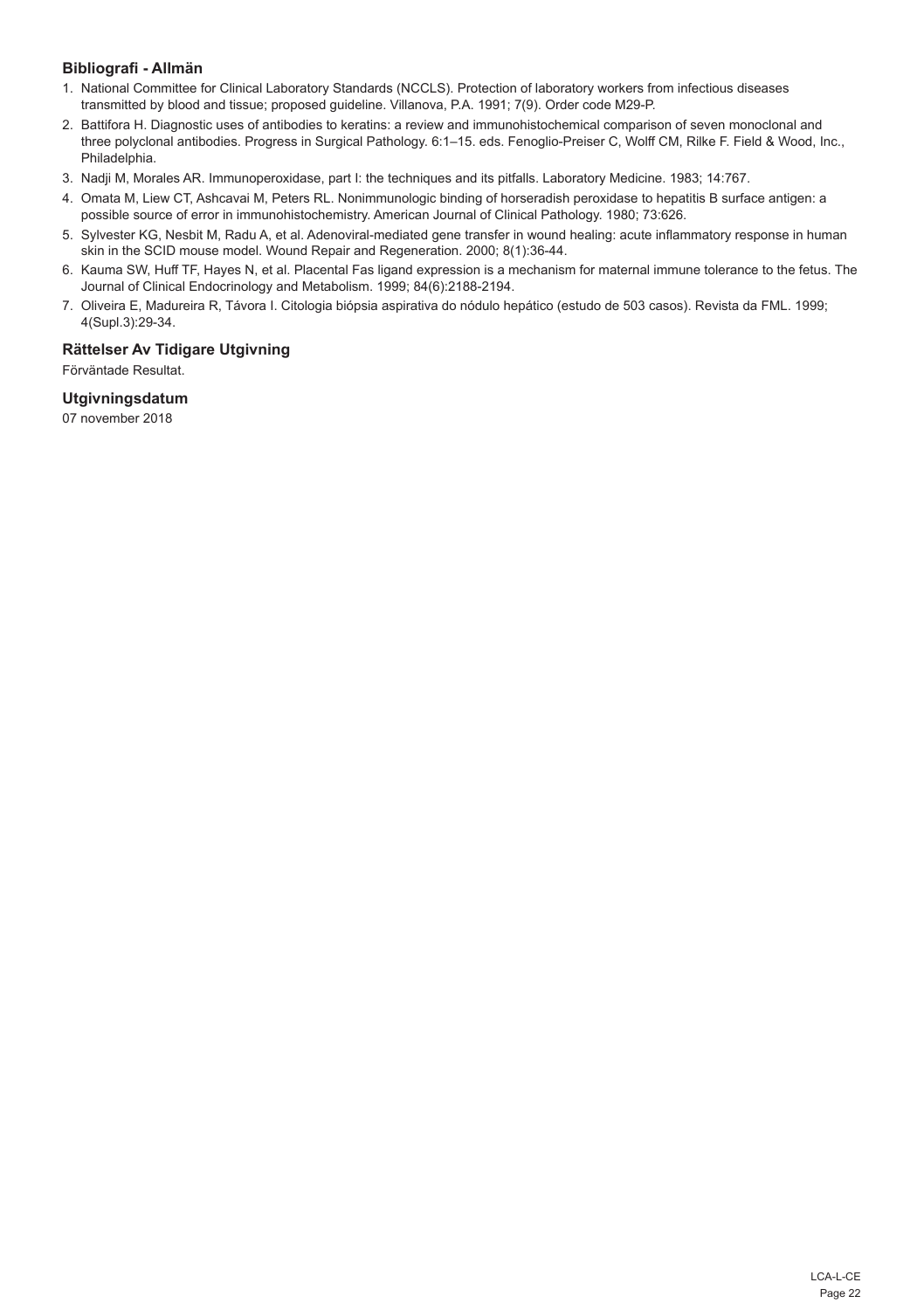### Bibliografi - Allmän

1. National Committee for Clinical Laboratory Standards (NCCLS). Protection of laboratory workers from infectious diseases transmitted by blood and tissue; proposed guideline. Villanova, P.A. 1991; 7(9). Order code M29-P.
2. Battifora H. Diagnostic uses of antibodies to keratins: a review and immunohistochemical comparison of seven monoclonal and three polyclonal antibodies. Progress in Surgical Pathology. 6:1–15. eds. Fenoglio-Preiser C, Wolff CM, Rilke F. Field & Wood, Inc., Philadelphia.
3. Nadji M, Morales AR. Immunoperoxidase, part I: the techniques and its pitfalls. Laboratory Medicine. 1983; 14:767.
4. Omata M, Liew CT, Ashcavai M, Peters RL. Nonimmunologic binding of horseradish peroxidase to hepatitis B surface antigen: a possible source of error in immunohistochemistry. American Journal of Clinical Pathology. 1980; 73:626.
5. Sylvester KG, Nesbit M, Radu A, et al. Adenoviral-mediated gene transfer in wound healing: acute inflammatory response in human skin in the SCID mouse model. Wound Repair and Regeneration. 2000; 8(1):36-44.
6. Kauma SW, Huff TF, Hayes N, et al. Placental Fas ligand expression is a mechanism for maternal immune tolerance to the fetus. The Journal of Clinical Endocrinology and Metabolism. 1999; 84(6):2188-2194.
7. Oliveira E, Madureira R, Távora I. Citologia biópsia aspirativa do nódulo hepático (estudo de 503 casos). Revista da FML. 1999; 4(Supl.3):29-34.

### Rättelser Av Tidigare Utgivning

Förväntade Resultat.

### Utgivningsdatum

07 november 2018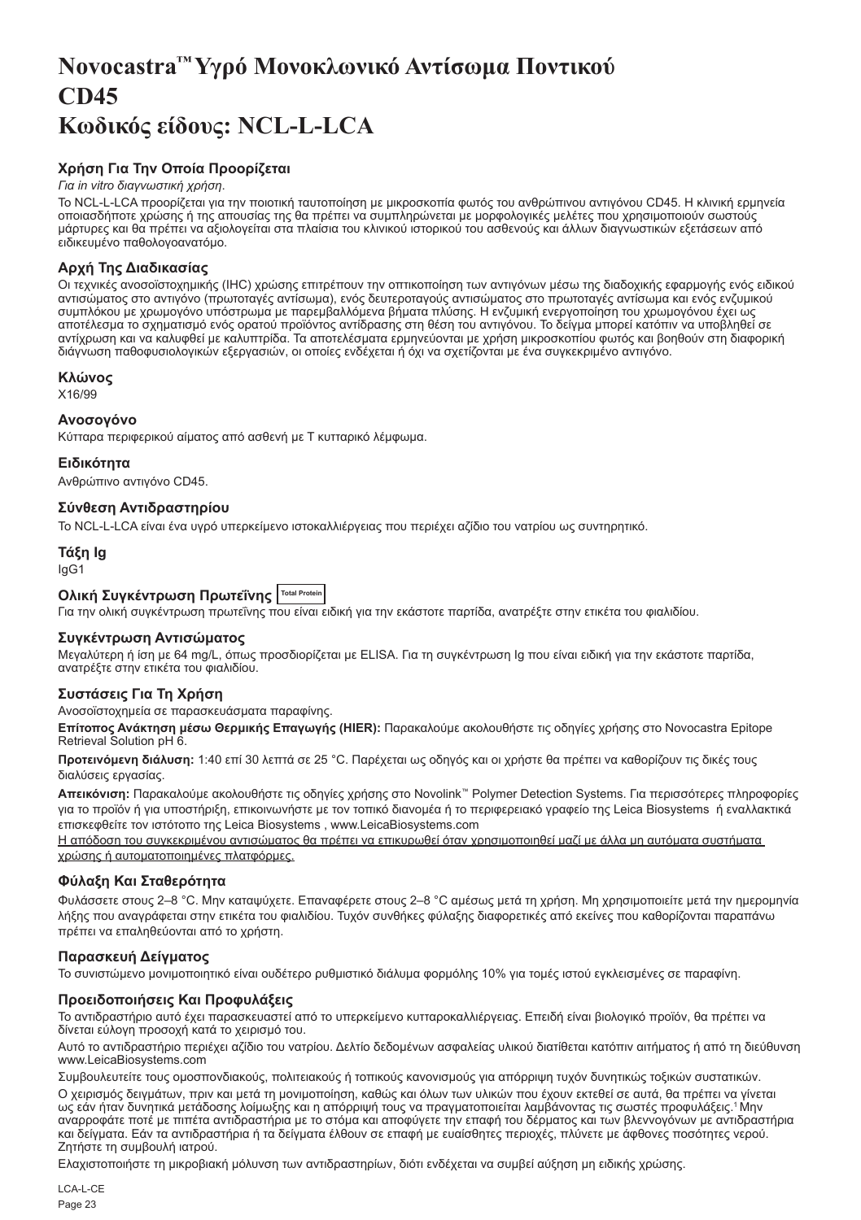# Novocastra™ Υγρό Μονοκλωνικό Αντίσωμα Ποντικού CD45
# Κωδικός είδους: NCL-L-LCA

### Χρήση Για Την Οποία Προορίζεται

*Για in vitro διαγνωστική χρήση*.

Το NCL-L-LCA προορίζεται για την ποιοτική ταυτοποίηση με μικροσκοπία φωτός του ανθρώπινου αντιγόνου CD45. Η κλινική ερμηνεία οποιασδήποτε χρώσης ή της απουσίας της θα πρέπει να συμπληρώνεται με μορφολογικές μελέτες που χρησιμοποιούν σωστούς μάρτυρες και θα πρέπει να αξιολογείται στα πλαίσια του κλινικού ιστορικού του ασθενούς και άλλων διαγνωστικών εξετάσεων από ειδικευμένο παθολογοανατόμο.

### Αρχή Της Διαδικασίας

Οι τεχνικές ανοσοϊστοχημικής (IHC) χρώσης επιτρέπουν την οπτικοποίηση των αντιγόνων μέσω της διαδοχικής εφαρμογής ενός ειδικού αντισώματος στο αντιγόνο (πρωτοταγές αντίσωμα), ενός δευτεροταγούς αντισώματος στο πρωτοταγές αντίσωμα και ενός ενζυμικού συμπλόκου με χρωμογόνο υπόστρωμα με παρεμβαλλόμενα βήματα πλύσης. Η ενζυμική ενεργοποίηση του χρωμογόνου έχει ως αποτέλεσμα το σχηματισμό ενός ορατού προϊόντος αντίδρασης στη θέση του αντιγόνου. Το δείγμα μπορεί κατόπιν να υποβληθεί σε αντίχρωση και να καλυφθεί με καλυπτρίδα. Τα αποτελέσματα ερμηνεύονται με χρήση μικροσκοπίου φωτός και βοηθούν στη διαφορική διάγνωση παθοφυσιολογικών εξεργασιών, οι οποίες ενδέχεται ή όχι να σχετίζονται με ένα συγκεκριμένο αντιγόνο.

### Κλώνος

X16/99

### Ανοσογόνο

Κύτταρα περιφερικού αίματος από ασθενή με Τ κυτταρικό λέμφωμα.

### Ειδικότητα

Ανθρώπινο αντιγόνο CD45.

### Σύνθεση Αντιδραστηρίου

Το NCL-L-LCA είναι ένα υγρό υπερκείμενο ιστοκαλλιέργειας που περιέχει αζίδιο του νατρίου ως συντηρητικό.

### Τάξη Ig

IgG1

### Ολική Συγκέντρωση Πρωτεΐνης Total Protein

Για την ολική συγκέντρωση πρωτεΐνης που είναι ειδική για την εκάστοτε παρτίδα, ανατρέξτε στην ετικέτα του φιαλιδίου.

### Συγκέντρωση Αντισώματος

Μεγαλύτερη ή ίση με 64 mg/L, όπως προσδιορίζεται με ELISA. Για τη συγκέντρωση Ig που είναι ειδική για την εκάστοτε παρτίδα, ανατρέξτε στην ετικέτα του φιαλιδίου.

### Συστάσεις Για Τη Χρήση

Ανοσοϊστοχημεία σε παρασκευάσματα παραφίνης.

**Επίτοπος Ανάκτηση μέσω Θερμικής Επαγωγής (HIER):** Παρακαλούμε ακολουθήστε τις οδηγίες χρήσης στο Novocastra Epitope Retrieval Solution pH 6.

**Προτεινόμενη διάλυση:** 1:40 επί 30 λεπτά σε 25 °C. Παρέχεται ως οδηγός και οι χρήστε θα πρέπει να καθορίζουν τις δικές τους διαλύσεις εργασίας.

**Απεικόνιση:** Παρακαλούμε ακολουθήστε τις οδηγίες χρήσης στο Novolink™ Polymer Detection Systems. Για περισσότερες πληροφορίες για το προϊόν ή για υποστήριξη, επικοινωνήστε με τον τοπικό διανομέα ή το περιφερειακό γραφείο της Leica Biosystems ή εναλλακτικά επισκεφθείτε τον ιστότοπο της Leica Biosystems , www.LeicaBiosystems.com

<u>Η απόδοση του συγκεκριμένου αντισώματος θα πρέπει να επικυρωθεί όταν χρησιμοποιηθεί μαζί με άλλα μη αυτόματα συστήματα χρώσης ή αυτοματοποιημένες πλατφόρμες.</u>

### Φύλαξη Και Σταθερότητα

Φυλάσσετε στους 2–8 °C. Μην καταψύχετε. Επαναφέρετε στους 2–8 °C αμέσως μετά τη χρήση. Μη χρησιμοποιείτε μετά την ημερομηνία λήξης που αναγράφεται στην ετικέτα του φιαλιδίου. Τυχόν συνθήκες φύλαξης διαφορετικές από εκείνες που καθορίζονται παραπάνω πρέπει να επαληθεύονται από το χρήστη.

### Παρασκευή Δείγματος

Το συνιστώμενο μονιμοποιητικό είναι ουδέτερο ρυθμιστικό διάλυμα φορμόλης 10% για τομές ιστού εγκλεισμένες σε παραφίνη.

### Προειδοποιήσεις Και Προφυλάξεις

Το αντιδραστήριο αυτό έχει παρασκευαστεί από το υπερκείμενο κυτταροκαλλιέργειας. Επειδή είναι βιολογικό προϊόν, θα πρέπει να δίνεται εύλογη προσοχή κατά το χειρισμό του.

Αυτό το αντιδραστήριο περιέχει αζίδιο του νατρίου. Δελτίο δεδομένων ασφαλείας υλικού διατίθεται κατόπιν αιτήματος ή από τη διεύθυνση www.LeicaBiosystems.com

Συμβουλευτείτε τους ομοσπονδιακούς, πολιτειακούς ή τοπικούς κανονισμούς για απόρριψη τυχόν δυνητικώς τοξικών συστατικών.

Ο χειρισμός δειγμάτων, πριν και μετά τη μονιμοποίηση, καθώς και όλων των υλικών που έχουν εκτεθεί σε αυτά, θα πρέπει να γίνεται ως εάν ήταν δυνητικά μετάδοσης λοίμωξης και η απόρριψή τους να πραγματοποιείται λαμβάνοντας τις σωστές προφυλάξεις.[1] Μην αναρροφάτε ποτέ με πιπέτα αντιδραστήρια με το στόμα και αποφύγετε την επαφή του δέρματος και των βλεννογόνων με αντιδραστήρια και δείγματα. Εάν τα αντιδραστήρια ή τα δείγματα έλθουν σε επαφή με ευαίσθητες περιοχές, πλύνετε με άφθονες ποσότητες νερού. Ζητήστε τη συμβουλή ιατρού.

Ελαχιστοποιήστε τη μικροβιακή μόλυνση των αντιδραστηρίων, διότι ενδέχεται να συμβεί αύξηση μη ειδικής χρώσης.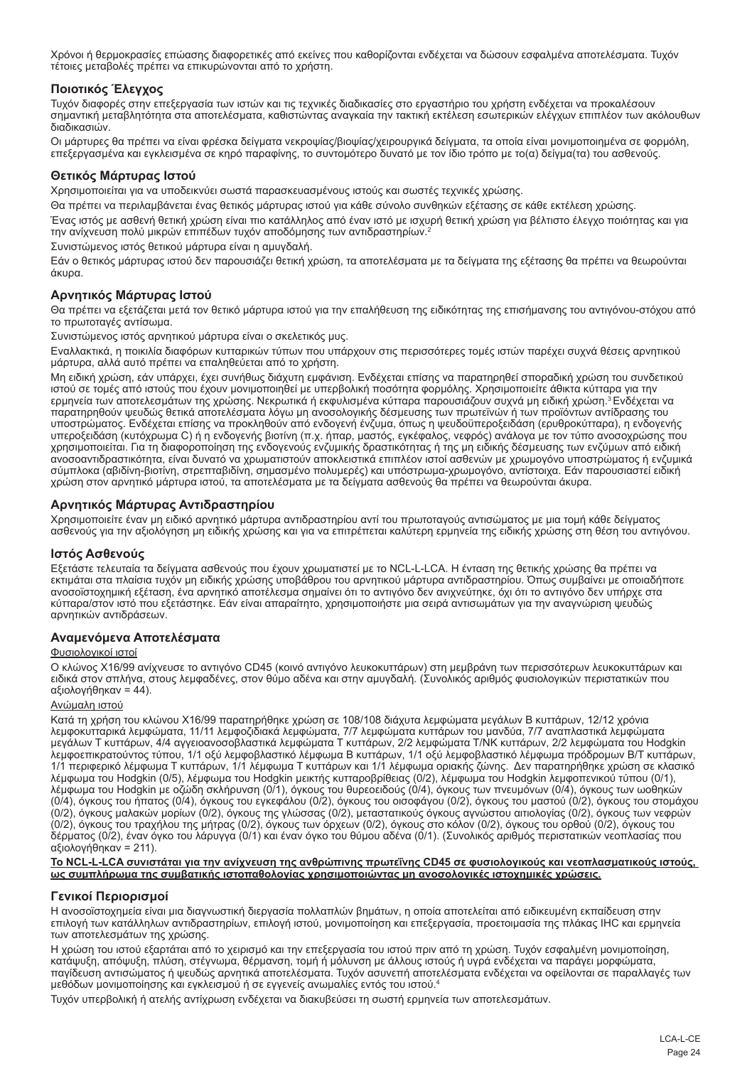Χρόνοι ή θερμοκρασίες επώασης διαφορετικές από εκείνες που καθορίζονται ενδέχεται να δώσουν εσφαλμένα αποτελέσματα. Τυχόν τέτοιες μεταβολές πρέπει να επικυρώνονται από το χρήστη.

## Ποιοτικός Έλεγχος

Τυχόν διαφορές στην επεξεργασία των ιστών και τις τεχνικές διαδικασίες στο εργαστήριο του χρήστη ενδέχεται να προκαλέσουν σημαντική μεταβλητότητα στα αποτελέσματα, καθιστώντας αναγκαία την τακτική εκτέλεση εσωτερικών ελέγχων επιπλέον των ακόλουθων διαδικασιών.

Οι μάρτυρες θα πρέπει να είναι φρέσκα δείγματα νεκροψίας/βιοψίας/χειρουργικά δείγματα, τα οποία είναι μονιμοποιημένα σε φορμόλη, επεξεργασμένα και εγκλεισμένα σε κηρό παραφίνης, το συντομότερο δυνατό με τον ίδιο τρόπο με το(α) δείγμα(τα) του ασθενούς.

## Θετικός Μάρτυρας Ιστού

Χρησιμοποιείται για να υποδεικνύει σωστά παρασκευασμένους ιστούς και σωστές τεχνικές χρώσης.

Θα πρέπει να περιλαμβάνεται ένας θετικός μάρτυρας ιστού για κάθε σύνολο συνθηκών εξέτασης σε κάθε εκτέλεση χρώσης.

Ένας ιστός με ασθενή θετική χρώση είναι πιο κατάλληλος από έναν ιστό με ισχυρή θετική χρώση για βέλτιστο έλεγχο ποιότητας και για την ανίχνευση πολύ μικρών επιπέδων τυχόν αποδόμησης των αντιδραστηρίων.[2]

Συνιστώμενος ιστός θετικού μάρτυρα είναι η αμυγδαλή.

Εάν ο θετικός μάρτυρας ιστού δεν παρουσιάζει θετική χρώση, τα αποτελέσματα με τα δείγματα της εξέτασης θα πρέπει να θεωρούνται άκυρα.

## Αρνητικός Μάρτυρας Ιστού

Θα πρέπει να εξετάζεται μετά τον θετικό μάρτυρα ιστού για την επαλήθευση της ειδικότητας της επισήμανσης του αντιγόνου-στόχου από το πρωτοταγές αντίσωμα.

Συνιστώμενος ιστός αρνητικού μάρτυρα είναι ο σκελετικός μυς.

Εναλλακτικά, η ποικιλία διαφόρων κυτταρικών τύπων που υπάρχουν στις περισσότερες τομές ιστών παρέχει συχνά θέσεις αρνητικού μάρτυρα, αλλά αυτό πρέπει να επαληθεύεται από το χρήστη.

Μη ειδική χρώση, εάν υπάρχει, έχει συνήθως διάχυτη εμφάνιση. Ενδέχεται επίσης να παρατηρηθεί σποραδική χρώση του συνδετικού ιστού σε τομές από ιστούς που έχουν μονιμοποιηθεί με υπερβολική ποσότητα φορμόλης. Χρησιμοποιείτε άθικτα κύτταρα για την ερμηνεία των αποτελεσμάτων της χρώσης. Νεκρωτικά ή εκφυλισμένα κύτταρα παρουσιάζουν συχνά μη ειδική χρώση.[3] Ενδέχεται να παρατηρηθούν ψευδώς θετικά αποτελέσματα λόγω μη ανοσολογικής δέσμευσης των πρωτεϊνών ή των προϊόντων αντίδρασης του υποστρώματος. Ενδέχεται επίσης να προκληθούν από ενδογενή ένζυμα, όπως η ψευδοϋπεροξειδάση (ερυθροκύτταρα), η ενδογενής υπεροξειδάση (κυτόχρωμα C) ή η ενδογενής βιοτίνη (π.χ. ήπαρ, μαστός, εγκέφαλος, νεφρός) ανάλογα με τον τύπο ανοσοχρώσης που χρησιμοποιείται. Για τη διαφοροποίηση της ενδογενούς ενζυμικής δραστικότητας ή της μη ειδικής δέσμευσης των ενζύμων από ειδική ανοσοαντιδραστικότητα, είναι δυνατό να χρωματιστούν αποκλειστικά επιπλέον ιστοί ασθενών με χρωμογόνο υποστρώματος ή ενζυμικά σύμπλοκα (αβιδίνη-βιοτίνη, στρεπταβιδίνη, σημασμένο πολυμερές) και υπόστρωμα-χρωμογόνο, αντίστοιχα. Εάν παρουσιαστεί ειδική χρώση στον αρνητικό μάρτυρα ιστού, τα αποτελέσματα με τα δείγματα ασθενούς θα πρέπει να θεωρούνται άκυρα.

## Αρνητικός Μάρτυρας Αντιδραστηρίου

Χρησιμοποιήστε έναν μη ειδικό αρνητικό μάρτυρα αντιδραστηρίου αντί του πρωτοταγούς αντισώματος με μια τομή κάθε δείγματος ασθενούς για την αξιολόγηση μη ειδικής χρώσης και για να επιτρέπεται καλύτερη ερμηνεία της ειδικής χρώσης στη θέση του αντιγόνου.

## Ιστός Ασθενούς

Εξετάστε τελευταία τα δείγματα ασθενούς που έχουν χρωματιστεί με το NCL-L-LCA. Η ένταση της θετικής χρώσης θα πρέπει να εκτιμάται στα πλαίσια τυχόν μη ειδικής χρώσης υποβάθρου του αρνητικού μάρτυρα αντιδραστηρίου. Όπως συμβαίνει με οποιαδήποτε ανοσοϊστοχημική εξέταση, ένα αρνητικό αποτέλεσμα σημαίνει ότι το αντιγόνο δεν ανιχνεύτηκε, όχι ότι το αντιγόνο δεν υπήρχε στα κύτταρα/στον ιστό που εξετάστηκε. Εάν είναι απαραίτητο, χρησιμοποιήστε μια σειρά αντισωμάτων για την αναγνώριση ψευδώς αρνητικών αντιδράσεων.

## Αναμενόμενα Αποτελέσματα

Φυσιολογικοί ιστοί

Ο κλώνος X16/99 ανίχνευσε το αντιγόνο CD45 (κοινό αντιγόνο λευκοκυττάρων) στη μεμβράνη των περισσότερων λευκοκυττάρων και ειδικά στον σπλήνα, στους λεμφαδένες, στον θύμο αδένα και στην αμυγδαλή. (Συνολικός αριθμός φυσιολογικών περιστατικών που αξιολογήθηκαν = 44).

Ανώμαλη ιστού

Κατά τη χρήση του κλώνου X16/99 παρατηρήθηκε χρώση σε 108/108 διάχυτα λεμφώματα μεγάλων Β κυττάρων, 12/12 χρόνια λεμφοκυτταρικά λεμφώματα, 11/11 λεμφοζιδιακά λεμφώματα, 7/7 λεμφώματα κυττάρων του μανδύα, 7/7 αναπλαστικά λεμφώματα μεγάλων Τ κυττάρων, 4/4 αγγειοανοσοβλαστικά λεμφώματα Τ κυττάρων, 2/2 λεμφώματα T/NK κυττάρων, 2/2 λεμφώματα του Hodgkin λεμφοεπικρατούντος τύπου, 1/1 οξύ λεμφοβλαστικό λέμφωμα Β κυττάρων, 1/1 οξύ λεμφοβλαστικό λέμφωμα πρόδρομων Β/Τ κυττάρων, 1/1 περιφερικό λέμφωμα Τ κυττάρων, 1/1 λέμφωμα Τ κυττάρων και 1/1 λέμφωμα οριακής ζώνης. Δεν παρατηρήθηκε χρώση σε κλασικό λέμφωμα του Hodgkin (0/5), λέμφωμα του Hodgkin μεικτής κυτταροβρίθειας (0/2), λέμφωμα του Hodgkin λεμφοπενικού τύπου (0/1), λέμφωμα του Hodgkin με οζώδη σκλήρυνση (0/1), όγκους του θυρεοειδούς (0/4), όγκους των πνευμόνων (0/4), όγκους των ωοθηκών (0/4), όγκους του ήπατος (0/4), όγκους του εγκεφάλου (0/2), όγκους του οισοφάγου (0/2), όγκους του μαστού (0/2), όγκους του στομάχου (0/2), όγκους μαλακών μορίων (0/2), όγκους της γλώσσας (0/2), μεταστατικούς όγκους αγνώστου αιτιολογίας (0/2), όγκους των νεφρών (0/2), όγκους του τραχήλου της μήτρας (0/2), όγκους των όρχεων (0/2), όγκους στο κόλον (0/2), όγκους του ορθού (0/2), όγκους του δέρματος (0/2), έναν όγκο του λάρυγγα (0/1) και έναν όγκο του θύμου αδένα (0/1). (Συνολικός αριθμός περιστατικών νεοπλασίας που αξιολογήθηκαν = 211).

**Το NCL-L-LCA συνιστάται για την ανίχνευση της ανθρώπινης πρωτεΐνης CD45 σε φυσιολογικούς και νεοπλασματικούς ιστούς, ως συμπλήρωμα της συμβατικής ιστοπαθολογίας χρησιμοποιώντας μη ανοσολογικές ιστοχημικές χρώσεις.**

## Γενικοί Περιορισμοί

Η ανοσοϊστοχημεία είναι μια διαγνωστική διεργασία πολλαπλών βημάτων, η οποία αποτελείται από ειδικευμένη εκπαίδευση στην επιλογή των κατάλληλων αντιδραστηρίων, επιλογή ιστού, μονιμοποίηση και επεξεργασία, προετοιμασία της πλάκας IHC και ερμηνεία των αποτελεσμάτων της χρώσης.

Η χρώση του ιστού εξαρτάται από το χειρισμό και την επεξεργασία του ιστού πριν από τη χρώση. Τυχόν εσφαλμένη μονιμοποίηση, κατάψυξη, απόψυξη, πλύση, στέγνωμα, θέρμανση, τομή ή μόλυνση με άλλους ιστούς ή υγρά ενδέχεται να παράγει μορφώματα, παγίδευση αντισώματος ή ψευδώς αρνητικά αποτελέσματα. Τυχόν ασυνεπή αποτελέσματα ενδέχεται να οφείλονται σε παραλλαγές των μεθόδων μονιμοποίησης και εγκλεισμού ή σε εγγενείς ανωμαλίες εντός του ιστού.[4]

Τυχόν υπερβολική ή ατελής αντίχρωση ενδέχεται να διακυβεύσει τη σωστή ερμηνεία των αποτελεσμάτων.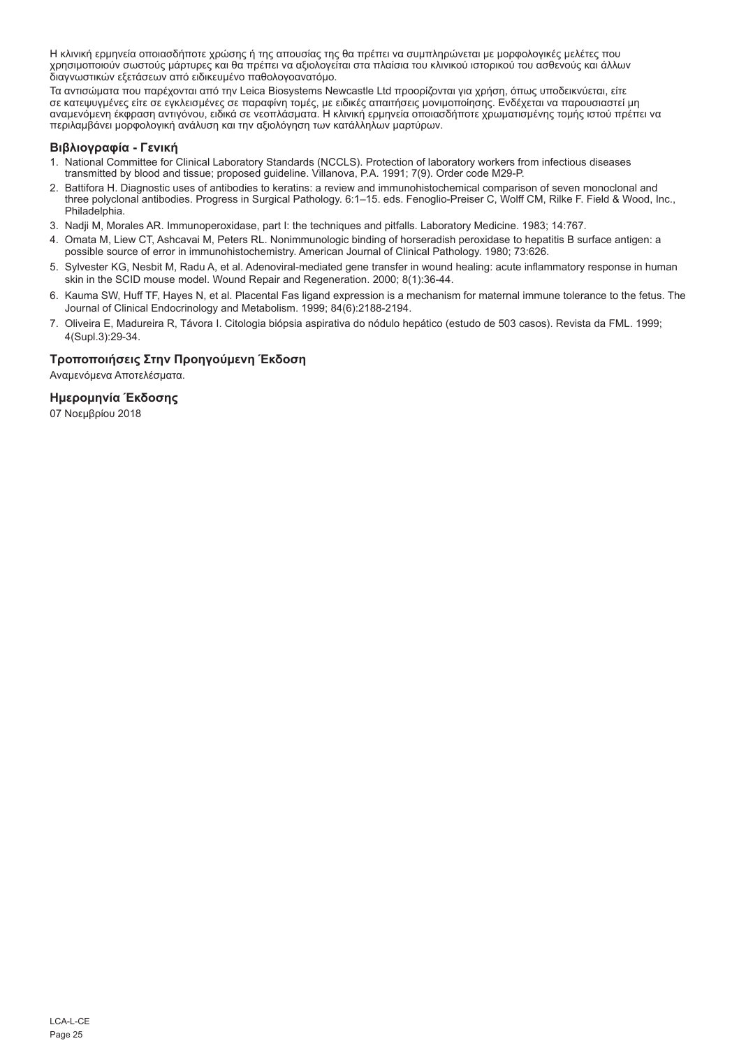Η κλινική ερμηνεία οποιασδήποτε χρώσης ή της απουσίας της θα πρέπει να συμπληρώνεται με μορφολογικές μελέτες που χρησιμοποιούν σωστούς μάρτυρες και θα πρέπει να αξιολογείται στα πλαίσια του κλινικού ιστορικού του ασθενούς και άλλων διαγνωστικών εξετάσεων από ειδικευμένο παθολογοανατόμο.

Τα αντισώματα που παρέχονται από την Leica Biosystems Newcastle Ltd προορίζονται για χρήση, όπως υποδεικνύεται, είτε σε κατεψυγμένες είτε σε εγκλεισμένες σε παραφίνη τομές, με ειδικές απαιτήσεις μονιμοποίησης. Ενδέχεται να παρουσιαστεί μη αναμενόμενη έκφραση αντιγόνου, ειδικά σε νεοπλάσματα. Η κλινική ερμηνεία οποιασδήποτε χρωματισμένης τομής ιστού πρέπει να περιλαμβάνει μορφολογική ανάλυση και την αξιολόγηση των κατάλληλων μαρτύρων.

## Βιβλιογραφία - Γενική

1. National Committee for Clinical Laboratory Standards (NCCLS). Protection of laboratory workers from infectious diseases transmitted by blood and tissue; proposed guideline. Villanova, P.A. 1991; 7(9). Order code M29-P.
2. Battifora H. Diagnostic uses of antibodies to keratins: a review and immunohistochemical comparison of seven monoclonal and three polyclonal antibodies. Progress in Surgical Pathology. 6:1–15. eds. Fenoglio-Preiser C, Wolff CM, Rilke F. Field & Wood, Inc., Philadelphia.
3. Nadji M, Morales AR. Immunoperoxidase, part I: the techniques and pitfalls. Laboratory Medicine. 1983; 14:767.
4. Omata M, Liew CT, Ashcavai M, Peters RL. Nonimmunologic binding of horseradish peroxidase to hepatitis B surface antigen: a possible source of error in immunohistochemistry. American Journal of Clinical Pathology. 1980; 73:626.
5. Sylvester KG, Nesbit M, Radu A, et al. Adenoviral-mediated gene transfer in wound healing: acute inflammatory response in human skin in the SCID mouse model. Wound Repair and Regeneration. 2000; 8(1):36-44.
6. Kauma SW, Huff TF, Hayes N, et al. Placental Fas ligand expression is a mechanism for maternal immune tolerance to the fetus. The Journal of Clinical Endocrinology and Metabolism. 1999; 84(6):2188-2194.
7. Oliveira E, Madureira R, Távora I. Citologia biópsia aspirativa do nódulo hepático (estudo de 503 casos). Revista da FML. 1999; 4(Supl.3):29-34.

## Τροποποιήσεις Στην Προηγούμενη Έκδοση

Αναμενόμενα Αποτελέσματα.

## Ημερομηνία Έκδοσης

07 Νοεμβρίου 2018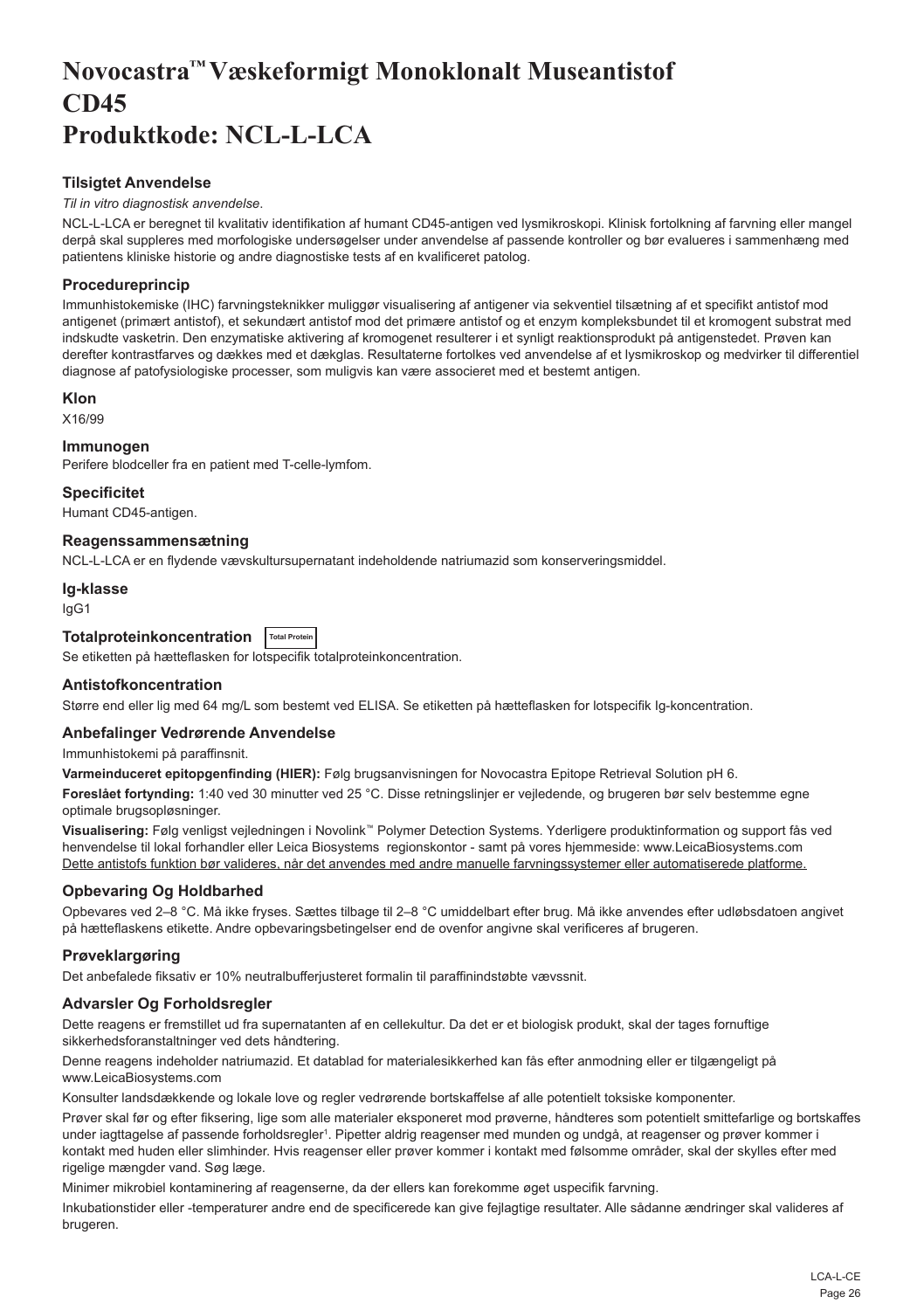# Novocastra™ Væskeformigt Monoklonalt Museantistof CD45 Produktkode: NCL-L-LCA

### Tilsigtet Anvendelse

*Til in vitro diagnostisk anvendelse*.

NCL-L-LCA er beregnet til kvalitativ identifikation af humant CD45-antigen ved lysmikroskopi. Klinisk fortolkning af farvning eller mangel derpå skal suppleres med morfologiske undersøgelser under anvendelse af passende kontroller og bør evalueres i sammenhæng med patientens kliniske historie og andre diagnostiske tests af en kvalificeret patolog.

### Procedureprincip

Immunhistokemiske (IHC) farvningsteknikker muliggør visualisering af antigener via sekventiel tilsætning af et specifikt antistof mod antigenet (primært antistof), et sekundært antistof mod det primære antistof og et enzym kompleksbundet til et kromogent substrat med indskudte vasketrin. Den enzymatiske aktivering af kromogenet resulterer i et synligt reaktionsprodukt på antigenstedet. Prøven kan derefter kontrastfarves og dækkes med et dækglas. Resultaterne fortolkes ved anvendelse af et lysmikroskop og medvirker til differentiel diagnose af patofysiologiske processer, som muligvis kan være associeret med et bestemt antigen.

### Klon

X16/99

### Immunogen

Perifere blodceller fra en patient med T-celle-lymfom.

### Specificitet

Humant CD45-antigen.

### Reagenssammensætning

NCL-L-LCA er en flydende vævskultursupernatant indeholdende natriumazid som konserveringsmiddel.

### Ig-klasse

IgG1

### Totalproteinkoncentration Total Protein

Se etiketten på hætteflasken for lotspecifik totalproteinkoncentration.

### Antistofkoncentration

Større end eller lig med 64 mg/L som bestemt ved ELISA. Se etiketten på hætteflasken for lotspecifik Ig-koncentration.

### Anbefalinger Vedrørende Anvendelse

Immunhistokemi på paraffinsnit.

**Varmeinduceret epitopgenfinding (HIER):** Følg brugsanvisningen for Novocastra Epitope Retrieval Solution pH 6.

**Foreslået fortynding:** 1:40 ved 30 minutter ved 25 °C. Disse retningslinjer er vejledende, og brugeren bør selv bestemme egne optimale brugsopløsninger.

**Visualisering:** Følg venligst vejledningen i Novolink™ Polymer Detection Systems. Yderligere produktinformation og support fås ved henvendelse til lokal forhandler eller Leica Biosystems regionskontor - samt på vores hjemmeside: www.LeicaBiosystems.com

Dette antistofs funktion bør valideres, når det anvendes med andre manuelle farvningssystemer eller automatiserede platforme.

### Opbevaring Og Holdbarhed

Opbevares ved 2–8 °C. Må ikke fryses. Sættes tilbage til 2–8 °C umiddelbart efter brug. Må ikke anvendes efter udløbsdatoen angivet på hætteflaskens etikette. Andre opbevaringsbetingelser end de ovenfor angivne skal verificeres af brugeren.

### Prøveklargøring

Det anbefalede fiksativ er 10% neutralbufferjusteret formalin til paraffinindstøbte vævssnit.

### Advarsler Og Forholdsregler

Dette reagens er fremstillet ud fra supernatanten af en cellekultur. Da det er et biologisk produkt, skal der tages fornuftige sikkerhedsforanstaltninger ved dets håndtering.

Denne reagens indeholder natriumazid. Et datablad for materialesikkerhed kan fås efter anmodning eller er tilgængeligt på www.LeicaBiosystems.com

Konsulter landsdækkende og lokale love og regler vedrørende bortskaffelse af alle potentielt toksiske komponenter.

Prøver skal før og efter fiksering, lige som alle materialer eksponeret mod prøverne, håndteres som potentielt smittefarlige og bortskaffes under iagttagelse af passende forholdsregler[1]. Pipetter aldrig reagenser med munden og undgå, at reagenser og prøver kommer i kontakt med huden eller slimhinder. Hvis reagenser eller prøver kommer i kontakt med følsomme områder, skal der skylles efter med rigelige mængder vand. Søg læge.

Minimer mikrobiel kontaminering af reagenserne, da der ellers kan forekomme øget uspecifik farvning.

Inkubationstider eller -temperaturer andre end de specificerede kan give fejlagtige resultater. Alle sådanne ændringer skal valideres af brugeren.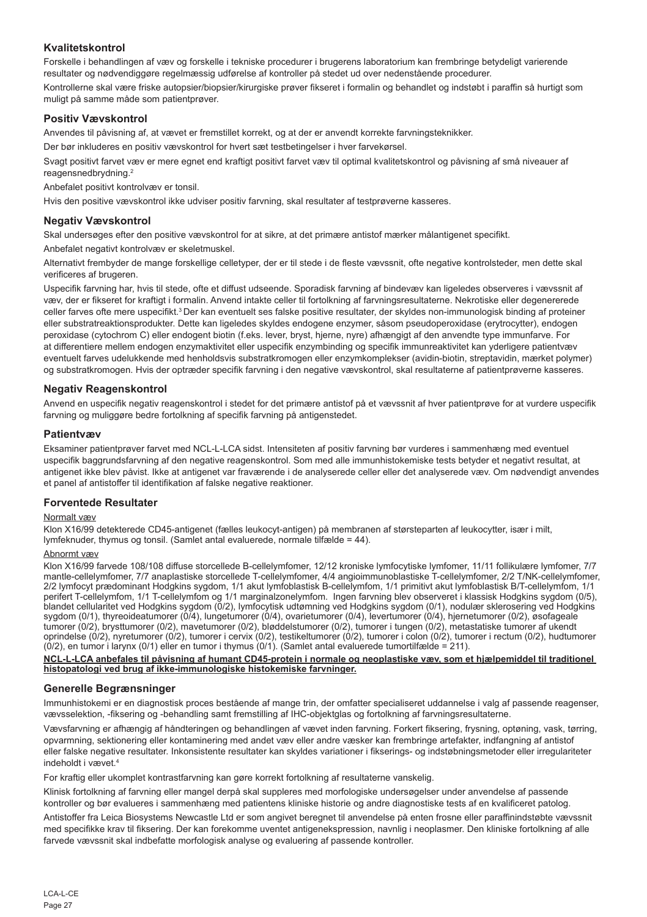## Kvalitetskontrol

Forskelle i behandlingen af væv og forskelle i tekniske procedurer i brugerens laboratorium kan frembringe betydeligt varierende resultater og nødvendiggøre regelmæssig udførelse af kontroller på stedet ud over nedenstående procedurer.

Kontrollerne skal være friske autopsier/biopsier/kirurgiske prøver fikseret i formalin og behandlet og indstøbt i paraffin så hurtigt som muligt på samme måde som patientprøver.

## Positiv Vævskontrol

Anvendes til påvisning af, at vævet er fremstillet korrekt, og at der er anvendt korrekte farvningsteknikker.

Der bør inkluderes en positiv vævskontrol for hvert sæt testbetingelser i hver farvekørsel.

Svagt positivt farvet væv er mere egnet end kraftigt positivt farvet væv til optimal kvalitetskontrol og påvisning af små niveauer af reagensnedbrydning.[2]

Anbefalet positivt kontrolvæv er tonsil.

Hvis den positive vævskontrol ikke udviser positiv farvning, skal resultater af testprøverne kasseres.

## Negativ Vævskontrol

Skal undersøges efter den positive vævskontrol for at sikre, at det primære antistof mærker målantigenet specifikt.

Anbefalet negativt kontrolvæv er skeletmuskel.

Alternativt frembyder de mange forskellige celletyper, der er til stede i de fleste vævssnit, ofte negative kontrolsteder, men dette skal verificeres af brugeren.

Uspecifik farvning har, hvis til stede, ofte et diffust udseende. Sporadisk farvning af bindevæv kan ligeledes observeres i vævssnit af væv, der er fikseret for kraftigt i formalin. Anvend intakte celler til fortolkning af farvningsresultaterne. Nekrotiske eller degenererede celler farves ofte mere uspecifikt.[3] Der kan eventuelt ses falske positive resultater, der skyldes non-immunologisk binding af proteiner eller substratreaktionsprodukter. Dette kan ligeledes skyldes endogene enzymer, såsom pseudoperoxidase (erytrocytter), endogen peroxidase (cytochrom C) eller endogent biotin (f.eks. lever, bryst, hjerne, nyre) afhængigt af den anvendte type immunfarve. For at differentiere mellem endogen enzymaktivitet eller uspecifik enzymbinding og specifik immunreaktivitet kan yderligere patientvæv eventuelt farves udelukkende med henholdsvis substratkromogen eller enzymkomplekser (avidin-biotin, streptavidin, mærket polymer) og substratkromogen. Hvis der optræder specifik farvning i den negative vævskontrol, skal resultaterne af patientprøverne kasseres.

## Negativ Reagenskontrol

Anvend en uspecifik negativ reagenskontrol i stedet for det primære antistof på et vævssnit af hver patientprøve for at vurdere uspecifik farvning og muliggøre bedre fortolkning af specifik farvning på antigenstedet.

## Patientvæv

Eksaminer patientprøver farvet med NCL-L-LCA sidst. Intensiteten af positiv farvning bør vurderes i sammenhæng med eventuel uspecifik baggrundsfarvning af den negative reagenskontrol. Som med alle immunhistokemiske tests betyder et negativt resultat, at antigenet ikke blev påvist. Ikke at antigenet var fraværende i de analyserede celler eller det analyserede væv. Om nødvendigt anvendes et panel af antistoffer til identifikation af falske negative reaktioner.

## Forventede Resultater

Normalt væv

Klon X16/99 detekterede CD45-antigenet (fælles leukocyt-antigen) på membranen af størsteparten af leukocytter, især i milt, lymfeknuder, thymus og tonsil. (Samlet antal evaluerede, normale tilfælde = 44).

Abnormt væv

Klon X16/99 farvede 108/108 diffuse storcellede B-cellelymfomer, 12/12 kroniske lymfocytiske lymfomer, 11/11 follikulære lymfomer, 7/7 mantle-cellelymfomer, 7/7 anaplastiske storcellede T-cellelymfomer, 4/4 angioimmunoblastiske T-cellelymfomer, 2/2 T/NK-cellelymfomer, 2/2 lymfocyt prædominant Hodgkins sygdom, 1/1 akut lymfoblastisk B-cellelymfom, 1/1 primitivt akut lymfoblastisk B/T-cellelymfom, 1/1 perifert T-cellelymfom, 1/1 T-cellelymfom og 1/1 marginalzonelymfom. Ingen farvning blev observeret i klassisk Hodgkins sygdom (0/5), blandet cellularitet ved Hodgkins sygdom (0/2), lymfocytisk udtømning ved Hodgkins sygdom (0/1), nodulær sklerosering ved Hodgkins sygdom (0/1), thyreoideatumorer (0/4), lungetumorer (0/4), ovarietumorer (0/4), levertumorer (0/4), hjernetumorer (0/2), øsofageale tumorer (0/2), brysttumorer (0/2), mavetumorer (0/2), bløddelstumorer (0/2), tumorer i tungen (0/2), metastatiske tumorer af ukendt oprindelse (0/2), nyretumorer (0/2), tumorer i cervix (0/2), testikeltumorer (0/2), tumorer i colon (0/2), tumorer i rectum (0/2), hudtumorer (0/2), en tumor i larynx (0/1) eller en tumor i thymus (0/1). (Samlet antal evaluerede tumortilfælde = 211).

**NCL-L-LCA anbefales til påvisning af humant CD45-protein i normale og neoplastiske væv, som et hjælpemiddel til traditionel histopatologi ved brug af ikke-immunologiske histokemiske farvninger.**

## Generelle Begrænsninger

Immunhistokemi er en diagnostisk proces bestående af mange trin, der omfatter specialiseret uddannelse i valg af passende reagenser, vævsselektion, -fiksering og -behandling samt fremstilling af IHC-objektglas og fortolkning af farvningsresultaterne.

Vævsfarvning er afhængig af håndteringen og behandlingen af vævet inden farvning. Forkert fiksering, frysning, optøning, vask, tørring, opvarmning, sektionering eller kontaminering med andet væv eller andre væsker kan frembringe artefakter, indfangning af antistof eller falske negative resultater. Inkonsistente resultater kan skyldes variationer i fikserings- og indstøbningsmetoder eller irregulariteter indeholdt i vævet.[4]

For kraftig eller ukomplet kontrastfarvning kan gøre korrekt fortolkning af resultaterne vanskelig.

Klinisk fortolkning af farvning eller mangel derpå skal suppleres med morfologiske undersøgelser under anvendelse af passende kontroller og bør evalueres i sammenhæng med patientens kliniske historie og andre diagnostiske tests af en kvalificeret patolog.

Antistoffer fra Leica Biosystems Newcastle Ltd er som angivet beregnet til anvendelse på enten frosne eller paraffinindstøbte vævssnit med specifikke krav til fiksering. Der kan forekomme uventet antigenekspression, navnlig i neoplasmer. Den kliniske fortolkning af alle farvede vævssnit skal indbefatte morfologisk analyse og evaluering af passende kontroller.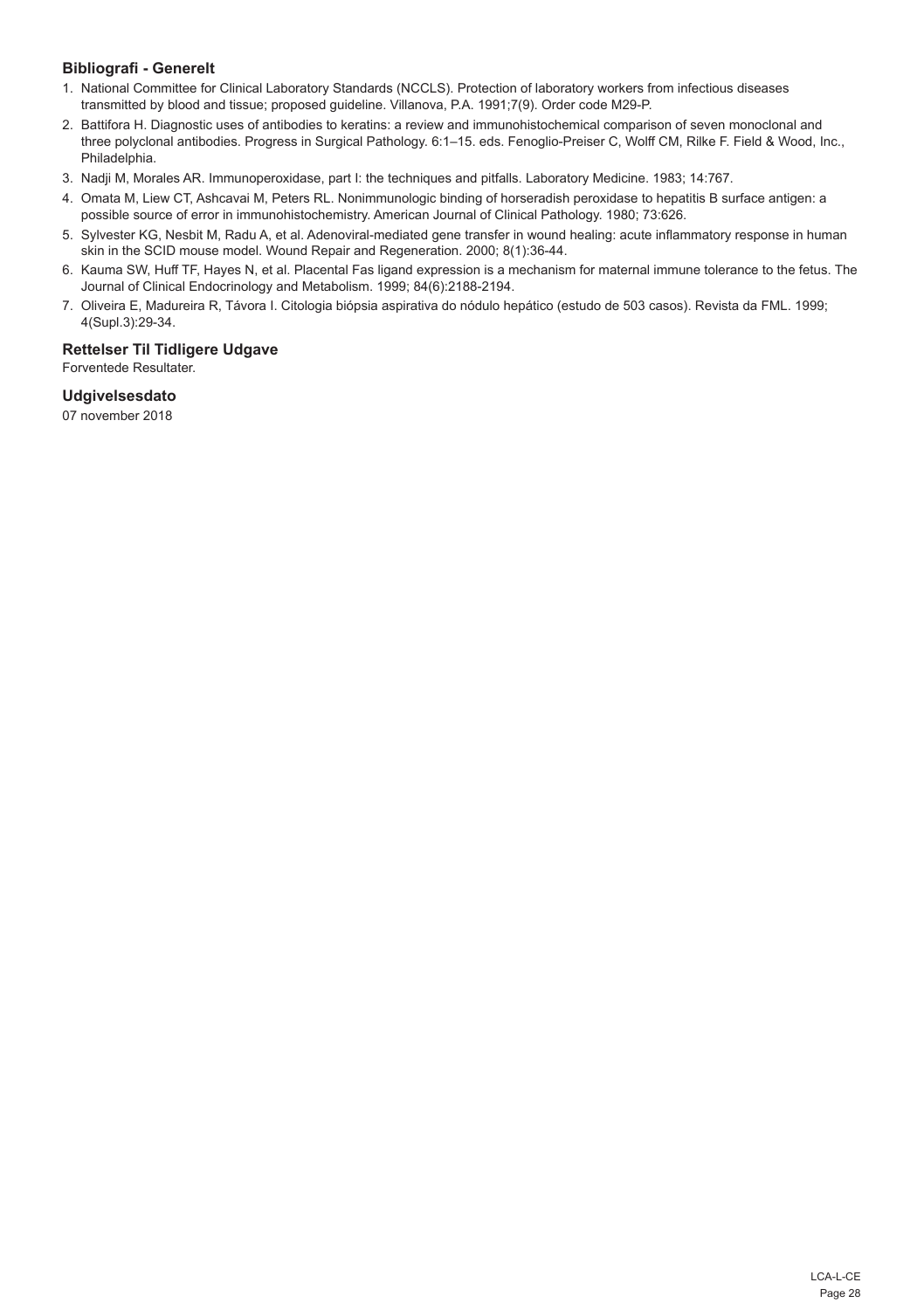### Bibliografi - Generelt

1. National Committee for Clinical Laboratory Standards (NCCLS). Protection of laboratory workers from infectious diseases transmitted by blood and tissue; proposed guideline. Villanova, P.A. 1991;7(9). Order code M29-P.
2. Battifora H. Diagnostic uses of antibodies to keratins: a review and immunohistochemical comparison of seven monoclonal and three polyclonal antibodies. Progress in Surgical Pathology. 6:1–15. eds. Fenoglio-Preiser C, Wolff CM, Rilke F. Field & Wood, Inc., Philadelphia.
3. Nadji M, Morales AR. Immunoperoxidase, part I: the techniques and pitfalls. Laboratory Medicine. 1983; 14:767.
4. Omata M, Liew CT, Ashcavai M, Peters RL. Nonimmunologic binding of horseradish peroxidase to hepatitis B surface antigen: a possible source of error in immunohistochemistry. American Journal of Clinical Pathology. 1980; 73:626.
5. Sylvester KG, Nesbit M, Radu A, et al. Adenoviral-mediated gene transfer in wound healing: acute inflammatory response in human skin in the SCID mouse model. Wound Repair and Regeneration. 2000; 8(1):36-44.
6. Kauma SW, Huff TF, Hayes N, et al. Placental Fas ligand expression is a mechanism for maternal immune tolerance to the fetus. The Journal of Clinical Endocrinology and Metabolism. 1999; 84(6):2188-2194.
7. Oliveira E, Madureira R, Távora I. Citologia biópsia aspirativa do nódulo hepático (estudo de 503 casos). Revista da FML. 1999; 4(Supl.3):29-34.

### Rettelser Til Tidligere Udgave

Forventede Resultater.

### Udgivelsesdato

07 november 2018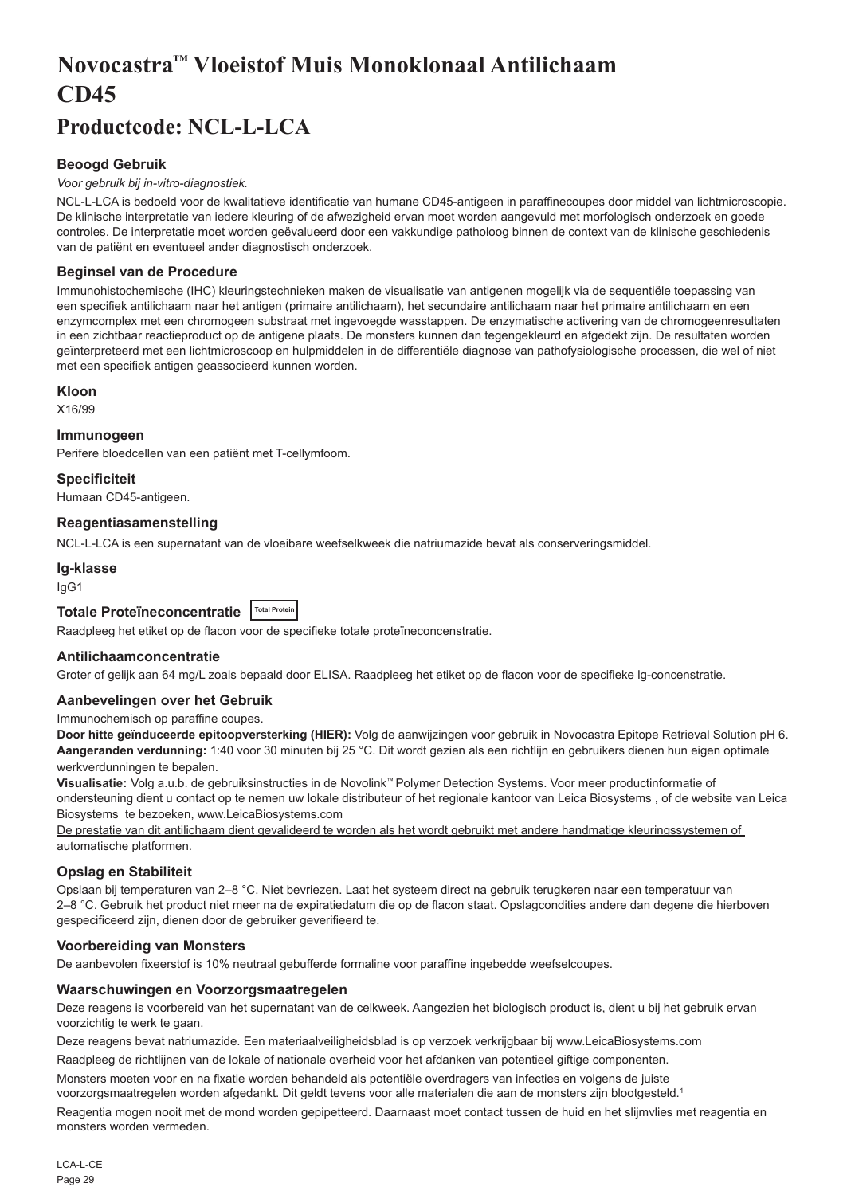# Novocastra™ Vloeistof Muis Monoklonaal Antilichaam CD45

## Productcode: NCL-L-LCA

### Beoogd Gebruik

*Voor gebruik bij in-vitro-diagnostiek.*

NCL-L-LCA is bedoeld voor de kwalitatieve identificatie van humane CD45-antigeen in paraffinecoupes door middel van lichtmicroscopie. De klinische interpretatie van iedere kleuring of de afwezigheid ervan moet worden aangevuld met morfologisch onderzoek en goede controles. De interpretatie moet worden geëvalueerd door een vakkundige patholoog binnen de context van de klinische geschiedenis van de patiënt en eventueel ander diagnostisch onderzoek.

### Beginsel van de Procedure

Immunohistochemische (IHC) kleuringstechnieken maken de visualisatie van antigenen mogelijk via de sequentiële toepassing van een specifiek antilichaam naar het antigen (primaire antilichaam), het secundaire antilichaam naar het primaire antilichaam en een enzymcomplex met een chromogeen substraat met ingevoegde wasstappen. De enzymatische activering van de chromogeenresultaten in een zichtbaar reactieproduct op de antigene plaats. De monsters kunnen dan tegengekleurd en afgedekt zijn. De resultaten worden geïnterpreteerd met een lichtmicroscoop en hulpmiddelen in de differentiële diagnose van pathofysiologische processen, die wel of niet met een specifiek antigen geassocieerd kunnen worden.

### Kloon

X16/99

### Immunogeen

Perifere bloedcellen van een patiënt met T-cellymfoom.

### Specificiteit

Humaan CD45-antigeen.

### Reagentiasamenstelling

NCL-L-LCA is een supernatant van de vloeibare weefselkweek die natriumazide bevat als conserveringsmiddel.

### Ig-klasse

IgG1

### Totale Proteïneconcentratie Total Protein

Raadpleeg het etiket op de flacon voor de specifieke totale proteïneconcenstratie.

### Antilichaamconcentratie

Groter of gelijk aan 64 mg/L zoals bepaald door ELISA. Raadpleeg het etiket op de flacon voor de specifieke Ig-concentratie.

### Aanbevelingen over het Gebruik

Immunochemisch op paraffine coupes.

**Door hitte geïnduceerde epitoopversterking (HIER):** Volg de aanwijzingen voor gebruik in Novocastra Epitope Retrieval Solution pH 6.

**Aangeranden verdunning:** 1:40 voor 30 minuten bij 25 °C. Dit wordt gezien als een richtlijn en gebruikers dienen hun eigen optimale werkverdunningen te bepalen.

**Visualisatie:** Volg a.u.b. de gebruiksinstructies in de Novolink™ Polymer Detection Systems. Voor meer productinformatie of ondersteuning dient u contact op te nemen uw lokale distributeur of het regionale kantoor van Leica Biosystems , of de website van Leica Biosystems te bezoeken, www.LeicaBiosystems.com

De prestatie van dit antilichaam dient gevalideerd te worden als het wordt gebruikt met andere handmatige kleuringssystemen of automatische platformen.

### Opslag en Stabiliteit

Opslaan bij temperaturen van 2–8 °C. Niet bevriezen. Laat het systeem direct na gebruik terugkeren naar een temperatuur van 2–8 °C. Gebruik het product niet meer na de expiratiedatum die op de flacon staat. Opslagcondities andere dan degene die hierboven gespecificeerd zijn, dienen door de gebruiker geverifieerd te.

### Voorbereiding van Monsters

De aanbevolen fixeerstof is 10% neutraal gebufferde formaline voor paraffine ingebedde weefselcoupes.

### Waarschuwingen en Voorzorgsmaatregelen

Deze reagens is voorbereid van het supernatant van de celkweek. Aangezien het biologisch product is, dient u bij het gebruik ervan voorzichtig te werk te gaan.

Deze reagens bevat natriumazide. Een materiaalveiligheidsblad is op verzoek verkrijgbaar bij www.LeicaBiosystems.com

Raadpleeg de richtlijnen van de lokale of nationale overheid voor het afdanken van potentieel giftige componenten.

Monsters moeten voor en na fixatie worden behandeld als potentiële overdragers van infecties en volgens de juiste voorzorgsmaatregelen worden afgedankt. Dit geldt tevens voor alle materialen die aan de monsters zijn blootgesteld.[1]

Reagentia mogen nooit met de mond worden gepipetteerd. Daarnaast moet contact tussen de huid en het slijmvlies met reagentia en monsters worden vermeden.

LCA-L-CE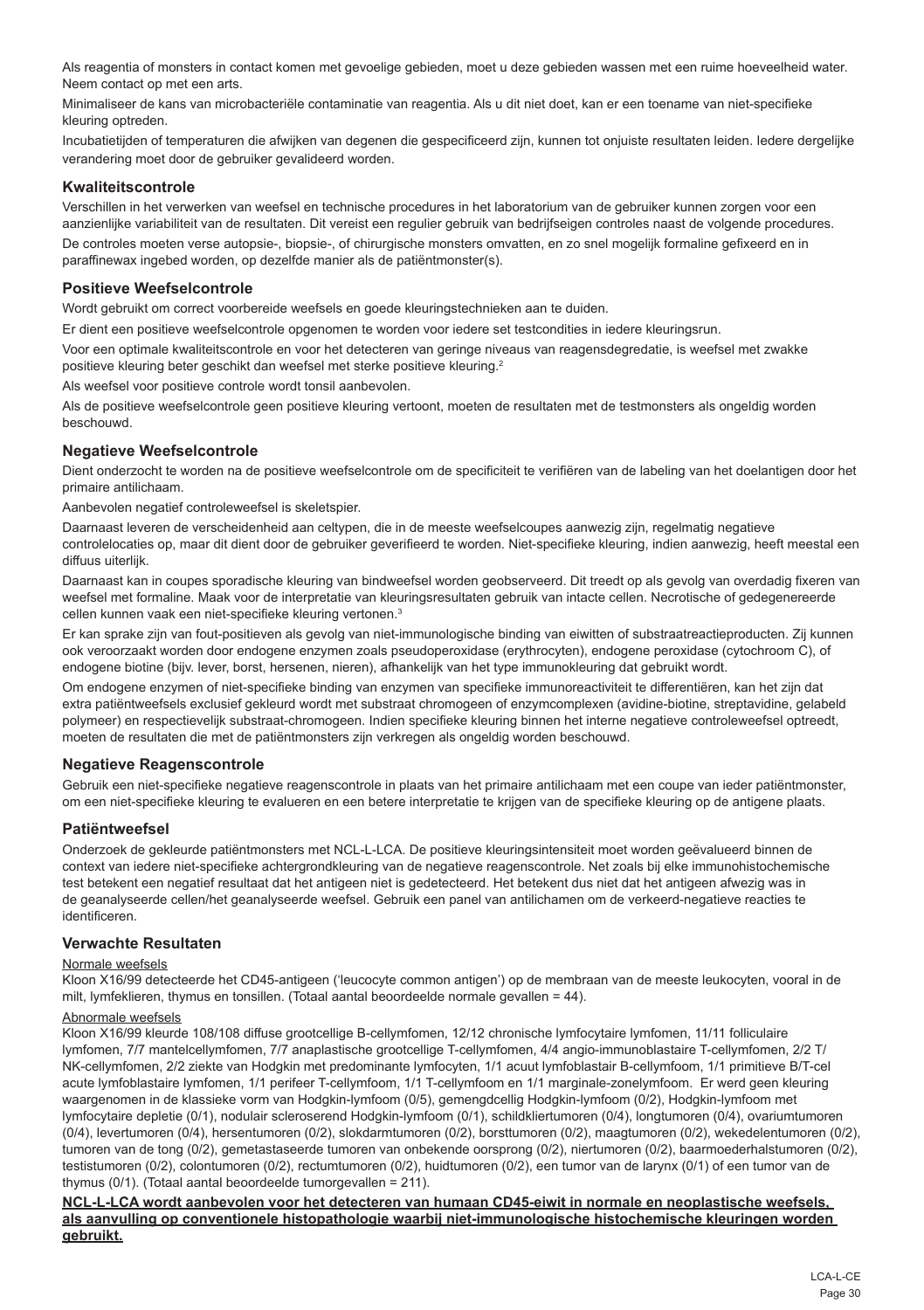Als reagentia of monsters in contact komen met gevoelige gebieden, moet u deze gebieden wassen met een ruime hoeveelheid water. Neem contact op met een arts.

Minimaliseer de kans van microbacteriële contaminatie van reagentia. Als u dit niet doet, kan er een toename van niet-specifieke kleuring optreden.

Incubatietijden of temperaturen die afwijken van degenen die gespecificeerd zijn, kunnen tot onjuiste resultaten leiden. Iedere dergelijke verandering moet door de gebruiker gevalideerd worden.

## Kwaliteitscontrole

Verschillen in het verwerken van weefsel en technische procedures in het laboratorium van de gebruiker kunnen zorgen voor een aanzienlijke variabiliteit van de resultaten. Dit vereist een regulier gebruik van bedrijfseigen controles naast de volgende procedures.

De controles moeten verse autopsie-, biopsie-, of chirurgische monsters omvatten, en zo snel mogelijk formaline gefixeerd en in paraffinewax ingebed worden, op dezelfde manier als de patiëntmonster(s).

## Positieve Weefselcontrole

Wordt gebruikt om correct voorbereide weefsels en goede kleuringstechnieken aan te duiden.

Er dient een positieve weefselcontrole opgenomen te worden voor iedere set testcondities in iedere kleuringsrun.

Voor een optimale kwaliteitscontrole en voor het detecteren van geringe niveaus van reagensdegradatie, is weefsel met zwakke positieve kleuring beter geschikt dan weefsel met sterke positieve kleuring.[2]

Als weefsel voor positieve controle wordt tonsil aanbevolen.

Als de positieve weefselcontrole geen positieve kleuring vertoont, moeten de resultaten met de testmonsters als ongeldig worden beschouwd.

## Negatieve Weefselcontrole

Dient onderzocht te worden na de positieve weefselcontrole om de specificiteit te verifiëren van de labeling van het doelantigen door het primaire antilichaam.

Aanbevolen negatief controleweefsel is skeletspier.

Daarnaast leveren de verscheidenheid aan celtypen, die in de meeste weefselcoupes aanwezig zijn, regelmatig negatieve controlelocaties op, maar dit dient door de gebruiker geverifieerd te worden. Niet-specifieke kleuring, indien aanwezig, heeft meestal een diffuus uiterlijk.

Daarnaast kan in coupes sporadische kleuring van bindweefsel worden geobserveerd. Dit treedt op als gevolg van overdadig fixeren van weefsel met formaline. Maak voor de interpretatie van kleuringsresultaten gebruik van intacte cellen. Necrotische of gedegenereerde cellen kunnen vaak een niet-specifieke kleuring vertonen.[3]

Er kan sprake zijn van fout-positieven als gevolg van niet-immunologische binding van eiwitten of substraatreactieproducten. Zij kunnen ook veroorzaakt worden door endogene enzymen zoals pseudoperoxidase (erythrocyten), endogene peroxidase (cytochroom C), of endogene biotine (bijv. lever, borst, hersenen, nieren), afhankelijk van het type immunokleuring dat gebruikt wordt.

Om endogene enzymen of niet-specifieke binding van enzymen van specifieke immunoreactiviteit te differentiëren, kan het zijn dat extra patiëntweefsels exclusief gekleurd wordt met substraat chromogeen of enzymcomplexen (avidine-biotine, streptavidine, gelabeld polymeer) en respectievelijk substraat-chromogeen. Indien specifieke kleuring binnen het interne negatieve controleweefsel optreedt, moeten de resultaten die met de patiëntmonsters zijn verkregen als ongeldig worden beschouwd.

## Negatieve Reagenscontrole

Gebruik een niet-specifieke negatieve reagenscontrole in plaats van het primaire antilichaam met een coupe van ieder patiëntmonster, om een niet-specifieke kleuring te evalueren en een betere interpretatie te krijgen van de specifieke kleuring op de antigene plaats.

## Patiëntweefsel

Onderzoek de gekleurde patiëntmonsters met NCL-L-LCA. De positieve kleuringsintensiteit moet worden geëvalueerd binnen de context van iedere niet-specifieke achtergrondkleuring van de negatieve reagenscontrole. Net zoals bij elke immunohistochemische test betekent een negatief resultaat dat het antigeen niet is gedetecteerd. Het betekent dus niet dat het antigeen afwezig was in de geanalyseerde cellen/het geanalyseerde weefsel. Gebruik een panel van antilichamen om de verkeerd-negatieve reacties te identificeren.

## Verwachte Resultaten

Normale weefsels

Kloon X16/99 detecteerde het CD45-antigeen ('leucocyte common antigen') op de membraan van de meeste leukocyten, vooral in de milt, lymfeklieren, thymus en tonsillen. (Totaal aantal beoordeelde normale gevallen = 44).

Abnormale weefsels

Kloon X16/99 kleurde 108/108 diffuse grootcellige B-cellymfomen, 12/12 chronische lymfocytaire lymfomen, 11/11 folliculaire lymfomen, 7/7 mantelcellymfomen, 7/7 anaplastische grootcellige T-cellymfomen, 4/4 angio-immunoblastaire T-cellymfomen, 2/2 T/NK-cellymfomen, 2/2 ziekte van Hodgkin met predominante lymfocyten, 1/1 acuut lymfoblastair B-cellymfoom, 1/1 primitieve B/T-cel acute lymfoblastaire lymfomen, 1/1 perifeer T-cellymfoom, 1/1 T-cellymfoom en 1/1 marginale-zonelymfoom. Er werd geen kleuring waargenomen in de klassieke vorm van Hodgkin-lymfoom (0/5), gemengdcellig Hodgkin-lymfoom (0/2), Hodgkin-lymfoom met lymfocytaire depletie (0/1), nodulair scleroserend Hodgkin-lymfoom (0/1), schildkliertumoren (0/4), longtumoren (0/4), ovariumtumoren (0/4), levertumoren (0/4), hersentumoren (0/2), slokdarmtumoren (0/2), borsttumoren (0/2), maagtumoren (0/2), wekedelentumoren (0/2), tumoren van de tong (0/2), gemetastaseerde tumoren van onbekende oorsprong (0/2), niertumoren (0/2), baarmoederhalstumoren (0/2), testistumoren (0/2), colontumoren (0/2), rectumtumoren (0/2), huidtumoren (0/2), een tumor van de larynx (0/1) of een tumor van de thymus (0/1). (Totaal aantal beoordeelde tumorgevallen = 211).

**NCL-L-LCA wordt aanbevolen voor het detecteren van humaan CD45-eiwit in normale en neoplastische weefsels, als aanvulling op conventionele histopathologie waarbij niet-immunologische histochemische kleuringen worden gebruikt.**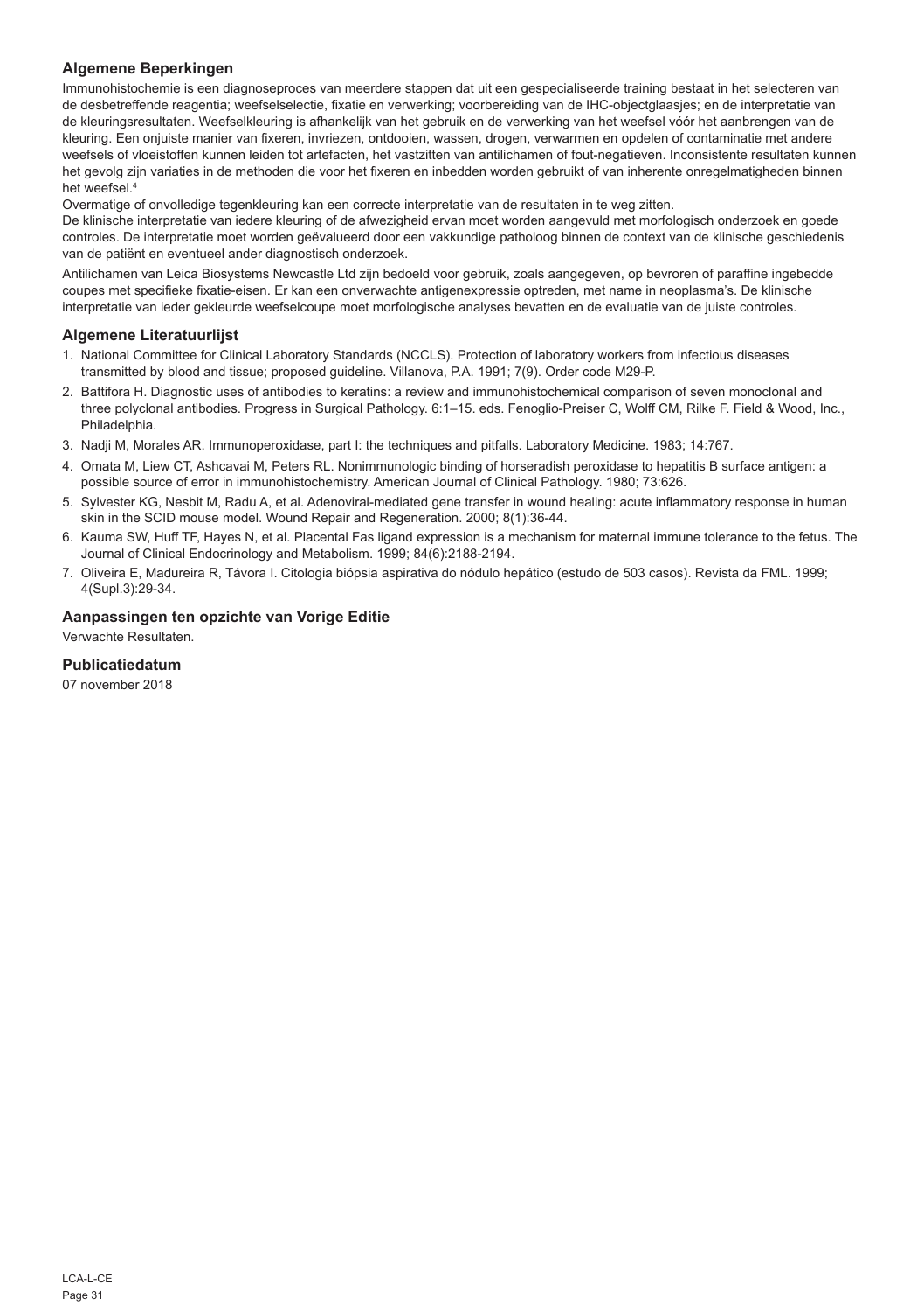## Algemene Beperkingen

Immunohistochemie is een diagnoseproces van meerdere stappen dat uit een gespecialiseerde training bestaat in het selecteren van de desbetreffende reagentia; weefselselectie, fixatie en verwerking; voorbereiding van de IHC-objectglaasjes; en de interpretatie van de kleuringsresultaten. Weefselkleuring is afhankelijk van het gebruik en de verwerking van het weefsel vóór het aanbrengen van de kleuring. Een onjuiste manier van fixeren, invriezen, ontdooien, wassen, drogen, verwarmen en opdelen of contaminatie met andere weefsels of vloeistoffen kunnen leiden tot artefacten, het vastzitten van antilichamen of fout-negatieven. Inconsistente resultaten kunnen het gevolg zijn variaties in de methoden die voor het fixeren en inbedden worden gebruikt of van inherente onregelmatigheden binnen het weefsel.[4]

Overmatige of onvolledige tegenkleuring kan een correcte interpretatie van de resultaten in te weg zitten.

De klinische interpretatie van iedere kleuring of de afwezigheid ervan moet worden aangevuld met morfologisch onderzoek en goede controles. De interpretatie moet worden geëvalueerd door een vakkundige patholoog binnen de context van de klinische geschiedenis van de patiënt en eventueel ander diagnostisch onderzoek.

Antilichamen van Leica Biosystems Newcastle Ltd zijn bedoeld voor gebruik, zoals aangegeven, op bevroren of paraffine ingebedde coupes met specifieke fixatie-eisen. Er kan een onverwachte antigenexpressie optreden, met name in neoplasma's. De klinische interpretatie van ieder gekleurde weefselcoupe moet morfologische analyses bevatten en de evaluatie van de juiste controles.

## Algemene Literatuurlijst

1. National Committee for Clinical Laboratory Standards (NCCLS). Protection of laboratory workers from infectious diseases transmitted by blood and tissue; proposed guideline. Villanova, P.A. 1991; 7(9). Order code M29-P.
2. Battifora H. Diagnostic uses of antibodies to keratins: a review and immunohistochemical comparison of seven monoclonal and three polyclonal antibodies. Progress in Surgical Pathology. 6:1–15. eds. Fenoglio-Preiser C, Wolff CM, Rilke F. Field & Wood, Inc., Philadelphia.
3. Nadji M, Morales AR. Immunoperoxidase, part I: the techniques and pitfalls. Laboratory Medicine. 1983; 14:767.
4. Omata M, Liew CT, Ashcavai M, Peters RL. Nonimmunologic binding of horseradish peroxidase to hepatitis B surface antigen: a possible source of error in immunohistochemistry. American Journal of Clinical Pathology. 1980; 73:626.
5. Sylvester KG, Nesbit M, Radu A, et al. Adenoviral-mediated gene transfer in wound healing: acute inflammatory response in human skin in the SCID mouse model. Wound Repair and Regeneration. 2000; 8(1):36-44.
6. Kauma SW, Huff TF, Hayes N, et al. Placental Fas ligand expression is a mechanism for maternal immune tolerance to the fetus. The Journal of Clinical Endocrinology and Metabolism. 1999; 84(6):2188-2194.
7. Oliveira E, Madureira R, Távora I. Citologia biópsia aspirativa do nódulo hepático (estudo de 503 casos). Revista da FML. 1999; 4(Supl.3):29-34.

## Aanpassingen ten opzichte van Vorige Editie

Verwachte Resultaten.

## Publicatiedatum

07 november 2018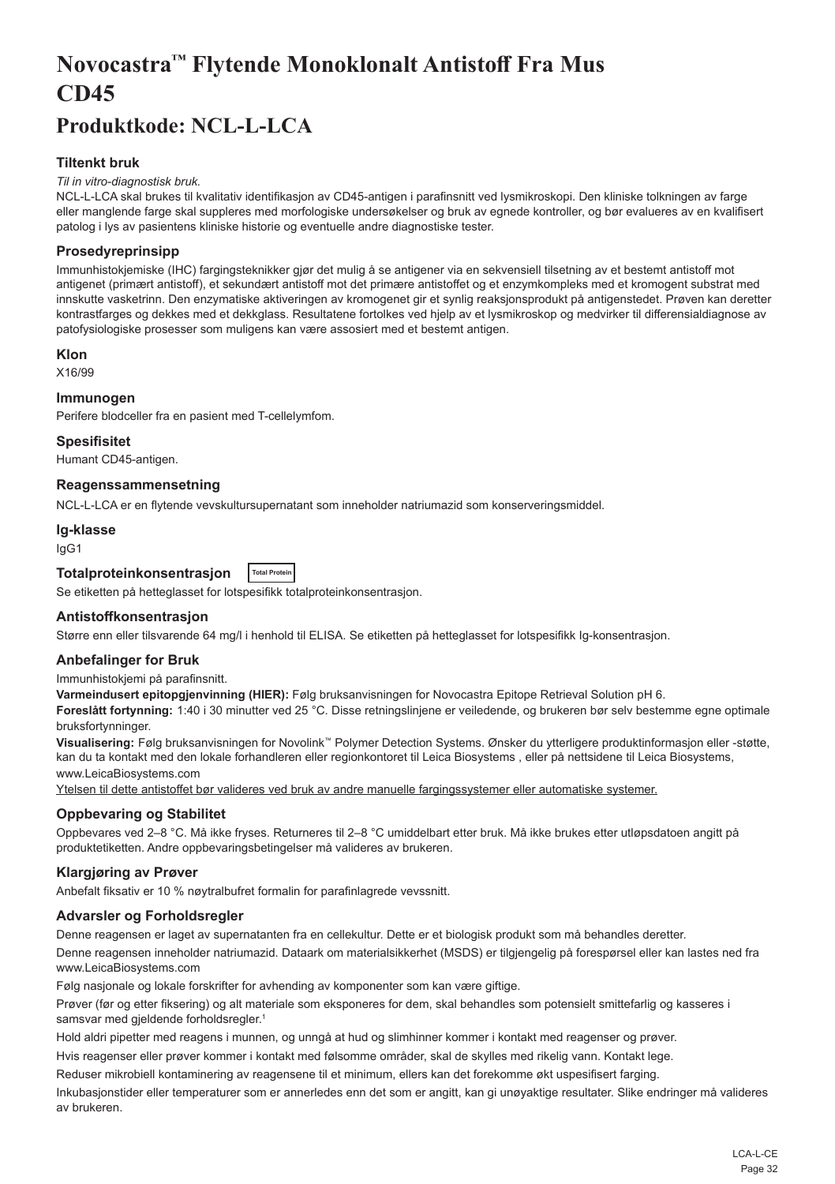# Novocastra™ Flytende Monoklonalt Antistoff Fra Mus CD45

## Produktkode: NCL-L-LCA

### Tiltenkt bruk

*Til in vitro-diagnostisk bruk.*

NCL-L-LCA skal brukes til kvalitativ identifikasjon av CD45-antigen i parafinsnitt ved lysmikroskopi. Den kliniske tolkningen av farge eller manglende farge skal suppleres med morfologiske undersøkelser og bruk av egnede kontroller, og bør evalueres av en kvalifisert patolog i lys av pasientens kliniske historie og eventuelle andre diagnostiske tester.

### Prosedyreprinsipp

Immunhistokjemiske (IHC) fargingsteknikker gjør det mulig å se antigener via en sekvensiell tilsetning av et bestemt antistoff mot antigenet (primært antistoff), et sekundært antistoff mot det primære antistoffet og et enzymkompleks med et kromogent substrat med innskutte vasketrinn. Den enzymatiske aktiveringen av kromogenet gir et synlig reaksjonsprodukt på antigenstedet. Prøven kan deretter kontrastfarges og dekkes med et dekkglass. Resultatene fortolkes ved hjelp av et lysmikroskop og medvirker til differensialdiagnose av patofysiologiske prosesser som muligens kan være assosiert med et bestemt antigen.

### Klon

X16/99

### Immunogen

Perifere blodceller fra en pasient med T-cellelymfom.

### Spesifisitet

Humant CD45-antigen.

### Reagenssammensetning

NCL-L-LCA er en flytende vevskultursupernatant som inneholder natriumazid som konserveringsmiddel.

### Ig-klasse

IgG1

### Totalproteinkonsentrasjon

Total Protein

Se etiketten på hetteglasset for lotspesifikk totalproteinkonsentrasjon.

### Antistoffkonsentrasjon

Større enn eller tilsvarende 64 mg/l i henhold til ELISA. Se etiketten på hetteglasset for lotspesifikk Ig-konsentrasjon.

### Anbefalinger for Bruk

Immunhistokjemi på parafinsnitt.

**Varmeindusert epitopgjenvinning (HIER):** Følg bruksanvisningen for Novocastra Epitope Retrieval Solution pH 6.

**Foreslått fortynning:** 1:40 i 30 minutter ved 25 °C. Disse retningslinjene er veiledende, og brukeren bør selv bestemme egne optimale bruksfortynninger.

**Visualisering:** Følg bruksanvisningen for Novolink™ Polymer Detection Systems. Ønsker du ytterligere produktinformasjon eller -støtte, kan du ta kontakt med den lokale forhandleren eller regionkontoret til Leica Biosystems , eller på nettsidene til Leica Biosystems, www.LeicaBiosystems.com

Ytelsen til dette antistoffet bør valideres ved bruk av andre manuelle fargingssystemer eller automatiske systemer.

### Oppbevaring og Stabilitet

Oppbevares ved 2–8 °C. Må ikke fryses. Returneres til 2–8 °C umiddelbart etter bruk. Må ikke brukes etter utløpsdatoen angitt på produktetiketten. Andre oppbevaringsbetingelser må valideres av brukeren.

### Klargjøring av Prøver

Anbefalt fiksativ er 10 % nøytralbufret formalin for parafinlagrede vevssnitt.

### Advarsler og Forholdsregler

Denne reagensen er laget av supernatanten fra en cellekultur. Dette er et biologisk produkt som må behandles deretter.

Denne reagensen inneholder natriumazid. Dataark om materialsikkerhet (MSDS) er tilgjengelig på forespørsel eller kan lastes ned fra www.LeicaBiosystems.com

Følg nasjonale og lokale forskrifter for avhending av komponenter som kan være giftige.

Prøver (før og etter fiksering) og alt materiale som eksponeres for dem, skal behandles som potensielt smittefarlig og kasseres i samsvar med gjeldende forholdsregler.[1]

Hold aldri pipetter med reagens i munnen, og unngå at hud og slimhinner kommer i kontakt med reagenser og prøver.

Hvis reagenser eller prøver kommer i kontakt med følsomme områder, skal de skylles med rikelig vann. Kontakt lege.

Reduser mikrobiell kontaminering av reagensene til et minimum, ellers kan det forekomme økt uspesifisert farging.

Inkubasjonstider eller temperaturer som er annerledes enn det som er angitt, kan gi unøyaktige resultater. Slike endringer må valideres av brukeren.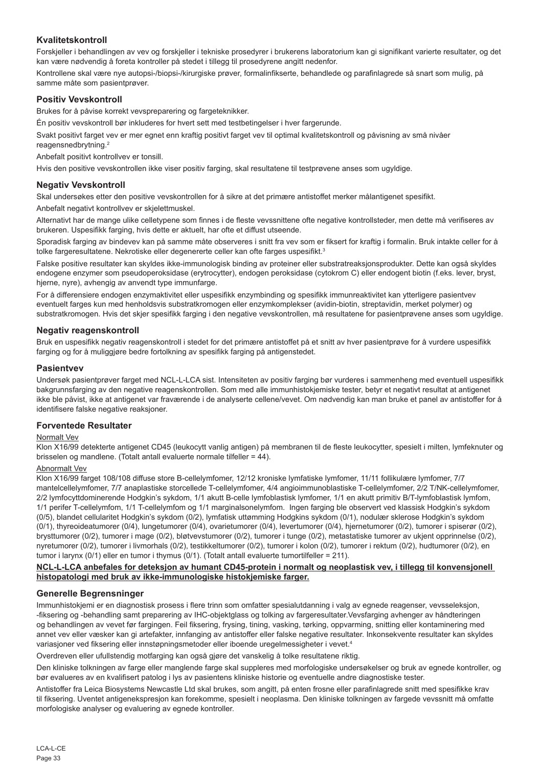## Kvalitetskontroll

Forskjeller i behandlingen av vev og forskjeller i tekniske prosedyrer i brukerens laboratorium kan gi signifikant varierte resultater, og det kan være nødvendig å foreta kontroller på stedet i tillegg til prosedyrene angitt nedenfor.

Kontrollene skal være nye autopsi-/biopsi-/kirurgiske prøver, formalinfikserte, behandlede og parafinlagrede så snart som mulig, på samme måte som pasientprøver.

## Positiv Vevskontroll

Brukes for å påvise korrekt vevspreparering og fargeteknikker.

Én positiv vevskontroll bør inkluderes for hvert sett med testbetingelser i hver fargerunde.

Svakt positivt farget vev er mer egnet enn kraftig positivt farget vev til optimal kvalitetskontroll og påvisning av små nivåer reagensnedbrytning.[2]

Anbefalt positivt kontrollvev er tonsill.

Hvis den positive vevskontrollen ikke viser positiv farging, skal resultatene til testprøvene anses som ugyldige.

## Negativ Vevskontroll

Skal undersøkes etter den positive vevskontrollen for å sikre at det primære antistoffet merker målantigenet spesifikt.

Anbefalt negativt kontrollvev er skjelettmuskel.

Alternativt har de mange ulike celletypene som finnes i de fleste vevssnittene ofte negative kontrollsteder, men dette må verifiseres av brukeren. Uspesifikk farging, hvis dette er aktuelt, har ofte et diffust utseende.

Sporadisk farging av bindevev kan på samme måte observeres i snitt fra vev som er fiksert for kraftig i formalin. Bruk intakte celler for å tolke fargeresultatene. Nekrotiske eller degenererte celler kan ofte farges uspesifikt.[3]

Falske positive resultater kan skyldes ikke-immunologisk binding av proteiner eller substratreaksjonsprodukter. Dette kan også skyldes endogene enzymer som pseudoperoksidase (erytrocytter), endogen peroksidase (cytokrom C) eller endogent biotin (f.eks. lever, bryst, hjerne, nyre), avhengig av anvendt type immunfarge.

For å differensiere endogen enzymaktivitet eller uspesifikk enzymbinding og spesifikk immunreaktivitet kan ytterligere pasientvev eventuelt farges kun med henholdsvis substratkromogen eller enzymkomplekser (avidin-biotin, streptavidin, merket polymer) og substratkromogen. Hvis det skjer spesifikk farging i den negative vevskontrollen, må resultatene for pasientprøvene anses som ugyldige.

## Negativ reagenskontroll

Bruk en uspesifikk negativ reagenskontroll i stedet for det primære antistoffet på et snitt av hver pasientprøve for å vurdere uspesifikk farging og for å muliggjøre bedre fortolkning av spesifikk farging på antigenstedet.

## Pasientvev

Undersøk pasientprøver farget med NCL-L-LCA sist. Intensiteten av positiv farging bør vurderes i sammenheng med eventuell uspesifikk bakgrunnsfarging av den negative reagenskontrollen. Som med alle immunhistokjemiske tester, betyr et negativt resultat at antigenet ikke ble påvist, ikke at antigenet var fraværende i de analyserte cellene/vevet. Om nødvendig kan man bruke et panel av antistoffer for å identifisere falske negative reaksjoner.

## Forventede Resultater

Normalt Vev

Klon X16/99 detekterte antigenet CD45 (leukocytt vanlig antigen) på membranen til de fleste leukocytter, spesielt i milten, lymfeknuter og brisselen og mandlene. (Totalt antall evaluerte normale tilfeller = 44).

Abnormalt Vev

Klon X16/99 farget 108/108 diffuse store B-cellelymfomer, 12/12 kroniske lymfatiske lymfomer, 11/11 follikulære lymfomer, 7/7 mantelcellelymfomer, 7/7 anaplastiske storcellede T-cellelymfomer, 4/4 angioimmunoblastiske T-cellelymfomer, 2/2 T/NK-cellelymfomer, 2/2 lymfocyttdominerende Hodgkin's sykdom, 1/1 akutt B-celle lymfoblastisk lymfomer, 1/1 en akutt primitiv B/T-lymfoblastisk lymfom, 1/1 perifer T-cellelymfom, 1/1 T-cellelymfom og 1/1 marginalsonelymfom. Ingen farging ble observert ved klassisk Hodgkin's sykdom (0/5), blandet cellularitet Hodgkin's sykdom (0/2), lymfatisk uttømming Hodgkins sykdom (0/1), nodulær sklerose Hodgkin's sykdom (0/1), thyreoideatumorer (0/4), lungetumorer (0/4), ovarietumorer (0/4), levertumorer (0/4), hjernetumorer (0/2), tumorer i spiserør (0/2), brysttumorer (0/2), tumorer i mage (0/2), bløtvevstumorer (0/2), tumorer i tunge (0/2), metastatiske tumorer av ukjent opprinnelse (0/2), nyretumorer (0/2), tumorer i livmorhals (0/2), testikkeltumorer (0/2), tumorer i kolon (0/2), tumorer i rektum (0/2), hudtumorer (0/2), en tumor i larynx (0/1) eller en tumor i thymus (0/1). (Totalt antall evaluerte tumortilfeller = 211).

**NCL-L-LCA anbefales for deteksjon av humant CD45-protein i normalt og neoplastisk vev, i tillegg til konvensjonell histopatologi med bruk av ikke-immunologiske histokjemiske farger.**

## Generelle Begrensninger

Immunhistokjemi er en diagnostisk prosess i flere trinn som omfatter spesialutdanning i valg av egnede reagenser, vevsseleksjon, -fiksering og -behandling samt preparering av IHC-objektglass og tolking av fargeresultater.Vevsfarging avhenger av håndteringen og behandlingen av vevet før fargingen. Feil fiksering, frysing, tining, vasking, tørking, oppvarming, snitting eller kontaminering med annet vev eller væsker kan gi artefakter, innfanging av antistoffer eller falske negative resultater. Inkonsekvente resultater kan skyldes variasjoner ved fiksering eller innstøpningsmetoder eller iboende uregelmessigheter i vevet.[4]

Overdreven eller ufullstendig motfarging kan også gjøre det vanskelig å tolke resultatene riktig.

Den kliniske tolkningen av farge eller manglende farge skal suppleres med morfologiske undersøkelser og bruk av egnede kontroller, og bør evalueres av en kvalifisert patolog i lys av pasientens kliniske historie og eventuelle andre diagnostiske tester.

Antistoffer fra Leica Biosystems Newcastle Ltd skal brukes, som angitt, på enten frosne eller parafinlagrede snitt med spesifikke krav til fiksering. Uventet antigenekspresjon kan forekomme, spesielt i neoplasma. Den kliniske tolkningen av fargede vevssnitt må omfatte morfologiske analyser og evaluering av egnede kontroller.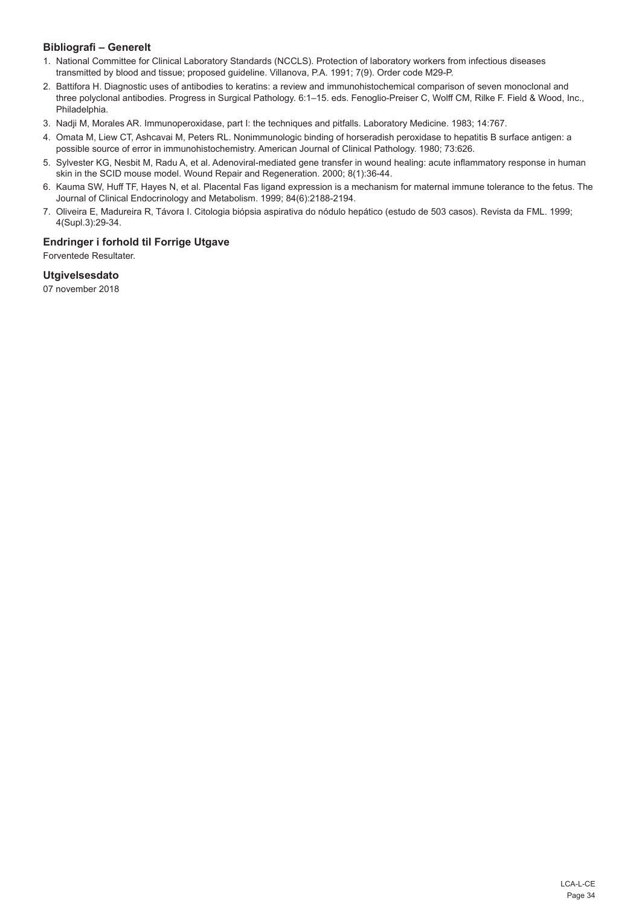### Bibliografi – Generelt

1. National Committee for Clinical Laboratory Standards (NCCLS). Protection of laboratory workers from infectious diseases transmitted by blood and tissue; proposed guideline. Villanova, P.A. 1991; 7(9). Order code M29-P.
2. Battifora H. Diagnostic uses of antibodies to keratins: a review and immunohistochemical comparison of seven monoclonal and three polyclonal antibodies. Progress in Surgical Pathology. 6:1–15. eds. Fenoglio-Preiser C, Wolff CM, Rilke F. Field & Wood, Inc., Philadelphia.
3. Nadji M, Morales AR. Immunoperoxidase, part I: the techniques and pitfalls. Laboratory Medicine. 1983; 14:767.
4. Omata M, Liew CT, Ashcavai M, Peters RL. Nonimmunologic binding of horseradish peroxidase to hepatitis B surface antigen: a possible source of error in immunohistochemistry. American Journal of Clinical Pathology. 1980; 73:626.
5. Sylvester KG, Nesbit M, Radu A, et al. Adenoviral-mediated gene transfer in wound healing: acute inflammatory response in human skin in the SCID mouse model. Wound Repair and Regeneration. 2000; 8(1):36-44.
6. Kauma SW, Huff TF, Hayes N, et al. Placental Fas ligand expression is a mechanism for maternal immune tolerance to the fetus. The Journal of Clinical Endocrinology and Metabolism. 1999; 84(6):2188-2194.
7. Oliveira E, Madureira R, Távora I. Citologia biópsia aspirativa do nódulo hepático (estudo de 503 casos). Revista da FML. 1999; 4(Supl.3):29-34.

### Endringer i forhold til Forrige Utgave

Forventede Resultater.

### Utgivelsesdato

07 november 2018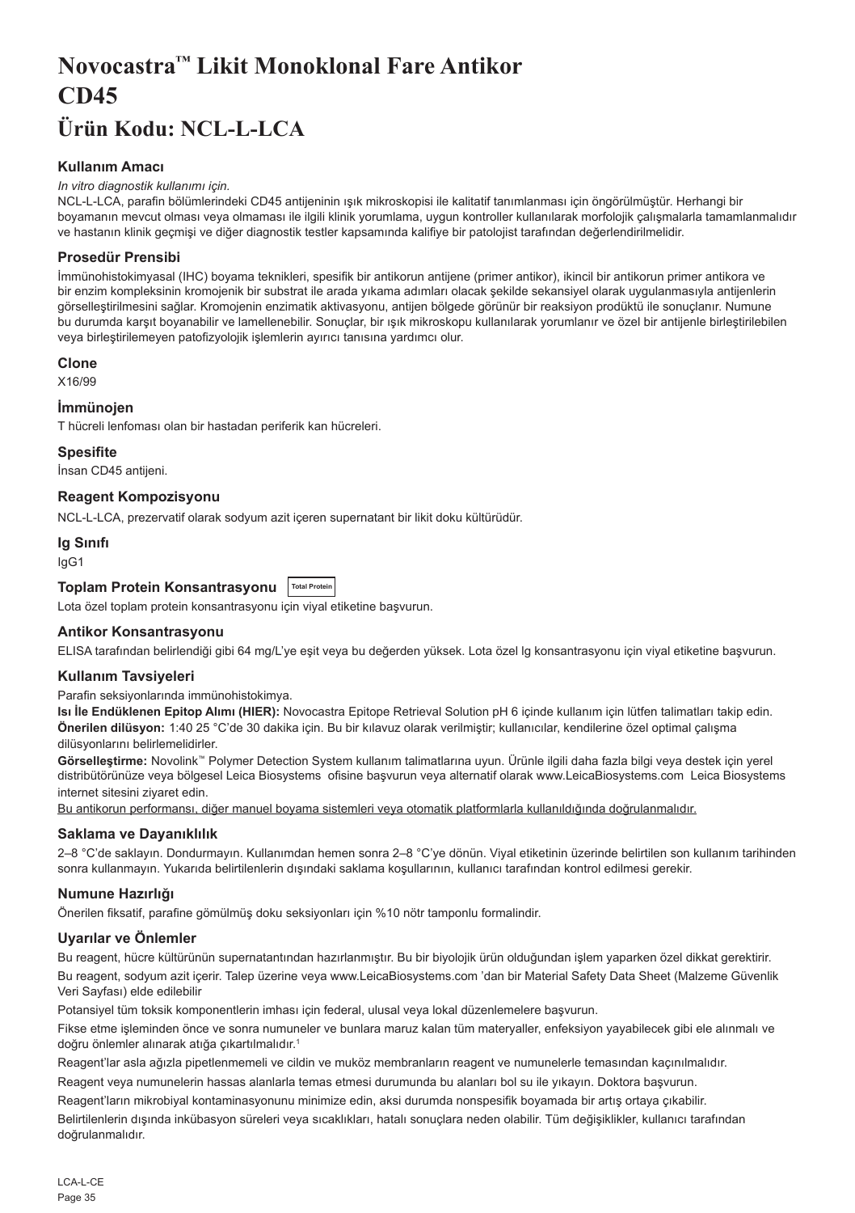# Novocastra™ Likit Monoklonal Fare Antikor CD45

# Ürün Kodu: NCL-L-LCA

### Kullanım Amacı

*In vitro diagnostik kullanımı için.*

NCL-L-LCA, parafin bölümlerindeki CD45 antijeninin ışık mikroskopisi ile kalitatif tanımlanması için öngörülmüştür. Herhangi bir boyamanın mevcut olması veya olmaması ile ilgili klinik yorumlama, uygun kontroller kullanılarak morfolojik çalışmalarla tamamlanmalıdır ve hastanın klinik geçmişi ve diğer diagnostik testler kapsamında kalifiye bir patolojist tarafından değerlendirilmelidir.

### Prosedür Prensibi

İmmünohistokimyasal (IHC) boyama teknikleri, spesifik bir antikorun antijene (primer antikor), ikincil bir antikorun primer antikora ve bir enzim kompleksinin kromojenik bir substrat ile arada yıkama adımları olacak şekilde sekansiyel olarak uygulanmasıyla antijenlerin görselleştirilmesini sağlar. Kromojenin enzimatik aktivasyonu, antijen bölgede görünür bir reaksiyon prodüktü ile sonuçlanır. Numune bu durumda karşıt boyanabilir ve lamellenebilir. Sonuçlar, bir ışık mikroskopu kullanılarak yorumlanır ve özel bir antijenle birleştirilebilen veya birleştirilemeyen patofizyolojik işlemlerin ayırıcı tanısına yardımcı olur.

### Clone

X16/99

### İmmünojen

T hücreli lenfoması olan bir hastadan periferik kan hücreleri.

### Spesifite

İnsan CD45 antijeni.

### Reagent Kompozisyonu

NCL-L-LCA, prezervatif olarak sodyum azit içeren supernatant bir likit doku kültürüdür.

### Ig Sınıfı

IgG1

### Toplam Protein Konsantrasyonu Total Protein

Lota özel toplam protein konsantrasyonu için viyal etiketine başvurun.

### Antikor Konsantrasyonu

ELISA tarafından belirlendiği gibi 64 mg/L'ye eşit veya bu değerden yüksek. Lota özel Ig konsantrasyonu için viyal etiketine başvurun.

### Kullanım Tavsiyeleri

Parafin seksiyonlarında immünohistokimya.

**Isı İle Endüklenen Epitop Alımı (HIER):** Novocastra Epitope Retrieval Solution pH 6 içinde kullanım için lütfen talimatları takip edin.

**Önerilen dilüsyon:** 1:40 25 °C'de 30 dakika için. Bu bir kılavuz olarak verilmiştir; kullanıcılar, kendilerine özel optimal çalışma dilüsyonlarını belirlemelidirler.

**Görselleştirme:** Novolink™ Polymer Detection System kullanım talimatlarına uyun. Ürünle ilgili daha fazla bilgi veya destek için yerel distribütörünüze veya bölgesel Leica Biosystems ofisine başvurun veya alternatif olarak www.LeicaBiosystems.com Leica Biosystems internet sitesini ziyaret edin.

Bu antikorun performansı, diğer manuel boyama sistemleri veya otomatik platformlarla kullanıldığında doğrulanmalıdır.

### Saklama ve Dayanıklılık

2–8 °C'de saklayın. Dondurmayın. Kullanımdan hemen sonra 2–8 °C'ye dönün. Viyal etiketinin üzerinde belirtilen son kullanım tarihinden sonra kullanmayın. Yukarıda belirtilenlerin dışındaki saklama koşullarının, kullanıcı tarafından kontrol edilmesi gerekir.

### Numune Hazırlığı

Önerilen fiksatif, parafine gömülmüş doku seksiyonları için %10 nötr tamponlu formalindir.

### Uyarılar ve Önlemler

Bu reagent, hücre kültürünün supernatantından hazırlanmıştır. Bu bir biyolojik ürün olduğundan işlem yaparken özel dikkat gerektirir.

Bu reagent, sodyum azit içerir. Talep üzerine veya www.LeicaBiosystems.com 'dan bir Material Safety Data Sheet (Malzeme Güvenlik Veri Sayfası) elde edilebilir

Potansiyel tüm toksik komponentlerin imhası için federal, ulusal veya lokal düzenlemelere başvurun.

Fikse etme işleminden önce ve sonra numuneler ve bunlara maruz kalan tüm materyaller, enfeksiyon yayabilecek gibi ele alınmalı ve doğru önlemler alınarak atığa çıkartılmalıdır.[1]

Reagent'lar asla ağızla pipetlenmemeli ve cildin ve muköz membranların reagent ve numunelerle temasından kaçınılmalıdır.

Reagent veya numunelerin hassas alanlarla temas etmesi durumunda bu alanları bol su ile yıkayın. Doktora başvurun.

Reagent'ların mikrobiyal kontaminasyonunu minimize edin, aksi durumda nonspesifik boyamada bir artış ortaya çıkabilir.

Belirtilenlerin dışında inkübasyon süreleri veya sıcaklıkları, hatalı sonuçlara neden olabilir. Tüm değişiklikler, kullanıcı tarafından doğrulanmalıdır.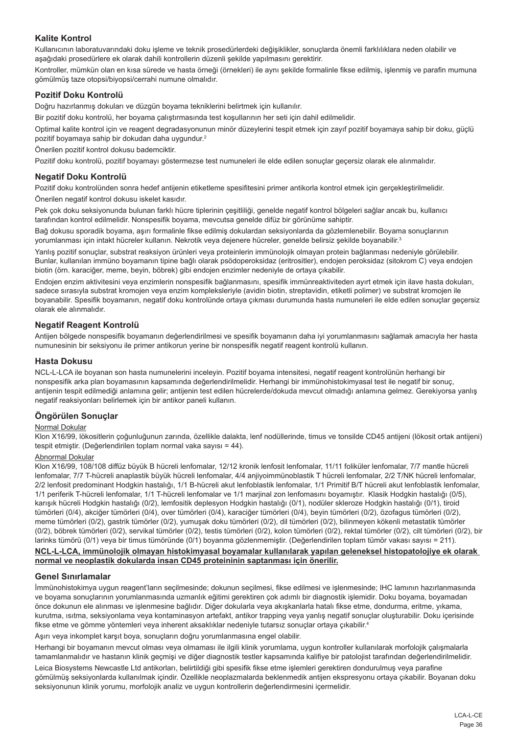## Kalite Kontrol

Kullanıcının laboratuvarındaki doku işleme ve teknik prosedürlerdeki değişiklikler, sonuçlarda önemli farklılıklara neden olabilir ve aşağıdaki prosedürlere ek olarak dahili kontrollerin düzenli şekilde yapılmasını gerektirir.

Kontroller, mümkün olan en kısa sürede ve hasta örneği (örnekleri) ile aynı şekilde formalinle fikse edilmiş, işlenmiş ve parafin mumuna gömülmüş taze otopsi/biyopsi/cerrahi numune olmalıdır.

## Pozitif Doku Kontrolü

Doğru hazırlanmış dokuları ve düzgün boyama tekniklerini belirtmek için kullanılır.

Bir pozitif doku kontrolü, her boyama çalıştırmasında test koşullarının her seti için dahil edilmelidir.

Optimal kalite kontrol için ve reagent degradasyonunun minör düzeylerini tespit etmek için zayıf pozitif boyamaya sahip bir doku, güçlü pozitif boyamaya sahip bir dokudan daha uygundur.[2]

Önerilen pozitif kontrol dokusu bademciktir.

Pozitif doku kontrolü, pozitif boyamayı göstermezse test numuneleri ile elde edilen sonuçlar geçersiz olarak ele alınmalıdır.

## Negatif Doku Kontrolü

Pozitif doku kontrolünden sonra hedef antijenin etiketleme spesifitesini primer antikorla kontrol etmek için gerçekleştirilmelidir.

Önerilen negatif kontrol dokusu iskelet kasıdır.

Pek çok doku seksiyonunda bulunan farklı hücre tiplerinin çeşitliliği, genelde negatif kontrol bölgeleri sağlar ancak bu, kullanıcı tarafından kontrol edilmelidir. Nonspesifik boyama, mevcutsa genelde difüz bir görünüme sahiptir.

Bağ dokusu sporadik boyama, aşırı formalinle fikse edilmiş dokulardan seksiyonlarda da gözlemlenebilir. Boyama sonuçlarının yorumlanması için intakt hücreler kullanın. Nekrotik veya dejenere hücreler, genelde belirsiz şekilde boyanabilir.[3]

Yanlış pozitif sonuçlar, substrat reaksiyon ürünleri veya proteinlerin immünolojik olmayan protein bağlanması nedeniyle görülebilir. Bunlar, kullanılan immüno boyamanın tipine bağlı olarak psödoperoksidaz (eritrositler), endojen peroksidaz (sitokrom C) veya endojen biotin (örn. karaciğer, meme, beyin, böbrek) gibi endojen enzimler nedeniyle de ortaya çıkabilir.

Endojen enzim aktivitesini veya enzimlerin nonspesifik bağlanmasını, spesifik immünreaktiviteden ayırt etmek için ilave hasta dokuları, sadece sırasıyla substrat kromojen veya enzim kompleksleriyle (avidin biotin, streptavidin, etiketli polimer) ve substrat kromojen ile boyanabilir. Spesifik boyamanın, negatif doku kontrolünde ortaya çıkması durumunda hasta numuneleri ile elde edilen sonuçlar geçersiz olarak ele alınmalıdır.

## Negatif Reagent Kontrolü

Antijen bölgede nonspesifik boyamanın değerlendirilmesi ve spesifik boyamanın daha iyi yorumlanmasını sağlamak amacıyla her hasta numunesinin bir seksiyonu ile primer antikorun yerine bir nonspesifik negatif reagent kontrolü kullanın.

## Hasta Dokusu

NCL-L-LCA ile boyanan son hasta numunelerini inceleyin. Pozitif boyama intensitesi, negatif reagent kontrolünün herhangi bir nonspesifik arka plan boyamasının kapsamında değerlendirilmelidir. Herhangi bir immünohistokimyasal test ile negatif bir sonuç, antijenin tespit edilmediği anlamına gelir; antijenin test edilen hücrelerde/dokuda mevcut olmadığı anlamına gelmez. Gerekiyorsa yanlış negatif reaksiyonları belirlemek için bir antikor paneli kullanın.

## Öngörülen Sonuçlar

### Normal Dokular

Klon X16/99, lökositlerin çoğunluğunun zarında, özellikle dalakta, lenf nodüllerinde, timus ve tonsilde CD45 antijeni (lökosit ortak antijeni) tespit etmiştir. (Değerlendirilen toplam normal vaka sayısı = 44).

### Abnormal Dokular

Klon X16/99, 108/108 diffüz büyük B hücreli lenfomalar, 12/12 kronik lenfosit lenfomalar, 11/11 foliküler lenfomalar, 7/7 mantle hücreli lenfomalar, 7/7 T-hücreli anaplastik büyük hücreli lenfomalar, 4/4 anjiyoimmünoblastik T hücreli lenfomalar, 2/2 T/NK hücreli lenfomalar, 2/2 lenfosit predominant Hodgkin hastalığı, 1/1 B-hücreli akut lenfoblastik lenfomalar, 1/1 Primitif B/T hücreli akut lenfoblastik lenfomalar, 1/1 periferik T-hücreli lenfomalar, 1/1 T-hücreli lenfomalar ve 1/1 marjinal zon lenfomasını boyamıştır. Klasik Hodgkin hastalığı (0/5), karışık hücreli Hodgkin hastalığı (0/2), lemfositik deplesyon Hodgkin hastalığı (0/1), nodüler skleroze Hodgkin hastalığı (0/1), tiroid tümörleri (0/4), akciğer tümörleri (0/4), over tümörleri (0/4), karaciğer tümörleri (0/4), beyin tümörleri (0/2), özofagus tümörleri (0/2), meme tümörleri (0/2), gastrik tümörler (0/2), yumuşak doku tümörleri (0/2), dil tümörleri (0/2), bilinmeyen kökenli metastatik tümörler (0/2), böbrek tümörleri (0/2), servikal tümörler (0/2), testis tümörleri (0/2), kolon tümörleri (0/2), rektal tümörler (0/2), cilt tümörleri (0/2), bir larinks tümörü (0/1) veya bir timus tümöründe (0/1) boyanma gözlenmemiştir. (Değerlendirilen toplam tümör vakası sayısı = 211).

**NCL-L-LCA, immünolojik olmayan histokimyasal boyamalar kullanılarak yapılan geleneksel histopatolojiye ek olarak normal ve neoplastik dokularda insan CD45 proteininin saptanması için önerilir.**

## Genel Sınırlamalar

İmmünohistokimya uygun reagent'ların seçilmesinde; dokunun seçilmesi, fikse edilmesi ve işlenmesinde; IHC lamının hazırlanmasında ve boyama sonuçlarının yorumlanmasında uzmanlık eğitimi gerektiren çok adımlı bir diagnostik işlemidir. Doku boyama, boyamadan önce dokunun ele alınması ve işlenmesine bağlıdır. Diğer dokularla veya akışkanlarla hatalı fikse etme, dondurma, eritme, yıkama, kurutma, ısıtma, seksiyonlama veya kontaminasyon artefakt, antikor trapping veya yanlış negatif sonuçlar oluşturabilir. Doku içerisinde fikse etme ve gömme yöntemleri veya inherent aksaklıklar nedeniyle tutarsız sonuçlar ortaya çıkabilir.[4]

Aşırı veya inkomplet karşıt boya, sonuçların doğru yorumlanmasına engel olabilir.

Herhangi bir boyamanın mevcut olması veya olmaması ile ilgili klinik yorumlama, uygun kontroller kullanılarak morfolojik çalışmalarla tamamlanmalıdır ve hastanın klinik geçmişi ve diğer diagnostik testler kapsamında kalifiye bir patolojist tarafından değerlendirilmelidir.

Leica Biosystems Newcastle Ltd antikorları, belirtildiği gibi spesifik fikse etme işlemleri gerektiren dondurulmuş veya parafine gömülmüş seksiyonlarda kullanılmak içindir. Özellikle neoplazmalarda beklenmedik antijen ekspresyonu ortaya çıkabilir. Boyanan doku seksiyonunun klinik yorumu, morfolojik analiz ve uygun kontrollerin değerlendirmesini içermelidir.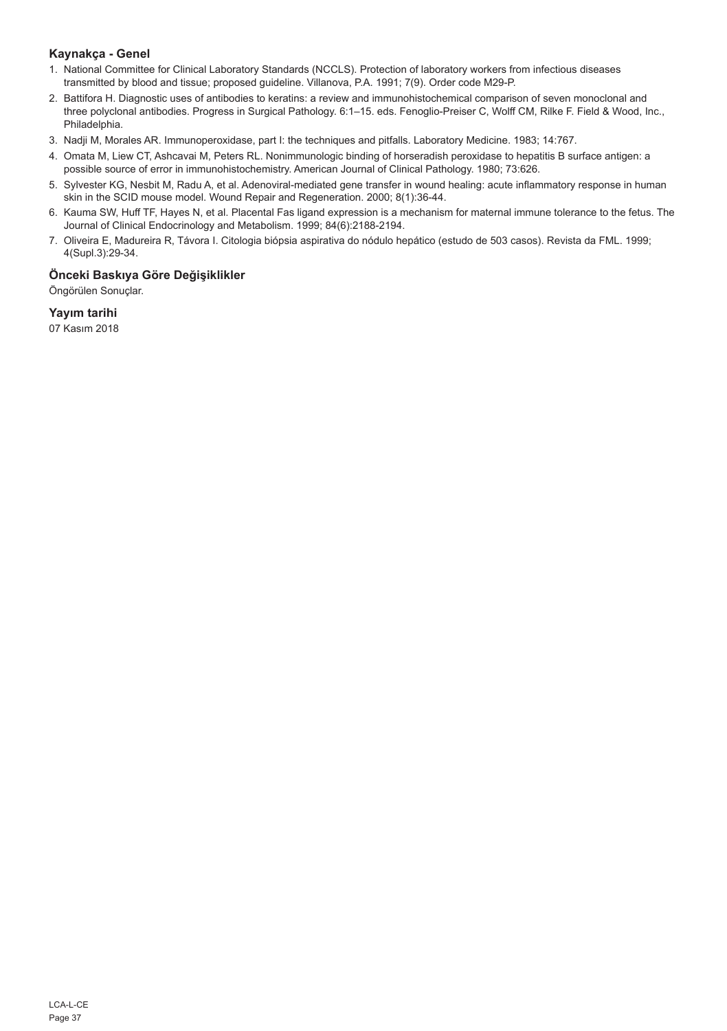## Kaynakça - Genel

1. National Committee for Clinical Laboratory Standards (NCCLS). Protection of laboratory workers from infectious diseases transmitted by blood and tissue; proposed guideline. Villanova, P.A. 1991; 7(9). Order code M29-P.
2. Battifora H. Diagnostic uses of antibodies to keratins: a review and immunohistochemical comparison of seven monoclonal and three polyclonal antibodies. Progress in Surgical Pathology. 6:1–15. eds. Fenoglio-Preiser C, Wolff CM, Rilke F. Field & Wood, Inc., Philadelphia.
3. Nadji M, Morales AR. Immunoperoxidase, part I: the techniques and pitfalls. Laboratory Medicine. 1983; 14:767.
4. Omata M, Liew CT, Ashcavai M, Peters RL. Nonimmunologic binding of horseradish peroxidase to hepatitis B surface antigen: a possible source of error in immunohistochemistry. American Journal of Clinical Pathology. 1980; 73:626.
5. Sylvester KG, Nesbit M, Radu A, et al. Adenoviral-mediated gene transfer in wound healing: acute inflammatory response in human skin in the SCID mouse model. Wound Repair and Regeneration. 2000; 8(1):36-44.
6. Kauma SW, Huff TF, Hayes N, et al. Placental Fas ligand expression is a mechanism for maternal immune tolerance to the fetus. The Journal of Clinical Endocrinology and Metabolism. 1999; 84(6):2188-2194.
7. Oliveira E, Madureira R, Távora I. Citologia biópsia aspirativa do nódulo hepático (estudo de 503 casos). Revista da FML. 1999; 4(Supl.3):29-34.

## Önceki Baskıya Göre Değişiklikler

Öngörülen Sonuçlar.

## Yayım tarihi

07 Kasım 2018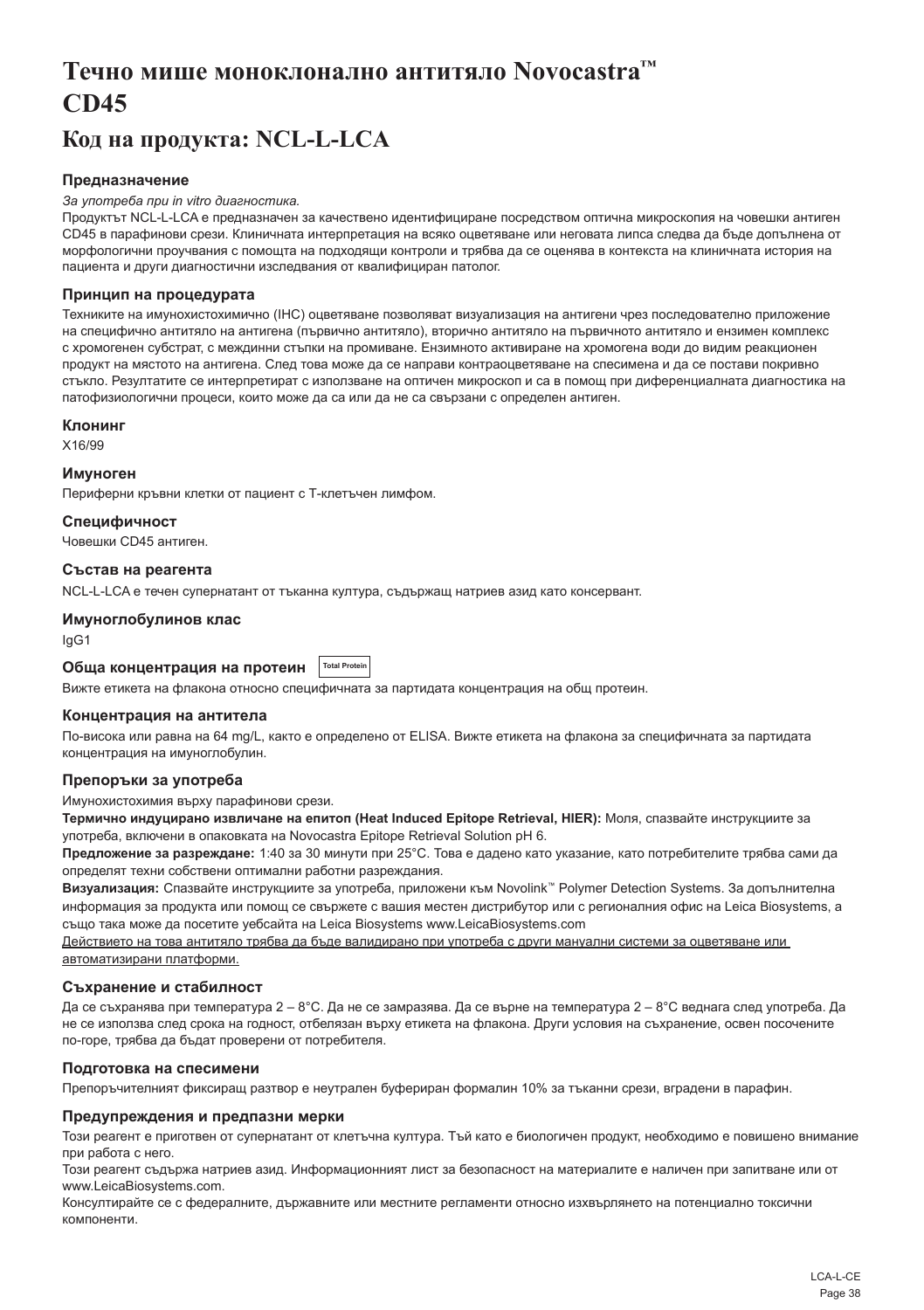# Течно мише моноклонално антитяло Novocastra™ CD45

## Код на продукта: NCL-L-LCA

### Предназначение

*За употреба при in vitro диагностика.*

Продуктът NCL-L-LCA е предназначен за качествено идентифициране посредством оптична микроскопия на човешки антиген CD45 в парафинови срези. Клиничната интерпретация на всяко оцветяване или неговата липса следва да бъде допълнена от морфологични проучвания с помощта на подходящи контроли и трябва да се оценява в контекста на клиничната история на пациента и други диагностични изследвания от квалифициран патолог.

### Принцип на процедурата

Техниките на имунохистохимично (IHC) оцветяване позволяват визуализация на антигени чрез последователно приложение на специфично антитяло на антигена (първично антитяло), вторично антитяло на първичното антитяло и ензимен комплекс с хромогенен субстрат, с междинни стъпки на промиване. Ензимното активиране на хромогена води до видим реакционен продукт на мястото на антигена. След това може да се направи контраоцветяване на спесимена и да се постави покривно стъкло. Резултатите се интерпретират с използване на оптичен микроскоп и са в помощ при диференциалната диагностика на патофизиологични процеси, които може да са или да не са свързани с определен антиген.

### Клонинг

X16/99

### Имуноген

Периферни кръвни клетки от пациент с Т-клетъчен лимфом.

### Специфичност

Човешки CD45 антиген.

### Състав на реагента

NCL-L-LCA е течен супернатант от тъканна култура, съдържащ натриев азид като консервант.

### Имуноглобулинов клас

IgG1

### Обща концентрация на протеин Total Protein

Вижте етикета на флакона относно специфичната за партидата концентрация на общ протеин.

### Концентрация на антитела

По-висока или равна на 64 mg/L, както е определено от ELISA. Вижте етикета на флакона за специфичната за партидата концентрация на имуноглобулин.

### Препоръки за употреба

Имунохистохимия върху парафинови срези.

**Термично индуцирано извличане на епитоп (Heat Induced Epitope Retrieval, HIER):** Моля, спазвайте инструкциите за употреба, включени в опаковката на Novocastra Epitope Retrieval Solution pH 6.

**Предложение за разреждане:** 1:40 за 30 минути при 25°C. Това е дадено като указание, като потребителите трябва сами да определят техни собствени оптимални работни разреждания.

**Визуализация:** Спазвайте инструкциите за употреба, приложени към Novolink™ Polymer Detection Systems. За допълнителна информация за продукта или помощ се свържете с вашия местен дистрибутор или с регионалния офис на Leica Biosystems, а също така може да посетите уебсайта на Leica Biosystems www.LeicaBiosystems.com

Действието на това антитяло трябва да бъде валидирано при употреба с други мануални системи за оцветяване или автоматизирани платформи.

### Съхранение и стабилност

Да се съхранява при температура 2 – 8°C. Да не се замразява. Да се върне на температура 2 – 8°C веднага след употреба. Да не се използва след срока на годност, отбелязан върху етикета на флакона. Други условия на съхранение, освен посочените по-горе, трябва да бъдат проверени от потребителя.

### Подготовка на спесимени

Препоръчителният фиксиращ разтвор е неутрален буфериран формалин 10% за тъканни срези, вградени в парафин.

### Предупреждения и предпазни мерки

Този реагент е приготвен от супернатант от клетъчна култура. Тъй като е биологичен продукт, необходимо е повишено внимание при работа с него.

Този реагент съдържа натриев азид. Информационният лист за безопасност на материалите е наличен при запитване или от www.LeicaBiosystems.com.

Консултирайте се с федералните, държавните или местните регламенти относно изхвърлянето на потенциално токсични компоненти.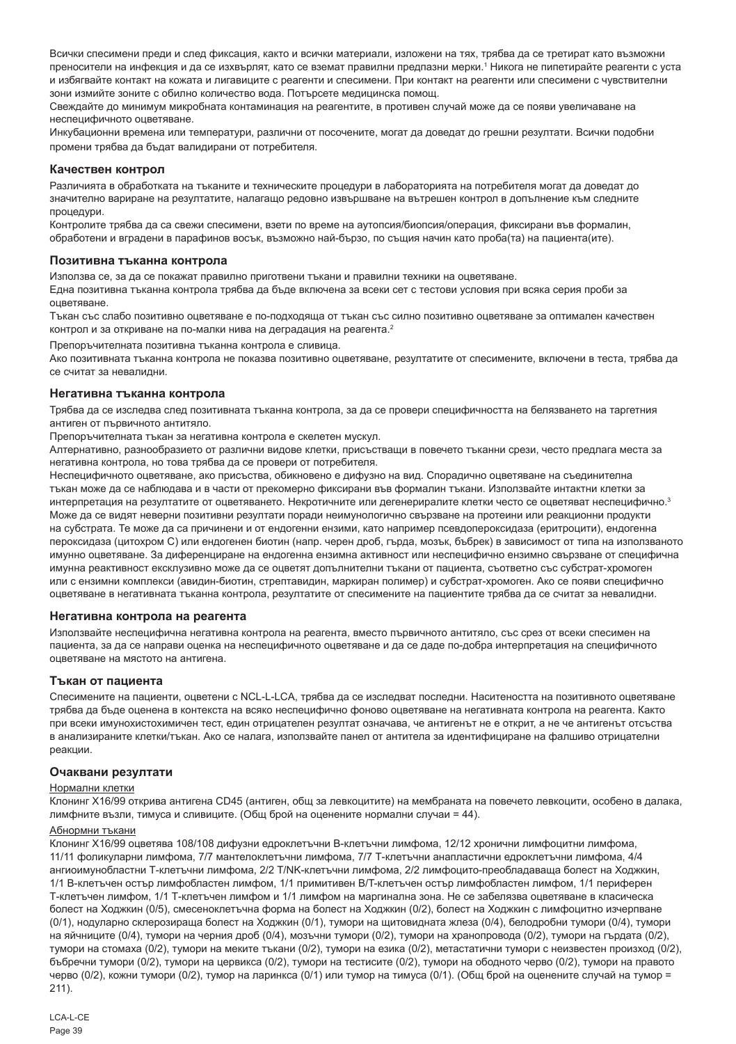Всички спесимени преди и след фиксация, както и всички материали, изложени на тях, трябва да се третират като възможни преносители на инфекция и да се изхвърлят, като се вземат правилни предпазни мерки.[1] Никога не пипетирайте реагенти с уста и избягвайте контакт на кожата и лигавиците с реагенти и спесимени. При контакт на реагенти или спесимени с чувствителни зони измийте зоните с обилно количество вода. Потърсете медицинска помощ.

Свеждайте до минимум микробната контаминация на реагентите, в противен случай може да се появи увеличаване на неспецифичното оцветяване.

Инкубационни времена или температури, различни от посочените, могат да доведат до грешни резултати. Всички подобни промени трябва да бъдат валидирани от потребителя.

### Качествен контрол

Различията в обработката на тъканите и техническите процедури в лабораторията на потребителя могат да доведат до значително вариране на резултатите, налагащо редовно извършване на вътрешен контрол в допълнение към следните процедури.

Контролите трябва да са свежи спесимени, взети по време на аутопсия/биопсия/операция, фиксирани във формалин, обработени и вградени в парафинов восък, възможно най-бързо, по същия начин като проба(та) на пациента(ите).

### Позитивна тъканна контрола

Използва се, за да се покажат правилно приготвени тъкани и правилни техники на оцветяване.

Една позитивна тъканна контрола трябва да бъде включена за всеки сет с тестови условия при всяка серия проби за оцветяване.

Тъкан със слабо позитивно оцветяване е по-подходяща от тъкан със силно позитивно оцветяване за оптимален качествен контрол и за откриване на по-малки нива на деградация на реагента.[2]

Препоръчителната позитивна тъканна контрола е сливица.

Ако позитивната тъканна контрола не показва позитивно оцветяване, резултатите от спесимените, включени в теста, трябва да се считат за невалидни.

### Негативна тъканна контрола

Трябва да се изследва след позитивната тъканна контрола, за да се провери специфичността на белязването на таргетния антиген от първичното антитяло.

Препоръчителната тъкан за негативна контрола е скелетен мускул.

Алтернативно, разнообразието от различни видове клетки, присъстващи в повечето тъканни срези, често предлага места за негативна контрола, но това трябва да се провери от потребителя.

Неспецифичното оцветяване, ако присъства, обикновено е дифузно на вид. Спорадично оцветяване на съединителна тъкан може да се наблюдава и в части от прекомерно фиксирани във формалин тъкани. Използвайте интактни клетки за интерпретация на резултатите от оцветяването. Некротичните или дегенериралите клетки често се оцветяват неспецифично.[3] Може да се видят неверни позитивни резултати поради неимунологично свързване на протеини или реакционни продукти на субстрата. Те може да са причинени и от ендогенни ензими, като например псевдопероксидаза (еритроцити), ендогенна пероксидаза (цитохром C) или ендогенен биотин (напр. черен дроб, гърда, мозък, бъбрек) в зависимост от типа на използваното имунно оцветяване. За диференциране на ендогенна ензимна активност или неспецифично ензимно свързване от специфична имунна реактивност ексклузивно може да се оцветят допълнителни тъкани от пациента, съответно със субстрат-хромоген или с ензимни комплекси (авидин-биотин, стрептавидин, маркиран полимер) и субстрат-хромоген. Ако се появи специфично оцветяване в негативната тъканна контрола, резултатите от спесимените на пациентите трябва да се считат за невалидни.

### Негативна контрола на реагента

Използвайте неспецифична негативна контрола на реагента, вместо първичното антитяло, със срез от всеки спесимен на пациента, за да се направи оценка на неспецифичното оцветяване и да се даде по-добра интерпретация на специфичното оцветяване на мястото на антигена.

### Тъкан от пациента

Спесимените на пациенти, оцветени с NCL-L-LCA, трябва да се изследват последни. Наситеността на позитивното оцветяване трябва да бъде оценена в контекста на всяко неспецифично фоново оцветяване на негативната контрола на реагента. Както при всеки имунохистохимичен тест, един отрицателен резултат означава, че антигенът не е открит, а не че антигенът отсъства в анализираните клетки/тъкан. Ако се налага, използвайте панел от антитела за идентифициране на фалшиво отрицателни реакции.

### Очаквани резултати

Нормални клетки

Клонинг X16/99 открива антигена CD45 (антиген, общ за левкоцитите) на мембраната на повечето левкоцити, особено в далака, лимфните възли, тимуса и сливиците. (Общ брой на оценените нормални случаи = 44).

Абнормни тъкани

Клонинг X16/99 оцветява 108/108 дифузни едроклетъчни B-клетъчни лимфома, 12/12 хронични лимфоцитни лимфома, 11/11 фоликуларни лимфома, 7/7 мантелоклетъчни лимфома, 7/7 T-клетъчни анапластични едроклетъчни лимфома, 4/4 ангиоимунобластни T-клетъчни лимфома, 2/2 T/NK-клетъчни лимфома, 2/2 лимфоцито-преобладаваща болест на Ходжкин, 1/1 B-клетъчен остър лимфобластен лимфом, 1/1 примитивен B/T-клетъчен остър лимфобластен лимфом, 1/1 периферен T-клетъчен лимфом, 1/1 T-клетъчен лимфом и 1/1 лимфом на маргинална зона. Не се забелязва оцветяване в класическа болест на Ходжкин (0/5), смесеноклетъчна форма на болест на Ходжкин (0/2), болест на Ходжкин с лимфоцитно изчерпване (0/1), нодуларно склерозираща болест на Ходжкин (0/1), тумори на щитовидната жлеза (0/4), белодробни тумори (0/4), тумори на яйчниците (0/4), тумори на черния дроб (0/4), мозъчни тумори (0/2), тумори на хранопровода (0/2), тумори на гърдата (0/2), тумори на стомаха (0/2), тумори на меките тъкани (0/2), тумори на езика (0/2), метастатични тумори с неизвестен произход (0/2), бъбречни тумори (0/2), тумори на цервикса (0/2), тумори на тестисите (0/2), тумори на ободното черво (0/2), тумори на правото черво (0/2), кожни тумори (0/2), тумор на ларинкса (0/1) или тумор на тимуса (0/1). (Общ брой на оценените случаи на тумор = 211).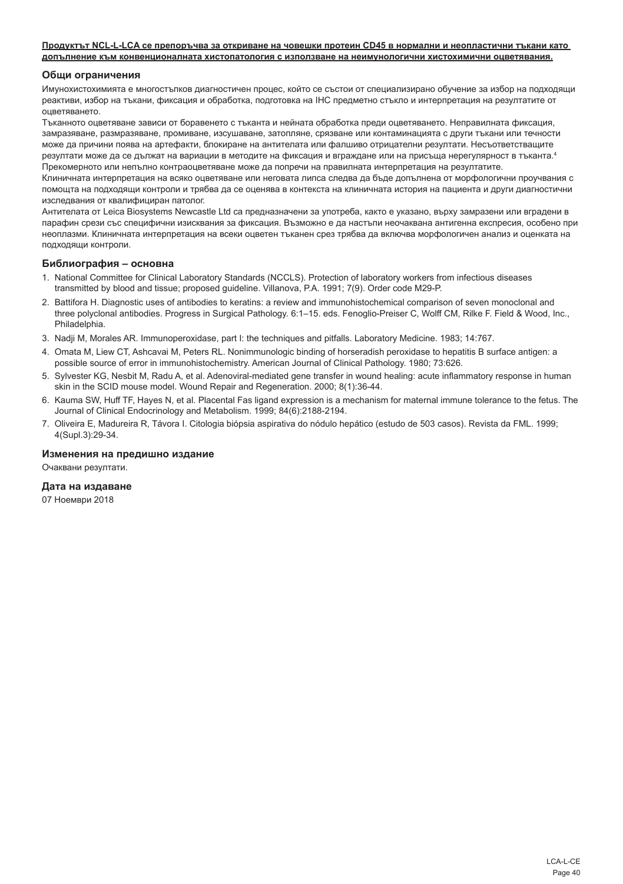**Продуктът NCL-L-LCA се препоръчва за откриване на човешки протеин CD45 в нормални и неопластични тъкани като допълнение към конвенционалната хистопатология с използване на неимунологични хистохимични оцветявания.**

## Общи ограничения

Имунохистохимията е многостъпков диагностичен процес, който се състои от специализирано обучение за избор на подходящи реактиви, избор на тъкани, фиксация и обработка, подготовка на IHC предметно стъкло и интерпретация на резултатите от оцветяването.

Тъканното оцветяване зависи от боравенето с тъканта и нейната обработка преди оцветяването. Неправилната фиксация, замразяване, размразяване, промиване, изсушаване, затопляне, срязване или контаминацията с други тъкани или течности може да причини поява на артефакти, блокиране на антителата или фалшиво отрицателни резултати. Несъответстващите резултати може да се дължат на вариации в методите на фиксация и вграждане или на присъща нерегулярност в тъканта.[4]

Прекомерното или непълно контраоцветяване може да попречи на правилната интерпретация на резултатите.

Клиничната интерпретация на всяко оцветяване или неговата липса следва да бъде допълнена от морфологични проучвания с помощта на подходящи контроли и трябва да се оценява в контекста на клиничната история на пациента и други диагностични изследвания от квалифициран патолог.

Антителата от Leica Biosystems Newcastle Ltd са предназначени за употреба, както е указано, върху замразени или вградени в парафин срези със специфични изисквания за фиксация. Възможно е да настъпи неочаквана антигенна експресия, особено при неоплазми. Клиничната интерпретация на всеки оцветен тъканен срез трябва да включва морфологичен анализ и оценката на подходящи контроли.

## Библиография – основна

1. National Committee for Clinical Laboratory Standards (NCCLS). Protection of laboratory workers from infectious diseases transmitted by blood and tissue; proposed guideline. Villanova, P.A. 1991; 7(9). Order code M29-P.
2. Battifora H. Diagnostic uses of antibodies to keratins: a review and immunohistochemical comparison of seven monoclonal and three polyclonal antibodies. Progress in Surgical Pathology. 6:1–15. eds. Fenoglio-Preiser C, Wolff CM, Rilke F. Field & Wood, Inc., Philadelphia.
3. Nadji M, Morales AR. Immunoperoxidase, part I: the techniques and pitfalls. Laboratory Medicine. 1983; 14:767.
4. Omata M, Liew CT, Ashcavai M, Peters RL. Nonimmunologic binding of horseradish peroxidase to hepatitis B surface antigen: a possible source of error in immunohistochemistry. American Journal of Clinical Pathology. 1980; 73:626.
5. Sylvester KG, Nesbit M, Radu A, et al. Adenoviral-mediated gene transfer in wound healing: acute inflammatory response in human skin in the SCID mouse model. Wound Repair and Regeneration. 2000; 8(1):36-44.
6. Kauma SW, Huff TF, Hayes N, et al. Placental Fas ligand expression is a mechanism for maternal immune tolerance to the fetus. The Journal of Clinical Endocrinology and Metabolism. 1999; 84(6):2188-2194.
7. Oliveira E, Madureira R, Távora I. Citologia biópsia aspirativa do nódulo hepático (estudo de 503 casos). Revista da FML. 1999; 4(Supl.3):29-34.

## Изменения на предишно издание

Очаквани резултати.

## Дата на издаване

07 Ноември 2018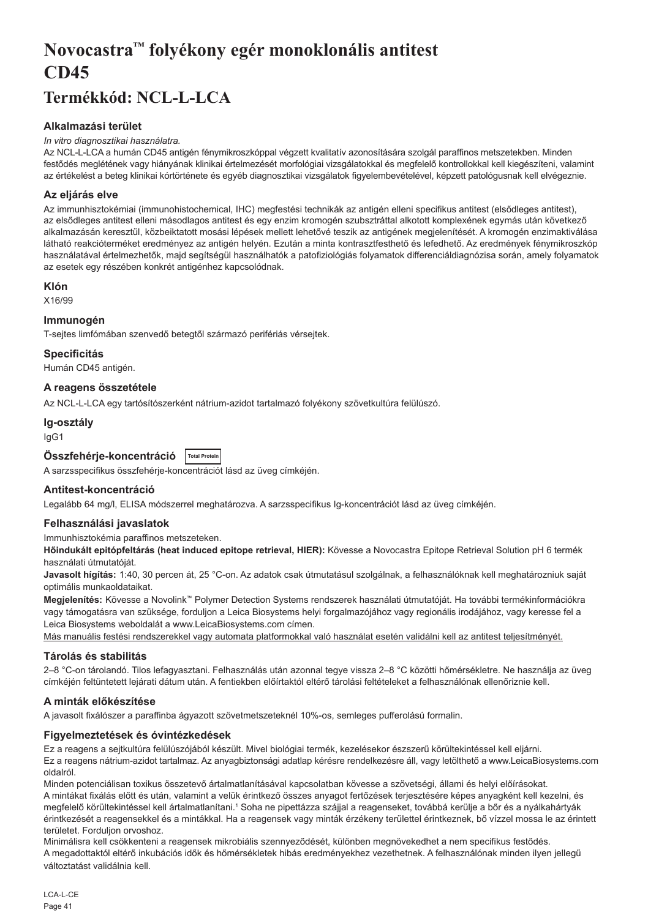# Novocastra™ folyékony egér monoklonális antitest CD45

## Termékkód: NCL-L-LCA

### Alkalmazási terület

*In vitro diagnosztikai használatra.*

Az NCL-L-LCA a humán CD45 antigén fénymikroszkóppal végzett kvalitatív azonosítására szolgál paraffinos metszetekben. Minden festődés meglétének vagy hiányának klinikai értelmezését morfológiai vizsgálatokkal és megfelelő kontrollokkal kell kiegészíteni, valamint az értékelést a beteg klinikai kórtörténete és egyéb diagnosztikai vizsgálatok figyelembevételével, képzett patológusnak kell elvégeznie.

### Az eljárás elve

Az immunhisztokémiai (immunohistochemical, IHC) megfestési technikák az antigén elleni specifikus antitest (elsődleges antitest), az elsődleges antitest elleni másodlagos antitest és egy enzim kromogén szubsztráttal alkotott komplexének egymás után következő alkalmazásán keresztül, közbeiktatott mosási lépések mellett lehetővé teszik az antigének megjelenítését. A kromogén enzimaktiválása látható reakciótermék eredményez az antigén helyén. Ezután a minta kontrasztfesthető és lefedhető. Az eredmények fénymikroszkóp használatával értelmezhetők, majd segítségül használhatók a patofiziológiás folyamatok differenciáldiagnózisa során, amely folyamatok az esetek egy részében konkrét antigénhez kapcsolódnak.

### Klón

X16/99

### Immunogén

T-sejtes limfómában szenvedő betegtől származó perifériás vérsejtek.

### Specificitás

Humán CD45 antigén.

### A reagens összetétele

Az NCL-L-LCA egy tartósítószerként nátrium-azidot tartalmazó folyékony szövetkultúra felülúszó.

### Ig-osztály

IgG1

### Összfehérje-koncentráció Total Protein

A sarzsspecifikus összfehérje-koncentrációt lásd az üveg címkéjén.

### Antitest-koncentráció

Legalább 64 mg/l, ELISA módszerrel meghatározva. A sarzsspecifikus Ig-koncentrációt lásd az üveg címkéjén.

### Felhasználási javaslatok

Immunhisztokémia paraffinos metszeteken.

**Hőindukált epitópfeltárás (heat induced epitope retrieval, HIER):** Kövesse a Novocastra Epitope Retrieval Solution pH 6 termék használati útmutatóját.

**Javasolt hígítás:** 1:40, 30 percen át, 25 °C-on. Az adatok csak útmutatásul szolgálnak, a felhasználóknak kell meghatározniuk saját optimális munkaoldataikat.

**Megjelenítés:** Kövesse a Novolink™ Polymer Detection Systems rendszerek használati útmutatóját. Ha további termékinformációkra vagy támogatásra van szüksége, forduljon a Leica Biosystems helyi forgalmazójához vagy regionális irodájához, vagy keresse fel a Leica Biosystems weboldalát a www.LeicaBiosystems.com címen.

Más manuális festési rendszerekkel vagy automata platformokkal való használat esetén validálni kell az antitest teljesítményét.

### Tárolás és stabilitás

2–8 °C-on tárolandó. Tilos lefagyasztani. Felhasználás után azonnal tegye vissza 2–8 °C közötti hőmérsékletre. Ne használja az üveg címkéjén feltüntetett lejárati dátum után. A fentiekben előírtaktól eltérő tárolási feltételeket a felhasználónak ellenőriznie kell.

### A minták előkészítése

A javasolt fixálószer a paraffinba ágyazott szövetmetszeteknél 10%-os, semleges pufferolású formalin.

### Figyelmeztetések és óvintézkedések

Ez a reagens a sejtkultúra felülúszójából készült. Mivel biológiai termék, kezelésekor észszerű körültekintéssel kell eljárni.

Ez a reagens nátrium-azidot tartalmaz. Az anyagbiztonsági adatlap kérésre rendelkezésre áll, vagy letölthető a www.LeicaBiosystems.com oldalról.

Minden potenciálisan toxikus összetevő ártalmatlanításával kapcsolatban kövesse a szövetségi, állami és helyi előírásokat.

A mintákat fixálás előtt és után, valamint a velük érintkező összes anyagot fertőzések terjesztésére képes anyagként kell kezelni, és megfelelő körültekintéssel kell ártalmatlanítani.[1] Soha ne pipettázza szájjal a reagenseket, továbbá kerülje a bőr és a nyálkahártyák érintkezését a reagensekkel és a mintákkal. Ha a reagensek vagy minták érzékeny területtel érintkeznek, bő vízzel mossa le az érintett területet. Forduljon orvoshoz.

Minimálisra kell csökkenteni a reagensek mikrobiális szennyeződését, különben megnövekedhet a nem specifikus festődés.

A megadottaktól eltérő inkubációs idők és hőmérsékletek hibás eredményekhez vezethetnek. A felhasználónak minden ilyen jellegű változtatást validálnia kell.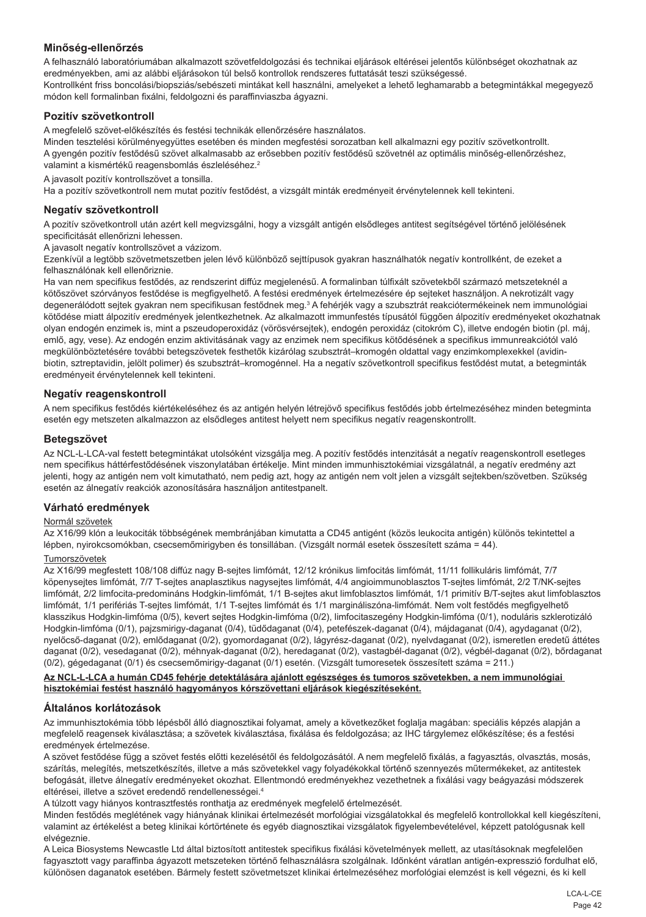## Minőség-ellenőrzés

A felhasználó laboratóriumában alkalmazott szövetfeldolgozási és technikai eljárások eltérései jelentős különbséget okozhatnak az eredményekben, ami az alábbi eljárásokon túl belső kontrollok rendszeres futtatását teszi szükségessé.
Kontrollként friss boncolási/biopsziás/sebészeti mintákat kell használni, amelyeket a lehető leghamarabb a betegmintákkal megegyező módon kell formalinban fixálni, feldolgozni és paraffinviaszba ágyazni.

## Pozitív szövetkontroll

A megfelelő szövet-előkészítés és festési technikák ellenőrzésére használatos.
Minden tesztelési körülményegyüttes esetében és minden megfestési sorozatban kell alkalmazni egy pozitív szövetkontrollt.
A gyengén pozitív festődésű szövet alkalmasabb az erősebben pozitív festődésű szövetnél az optimális minőség-ellenőrzéshez, valamint a kismértékű reagensbomlás észleléséhez.[2]

A javasolt pozitív kontrollszövet a tonsilla.
Ha a pozitív szövetkontroll nem mutat pozitív festődést, a vizsgált minták eredményeit érvénytelennek kell tekinteni.

## Negatív szövetkontroll

A pozitív szövetkontroll után azért kell megvizsgálni, hogy a vizsgált antigén elsődleges antitest segítségével történő jelölésének specificitását ellenőrizni lehessen.
A javasolt negatív kontrollszövet a vázizom.
Ezenkívül a legtöbb szövetmetszetben jelen lévő különböző sejttípusok gyakran használhatók negatív kontrollként, de ezeket a felhasználónak kell ellenőriznie.
Ha van nem specifikus festődés, az rendszerint diffúz megjelenésű. A formalinban túlfixált szövetekből származó metszeteknél a kötőszövet szórványos festődése is megfigyelhető. A festési eredmények értelmezésére ép sejteket használjon. A nekrotizált vagy degenerálódott sejtek gyakran nem specifikusan festődnek meg.[3] A fehérjék vagy a szubsztrát reakciótermékeinek nem immunológiai kötődése miatt álpozitív eredmények jelentkezhetnek. Az alkalmazott immunfestés típusától függően álpozitív eredményeket okozhatnak olyan endogén enzimek is, mint a pszeudoperoxidáz (vörösvérsejtek), endogén peroxidáz (citokróm C), illetve endogén biotin (pl. máj, emlő, agy, vese). Az endogén enzim aktivitásának vagy az enzimek nem specifikus kötődésének a specifikus immunreakciótól való megkülönböztetésére további betegszövetek festhetők kizárólag szubsztrát–kromogén oldattal vagy enzimkomplexekkel (avidin-biotin, sztreptavidin, jelölt polimer) és szubsztrát–kromogénnel. Ha a negatív szövetkontroll specifikus festődést mutat, a betegminták eredményeit érvénytelennek kell tekinteni.

## Negatív reagenskontroll

A nem specifikus festődés kiértékeléséhez és az antigén helyén létrejövő specifikus festődés jobb értelmezéséhez minden betegminta esetén egy metszeten alkalmazzon az elsődleges antitest helyett nem specifikus negatív reagenskontrollt.

## Betegszövet

Az NCL-L-LCA-val festett betegmintákat utolsóként vizsgálja meg. A pozitív festődés intenzitását a negatív reagenskontroll esetleges nem specifikus háttérfestődésének viszonylatában értékelje. Mint minden immunhisztokémiai vizsgálatnál, a negatív eredmény azt jelenti, hogy az antigén nem volt kimutatható, nem pedig azt, hogy az antigén nem volt jelen a vizsgált sejtekben/szövetben. Szükség esetén az álnegatív reakciók azonosítására használjon antitestpanelt.

## Várható eredmények

Normál szövetek

Az X16/99 klón a leukociták többségének membránjában kimutatta a CD45 antigént (közös leukocita antigén) különös tekintettel a lépben, nyirokcsomókban, csecsemőmirigyben és tonsillában. (Vizsgált normál esetek összesített száma = 44).

Tumorszövetek

Az X16/99 megfestett 108/108 diffúz nagy B-sejtes limfómát, 12/12 krónikus limfocitás limfómát, 11/11 follikuláris limfómát, 7/7 köpenysejtes limfómát, 7/7 T-sejtes anaplasztikus nagysejtes limfómát, 4/4 angioimmunoblasztos T-sejtes limfómát, 2/2 T/NK-sejtes limfómát, 2/2 limfocita-predomináns Hodgkin-limfómát, 1/1 B-sejtes akut limfoblasztos limfómát, 1/1 primitív B/T-sejtes akut limfoblasztos limfómát, 1/1 perifériás T-sejtes limfómát, 1/1 T-sejtes limfómát és 1/1 margináliszóna-limfómát. Nem volt festődés megfigyelhető klasszikus Hodgkin-limfóma (0/5), kevert sejtes Hodgkin-limfóma (0/2), limfocitaszegény Hodgkin-limfóma (0/1), noduláris szklerotizáló Hodgkin-limfóma (0/1), pajzsmirigy-daganat (0/4), tüdődaganat (0/4), petefészek-daganat (0/4), májdaganat (0/4), agydaganat (0/2), nyelőcső-daganat (0/2), emlődaganat (0/2), gyomordaganat (0/2), lágyrész-daganat (0/2), nyelvdaganat (0/2), ismeretlen eredetű áttétes daganat (0/2), vesedaganat (0/2), méhnyak-daganat (0/2), heredaganat (0/2), vastagbél-daganat (0/2), végbél-daganat (0/2), bőrdaganat (0/2), gégedaganat (0/1) és csecsemőmirigy-daganat (0/1) esetén. (Vizsgált tumoresetek összesített száma = 211.)

**Az NCL-L-LCA a humán CD45 fehérje detektálására ajánlott egészséges és tumoros szövetekben, a nem immunológiai hisztokémiai festést használó hagyományos kórszövettani eljárások kiegészítéseként.**

## Általános korlátozások

Az immunhisztokémia több lépésből álló diagnosztikai folyamat, amely a következőket foglalja magában: speciális képzés alapján a megfelelő reagensek kiválasztása; a szövetek kiválasztása, fixálása és feldolgozása; az IHC tárgylemez előkészítése; és a festési eredmények értelmezése.
A szövet festődése függ a szövet festés előtti kezelésétől és feldolgozásától. A nem megfelelő fixálás, a fagyasztás, olvasztás, mosás, szárítás, melegítés, metszetkészítés, illetve a más szövetekkel vagy folyadékokkal történő szennyeződés műtermékeket, az antitestek befogását, illetve álnegatív eredményeket okozhat. Ellentmondó eredményekhez vezethetnek a fixálási vagy beágyazási módszerek eltérései, illetve a szövet eredendő rendellenességei.[4]
A túlzott vagy hiányos kontrasztfestés ronthatja az eredmények megfelelő értelmezését.
Minden festődés meglétének vagy hiányának klinikai értelmezését morfológiai vizsgálatokkal és megfelelő kontrollokkal kell kiegészíteni, valamint az értékelést a beteg klinikai kórtörténete és egyéb diagnosztikai vizsgálatok figyelembevételével, képzett patológusnak kell elvégeznie.
A Leica Biosystems Newcastle Ltd által biztosított antitestek specifikus fixálási követelmények mellett, az utasításoknak megfelelően fagyasztott vagy paraffinba ágyazott metszeteken történő felhasználásra szolgálnak. Időnként váratlan antigén-expresszió fordulhat elő, különösen daganatok esetében. Bármely festett szövetmetszet klinikai értelmezéséhez morfológiai elemzést is kell végezni, és ki kell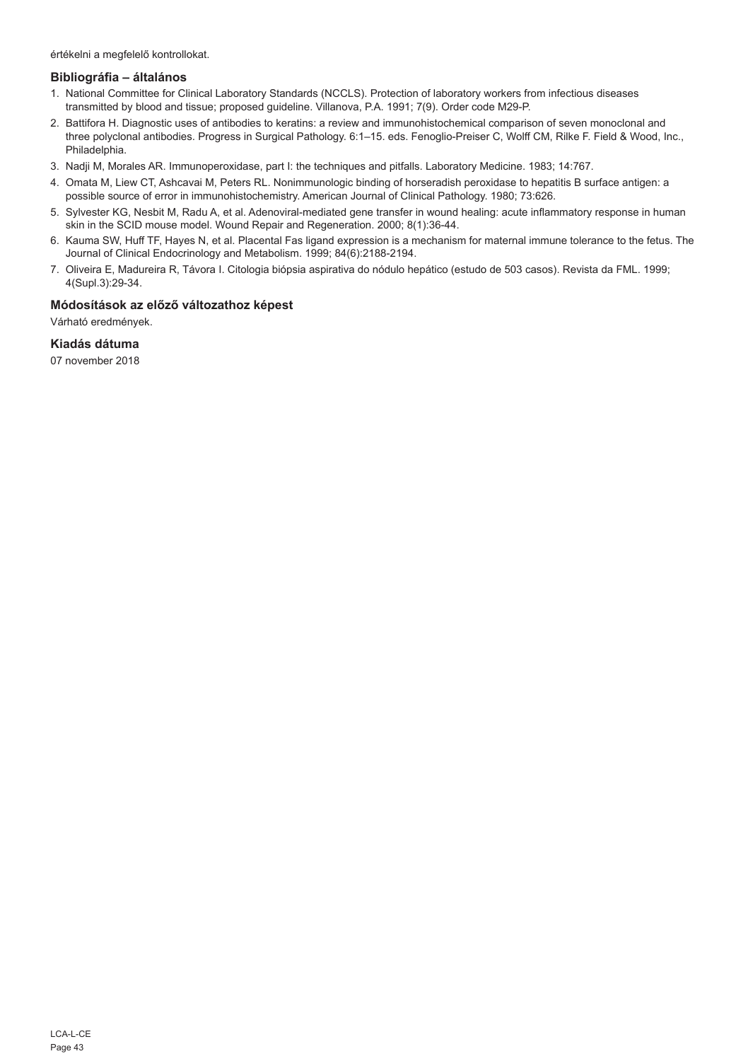értékelni a megfelelő kontrollokat.

## Bibliográfia – általános

1. National Committee for Clinical Laboratory Standards (NCCLS). Protection of laboratory workers from infectious diseases transmitted by blood and tissue; proposed guideline. Villanova, P.A. 1991; 7(9). Order code M29-P.
2. Battifora H. Diagnostic uses of antibodies to keratins: a review and immunohistochemical comparison of seven monoclonal and three polyclonal antibodies. Progress in Surgical Pathology. 6:1–15. eds. Fenoglio-Preiser C, Wolff CM, Rilke F. Field & Wood, Inc., Philadelphia.
3. Nadji M, Morales AR. Immunoperoxidase, part I: the techniques and pitfalls. Laboratory Medicine. 1983; 14:767.
4. Omata M, Liew CT, Ashcavai M, Peters RL. Nonimmunologic binding of horseradish peroxidase to hepatitis B surface antigen: a possible source of error in immunohistochemistry. American Journal of Clinical Pathology. 1980; 73:626.
5. Sylvester KG, Nesbit M, Radu A, et al. Adenoviral-mediated gene transfer in wound healing: acute inflammatory response in human skin in the SCID mouse model. Wound Repair and Regeneration. 2000; 8(1):36-44.
6. Kauma SW, Huff TF, Hayes N, et al. Placental Fas ligand expression is a mechanism for maternal immune tolerance to the fetus. The Journal of Clinical Endocrinology and Metabolism. 1999; 84(6):2188-2194.
7. Oliveira E, Madureira R, Távora I. Citologia biópsia aspirativa do nódulo hepático (estudo de 503 casos). Revista da FML. 1999; 4(Supl.3):29-34.

## Módosítások az előző változathoz képest

Várható eredmények.

## Kiadás dátuma

07 november 2018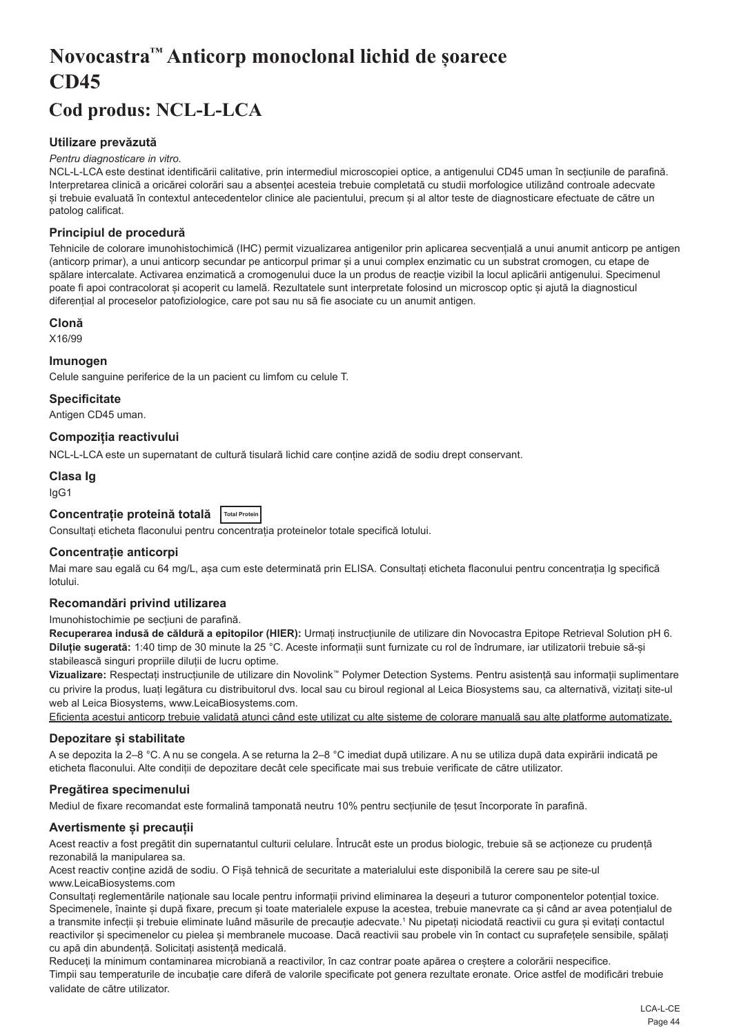# Novocastra™ Anticorp monoclonal lichid de șoarece CD45

## Cod produs: NCL-L-LCA

### Utilizare prevăzută

*Pentru diagnosticare in vitro.*

NCL-L-LCA este destinat identificării calitative, prin intermediul microscopiei optice, a antigenului CD45 uman în secțiunile de parafină. Interpretarea clinică a oricărei colorări sau a absenței acesteia trebuie completată cu studii morfologice utilizând controale adecvate și trebuie evaluată în contextul antecedentelor clinice ale pacientului, precum și al altor teste de diagnosticare efectuate de către un patolog calificat.

### Principiul de procedură

Tehnicile de colorare imunohistochimică (IHC) permit vizualizarea antigenilor prin aplicarea secvențială a unui anumit anticorp pe antigen (anticorp primar), a unui anticorp secundar pe anticorpul primar și a unui complex enzimatic cu un substrat cromogen, cu etape de spălare intercalate. Activarea enzimatică a cromogenului duce la un produs de reacție vizibil la locul aplicării antigenului. Specimenul poate fi apoi contracolorat și acoperit cu lamelă. Rezultatele sunt interpretate folosind un microscop optic și ajută la diagnosticul diferențial al proceselor patofiziologice, care pot sau nu să fie asociate cu un anumit antigen.

### Clonă

X16/99

### Imunogen

Celule sanguine periferice de la un pacient cu limfom cu celule T.

### Specificitate

Antigen CD45 uman.

### Compoziția reactivului

NCL-L-LCA este un supernatant de cultură tisulară lichid care conține azidă de sodiu drept conservant.

### Clasa Ig

IgG1

### Concentrație proteină totală Total Protein

Consultați eticheta flaconului pentru concentrația proteinelor totale specifică lotului.

### Concentrație anticorpi

Mai mare sau egală cu 64 mg/L, așa cum este determinată prin ELISA. Consultați eticheta flaconului pentru concentrația Ig specifică lotului.

### Recomandări privind utilizarea

Imunohistochimie pe secțiuni de parafină.

**Recuperarea indusă de căldură a epitopilor (HIER):** Urmați instrucțiunile de utilizare din Novocastra Epitope Retrieval Solution pH 6.

**Diluție sugerată:** 1:40 timp de 30 minute la 25 °C. Aceste informații sunt furnizate cu rol de îndrumare, iar utilizatorii trebuie să-și stabilească singuri propriile diluții de lucru optime.

**Vizualizare:** Respectați instrucțiunile de utilizare din Novolink™ Polymer Detection Systems. Pentru asistență sau informații suplimentare cu privire la produs, luați legătura cu distribuitorul dvs. local sau cu biroul regional al Leica Biosystems sau, ca alternativă, vizitați site-ul web al Leica Biosystems, www.LeicaBiosystems.com.

Eficiența acestui anticorp trebuie validată atunci când este utilizat cu alte sisteme de colorare manuală sau alte platforme automatizate.

### Depozitare și stabilitate

A se depozita la 2–8 °C. A nu se congela. A se returna la 2–8 °C imediat după utilizare. A nu se utiliza după data expirării indicată pe eticheta flaconului. Alte condiții de depozitare decât cele specificate mai sus trebuie verificate de către utilizator.

### Pregătirea specimenului

Mediul de fixare recomandat este formalină tamponată neutru 10% pentru secțiunile de țesut încorporate în parafină.

### Avertismente și precauții

Acest reactiv a fost pregătit din supernatantul culturii celulare. Întrucât este un produs biologic, trebuie să se acționeze cu prudență rezonabilă la manipularea sa.

Acest reactiv conține azidă de sodiu. O Fișă tehnică de securitate a materialului este disponibilă la cerere sau pe site-ul www.LeicaBiosystems.com

Consultați reglementările naționale sau locale pentru informații privind eliminarea la deșeuri a tuturor componentelor potențial toxice. Specimenele, înainte și după fixare, precum și toate materialele expuse la acestea, trebuie manevrate ca și când ar avea potențialul de a transmite infecții și trebuie eliminate luând măsurile de precauție adecvate.[1] Nu pipetați niciodată reactivii cu gura și evitați contactul reactivilor și specimenelor cu pielea și membranele mucoase. Dacă reactivii sau probele vin în contact cu suprafețele sensibile, spălați cu apă din abundență. Solicitați asistență medicală.

Reduceți la minimum contaminarea microbiană a reactivilor, în caz contrar poate apărea o creștere a colorării nespecifice.

Timpii sau temperaturile de incubație care diferă de valorile specificate pot genera rezultate eronate. Orice astfel de modificări trebuie validate de către utilizator.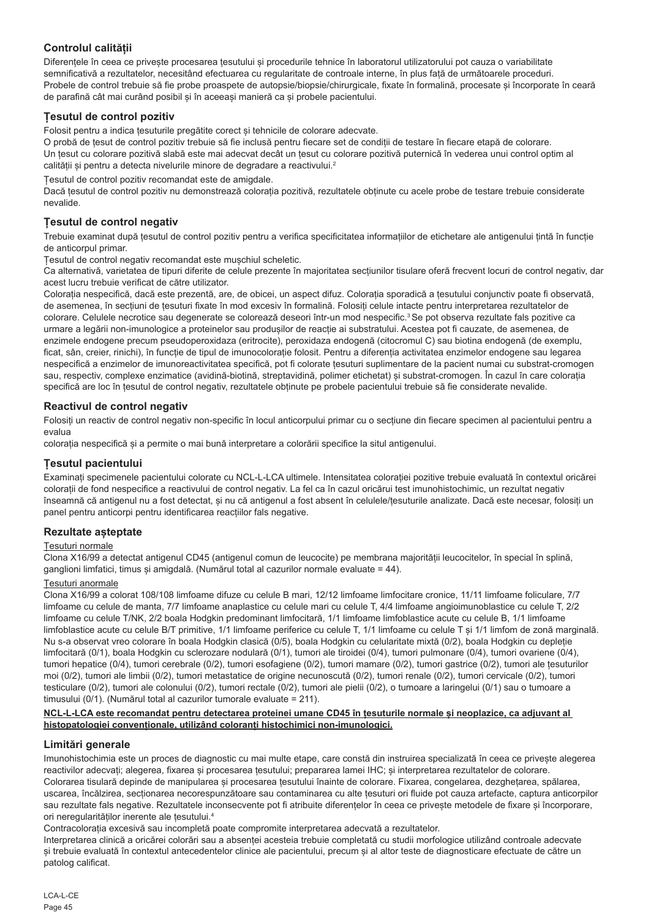## Controlul calității

Diferențele în ceea ce privește procesarea țesutului și procedurile tehnice în laboratorul utilizatorului pot cauza o variabilitate semnificativă a rezultatelor, necesitând efectuarea cu regularitate de controale interne, în plus față de următoarele proceduri. Probele de control trebuie să fie probe proaspete de autopsie/biopsie/chirurgicale, fixate în formalină, procesate și încorporate în ceară de parafină cât mai curând posibil și în aceeași manieră ca și probele pacientului.

### Țesutul de control pozitiv

Folosit pentru a indica țesuturile pregătite corect și tehnicile de colorare adecvate.

O probă de țesut de control pozitiv trebuie să fie inclusă pentru fiecare set de condiții de testare în fiecare etapă de colorare.

Un țesut cu colorare pozitivă slabă este mai adecvat decât un țesut cu colorare pozitivă puternică în vederea unui control optim al calității și pentru a detecta nivelurile minore de degradare a reactivului.[2]

Țesutul de control pozitiv recomandat este de amigdale.

Dacă țesutul de control pozitiv nu demonstrează colorația pozitivă, rezultatele obținute cu acele probe de testare trebuie considerate nevalide.

### Țesutul de control negativ

Trebuie examinat după țesutul de control pozitiv pentru a verifica specificitatea informațiilor de etichetare ale antigenului țintă în funcție de anticorpul primar.

Țesutul de control negativ recomandat este mușchiul scheletic.

Ca alternativă, varietatea de tipuri diferite de celule prezente în majoritatea secțiunilor tisulare oferă frecvent locuri de control negativ, dar acest lucru trebuie verificat de către utilizator.

Colorația nespecifică, dacă este prezentă, are, de obicei, un aspect difuz. Colorația sporadică a țesutului conjunctiv poate fi observată, de asemenea, în secțiuni de țesuturi fixate în mod excesiv în formalină. Folosiți celule intacte pentru interpretarea rezultatelor de colorare. Celulele necrotice sau degenerate se colorează deseori într-un mod nespecific.[3] Se pot observa rezultate fals pozitive ca urmare a legării non-imunologice a proteinelor sau produșilor de reacție ai substratului. Acestea pot fi cauzate, de asemenea, de enzimele endogene precum pseudoperoxidaza (eritrocite), peroxidaza endogenă (citocromul C) sau biotina endogenă (de exemplu, ficat, sân, creier, rinichi), în funcție de tipul de imunocolorație folosit. Pentru a diferenția activitatea enzimelor endogene sau legarea nespecifică a enzimelor de imunoreactivitatea specifică, pot fi colorate țesuturi suplimentare de la pacient numai cu substrat-cromogen sau, respectiv, complexe enzimatice (avidină-biotină, streptavidină, polimer etichetat) și substrat-cromogen. În cazul în care colorația specifică are loc în țesutul de control negativ, rezultatele obținute pe probele pacientului trebuie să fie considerate nevalide.

### Reactivul de control negativ

Folosiți un reactiv de control negativ non-specific în locul anticorpului primar cu o secțiune din fiecare specimen al pacientului pentru a evalua
colorația nespecifică și a permite o mai bună interpretare a colorării specifice la situl antigenului.

### Țesutul pacientului

Examinați specimenele pacientului colorate cu NCL-L-LCA ultimele. Intensitatea colorației pozitive trebuie evaluată în contextul oricărei colorații de fond nespecifice a reactivului de control negativ. La fel ca în cazul oricărui test imunohistochimic, un rezultat negativ înseamnă că antigenul nu a fost detectat, și nu că antigenul a fost absent în celulele/țesuturile analizate. Dacă este necesar, folosiți un panel pentru anticorpi pentru identificarea reacțiilor fals negative.

## Rezultate așteptate

Țesuturi normale

Clona X16/99 a detectat antigenul CD45 (antigenul comun de leucocite) pe membrana majorității leucocitelor, în special în splină, ganglioni limfatici, timus și amigdală. (Numărul total al cazurilor normale evaluate = 44).

Țesuturi anormale

Clona X16/99 a colorat 108/108 limfoame difuze cu celule B mari, 12/12 limfoame limfocitare cronice, 11/11 limfoame foliculare, 7/7 limfoame cu celule de manta, 7/7 limfoame anaplastice cu celule mari cu celule T, 4/4 limfoame angioimunoblastice cu celule T, 2/2 limfoame cu celule T/NK, 2/2 boala Hodgkin predominant limfocitară, 1/1 limfoame limfoblastice acute cu celule B, 1/1 limfoame limfoblastice acute cu celule B/T primitive, 1/1 limfoame periferice cu celule T, 1/1 limfoame cu celule T și 1/1 limfom de zonă marginală. Nu s-a observat vreo colorare în boala Hodgkin clasică (0/5), boala Hodgkin cu celularitate mixtă (0/2), boala Hodgkin cu depleție limfocitară (0/1), boala Hodgkin cu sclerozare nodulară (0/1), tumori ale tiroidei (0/4), tumori pulmonare (0/4), tumori ovariene (0/4), tumori hepatice (0/4), tumori cerebrale (0/2), tumori esofagiene (0/2), tumori mamare (0/2), tumori gastrice (0/2), tumori ale țesuturilor moi (0/2), tumori ale limbii (0/2), tumori metastatice de origine necunoscută (0/2), tumori renale (0/2), tumori cervicale (0/2), tumori testiculare (0/2), tumori ale colonului (0/2), tumori rectale (0/2), tumori ale pielii (0/2), o tumoare a laringelui (0/1) sau o tumoare a timusului (0/1). (Numărul total al cazurilor tumorale evaluate = 211).

**NCL-L-LCA este recomandat pentru detectarea proteinei umane CD45 în țesuturile normale și neoplazice, ca adjuvant al histopatologiei convenționale, utilizând coloranți histochimici non-imunologici.**

## Limitări generale

Imunohistochimia este un proces de diagnostic cu mai multe etape, care constă din instruirea specializată în ceea ce privește alegerea reactivilor adecvați; alegerea, fixarea și procesarea țesutului; prepararea lamei IHC; și interpretarea rezultatelor de colorare.

Colorarea tisulară depinde de manipularea și procesarea țesutului înainte de colorare. Fixarea, congelarea, dezghețarea, spălarea, uscarea, încălzirea, secționarea necorespunzătoare sau contaminarea cu alte țesuturi ori fluide pot cauza artefacte, captura anticorpilor sau rezultate fals negative. Rezultatele inconsecvente pot fi atribuite diferențelor în ceea ce privește metodele de fixare și încorporare, ori neregularităților inerente ale țesutului.[4]

Contracolorația excesivă sau incompletă poate compromite interpretarea adecvată a rezultatelor.

Interpretarea clinică a oricărei colorări sau a absenței acesteia trebuie completată cu studii morfologice utilizând controale adecvate și trebuie evaluată în contextul antecedentelor clinice ale pacientului, precum și al altor teste de diagnosticare efectuate de către un patolog calificat.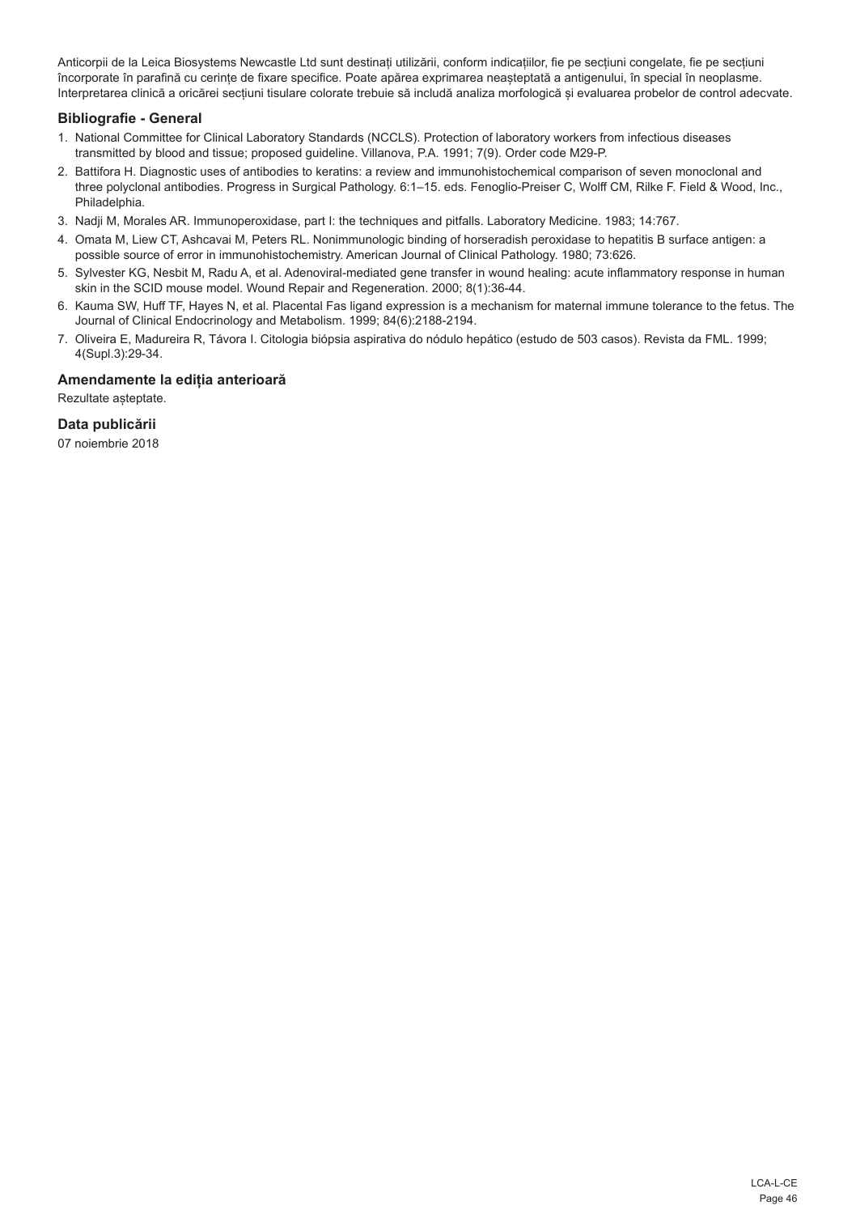Anticorpii de la Leica Biosystems Newcastle Ltd sunt destinați utilizării, conform indicațiilor, fie pe secțiuni congelate, fie pe secțiuni încorporate în parafină cu cerințe de fixare specifice. Poate apărea exprimarea neașteptată a antigenului, în special în neoplasme. Interpretarea clinică a oricărei secțiuni tisulare colorate trebuie să includă analiza morfologică și evaluarea probelor de control adecvate.

### Bibliografie - General

1. National Committee for Clinical Laboratory Standards (NCCLS). Protection of laboratory workers from infectious diseases transmitted by blood and tissue; proposed guideline. Villanova, P.A. 1991; 7(9). Order code M29-P.
2. Battifora H. Diagnostic uses of antibodies to keratins: a review and immunohistochemical comparison of seven monoclonal and three polyclonal antibodies. Progress in Surgical Pathology. 6:1–15. eds. Fenoglio-Preiser C, Wolff CM, Rilke F. Field & Wood, Inc., Philadelphia.
3. Nadji M, Morales AR. Immunoperoxidase, part I: the techniques and pitfalls. Laboratory Medicine. 1983; 14:767.
4. Omata M, Liew CT, Ashcavai M, Peters RL. Nonimmunologic binding of horseradish peroxidase to hepatitis B surface antigen: a possible source of error in immunohistochemistry. American Journal of Clinical Pathology. 1980; 73:626.
5. Sylvester KG, Nesbit M, Radu A, et al. Adenoviral-mediated gene transfer in wound healing: acute inflammatory response in human skin in the SCID mouse model. Wound Repair and Regeneration. 2000; 8(1):36-44.
6. Kauma SW, Huff TF, Hayes N, et al. Placental Fas ligand expression is a mechanism for maternal immune tolerance to the fetus. The Journal of Clinical Endocrinology and Metabolism. 1999; 84(6):2188-2194.
7. Oliveira E, Madureira R, Távora I. Citologia biópsia aspirativa do nódulo hepático (estudo de 503 casos). Revista da FML. 1999; 4(Supl.3):29-34.

### Amendamente la ediția anterioară

Rezultate așteptate.

### Data publicării

07 noiembrie 2018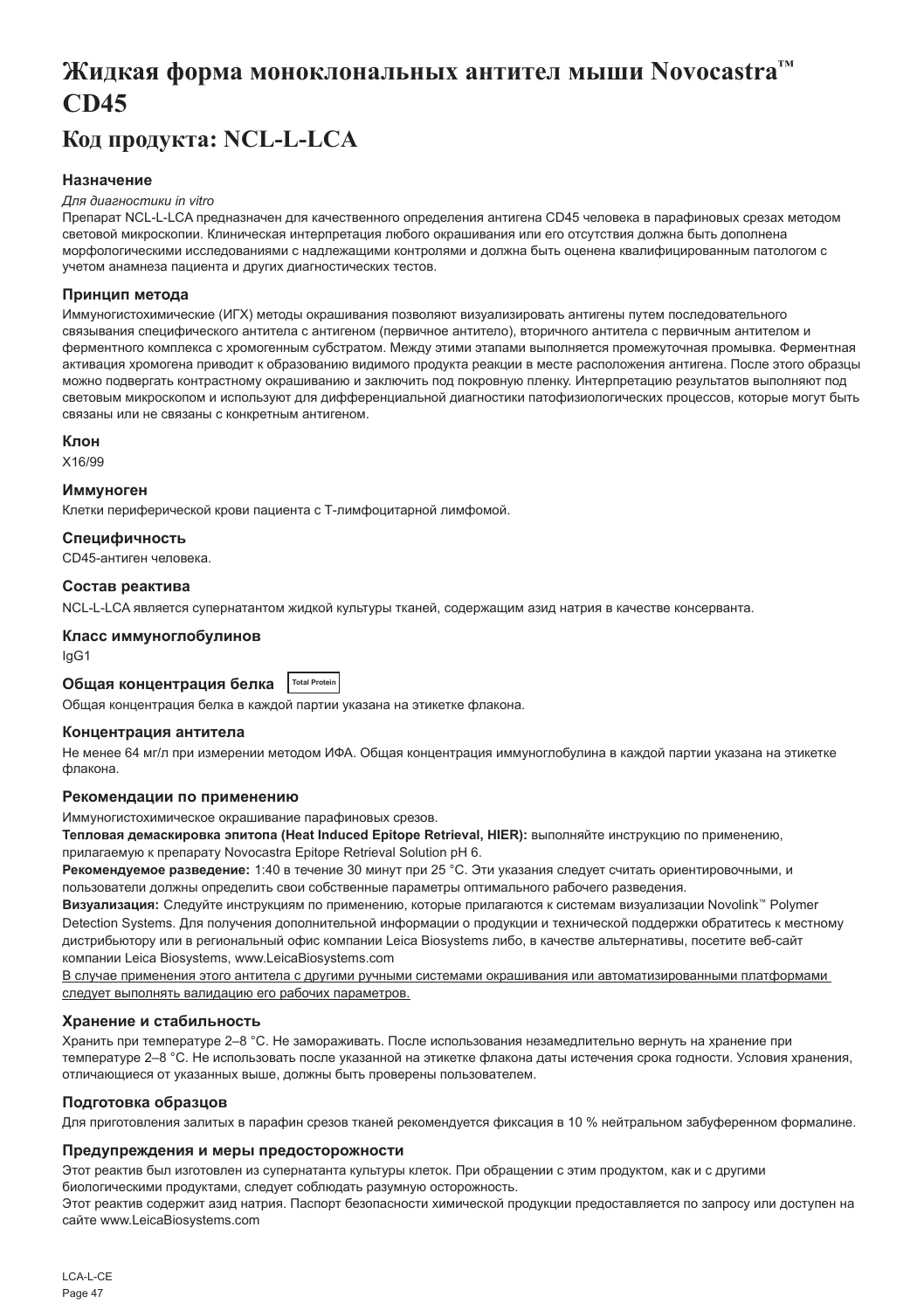# Жидкая форма моноклональных антител мыши Novocastra™ CD45

## Код продукта: NCL-L-LCA

### Назначение

*Для диагностики in vitro*

Препарат NCL-L-LCA предназначен для качественного определения антигена CD45 человека в парафиновых срезах методом световой микроскопии. Клиническая интерпретация любого окрашивания или его отсутствия должна быть дополнена морфологическими исследованиями с надлежащими контролями и должна быть оценена квалифицированным патологом с учетом анамнеза пациента и других диагностических тестов.

### Принцип метода

Иммуногистохимические (ИГХ) методы окрашивания позволяют визуализировать антигены путем последовательного связывания специфического антитела с антигеном (первичное антитело), вторичного антитела с первичным антителом и ферментного комплекса с хромогенным субстратом. Между этими этапами выполняется промежуточная промывка. Ферментная активация хромогена приводит к образованию видимого продукта реакции в месте расположения антигена. После этого образцы можно подвергать контрастному окрашиванию и заключить под покровную пленку. Интерпретацию результатов выполняют под световым микроскопом и используют для дифференциальной диагностики патофизиологических процессов, которые могут быть связаны или не связаны с конкретным антигеном.

### Клон

X16/99

### Иммуноген

Клетки периферической крови пациента с Т-лимфоцитарной лимфомой.

### Специфичность

CD45-антиген человека.

### Состав реактива

NCL-L-LCA является супернатантом жидкой культуры тканей, содержащим азид натрия в качестве консерванта.

### Класс иммуноглобулинов

IgG1

### Общая концентрация белка Total Protein

Общая концентрация белка в каждой партии указана на этикетке флакона.

### Концентрация антитела

Не менее 64 мг/л при измерении методом ИФА. Общая концентрация иммуноглобулина в каждой партии указана на этикетке флакона.

### Рекомендации по применению

Иммуногистохимическое окрашивание парафиновых срезов.

**Тепловая демаскировка эпитопа (Heat Induced Epitope Retrieval, HIER):** выполняйте инструкцию по применению, прилагаемую к препарату Novocastra Epitope Retrieval Solution pH 6.

**Рекомендуемое разведение:** 1:40 в течение 30 минут при 25 °C. Эти указания следует считать ориентировочными, и пользователи должны определить свои собственные параметры оптимального рабочего разведения.

**Визуализация:** Следуйте инструкциям по применению, которые прилагаются к системам визуализации Novolink™ Polymer Detection Systems. Для получения дополнительной информации о продукции и технической поддержки обратитесь к местному дистрибьютору или в региональный офис компании Leica Biosystems либо, в качестве альтернативы, посетите веб-сайт компании Leica Biosystems, www.LeicaBiosystems.com

<u>В случае применения этого антитела с другими ручными системами окрашивания или автоматизированными платформами следует выполнять валидацию его рабочих параметров.</u>

### Хранение и стабильность

Хранить при температуре 2–8 °C. Не замораживать. После использования незамедлительно вернуть на хранение при температуре 2–8 °C. Не использовать после указанной на этикетке флакона даты истечения срока годности. Условия хранения, отличающиеся от указанных выше, должны быть проверены пользователем.

### Подготовка образцов

Для приготовления залитых в парафин срезов тканей рекомендуется фиксация в 10 % нейтральном забуференном формалине.

### Предупреждения и меры предосторожности

Этот реактив был изготовлен из супернатанта культуры клеток. При обращении с этим продуктом, как и с другими биологическими продуктами, следует соблюдать разумную осторожность.

Этот реактив содержит азид натрия. Паспорт безопасности химической продукции предоставляется по запросу или доступен на сайте www.LeicaBiosystems.com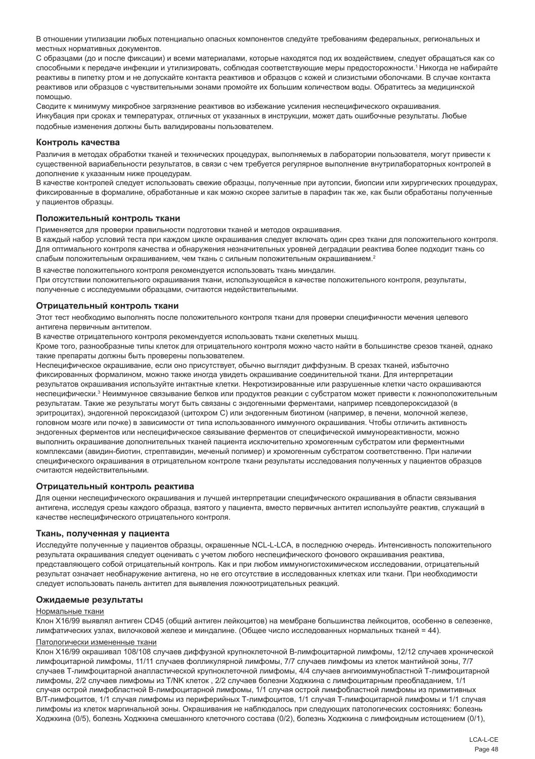В отношении утилизации любых потенциально опасных компонентов следуйте требованиям федеральных, региональных и местных нормативных документов.

С образцами (до и после фиксации) и всеми материалами, которые находятся под их воздействием, следует обращаться как со способными к передаче инфекции и утилизировать, соблюдая соответствующие меры предосторожности.[1] Никогда не набирайте реактивы в пипетку ртом и не допускайте контакта реактивов и образцов с кожей и слизистыми оболочками. В случае контакта реактивов или образцов с чувствительными зонами промойте их большим количеством воды. Обратитесь за медицинской помощью.

Сводите к минимуму микробное загрязнение реактивов во избежание усиления неспецифического окрашивания.

Инкубация при сроках и температурах, отличных от указанных в инструкции, может дать ошибочные результаты. Любые подобные изменения должны быть валидированы пользователем.

### Контроль качества

Различия в методах обработки тканей и технических процедурах, выполняемых в лаборатории пользователя, могут привести к существенной вариабельности результатов, в связи с чем требуется регулярное выполнение внутрилабораторных контролей в дополнение к указанным ниже процедурам.

В качестве контролей следует использовать свежие образцы, полученные при аутопсии, биопсии или хирургических процедурах, фиксированные в формалине, обработанные и как можно скорее залитые в парафин так же, как были обработаны полученные у пациентов образцы.

### Положительный контроль ткани

Применяется для проверки правильности подготовки тканей и методов окрашивания.

В каждый набор условий теста при каждом цикле окрашивания следует включать один срез ткани для положительного контроля. Для оптимального контроля качества и обнаружения незначительных уровней деградации реактива более подходит ткань со слабым положительным окрашиванием, чем ткань с сильным положительным окрашиванием.[2]

В качестве положительного контроля рекомендуется использовать ткань миндалин.

При отсутствии положительного окрашивания ткани, использующейся в качестве положительного контроля, результаты, полученные с исследуемыми образцами, считаются недействительными.

### Отрицательный контроль ткани

Этот тест необходимо выполнять после положительного контроля ткани для проверки специфичности мечения целевого антигена первичным антителом.

В качестве отрицательного контроля рекомендуется использовать ткани скелетных мышц.

Кроме того, разнообразные типы клеток для отрицательного контроля можно часто найти в большинстве срезов тканей, однако такие препараты должны быть проверены пользователем.

Неспецифическое окрашивание, если оно присутствует, обычно выглядит диффузным. В срезах тканей, избыточно фиксированных формалином, можно также иногда увидеть окрашивание соединительной ткани. Для интерпретации результатов окрашивания используйте интактные клетки. Некротизированные или разрушенные клетки часто окрашиваются неспецифически.[3] Неиммунное связывание белков или продуктов реакции с субстратом может привести к ложноположительным результатам. Такие же результаты могут быть связаны с эндогенными ферментами, например псевдопероксидазой (в эритроцитах), эндогенной пероксидазой (цитохром C) или эндогенным биотином (например, в печени, молочной железе, головном мозге или почке) в зависимости от типа использованного иммунного окрашивания. Чтобы отличить активность эндогенных ферментов или неспецифическое связывание ферментов от специфической иммунореактивности, можно выполнить окрашивание дополнительных тканей пациента исключительно хромогенным субстратом или ферментными комплексами (авидин-биотин, стрептавидин, меченый полимер) и хромогенным субстратом соответственно. При наличии специфического окрашивания в отрицательном контроле ткани результаты исследования полученных у пациентов образцов считаются недействительными.

### Отрицательный контроль реактива

Для оценки неспецифического окрашивания и лучшей интерпретации специфического окрашивания в области связывания антигена, исследуя срезы каждого образца, взятого у пациента, вместо первичных антител используйте реактив, служащий в качестве неспецифического отрицательного контроля.

### Ткань, полученная у пациента

Исследуйте полученные у пациентов образцы, окрашенные NCL-L-LCA, в последнюю очередь. Интенсивность положительного результата окрашивания следует оценивать с учетом любого неспецифического фонового окрашивания реактива, представляющего собой отрицательный контроль. Как и при любом иммуногистохимическом исследовании, отрицательный результат означает необнаружение антигена, но не его отсутствие в исследованных клетках или ткани. При необходимости следует использовать панель антител для выявления ложноотрицательных реакций.

### Ожидаемые результаты

Нормальные ткани

Клон X16/99 выявлял антиген CD45 (общий антиген лейкоцитов) на мембране большинства лейкоцитов, особенно в селезенке, лимфатических узлах, вилочковой железе и миндалине. (Общее число исследованных нормальных тканей = 44).

Патологически измененные ткани

Клон X16/99 окрашивал 108/108 случаев диффузной крупноклеточной B-лимфоцитарной лимфомы, 12/12 случаев хронической лимфоцитарной лимфомы, 11/11 случаев фолликулярной лимфомы, 7/7 случаев лимфомы из клеток мантийной зоны, 7/7 случаев T-лимфоцитарной анапластической крупноклеточной лимфомы, 4/4 случаев ангиоиммунобластной T-лимфоцитарной лимфомы, 2/2 случаев лимфомы из T/NK клеток , 2/2 случаев болезни Ходжкина с лимфоцитарным преобладанием, 1/1 случая острой лимфобластной B-лимфоцитарной лимфомы, 1/1 случая острой лимфобластной лимфомы из примитивных B/T-лимфоцитов, 1/1 случая лимфомы из периферийных T-лимфоцитов, 1/1 случая T-лимфоцитарной лимфомы и 1/1 случая лимфомы из клеток маргинальной зоны. Окрашивания не наблюдалось при следующих патологических состояниях: болезнь Ходжкина (0/5), болезнь Ходжкина смешанного клеточного состава (0/2), болезнь Ходжкина с лимфоидным истощением (0/1),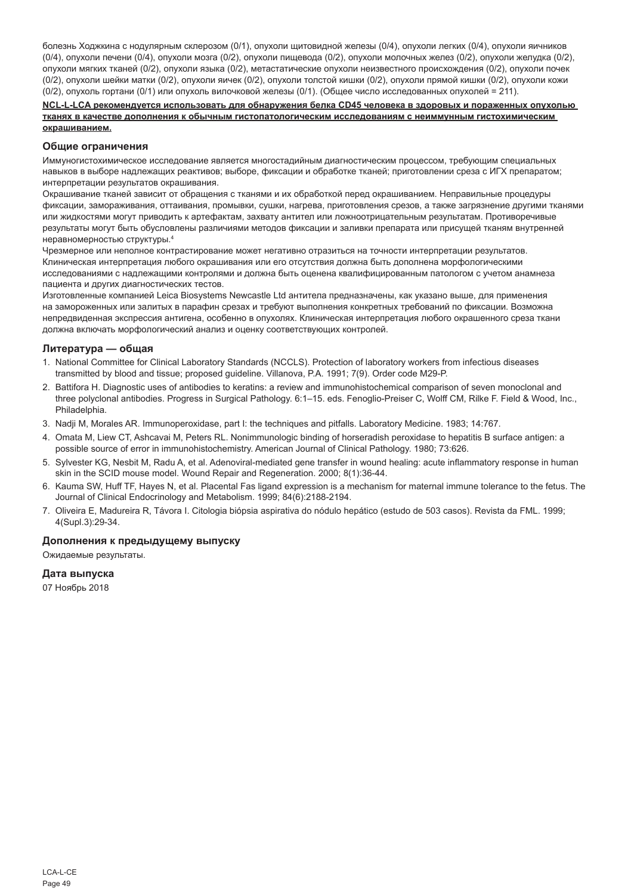болезнь Ходжкина с нодулярным склерозом (0/1), опухоли щитовидной железы (0/4), опухоли легких (0/4), опухоли яичников (0/4), опухоли печени (0/4), опухоли мозга (0/2), опухоли пищевода (0/2), опухоли молочных желез (0/2), опухоли желудка (0/2), опухоли мягких тканей (0/2), опухоли языка (0/2), метастатические опухоли неизвестного происхождения (0/2), опухоли почек (0/2), опухоли шейки матки (0/2), опухоли яичек (0/2), опухоли толстой кишки (0/2), опухоли прямой кишки (0/2), опухоли кожи (0/2), опухоль гортани (0/1) или опухоль вилочковой железы (0/1). (Общее число исследованных опухолей = 211).

**NCL-L-LCA рекомендуется использовать для обнаружения белка CD45 человека в здоровых и пораженных опухолью тканях в качестве дополнения к обычным гистопатологическим исследованиям с неиммунным гистохимическим окрашиванием.**

## Общие ограничения

Иммуногистохимическое исследование является многостадийным диагностическим процессом, требующим специальных навыков в выборе надлежащих реактивов; выборе, фиксации и обработке тканей; приготовлении среза с ИГХ препаратом; интерпретации результатов окрашивания.

Окрашивание тканей зависит от обращения с тканями и их обработкой перед окрашиванием. Неправильные процедуры фиксации, замораживания, оттаивания, промывки, сушки, нагрева, приготовления срезов, а также загрязнение другими тканями или жидкостями могут приводить к артефактам, захвату антител или ложноотрицательным результатам. Противоречивые результаты могут быть обусловлены различиями методов фиксации и заливки препарата или присущей тканям внутренней неравномерностью структуры.[4]

Чрезмерное или неполное контрастирование может негативно отразиться на точности интерпретации результатов. Клиническая интерпретация любого окрашивания или его отсутствия должна быть дополнена морфологическими исследованиями с надлежащими контролями и должна быть оценена квалифицированным патологом с учетом анамнеза пациента и других диагностических тестов.

Изготовленные компанией Leica Biosystems Newcastle Ltd антитела предназначены, как указано выше, для применения на замороженных или залитых в парафин срезах и требуют выполнения конкретных требований по фиксации. Возможна непредвиденная экспрессия антигена, особенно в опухолях. Клиническая интерпретация любого окрашенного среза ткани должна включать морфологический анализ и оценку соответствующих контролей.

## Литература — общая

1. National Committee for Clinical Laboratory Standards (NCCLS). Protection of laboratory workers from infectious diseases transmitted by blood and tissue; proposed guideline. Villanova, P.A. 1991; 7(9). Order code M29-P.
2. Battifora H. Diagnostic uses of antibodies to keratins: a review and immunohistochemical comparison of seven monoclonal and three polyclonal antibodies. Progress in Surgical Pathology. 6:1–15. eds. Fenoglio-Preiser C, Wolff CM, Rilke F. Field & Wood, Inc., Philadelphia.
3. Nadji M, Morales AR. Immunoperoxidase, part I: the techniques and pitfalls. Laboratory Medicine. 1983; 14:767.
4. Omata M, Liew CT, Ashcavai M, Peters RL. Nonimmunologic binding of horseradish peroxidase to hepatitis B surface antigen: a possible source of error in immunohistochemistry. American Journal of Clinical Pathology. 1980; 73:626.
5. Sylvester KG, Nesbit M, Radu A, et al. Adenoviral-mediated gene transfer in wound healing: acute inflammatory response in human skin in the SCID mouse model. Wound Repair and Regeneration. 2000; 8(1):36-44.
6. Kauma SW, Huff TF, Hayes N, et al. Placental Fas ligand expression is a mechanism for maternal immune tolerance to the fetus. The Journal of Clinical Endocrinology and Metabolism. 1999; 84(6):2188-2194.
7. Oliveira E, Madureira R, Távora I. Citologia biópsia aspirativa do nódulo hepático (estudo de 503 casos). Revista da FML. 1999; 4(Supl.3):29-34.

## Дополнения к предыдущему выпуску

Ожидаемые результаты.

## Дата выпуска

07 Ноябрь 2018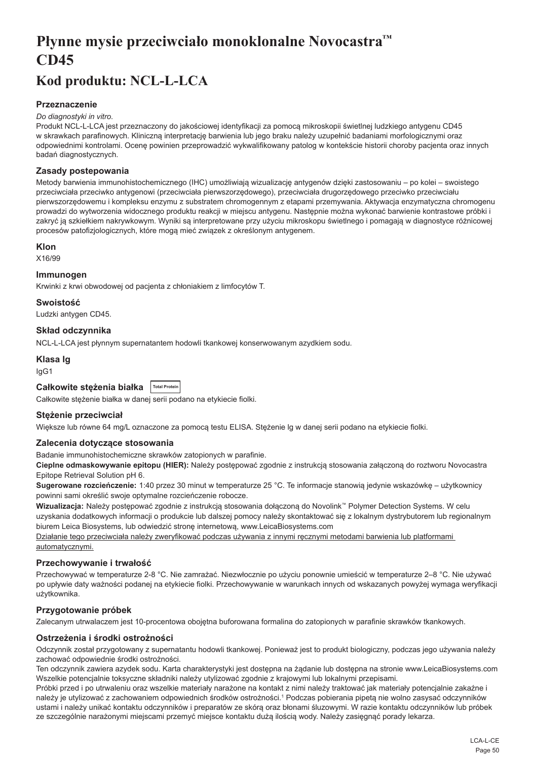# Płynne mysie przeciwciało monoklonalne Novocastra™ CD45

# Kod produktu: NCL-L-LCA

### Przeznaczenie

*Do diagnostyki in vitro.*

Produkt NCL-L-LCA jest przeznaczony do jakościowej identyfikacji za pomocą mikroskopii świetlnej ludzkiego antygenu CD45 w skrawkach parafinowych. Kliniczną interpretację barwienia lub jego braku należy uzupełnić badaniami morfologicznymi oraz odpowiednimi kontrolami. Ocenę powinien przeprowadzić wykwalifikowany patolog w kontekście historii choroby pacjenta oraz innych badań diagnostycznych.

### Zasady postepowania

Metody barwienia immunohistochemicznego (IHC) umożliwiają wizualizację antygenów dzięki zastosowaniu – po kolei – swoistego przeciwciała przeciwko antygenowi (przeciwciała pierwszorzędowego), przeciwciała drugorzędowego przeciwko przeciwciału pierwszorzędowemu i kompleksu enzymu z substratem chromogennym z etapami przemywania. Aktywacja enzymatyczna chromogenu prowadzi do wytworzenia widocznego produktu reakcji w miejscu antygenu. Następnie można wykonać barwienie kontrastowe próbki i zakryć ją szkiełkiem nakrywkowym. Wyniki są interpretowane przy użyciu mikroskopu świetlnego i pomagają w diagnostyce różnicowej procesów patofizjologicznych, które mogą mieć związek z określonym antygenem.

### Klon

X16/99

### Immunogen

Krwinki z krwi obwodowej od pacjenta z chłoniakiem z limfocytów T.

### Swoistość

Ludzki antygen CD45.

### Skład odczynnika

NCL-L-LCA jest płynnym supernatantem hodowli tkankowej konserwowanym azydkiem sodu.

### Klasa Ig

IgG1

### Całkowite stężenia białka

Całkowite stężenie białka w danej serii podano na etykiecie fiolki.

### Stężenie przeciwciał

Większe lub równe 64 mg/L oznaczone za pomocą testu ELISA. Stężenie Ig w danej serii podano na etykiecie fiolki.

### Zalecenia dotyczące stosowania

Badanie immunohistochemiczne skrawków zatopionych w parafinie.

**Cieplne odmaskowywanie epitopu (HIER):** Należy postępować zgodnie z instrukcją stosowania załączoną do roztworu Novocastra Epitope Retrieval Solution pH 6.

**Sugerowane rozcieńczenie:** 1:40 przez 30 minut w temperaturze 25 °C. Te informacje stanowią jedynie wskazówkę – użytkownicy powinni sami określić swoje optymalne rozcieńczenie robocze.

**Wizualizacja:** Należy postępować zgodnie z instrukcją stosowania dołączoną do Novolink™ Polymer Detection Systems. W celu uzyskania dodatkowych informacji o produkcie lub dalszej pomocy należy skontaktować się z lokalnym dystrybutorem lub regionalnym biurem Leica Biosystems, lub odwiedzić stronę internetową, www.LeicaBiosystems.com

Działanie tego przeciwciała należy zweryfikować podczas używania z innymi ręcznymi metodami barwienia lub platformami automatycznymi.

### Przechowywanie i trwałość

Przechowywać w temperaturze 2-8 °C. Nie zamrażać. Niezwłocznie po użyciu ponownie umieścić w temperaturze 2–8 °C. Nie używać po upływie daty ważności podanej na etykiecie fiolki. Przechowywanie w warunkach innych od wskazanych powyżej wymaga weryfikacji użytkownika.

### Przygotowanie próbek

Zalecanym utrwalaczem jest 10-procentowa obojętna buforowana formalina do zatopionych w parafinie skrawków tkankowych.

### Ostrzeżenia i środki ostrożności

Odczynnik został przygotowany z supernatantu hodowli tkankowej. Ponieważ jest to produkt biologiczny, podczas jego używania należy zachować odpowiednie środki ostrożności.

Ten odczynnik zawiera azydek sodu. Karta charakterystyki jest dostępna na żądanie lub dostępna na stronie www.LeicaBiosystems.com Wszelkie potencjalnie toksyczne składniki należy utylizować zgodnie z krajowymi lub lokalnymi przepisami.

Próbki przed i po utrwaleniu oraz wszelkie materiały narażone na kontakt z nimi należy traktować jak materiały potencjalnie zakaźne i należy je utylizować z zachowaniem odpowiednich środków ostrożności.[1] Podczas pobierania pipetą nie wolno zasysać odczynników ustami i należy unikać kontaktu odczynników i preparatów ze skórą oraz błonami śluzowymi. W razie kontaktu odczynników lub próbek ze szczególnie narażonymi miejscami przemyć miejsce kontaktu dużą ilością wody. Należy zasięgnąć porady lekarza.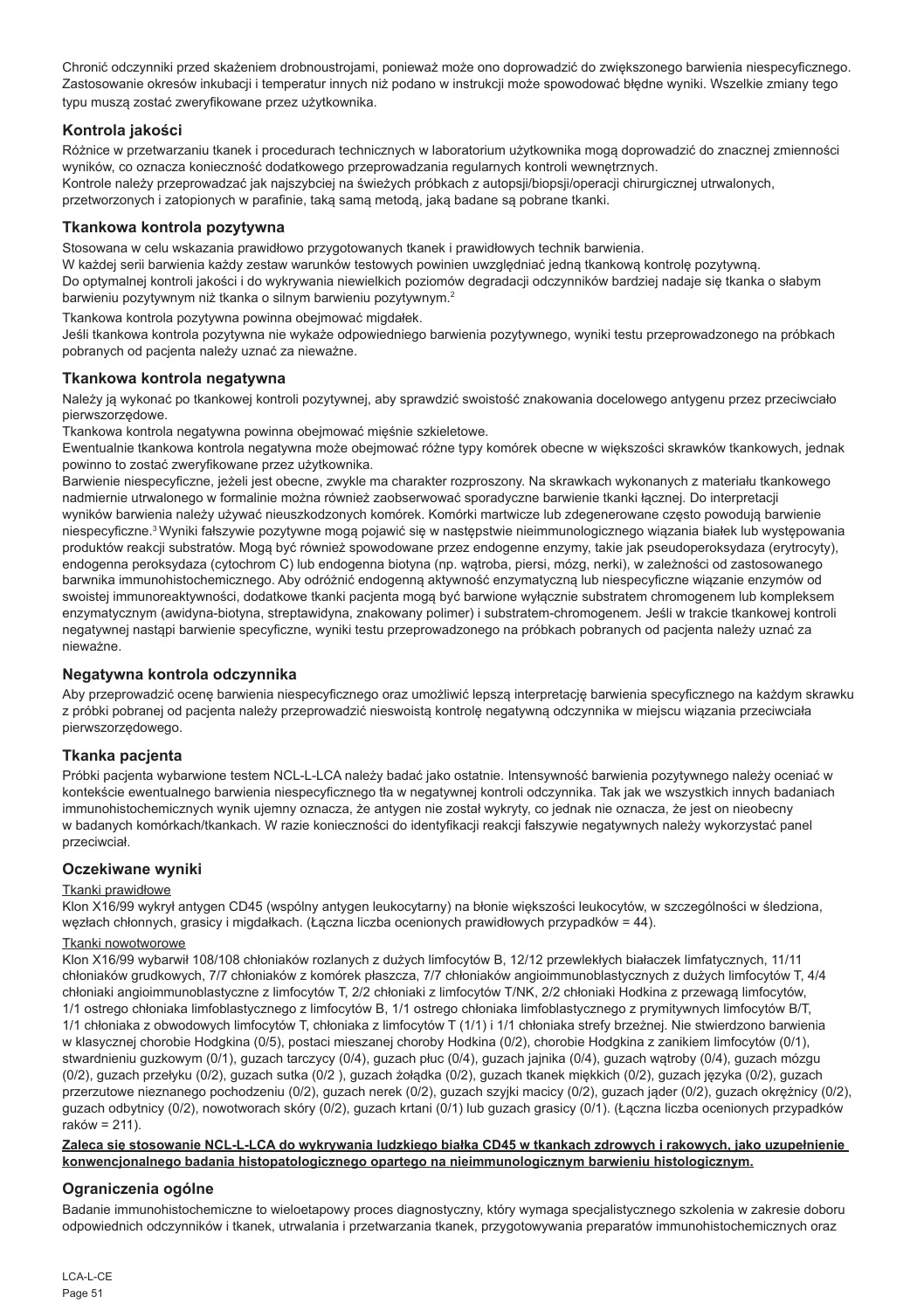Chronić odczynniki przed skażeniem drobnoustrojami, ponieważ może ono doprowadzić do zwiększonego barwienia niespecyficznego. Zastosowanie okresów inkubacji i temperatur innych niż podano w instrukcji może spowodować błędne wyniki. Wszelkie zmiany tego typu muszą zostać zweryfikowane przez użytkownika.

## Kontrola jakości

Różnice w przetwarzaniu tkanek i procedurach technicznych w laboratorium użytkownika mogą doprowadzić do znacznej zmienności wyników, co oznacza konieczność dodatkowego przeprowadzania regularnych kontroli wewnętrznych.
Kontrole należy przeprowadzać jak najszybciej na świeżych próbkach z autopsji/biopsji/operacji chirurgicznej utrwalonych, przetworzonych i zatopionych w parafinie, taką samą metodą, jaką badane są pobrane tkanki.

## Tkankowa kontrola pozytywna

Stosowana w celu wskazania prawidłowo przygotowanych tkanek i prawidłowych technik barwienia.
W każdej serii barwienia każdy zestaw warunków testowych powinien uwzględniać jedną tkankową kontrolę pozytywną.
Do optymalnej kontroli jakości i do wykrywania niewielkich poziomów degradacji odczynników bardziej nadaje się tkanka o słabym barwieniu pozytywnym niż tkanka o silnym barwieniu pozytywnym.[2]

Tkankowa kontrola pozytywna powinna obejmować migdałek.
Jeśli tkankowa kontrola pozytywna nie wykaże odpowiedniego barwienia pozytywnego, wyniki testu przeprowadzonego na próbkach pobranych od pacjenta należy uznać za nieważne.

## Tkankowa kontrola negatywna

Należy ją wykonać po tkankowej kontroli pozytywnej, aby sprawdzić swoistość znakowania docelowego antygenu przez przeciwciało pierwszorzędowe.
Tkankowa kontrola negatywna powinna obejmować mięśnie szkieletowe.
Ewentualnie tkankowa kontrola negatywna może obejmować różne typy komórek obecne w większości skrawków tkankowych, jednak powinno to zostać zweryfikowane przez użytkownika.
Barwienie niespecyficzne, jeżeli jest obecne, zwykle ma charakter rozproszony. Na skrawkach wykonanych z materiału tkankowego nadmiernie utrwalonego w formalinie można również zaobserwować sporadyczne barwienie tkanki łącznej. Do interpretacji wyników barwienia należy używać nieuszkodzonych komórek. Komórki martwicze lub zdegenerowane często powodują barwienie niespecyficzne.[3] Wyniki fałszywie pozytywne mogą pojawić się w następstwie nieimmunologicznego wiązania białek lub występowania produktów reakcji substratów. Mogą być również spowodowane przez endogenne enzymy, takie jak pseudoperoksydaza (erytrocyty), endogenna peroksydaza (cytochrom C) lub endogenna biotyna (np. wątroba, piersi, mózg, nerki), w zależności od zastosowanego barwnika immunohistochemicznego. Aby odróżnić endogenną aktywność enzymatyczną lub niespecyficzne wiązanie enzymów od swoistej immunoreaktywności, dodatkowe tkanki pacjenta mogą być barwione wyłącznie substratem chromogenem lub kompleksem enzymatycznym (awidyna-biotyna, streptawidyna, znakowany polimer) i substratem-chromogenem. Jeśli w trakcie tkankowej kontroli negatywnej nastąpi barwienie specyficzne, wyniki testu przeprowadzonego na próbkach pobranych od pacjenta należy uznać za nieważne.

## Negatywna kontrola odczynnika

Aby przeprowadzić ocenę barwienia niespecyficznego oraz umożliwić lepszą interpretację barwienia specyficznego na każdym skrawku z próbki pobranej od pacjenta należy przeprowadzić nieswoistą kontrolę negatywną odczynnika w miejscu wiązania przeciwciała pierwszorzędowego.

## Tkanka pacjenta

Próbki pacjenta wybarwione testem NCL-L-LCA należy badać jako ostatnie. Intensywność barwienia pozytywnego należy oceniać w kontekście ewentualnego barwienia niespecyficznego tła w negatywnej kontroli odczynnika. Tak jak we wszystkich innych badaniach immunohistochemicznych wynik ujemny oznacza, że antygen nie został wykryty, co jednak nie oznacza, że jest on nieobecny w badanych komórkach/tkankach. W razie konieczności do identyfikacji reakcji fałszywie negatywnych należy wykorzystać panel przeciwciał.

## Oczekiwane wyniki

Tkanki prawidłowe

Klon X16/99 wykrył antygen CD45 (wspólny antygen leukocytarny) na błonie większości leukocytów, w szczególności w śledziona, węzłach chłonnych, grasicy i migdałkach. (Łączna liczba ocenionych prawidłowych przypadków = 44).

Tkanki nowotworowe

Klon X16/99 wybarwił 108/108 chłoniaków rozlanych z dużych limfocytów B, 12/12 przewlekłych białaczek limfatycznych, 11/11 chłoniaków grudkowych, 7/7 chłoniaków z komórek płaszcza, 7/7 chłoniaków angioimmunoblastycznych z dużych limfocytów T, 4/4 chłoniaki angioimmunoblastyczne z limfocytów T, 2/2 chłoniaki z limfocytów T/NK, 2/2 chłoniaki Hodkina z przewagą limfocytów, 1/1 ostrego chłoniaka limfoblastycznego z limfocytów B, 1/1 ostrego chłoniaka limfoblastycznego z prymitywnych limfocytów B/T, 1/1 chłoniaka z obwodowych limfocytów T, chłoniaka z limfocytów T (1/1) i 1/1 chłoniaka strefy brzeżnej. Nie stwierdzono barwienia w klasycznej chorobie Hodgkina (0/5), postaci mieszanej choroby Hodkina (0/2), chorobie Hodgkina z zanikiem limfocytów (0/1), stwardnieniu guzkowym (0/1), guzach tarczycy (0/4), guzach płuc (0/4), guzach jajnika (0/4), guzach wątroby (0/4), guzach mózgu (0/2), guzach przełyku (0/2), guzach sutka (0/2 ), guzach żołądka (0/2), guzach tkanek miękkich (0/2), guzach języka (0/2), guzach przerzutowe nieznanego pochodzeniu (0/2), guzach nerek (0/2), guzach szyjki macicy (0/2), guzach jąder (0/2), guzach okrężnicy (0/2), guzach odbytnicy (0/2), nowotworach skóry (0/2), guzach krtani (0/1) lub guzach grasicy (0/1). (Łączna liczba ocenionych przypadków raków = 211).

**Zaleca się stosowanie NCL-L-LCA do wykrywania ludzkiego białka CD45 w tkankach zdrowych i rakowych, jako uzupełnienie konwencjonalnego badania histopatologicznego opartego na nieimmunologicznym barwieniu histologicznym.**

## Ograniczenia ogólne

Badanie immunohistochemiczne to wieloetapowy proces diagnostyczny, który wymaga specjalistycznego szkolenia w zakresie doboru odpowiednich odczynników i tkanek, utrwalania i przetwarzania tkanek, przygotowywania preparatów immunohistochemicznych oraz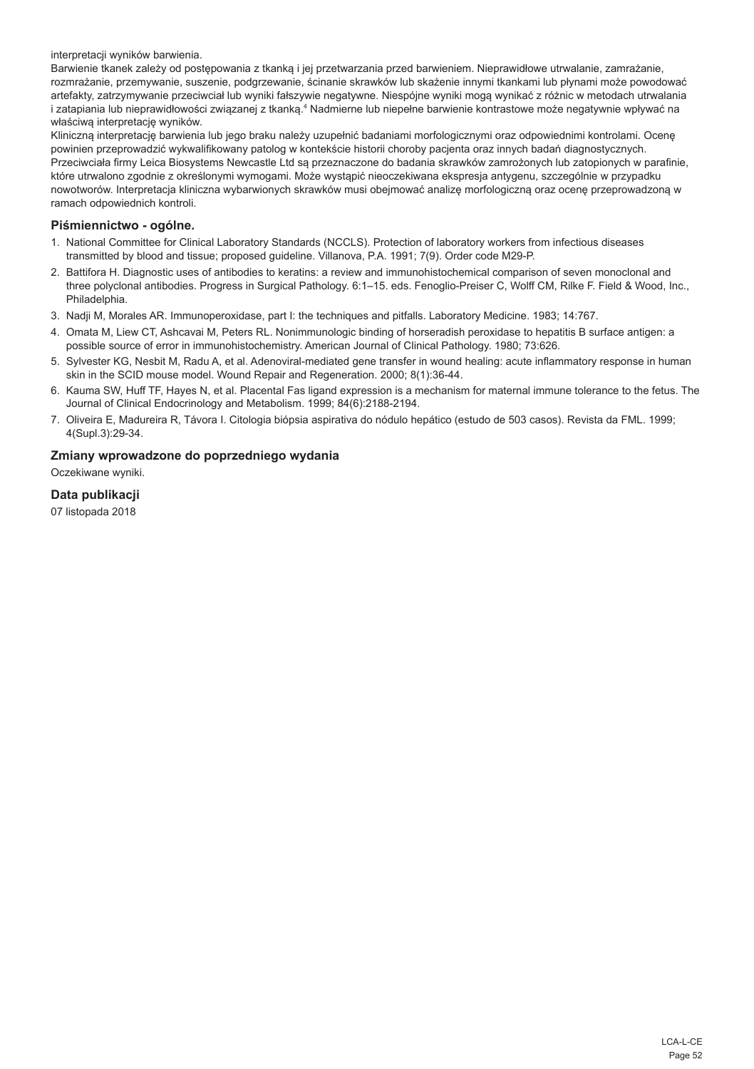interpretacji wyników barwienia.

Barwienie tkanek zależy od postępowania z tkanką i jej przetwarzania przed barwieniem. Nieprawidłowe utrwalanie, zamrażanie, rozmrażanie, przemywanie, suszenie, podgrzewanie, ścinanie skrawków lub skażenie innymi tkankami lub płynami może powodować artefakty, zatrzymywanie przeciwciał lub wyniki fałszywie negatywne. Niespójne wyniki mogą wynikać z różnic w metodach utrwalania i zatapiania lub nieprawidłowości związanej z tkanką.[4] Nadmierne lub niepełne barwienie kontrastowe może negatywnie wpływać na właściwą interpretację wyników.

Kliniczną interpretację barwienia lub jego braku należy uzupełnić badaniami morfologicznymi oraz odpowiednimi kontrolami. Ocenę powinien przeprowadzić wykwalifikowany patolog w kontekście historii choroby pacjenta oraz innych badań diagnostycznych. Przeciwciała firmy Leica Biosystems Newcastle Ltd są przeznaczone do badania skrawków zamrożonych lub zatopionych w parafinie, które utrwalono zgodnie z określonymi wymogami. Może wystąpić nieoczekiwana ekspresja antygenu, szczególnie w przypadku nowotworów. Interpretacja kliniczna wybarwionych skrawków musi obejmować analizę morfologiczną oraz ocenę przeprowadzoną w ramach odpowiednich kontroli.

## Piśmiennictwo - ogólne.

1. National Committee for Clinical Laboratory Standards (NCCLS). Protection of laboratory workers from infectious diseases transmitted by blood and tissue; proposed guideline. Villanova, P.A. 1991; 7(9). Order code M29-P.
2. Battifora H. Diagnostic uses of antibodies to keratins: a review and immunohistochemical comparison of seven monoclonal and three polyclonal antibodies. Progress in Surgical Pathology. 6:1–15. eds. Fenoglio-Preiser C, Wolff CM, Rilke F. Field & Wood, Inc., Philadelphia.
3. Nadji M, Morales AR. Immunoperoxidase, part I: the techniques and pitfalls. Laboratory Medicine. 1983; 14:767.
4. Omata M, Liew CT, Ashcavai M, Peters RL. Nonimmunologic binding of horseradish peroxidase to hepatitis B surface antigen: a possible source of error in immunohistochemistry. American Journal of Clinical Pathology. 1980; 73:626.
5. Sylvester KG, Nesbit M, Radu A, et al. Adenoviral-mediated gene transfer in wound healing: acute inflammatory response in human skin in the SCID mouse model. Wound Repair and Regeneration. 2000; 8(1):36-44.
6. Kauma SW, Huff TF, Hayes N, et al. Placental Fas ligand expression is a mechanism for maternal immune tolerance to the fetus. The Journal of Clinical Endocrinology and Metabolism. 1999; 84(6):2188-2194.
7. Oliveira E, Madureira R, Távora I. Citologia biópsia aspirativa do nódulo hepático (estudo de 503 casos). Revista da FML. 1999; 4(Supl.3):29-34.

## Zmiany wprowadzone do poprzedniego wydania

Oczekiwane wyniki.

## Data publikacji

07 listopada 2018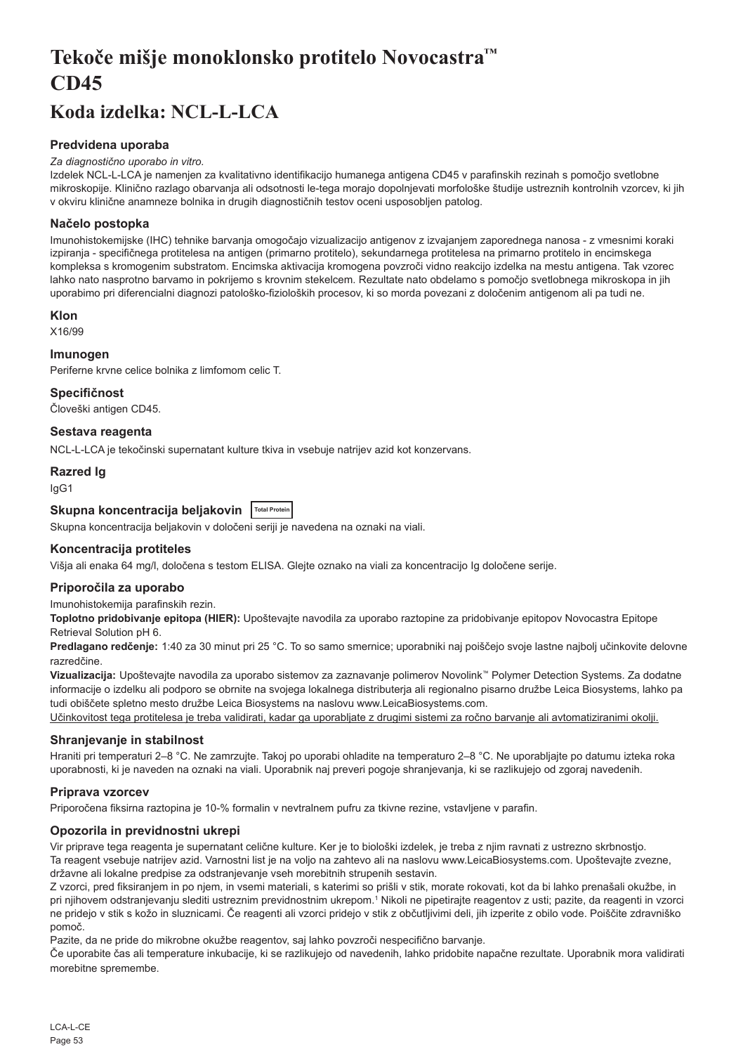# Tekoče mišje monoklonsko protitelo Novocastra™ CD45

## Koda izdelka: NCL-L-LCA

### Predvidena uporaba

*Za diagnostično uporabo in vitro.*

Izdelek NCL-L-LCA je namenjen za kvalitativno identifikacijo humanega antigena CD45 v parafinskih rezinah s pomočjo svetlobne mikroskopije. Klinično razlago obarvanja ali odsotnosti le-tega morajo dopolnjevati morfološke študije ustreznih kontrolnih vzorcev, ki jih v okviru klinične anamneze bolnika in drugih diagnostičnih testov oceni usposobljen patolog.

### Načelo postopka

Imunohistokemijske (IHC) tehnike barvanja omogočajo vizualizacijo antigenov z izvajanjem zaporednega nanosa - z vmesnimi koraki izpiranja - specifičnega protitelesa na antigen (primarno protitelo), sekundarnega protitelesa na primarno protitelo in encimskega kompleksa s kromogenim substratom. Encimska aktivacija kromogena povzroči vidno reakcijo izdelka na mestu antigena. Tak vzorec lahko nato nasprotno barvamo in pokrijemo s krovnim stekelcem. Rezultate nato obdelamo s pomočjo svetlobnega mikroskopa in jih uporabimo pri diferencialni diagnozi patološko-fizioloških procesov, ki so morda povezani z določenim antigenom ali pa tudi ne.

### Klon

X16/99

### Imunogen

Periferne krvne celice bolnika z limfomom celic T.

### Specifičnost

Človeški antigen CD45.

### Sestava reagenta

NCL-L-LCA je tekočinski supernatant kulture tkiva in vsebuje natrijev azid kot konzervans.

### Razred Ig

IgG1

### Skupna koncentracija beljakovin Total Protein

Skupna koncentracija beljakovin v določeni seriji je navedena na oznaki na viali.

### Koncentracija protiteles

Višja ali enaka 64 mg/l, določena s testom ELISA. Glejte oznako na viali za koncentracijo Ig določene serije.

### Priporočila za uporabo

Imunohistokemija parafinskih rezin.

**Toplotno pridobivanje epitopa (HIER):** Upoštevajte navodila za uporabo raztopine za pridobivanje epitopov Novocastra Epitope Retrieval Solution pH 6.

**Predlagano redčenje:** 1:40 za 30 minut pri 25 °C. To so samo smernice; uporabniki naj poiščejo svoje lastne najbolj učinkovite delovne razredčine.

**Vizualizacija:** Upoštevajte navodila za uporabo sistemov za zaznavanje polimerov Novolink™ Polymer Detection Systems. Za dodatne informacije o izdelku ali podporo se obrnite na svojega lokalnega distributerja ali regionalno pisarno družbe Leica Biosystems, lahko pa tudi obiščete spletno mesto družbe Leica Biosystems na naslovu www.LeicaBiosystems.com.

Učinkovitost tega protitelesa je treba validirati, kadar ga uporabljate z drugimi sistemi za ročno barvanje ali avtomatiziranimi okolji.

### Shranjevanje in stabilnost

Hraniti pri temperaturi 2–8 °C. Ne zamrzujte. Takoj po uporabi ohladite na temperaturo 2–8 °C. Ne uporabljajte po datumu izteka roka uporabnosti, ki je naveden na oznaki na viali. Uporabnik naj preveri pogoje shranjevanja, ki se razlikujejo od zgoraj navedenih.

### Priprava vzorcev

Priporočena fiksirna raztopina je 10-% formalin v nevtralnem pufru za tkivne rezine, vstavljene v parafin.

### Opozorila in previdnostni ukrepi

Vir priprave tega reagenta je supernatant celične kulture. Ker je to biološki izdelek, je treba z njim ravnati z ustrezno skrbnostjo.

Ta reagent vsebuje natrijev azid. Varnostni list je na voljo na zahtevo ali na naslovu www.LeicaBiosystems.com. Upoštevajte zvezne, državne ali lokalne predpise za odstranjevanje vseh morebitnih strupenih sestavin.

Z vzorci, pred fiksiranjem in po njem, in vsemi materiali, s katerimi so prišli v stik, morate rokovati, kot da bi lahko prenašali okužbe, in pri njihovem odstranjevanju slediti ustreznim previdnostnim ukrepom.[1] Nikoli ne pipetirajte reagentov z usti; pazite, da reagenti in vzorci ne pridejo v stik s kožo in sluznicami. Če reagenti ali vzorci pridejo v stik z občutljivimi deli, jih izperite z obilo vode. Poiščite zdravniško pomoč.

Pazite, da ne pride do mikrobne okužbe reagentov, saj lahko povzroči nespecifično barvanje.

Če uporabite čas ali temperature inkubacije, ki se razlikujejo od navedenih, lahko pridobite napačne rezultate. Uporabnik mora validirati morebitne spremembe.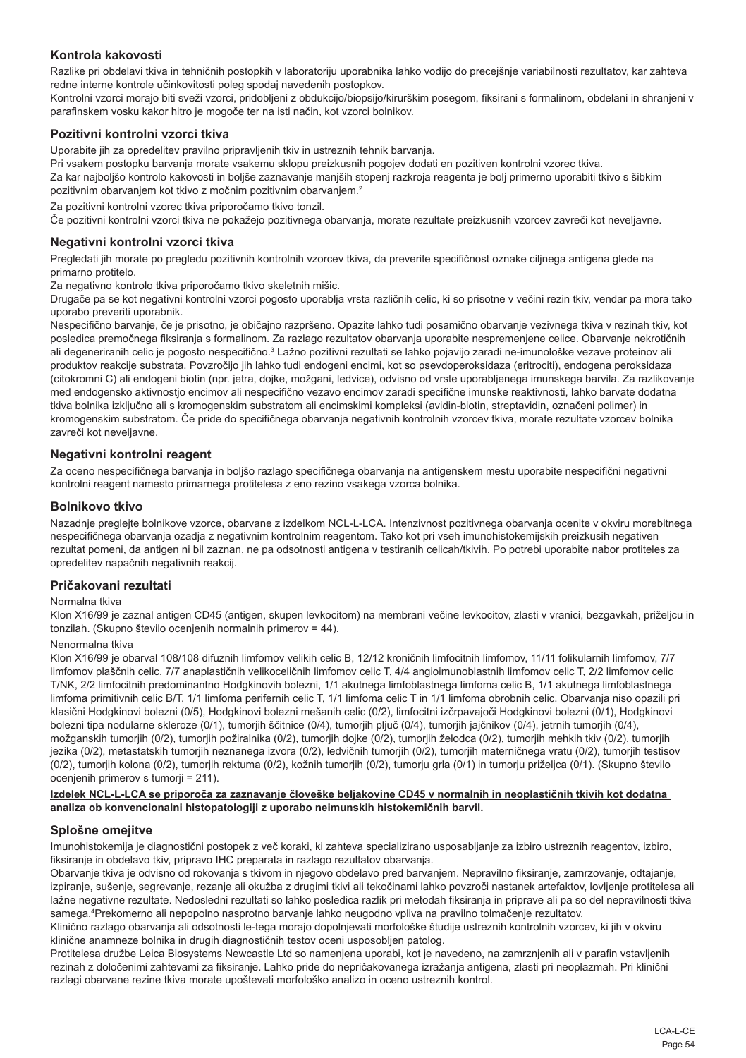## Kontrola kakovosti

Razlike pri obdelavi tkiva in tehničnih postopkih v laboratoriju uporabnika lahko vodijo do precejšnje variabilnosti rezultatov, kar zahteva redne interne kontrole učinkovitosti poleg spodaj navedenih postopkov.

Kontrolni vzorci morajo biti sveži vzorci, pridobljeni z obdukcijo/biopsijo/kirurškim posegom, fiksirani s formalinom, obdelani in shranjeni v parafinskem vosku kakor hitro je mogoče ter na isti način, kot vzorci bolnikov.

## Pozitivni kontrolni vzorci tkiva

Uporabite jih za opredelitev pravilno pripravljenih tkiv in ustreznih tehnik barvanja.

Pri vsakem postopku barvanja morate vsakemu sklopu preizkusnih pogojev dodati en pozitiven kontrolni vzorec tkiva.

Za kar najboljšo kontrolo kakovosti in boljše zaznavanje manjših stopenj razkroja reagenta je bolj primerno uporabiti tkivo s šibkim pozitivnim obarvanjem kot tkivo z močnim pozitivnim obarvanjem.[2]

Za pozitivni kontrolni vzorec tkiva priporočamo tkivo tonzil.

Če pozitivni kontrolni vzorci tkiva ne pokažejo pozitivnega obarvanja, morate rezultate preizkusnih vzorcev zavreči kot neveljavne.

## Negativni kontrolni vzorci tkiva

Pregledati jih morate po pregledu pozitivnih kontrolnih vzorcev tkiva, da preverite specifičnost oznake ciljnega antigena glede na primarno protitelo.

Za negativno kontrolo tkiva priporočamo tkivo skeletnih mišic.

Drugače pa se kot negativni kontrolni vzorci pogosto uporablja vrsta različnih celic, ki so prisotne v večini rezin tkiv, vendar pa mora tako uporabo preveriti uporabnik.

Nespecifično barvanje, če je prisotno, je običajno razpršeno. Opazite lahko tudi posamično obarvanje vezivnega tkiva v rezinah tkiv, kot posledica premočnega fiksiranja s formalinom. Za razlago rezultatov obarvanja uporabite nespremenjene celice. Obarvanje nekrotičnih ali degeneriranih celic je pogosto nespecifično.[3] Lažno pozitivni rezultati se lahko pojavijo zaradi ne-imunološke vezave proteinov ali produktov reakcije substrata. Povzročijo jih lahko tudi endogeni encimi, kot so psevdoperoksidaza (eritrociti), endogena peroksidaza (citokromi C) ali endogeni biotin (npr. jetra, dojke, možgani, ledvice), odvisno od vrste uporabljenega imunskega barvila. Za razlikovanje med endogensko aktivnostjo encimov ali nespecifično vezavo encimov zaradi specifične imunske reaktivnosti, lahko barvate dodatna tkiva bolnika izključno ali s kromogenskim substratom ali encimskimi kompleksi (avidin-biotin, streptavidin, označeni polimer) in kromogenskim substratom. Če pride do specifičnega obarvanja negativnih kontrolnih vzorcev tkiva, morate rezultate vzorcev bolnika zavreči kot neveljavne.

## Negativni kontrolni reagent

Za oceno nespecifičnega barvanja in boljšo razlago specifičnega obarvanja na antigenskem mestu uporabite nespecifični negativni kontrolni reagent namesto primarnega protitelesa z eno rezino vsakega vzorca bolnika.

## Bolnikovo tkivo

Nazadnje preglejte bolnikove vzorce, obarvane z izdelkom NCL-L-LCA. Intenzivnost pozitivnega obarvanja ocenite v okviru morebitnega nespecifičnega obarvanja ozadja z negativnim kontrolnim reagentom. Tako kot pri vseh imunohistokemijskih preizkusih negativen rezultat pomeni, da antigen ni bil zaznan, ne pa odsotnosti antigena v testiranih celicah/tkivih. Po potrebi uporabite nabor protiteles za opredelitev napačnih negativnih reakcij.

## Pričakovani rezultati

Normalna tkiva

Klon X16/99 je zaznal antigen CD45 (antigen, skupen levkocitom) na membrani večine levkocitov, zlasti v vranici, bezgavkah, priželjcu in tonzilah. (Skupno število ocenjenih normalnih primerov = 44).

Nenormalna tkiva

Klon X16/99 je obarval 108/108 difuznih limfomov velikih celic B, 12/12 kroničnih limfocitnih limfomov, 11/11 folikularnih limfomov, 7/7 limfomov plaščnih celic, 7/7 anaplastičnih velikoceličnih limfomov celic T, 4/4 angioimunoblastnih limfomov celic T, 2/2 limfomov celic T/NK, 2/2 limfocitnih predominantno Hodgkinovih bolezni, 1/1 akutnega limfoblastnega limfoma celic B, 1/1 akutnega limfoblastnega limfoma primitivnih celic B/T, 1/1 limfoma perifernih celic T, 1/1 limfoma celic T in 1/1 limfoma obrobnih celic. Obarvanja niso opazili pri klasični Hodgkinovi bolezni (0/5), Hodgkinovi bolezni mešanih celic (0/2), limfocitni izčrpavajoči Hodgkinovi bolezni (0/1), Hodgkinovi bolezni tipa nodularne skleroze (0/1), tumorjih ščitnice (0/4), tumorjih pljuč (0/4), tumorjih jajčnikov (0/4), jetrnih tumorjih (0/4), možganskih tumorjih (0/2), tumorjih požiralnika (0/2), tumorjih dojke (0/2), tumorjih želodca (0/2), tumorjih mehkih tkiv (0/2), tumorjih jezika (0/2), metastatskih tumorjih neznanega izvora (0/2), ledvičnih tumorjih (0/2), tumorjih materničnega vratu (0/2), tumorjih testisov (0/2), tumorjih kolona (0/2), tumorjih rektuma (0/2), kožnih tumorjih (0/2), tumorju grla (0/1) in tumorju priželjca (0/1). (Skupno število ocenjenih primerov s tumorji = 211).

**Izdelek NCL-L-LCA se priporoča za zaznavanje človeške beljakovine CD45 v normalnih in neoplastičnih tkivih kot dodatna analiza ob konvencionalni histopatologiji z uporabo neimunskih histokemičnih barvil.**

## Splošne omejitve

Imunohistokemija je diagnostični postopek z več koraki, ki zahteva specializirano usposabljanje za izbiro ustreznih reagentov, izbiro, fiksiranje in obdelavo tkiv, pripravo IHC preparata in razlago rezultatov obarvanja.

Obarvanje tkiva je odvisno od rokovanja s tkivom in njegovo obdelavo pred barvanjem. Nepravilno fiksiranje, zamrzovanje, odtajanje, izpiranje, sušenje, segrevanje, rezanje ali okužba z drugimi tkivi ali tekočinami lahko povzroči nastanek artefaktov, lovljenje protitelesa ali lažne negativne rezultate. Nedosledni rezultati so lahko posledica razlik pri metodah fiksiranja in priprave ali pa so del nepravilnosti tkiva samega.[4]Prekomerno ali nepopolno nasprotno barvanje lahko neugodno vpliva na pravilno tolmačenje rezultatov.

Klinično razlago obarvanja ali odsotnosti le-tega morajo dopolnjevati morfološke študije ustreznih kontrolnih vzorcev, ki jih v okviru klinične anamneze bolnika in drugih diagnostičnih testov oceni usposobljen patolog.

Protitelesa družbe Leica Biosystems Newcastle Ltd so namenjena uporabi, kot je navedeno, na zamrznjenih ali v parafin vstavljenih rezinah z določenimi zahtevami za fiksiranje. Lahko pride do nepričakovanega izražanja antigena, zlasti pri neoplazmah. Pri klinični razlagi obarvane rezine tkiva morate upoštevati morfološko analizo in oceno ustreznih kontrol.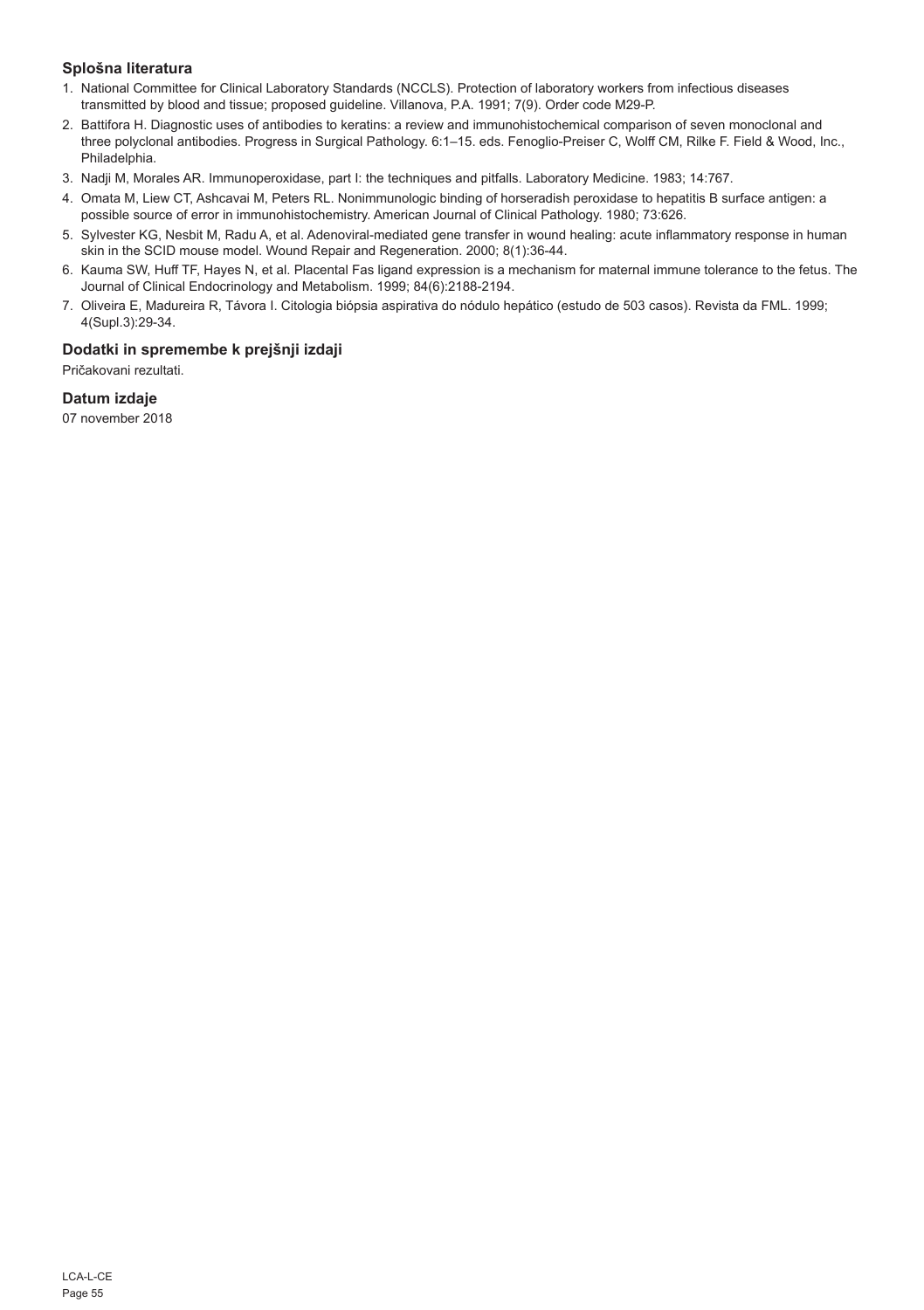### Splošna literatura

1. National Committee for Clinical Laboratory Standards (NCCLS). Protection of laboratory workers from infectious diseases transmitted by blood and tissue; proposed guideline. Villanova, P.A. 1991; 7(9). Order code M29-P.
2. Battifora H. Diagnostic uses of antibodies to keratins: a review and immunohistochemical comparison of seven monoclonal and three polyclonal antibodies. Progress in Surgical Pathology. 6:1–15. eds. Fenoglio-Preiser C, Wolff CM, Rilke F. Field & Wood, Inc., Philadelphia.
3. Nadji M, Morales AR. Immunoperoxidase, part I: the techniques and pitfalls. Laboratory Medicine. 1983; 14:767.
4. Omata M, Liew CT, Ashcavai M, Peters RL. Nonimmunologic binding of horseradish peroxidase to hepatitis B surface antigen: a possible source of error in immunohistochemistry. American Journal of Clinical Pathology. 1980; 73:626.
5. Sylvester KG, Nesbit M, Radu A, et al. Adenoviral-mediated gene transfer in wound healing: acute inflammatory response in human skin in the SCID mouse model. Wound Repair and Regeneration. 2000; 8(1):36-44.
6. Kauma SW, Huff TF, Hayes N, et al. Placental Fas ligand expression is a mechanism for maternal immune tolerance to the fetus. The Journal of Clinical Endocrinology and Metabolism. 1999; 84(6):2188-2194.
7. Oliveira E, Madureira R, Távora I. Citologia biópsia aspirativa do nódulo hepático (estudo de 503 casos). Revista da FML. 1999; 4(Supl.3):29-34.

### Dodatki in spremembe k prejšnji izdaji

Pričakovani rezultati.

### Datum izdaje

07 november 2018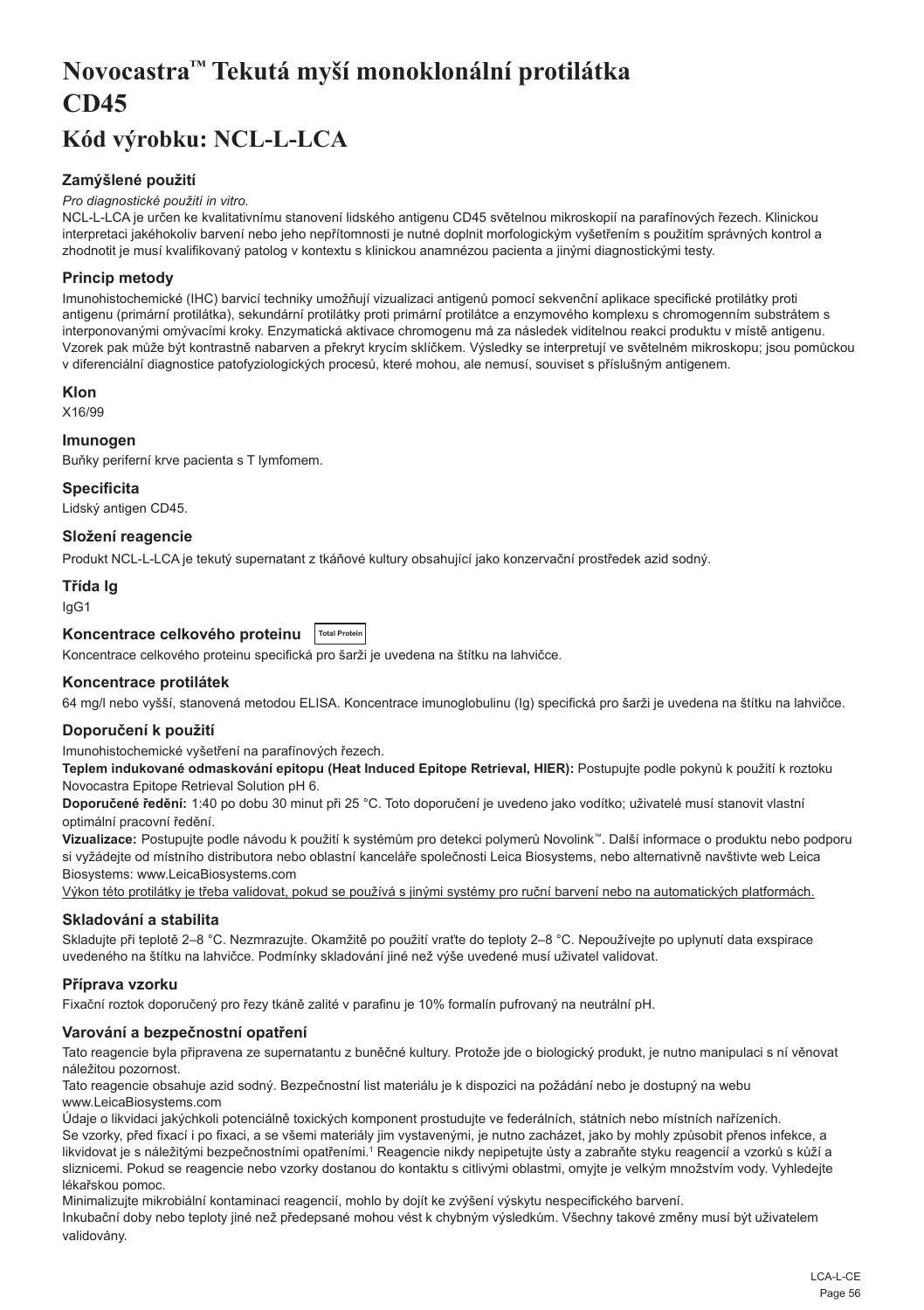# Novocastra™ Tekutá myší monoklonální protilátka CD45

# Kód výrobku: NCL-L-LCA

### Zamýšlené použití

*Pro diagnostické použití in vitro.*

NCL-L-LCA je určen ke kvalitativnímu stanovení lidského antigenu CD45 světelnou mikroskopií na parafínových řezech. Klinickou interpretaci jakéhokoliv barvení nebo jeho nepřítomnosti je nutné doplnit morfologickým vyšetřením s použitím správných kontrol a zhodnotit je musí kvalifikovaný patolog v kontextu s klinickou anamnézou pacienta a jinými diagnostickými testy.

### Princip metody

Imunohistochemické (IHC) barvicí techniky umožňují vizualizaci antigenů pomocí sekvenční aplikace specifické protilátky proti antigenu (primární protilátka), sekundární protilátky proti primární protilátce a enzymového komplexu s chromogenním substrátem s interponovanými omývacími kroky. Enzymatická aktivace chromogenu má za následek viditelnou reakci produktu v místě antigenu. Vzorek pak může být kontrastně nabarven a překryt krycím sklíčkem. Výsledky se interpretují ve světelném mikroskopu; jsou pomůckou v diferenciální diagnostice patofyziologických procesů, které mohou, ale nemusí, souviset s příslušným antigenem.

### Klon

X16/99

### Imunogen

Buňky periferní krve pacienta s T lymfomem.

### Specificita

Lidský antigen CD45.

### Složení reagencie

Produkt NCL-L-LCA je tekutý supernatant z tkáňové kultury obsahující jako konzervační prostředek azid sodný.

### Třída Ig

IgG1

### Koncentrace celkového proteinu Total Protein

Koncentrace celkového proteinu specifická pro šarži je uvedena na štítku na lahvičce.

### Koncentrace protilátek

64 mg/l nebo vyšší, stanovená metodou ELISA. Koncentrace imunoglobulinu (Ig) specifická pro šarži je uvedena na štítku na lahvičce.

### Doporučení k použití

Imunohistochemické vyšetření na parafínových řezech.

**Teplem indukované odmaskování epitopu (Heat Induced Epitope Retrieval, HIER):** Postupujte podle pokynů k použití k roztoku Novocastra Epitope Retrieval Solution pH 6.

**Doporučené ředění:** 1:40 po dobu 30 minut při 25 °C. Toto doporučení je uvedeno jako vodítko; uživatelé musí stanovit vlastní optimální pracovní ředění.

**Vizualizace:** Postupujte podle návodu k použití k systémům pro detekci polymerů Novolink™. Další informace o produktu nebo podporu si vyžádejte od místního distributora nebo oblastní kanceláře společnosti Leica Biosystems, nebo alternativně navštivte web Leica Biosystems: www.LeicaBiosystems.com

<u>Výkon této protilátky je třeba validovat, pokud se používá s jinými systémy pro ruční barvení nebo na automatických platformách.</u>

### Skladování a stabilita

Skladujte při teplotě 2–8 °C. Nezmrazujte. Okamžitě po použití vraťte do teploty 2–8 °C. Nepoužívejte po uplynutí data exspirace uvedeného na štítku na lahvičce. Podmínky skladování jiné než výše uvedené musí uživatel validovat.

### Příprava vzorku

Fixační roztok doporučený pro řezy tkáně zalité v parafinu je 10% formalín pufrovaný na neutrální pH.

### Varování a bezpečnostní opatření

Tato reagencie byla připravena ze supernatantu z buněčné kultury. Protože jde o biologický produkt, je nutno manipulaci s ní věnovat náležitou pozornost.

Tato reagencie obsahuje azid sodný. Bezpečnostní list materiálu je k dispozici na požádání nebo je dostupný na webu www.LeicaBiosystems.com

Údaje o likvidaci jakýchkoli potenciálně toxických komponent prostudujte ve federálních, státních nebo místních nařízeních.

Se vzorky, před fixací i po fixaci, a se všemi materiály jim vystavenými, je nutno zacházet, jako by mohly způsobit přenos infekce, a likvidovat je s náležitými bezpečnostními opatřeními.[1] Reagencie nikdy nepipetujte ústy a zabraňte styku reagencií a vzorků s kůží a sliznicemi. Pokud se reagencie nebo vzorky dostanou do kontaktu s citlivými oblastmi, omyjte je velkým množstvím vody. Vyhledejte lékařskou pomoc.

Minimalizujte mikrobiální kontaminaci reagencií, mohlo by dojít ke zvýšení výskytu nespecifického barvení.

Inkubační doby nebo teploty jiné než předepsané mohou vést k chybným výsledkům. Všechny takové změny musí být uživatelem validovány.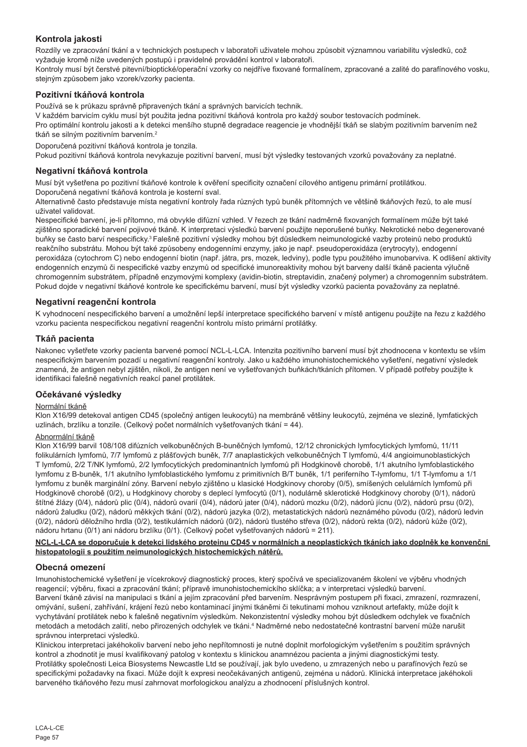## Kontrola jakosti

Rozdíly ve zpracování tkání a v technických postupech v laboratoři uživatele mohou způsobit významnou variabilitu výsledků, což vyžaduje kromě níže uvedených postupů i pravidelné provádění kontrol v laboratoři.

Kontroly musí být čerstvé pitevní/bioptické/operační vzorky co nejdříve fixované formalínem, zpracované a zalité do parafínového vosku, stejným způsobem jako vzorek/vzorky pacienta.

## Pozitivní tkáňová kontrola

Používá se k průkazu správně připravených tkání a správných barvicích technik.

V každém barvicím cyklu musí být použita jedna pozitivní tkáňová kontrola pro každý soubor testovacích podmínek.

Pro optimální kontrolu jakosti a k detekci menšího stupně degradace reagencie je vhodnější tkáň se slabým pozitivním barvením než tkáň se silným pozitivním barvením.[2]

Doporučená pozitivní tkáňová kontrola je tonzila.

Pokud pozitivní tkáňová kontrola nevykazuje pozitivní barvení, musí být výsledky testovaných vzorků považovány za neplatné.

## Negativní tkáňová kontrola

Musí být vyšetřena po pozitivní tkáňové kontrole k ověření specificity označení cílového antigenu primární protilátkou.

Doporučená negativní tkáňová kontrola je kosterní sval.

Alternativně často představuje místa negativní kontroly řada různých typů buněk přítomných ve většině tkáňových řezů, to ale musí uživatel validovat.

Nespecifické barvení, je-li přítomno, má obvykle difúzní vzhled. V řezech ze tkání nadměrně fixovaných formalínem může být také zjištěno sporadické barvení pojivové tkáně. K interpretaci výsledků barvení použijte neporušené buňky. Nekrotické nebo degenerované buňky se často barví nespecificky.[3] Falešně pozitivní výsledky mohou být důsledkem neimunologické vazby proteinů nebo produktů reakčního substrátu. Mohou být také způsobeny endogenními enzymy, jako je např. pseudoperoxidáza (erytrocyty), endogenní peroxidáza (cytochrom C) nebo endogenní biotin (např. játra, prs, mozek, ledviny), podle typu použitého imunobarviva. K odlišení aktivity endogenních enzymů či nespecifické vazby enzymů od specifické imunoreaktivity mohou být barveny další tkáně pacienta výlučně chromogenním substrátem, případně enzymovými komplexy (avidin-biotin, streptavidin, značený polymer) a chromogenním substrátem. Pokud dojde v negativní tkáňové kontrole ke specifickému barvení, musí být výsledky vzorků pacienta považovány za neplatné.

## Negativní reagenční kontrola

K vyhodnocení nespecifického barvení a umožnění lepší interpretace specifického barvení v místě antigenu použijte na řezu z každého vzorku pacienta nespecifickou negativní reagenční kontrolu místo primární protilátky.

## Tkáň pacienta

Nakonec vyšetřete vzorky pacienta barvené pomocí NCL-L-LCA. Intenzita pozitivního barvení musí být zhodnocena v kontextu se vším nespecifickým barvením pozadí u negativní reagenční kontroly. Jako u každého imunohistochemického vyšetření, negativní výsledek znamená, že antigen nebyl zjištěn, nikoli, že antigen není ve vyšetřovaných buňkách/tkáních přítomen. V případě potřeby použijte k identifikaci falešně negativních reakcí panel protilátek.

## Očekávané výsledky

Normální tkáně

Klon X16/99 detekoval antigen CD45 (společný antigen leukocytů) na membráně většiny leukocytů, zejména ve slezině, lymfatických uzlinách, brzlíku a tonzile. (Celkový počet normálních vyšetřovaných tkání = 44).

Abnormální tkáně

Klon X16/99 barvil 108/108 difúzních velkobuněčných B-buněčných lymfomů, 12/12 chronických lymfocytických lymfomů, 11/11 folikulárních lymfomů, 7/7 lymfomů z plášťových buněk, 7/7 anaplastických velkobuněčných T lymfomů, 4/4 angioimunoblastických T lymfomů, 2/2 T/NK lymfomů, 2/2 lymfocytických predominantních lymfomů při Hodgkinově chorobě, 1/1 akutního lymfoblastického lymfomu z B-buněk, 1/1 akutního lymfoblastického lymfomu z primitivních B/T buněk, 1/1 periferního T-lymfomu, 1/1 T-lymfomu a 1/1 lymfomu z buněk marginální zóny. Barvení nebylo zjištěno u klasické Hodgkinovy choroby (0/5), smíšených celulárních lymfomů při Hodgkinově chorobě (0/2), u Hodgkinovy choroby s deplecí lymfocytů (0/1), nodulárně sklerotické Hodgkinovy choroby (0/1), nádorů štítné žlázy (0/4), nádorů plic (0/4), nádorů ovarií (0/4), nádorů jater (0/4), nádorů mozku (0/2), nádorů jícnu (0/2), nádorů prsu (0/2), nádorů žaludku (0/2), nádorů měkkých tkání (0/2), nádorů jazyka (0/2), metastatických nádorů neznámého původu (0/2), nádorů ledvin (0/2), nádorů děložního hrdla (0/2), testikulárních nádorů (0/2), nádorů tlustého střeva (0/2), nádorů rekta (0/2), nádorů kůže (0/2), nádoru hrtanu (0/1) ani nádoru brzlíku (0/1). (Celkový počet vyšetřovaných nádorů = 211).

**NCL-L-LCA se doporučuje k detekci lidského proteinu CD45 v normálních a neoplastických tkáních jako doplněk ke konvenční histopatologii s použitím neimunologických histochemických nátěrů.**

## Obecná omezení

Imunohistochemické vyšetření je vícekrokový diagnostický proces, který spočívá ve specializovaném školení ve výběru vhodných reagencií; výběru, fixaci a zpracování tkání; přípravě imunohistochemického sklíčka; a v interpretaci výsledků barvení.

Barvení tkáně závisí na manipulaci s tkání a jejím zpracování před barvením. Nesprávným postupem při fixaci, zmrazení, rozmrazení, omývání, sušení, zahřívání, krájení řezů nebo kontaminací jinými tkáněmi či tekutinami mohou vzniknout artefakty, může dojít k vychytávání protilátek nebo k falešně negativním výsledkům. Nekonzistentní výsledky mohou být důsledkem odchylek ve fixačních metodách a metodách zalití, nebo přirozených odchylek ve tkáni.[4] Nadměrné nebo nedostatečné kontrastní barvení může narušit správnou interpretaci výsledků.

Klinickou interpretaci jakéhokoliv barvení nebo jeho nepřítomnosti je nutné doplnit morfologickým vyšetřením s použitím správných kontrol a zhodnotit je musí kvalifikovaný patolog v kontextu s klinickou anamnézou pacienta a jinými diagnostickými testy.

Protilátky společnosti Leica Biosystems Newcastle Ltd se používají, jak bylo uvedeno, u zmrazených nebo u parafínových řezů se specifickými požadavky na fixaci. Může dojít k expresi neočekávaných antigenů, zejména u nádorů. Klinická interpretace jakéhokoli barveného tkáňového řezu musí zahrnovat morfologickou analýzu a zhodnocení příslušných kontrol.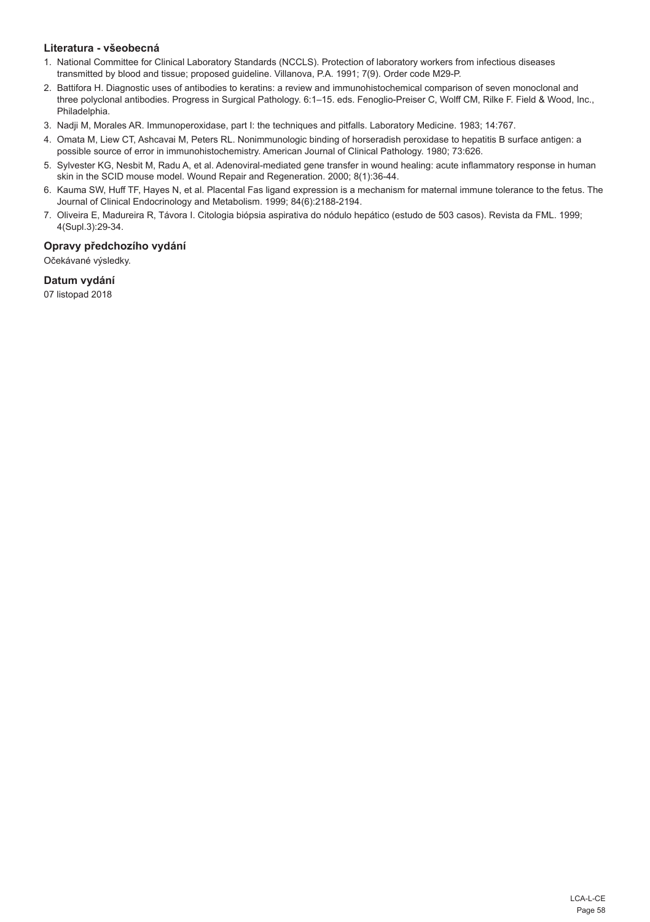### Literatura - všeobecná

1. National Committee for Clinical Laboratory Standards (NCCLS). Protection of laboratory workers from infectious diseases transmitted by blood and tissue; proposed guideline. Villanova, P.A. 1991; 7(9). Order code M29-P.
2. Battifora H. Diagnostic uses of antibodies to keratins: a review and immunohistochemical comparison of seven monoclonal and three polyclonal antibodies. Progress in Surgical Pathology. 6:1–15. eds. Fenoglio-Preiser C, Wolff CM, Rilke F. Field & Wood, Inc., Philadelphia.
3. Nadji M, Morales AR. Immunoperoxidase, part I: the techniques and pitfalls. Laboratory Medicine. 1983; 14:767.
4. Omata M, Liew CT, Ashcavai M, Peters RL. Nonimmunologic binding of horseradish peroxidase to hepatitis B surface antigen: a possible source of error in immunohistochemistry. American Journal of Clinical Pathology. 1980; 73:626.
5. Sylvester KG, Nesbit M, Radu A, et al. Adenoviral-mediated gene transfer in wound healing: acute inflammatory response in human skin in the SCID mouse model. Wound Repair and Regeneration. 2000; 8(1):36-44.
6. Kauma SW, Huff TF, Hayes N, et al. Placental Fas ligand expression is a mechanism for maternal immune tolerance to the fetus. The Journal of Clinical Endocrinology and Metabolism. 1999; 84(6):2188-2194.
7. Oliveira E, Madureira R, Távora I. Citologia biópsia aspirativa do nódulo hepático (estudo de 503 casos). Revista da FML. 1999; 4(Supl.3):29-34.

### Opravy předchozího vydání

Očekávané výsledky.

### Datum vydání

07 listopad 2018

LCA-L-CE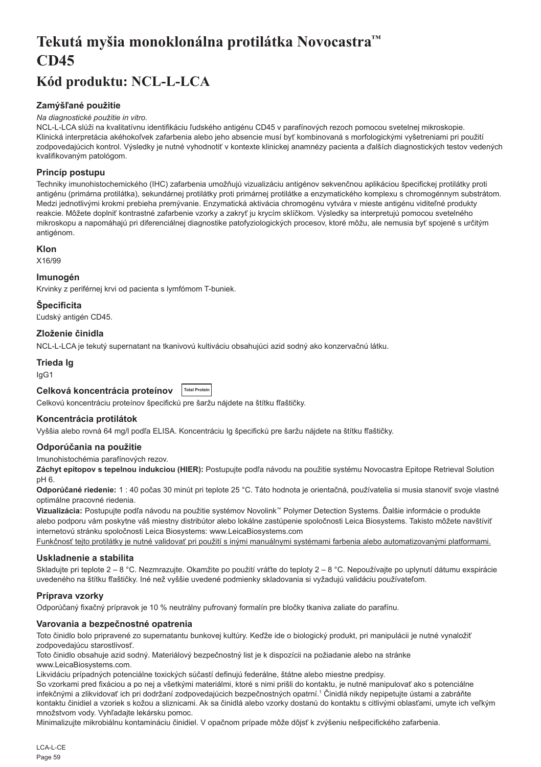# Tekutá myšia monoklonálna protilátka Novocastra™ CD45

## Kód produktu: NCL-L-LCA

### Zamýšľané použitie

*Na diagnostické použitie in vitro.*

NCL-L-LCA slúži na kvalitatívnu identifikáciu ľudského antigénu CD45 v parafínových rezoch pomocou svetelnej mikroskopie. Klinická interpretácia akéhokoľvek zafarbenia alebo jeho absencie musí byť kombinovaná s morfologickými vyšetreniami pri použití zodpovedajúcich kontrol. Výsledky je nutné vyhodnotiť v kontexte klinickej anamnézy pacienta a ďalších diagnostických testov vedených kvalifikovaným patológom.

### Princíp postupu

Techniky imunohistochemického (IHC) zafarbenia umožňujú vizualizáciu antigénov sekvenčnou aplikáciou špecifickej protilátky proti antigénu (primárna protilátka), sekundárnej protilátky proti primárnej protilátke a enzymatického komplexu s chromogénnym substrátom. Medzi jednotlivými krokmi prebieha premývanie. Enzymatická aktivácia chromogénu vytvára v mieste antigénu viditeľné produkty reakcie. Môžete doplniť kontrastné zafarbenie vzorky a zakryť ju krycím sklíčkom. Výsledky sa interpretujú pomocou svetelného mikroskopu a napomáhajú pri diferenciálnej diagnostike patofyziologických procesov, ktoré môžu, ale nemusia byť spojené s určitým antigénom.

### Klon

X16/99

### Imunogén

Krvinky z periférnej krvi od pacienta s lymfómom T-buniek.

### Špecificita

Ľudský antigén CD45.

### Zloženie činidla

NCL-L-LCA je tekutý supernatant na tkanivovú kultiváciu obsahujúci azid sodný ako konzervačnú látku.

### Trieda Ig

IgG1

### Celková koncentrácia proteínov Total Protein

Celkovú koncentráciu proteínov špecifickú pre šaržu nájdete na štítku fľaštičky.

### Koncentrácia protilátok

Vyššia alebo rovná 64 mg/l podľa ELISA. Koncentráciu Ig špecifickú pre šaržu nájdete na štítku fľaštičky.

### Odporúčania na použitie

Imunohistochémia parafínových rezov.

**Záchyt epitopov s tepelnou indukciou (HIER):** Postupujte podľa návodu na použitie systému Novocastra Epitope Retrieval Solution pH 6.

**Odporúčané riedenie:** 1 : 40 počas 30 minút pri teplote 25 °C. Táto hodnota je orientačná, používatelia si musia stanoviť svoje vlastné optimálne pracovné riedenia.

**Vizualizácia:** Postupujte podľa návodu na použitie systémov Novolink™ Polymer Detection Systems. Ďalšie informácie o produkte alebo podporu vám poskytne váš miestny distribútor alebo lokálne zastúpenie spoločnosti Leica Biosystems. Takisto môžete navštíviť internetovú stránku spoločnosti Leica Biosystems: www.LeicaBiosystems.com

<u>Funkčnosť tejto protilátky je nutné validovať pri použití s inými manuálnymi systémami farbenia alebo automatizovanými platformami.</u>

### Uskladnenie a stabilita

Skladujte pri teplote 2 – 8 °C. Nezmrazujte. Okamžite po použití vráťte do teploty 2 – 8 °C. Nepoužívajte po uplynutí dátumu exspirácie uvedeného na štítku fľaštičky. Iné než vyššie uvedené podmienky skladovania si vyžadujú validáciu používateľom.

### Príprava vzorky

Odporúčaný fixačný prípravok je 10 % neutrálny pufrovaný formalín pre bločky tkaniva zaliate do parafínu.

### Varovania a bezpečnostné opatrenia

Toto činidlo bolo pripravené zo supernatantu bunkovej kultúry. Keďže ide o biologický produkt, pri manipulácii je nutné vynaložiť zodpovedajúcu starostlivosť.

Toto činidlo obsahuje azid sodný. Materiálový bezpečnostný list je k dispozícii na požiadanie alebo na stránke www.LeicaBiosystems.com.

Likvidáciu prípadných potenciálne toxických súčastí definujú federálne, štátne alebo miestne predpisy.

So vzorkami pred fixáciou a po nej a všetkými materiálmi, ktoré s nimi prišli do kontaktu, je nutné manipulovať ako s potenciálne infekčnými a zlikvidovať ich pri dodržaní zodpovedajúcich bezpečnostných opatrní.[1] Činidlá nikdy nepipetujte ústami a zabráňte kontaktu činidiel a vzoriek s kožou a sliznicami. Ak sa činidlá alebo vzorky dostanú do kontaktu s citlivými oblasťami, umyte ich veľkým množstvom vody. Vyhľadajte lekársku pomoc.

Minimalizujte mikrobiálnu kontamináciu činidiel. V opačnom prípade môže dôjsť k zvýšeniu nešpecifického zafarbenia.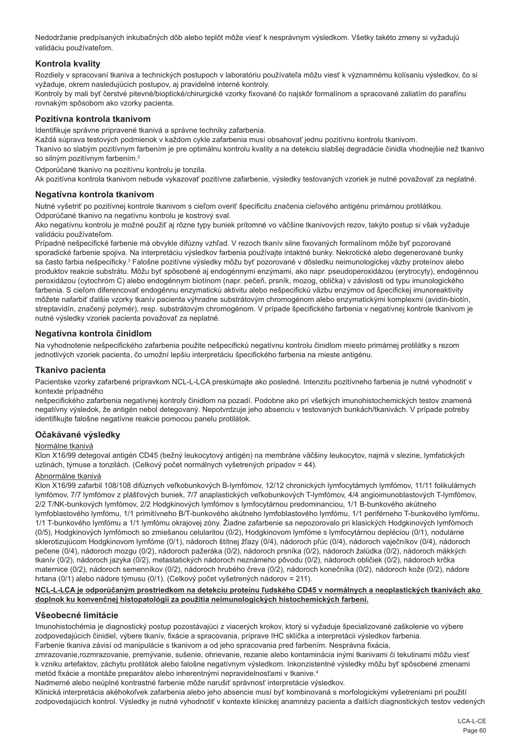Nedodržanie predpísaných inkubačných dôb alebo teplôt môže viesť k nesprávnym výsledkom. Všetky takéto zmeny si vyžadujú validáciu používateľom.

### Kontrola kvality

Rozdiely v spracovaní tkaniva a technických postupoch v laboratóriu používateľa môžu viesť k významnému kolísaniu výsledkov, čo si vyžaduje, okrem nasledujúcich postupov, aj pravidelné interné kontroly.
Kontroly by mali byť čerstvé pitevné/bioptické/chirurgické vzorky fixované čo najskôr formalínom a spracované zaliatím do parafínu rovnakým spôsobom ako vzorky pacienta.

### Pozitívna kontrola tkanivom

Identifikuje správne pripravené tkanivá a správne techniky zafarbenia.
Každá súprava testových podmienok v každom cykle zafarbenia musí obsahovať jednu pozitívnu kontrolu tkanivom.
Tkanivo so slabým pozitívnym farbením je pre optimálnu kontrolu kvality a na detekciu slabšej degradácie činidla vhodnejšie než tkanivo so silným pozitívnym farbením.[2]

Odporúčané tkanivo na pozitívnu kontrolu je tonzila.
Ak pozitívna kontrola tkanivom nebude vykazovať pozitívne zafarbenie, výsledky testovaných vzoriek je nutné považovať za neplatné.

### Negatívna kontrola tkanivom

Nutné vyšetriť po pozitívnej kontrole tkanivom s cieľom overiť špecificitu značenia cieľového antigénu primárnou protilátkou.
Odporúčané tkanivo na negatívnu kontrolu je kostrový sval.
Ako negatívnu kontrolu je možné použiť aj rôzne typy buniek prítomné vo väčšine tkanivových rezov, takýto postup si však vyžaduje validáciu používateľom.
Prípadné nešpecifické farbenie má obvykle difúzny vzhľad. V rezoch tkanív silne fixovaných formalínom môže byť pozorované sporadické farbenie spojiva. Na interpretáciu výsledkov farbenia používajte intaktné bunky. Nekrotické alebo degenerované bunky sa často farbia nešpecificky.[3] Falošne pozitívne výsledky môžu byť pozorované v dôsledku neimunologickej väzby proteínov alebo produktov reakcie substrátu. Môžu byť spôsobené aj endogénnymi enzýmami, ako napr. pseudoperoxidázou (erytrocyty), endogénnou peroxidázou (cytochróm C) alebo endogénnym biotínom (napr. pečeň, prsník, mozog, oblička) v závislosti od typu imunologického farbenia. S cieľom diferencovať endogénnu enzymatickú aktivitu alebo nešpecifickú väzbu enzýmov od špecifickej imunoreaktivity môžete nafarbiť ďalšie vzorky tkanív pacienta výhradne substrátovým chromogénom alebo enzymatickými komplexmi (avidín-biotín, streptavidín, značený polymér), resp. substrátovým chromogénom. V prípade špecifického farbenia v negatívnej kontrole tkanivom je nutné výsledky vzoriek pacienta považovať za neplatné.

### Negatívna kontrola činidlom

Na vyhodnotenie nešpecifického zafarbenia použite nešpecifickú negatívnu kontrolu činidlom miesto primárnej protilátky s rezom jednotlivých vzoriek pacienta, čo umožní lepšiu interpretáciu špecifického farbenia na mieste antigénu.

### Tkanivo pacienta

Pacientske vzorky zafarbené prípravkom NCL-L-LCA preskúmajte ako posledné. Intenzitu pozitívneho farbenia je nutné vyhodnotiť v kontexte prípadného
nešpecifického zafarbenia negatívnej kontroly činidlom na pozadí. Podobne ako pri všetkých imunohistochemických testov znamená negatívny výsledok, že antigén nebol detegovaný. Nepotvrdzuje jeho absenciu v testovaných bunkách/tkanivách. V prípade potreby identifikujte falošne negatívne reakcie pomocou panelu protilátok.

### Očakávané výsledky

Normálne tkanivá

Klon X16/99 detegoval antigén CD45 (bežný leukocytový antigén) na membráne väčšiny leukocytov, najmä v slezine, lymfatických uzlinách, týmuse a tonzilách. (Celkový počet normálnych vyšetrených prípadov = 44).

Abnormálne tkanivá

Klon X16/99 zafarbil 108/108 difúznych veľkobunkových B-lymfómov, 12/12 chronických lymfocytárnych lymfómov, 11/11 folikulárnych lymfómov, 7/7 lymfómov z plášťových buniek, 7/7 anaplastických veľkobunkových T-lymfómov, 4/4 angioimunoblastových T-lymfómov, 2/2 T/NK-bunkových lymfómov, 2/2 Hodgkinových lymfómov s lymfocytárnou predominanciou, 1/1 B-bunkového akútneho lymfoblastového lymfómu, 1/1 primitívneho B/T-bunkového akútneho lymfoblastového lymfómu, 1/1 periférneho T-bunkového lymfómu, 1/1 T-bunkového lymfómu a 1/1 lymfómu okrajovej zóny. Žiadne zafarbenie sa nepozorovalo pri klasických Hodgkinových lymfómoch (0/5), Hodgkinových lymfómoch so zmiešanou celularitou (0/2), Hodgkinovom lymfóme s lymfocytárnou depléciou (0/1), nodulárne sklerotizujúcom Hodgkinovom lymfóme (0/1), nádoroch štítnej žľazy (0/4), nádoroch pľúc (0/4), nádoroch vaječníkov (0/4), nádoroch pečene (0/4), nádoroch mozgu (0/2), nádoroch pažeráka (0/2), nádoroch prsníka (0/2), nádoroch žalúdka (0/2), nádoroch mäkkých tkanív (0/2), nádoroch jazyka (0/2), metastatických nádoroch neznámeho pôvodu (0/2), nádoroch obličiek (0/2), nádoroch krčka maternice (0/2), nádoroch semenníkov (0/2), nádoroch hrubého čreva (0/2), nádoroch konečníka (0/2), nádoroch kože (0/2), nádore hrtana (0/1) alebo nádore týmusu (0/1). (Celkový počet vyšetrených nádorov = 211).

**NCL-L-LCA je odporúčaným prostriedkom na detekciu proteínu ľudského CD45 v normálnych a neoplastických tkanivách ako doplnok ku konvenčnej histopatológii za použitia neimunologických histochemických farbení.**

### Všeobecné limitácie

Imunohistochémia je diagnostický postup pozostávajúci z viacerých krokov, ktorý si vyžaduje špecializované zaškolenie vo výbere zodpovedajúcich činidiel, výbere tkanív, fixácie a spracovania, príprave IHC sklíčka a interpretácii výsledkov farbenia.
Farbenie tkaniva závisí od manipulácie s tkanivom a od jeho spracovania pred farbením. Nesprávna fixácia, zmrazovanie,rozmrazovanie, premývanie, sušenie, ohrievanie, rezanie alebo kontaminácia inými tkanivami či tekutinami môžu viesť k vzniku artefaktov, záchytu protilátok alebo falošne negatívnym výsledkom. Inkonzistentné výsledky môžu byť spôsobené zmenami metód fixácie a montáže preparátov alebo inherentnými nepravidelnosťami v tkanive.[4]
Nadmerné alebo neúplné kontrastné farbenie môže narušiť správnosť interpretácie výsledkov.
Klinická interpretácia akéhokoľvek zafarbenia alebo jeho absencie musí byť kombinovaná s morfologickými vyšetreniami pri použití zodpovedajúcich kontrol. Výsledky je nutné vyhodnotiť v kontexte klinickej anamnézy pacienta a ďalších diagnostických testov vedených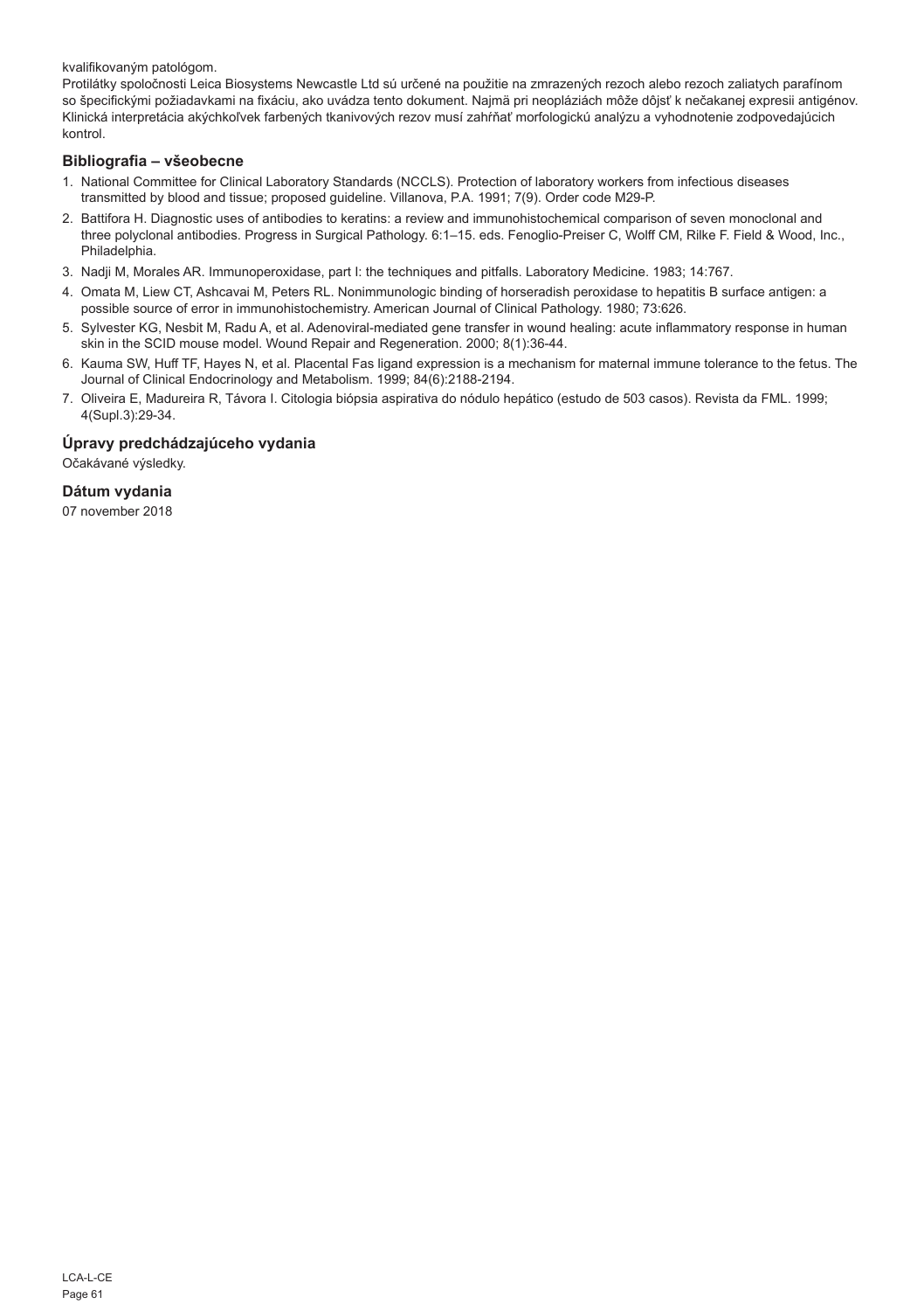kvalifikovaným patológom.
Protilátky spoločnosti Leica Biosystems Newcastle Ltd sú určené na použitie na zmrazených rezoch alebo rezoch zaliatych parafínom so špecifickými požiadavkami na fixáciu, ako uvádza tento dokument. Najmä pri neopláziách môže dôjsť k nečakanej expresii antigénov. Klinická interpretácia akýchkoľvek farbených tkanivových rezov musí zahŕňať morfologickú analýzu a vyhodnotenie zodpovedajúcich kontrol.

## Bibliografia – všeobecne

1. National Committee for Clinical Laboratory Standards (NCCLS). Protection of laboratory workers from infectious diseases transmitted by blood and tissue; proposed guideline. Villanova, P.A. 1991; 7(9). Order code M29-P.
2. Battifora H. Diagnostic uses of antibodies to keratins: a review and immunohistochemical comparison of seven monoclonal and three polyclonal antibodies. Progress in Surgical Pathology. 6:1–15. eds. Fenoglio-Preiser C, Wolff CM, Rilke F. Field & Wood, Inc., Philadelphia.
3. Nadji M, Morales AR. Immunoperoxidase, part I: the techniques and pitfalls. Laboratory Medicine. 1983; 14:767.
4. Omata M, Liew CT, Ashcavai M, Peters RL. Nonimmunologic binding of horseradish peroxidase to hepatitis B surface antigen: a possible source of error in immunohistochemistry. American Journal of Clinical Pathology. 1980; 73:626.
5. Sylvester KG, Nesbit M, Radu A, et al. Adenoviral-mediated gene transfer in wound healing: acute inflammatory response in human skin in the SCID mouse model. Wound Repair and Regeneration. 2000; 8(1):36-44.
6. Kauma SW, Huff TF, Hayes N, et al. Placental Fas ligand expression is a mechanism for maternal immune tolerance to the fetus. The Journal of Clinical Endocrinology and Metabolism. 1999; 84(6):2188-2194.
7. Oliveira E, Madureira R, Távora I. Citologia biópsia aspirativa do nódulo hepático (estudo de 503 casos). Revista da FML. 1999; 4(Supl.3):29-34.

## Úpravy predchádzajúceho vydania

Očakávané výsledky.

## Dátum vydania

07 november 2018

LCA-L-CE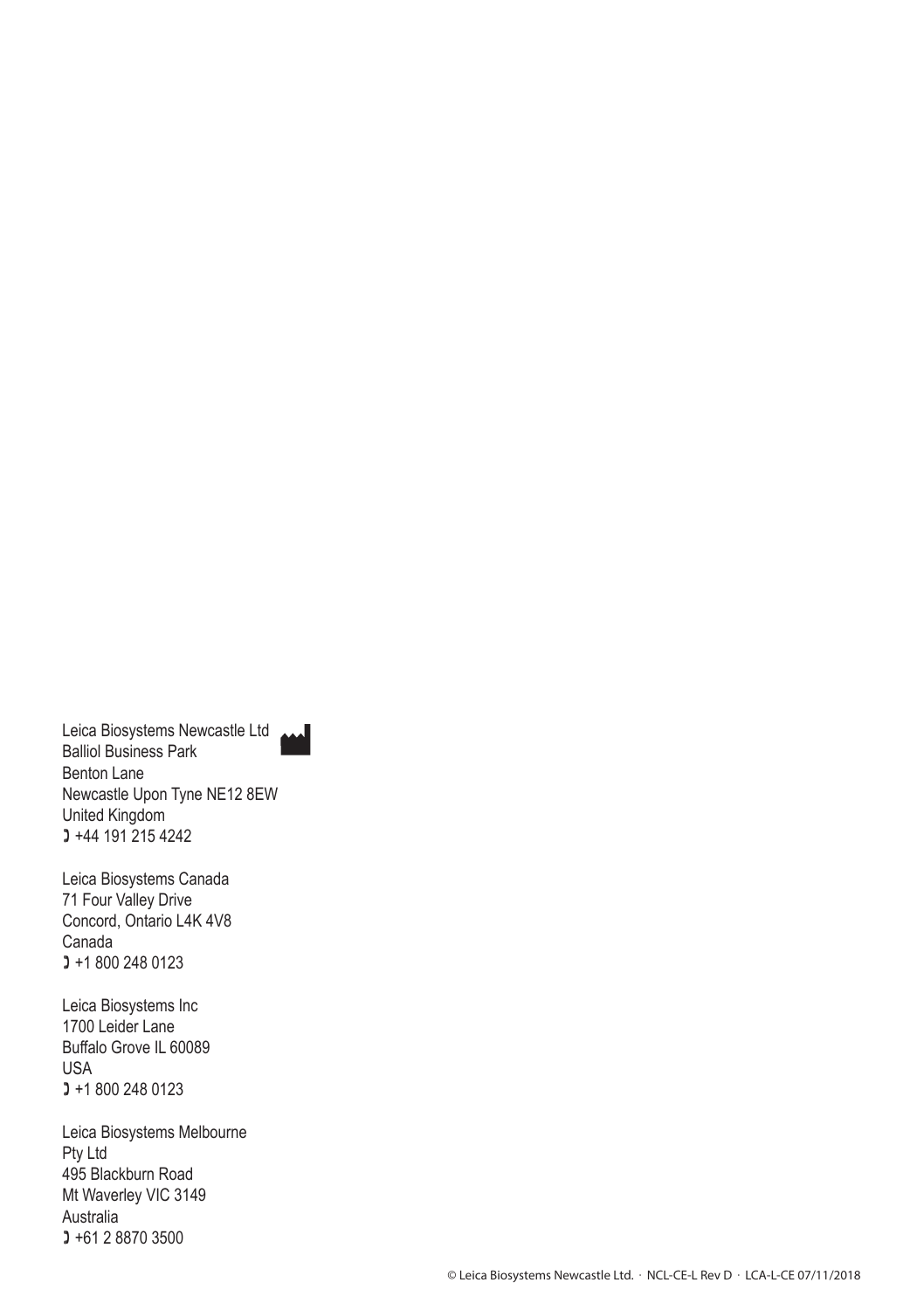Leica Biosystems Newcastle Ltd
Balliol Business Park
Benton Lane
Newcastle Upon Tyne NE12 8EW
United Kingdom
+44 191 215 4242

Leica Biosystems Canada
71 Four Valley Drive
Concord, Ontario L4K 4V8
Canada
+1 800 248 0123

Leica Biosystems Inc
1700 Leider Lane
Buffalo Grove IL 60089
USA
+1 800 248 0123

Leica Biosystems Melbourne
Pty Ltd
495 Blackburn Road
Mt Waverley VIC 3149
Australia
+61 2 8870 3500

© Leica Biosystems Newcastle Ltd. · NCL-CE-L Rev D · LCA-L-CE 07/11/2018